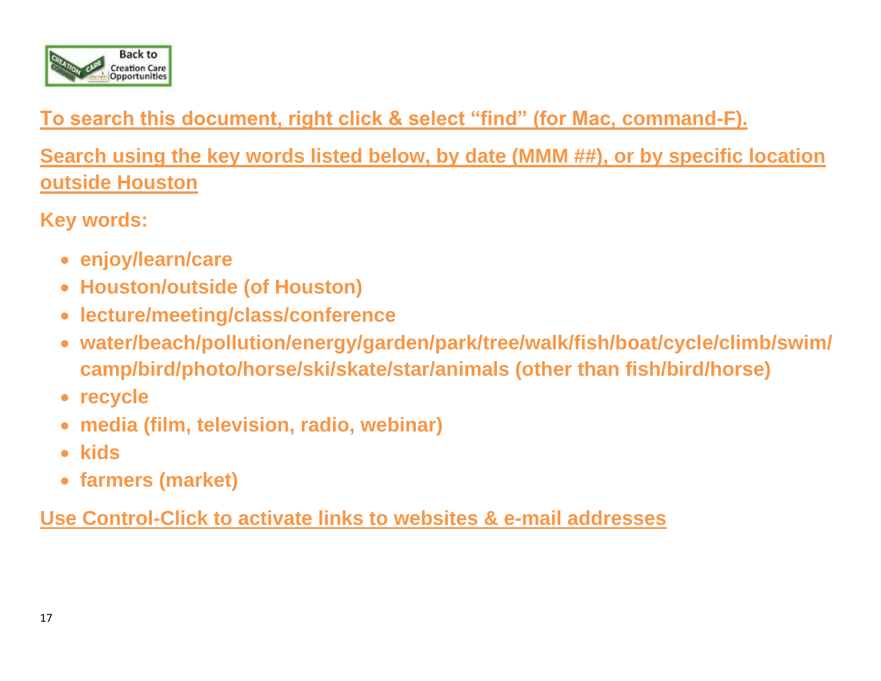Back to Creation Care Opportunities

**To search this document, right click & select "find" (for Mac, command-F).**

**Search using the key words listed below, by date (MMM ##), or by specific location outside Houston**

**Key words:**

- **enjoy/learn/care**
- **Houston/outside (of Houston)**
- **lecture/meeting/class/conference**
- **water/beach/pollution/energy/garden/park/tree/walk/fish/boat/cycle/climb/swim/camp/bird/photo/horse/ski/skate/star/animals (other than fish/bird/horse)**
- **recycle**
- **media (film, television, radio, webinar)**
- **kids**
- **farmers (market)**

**Use Control-Click to activate links to websites & e-mail addresses**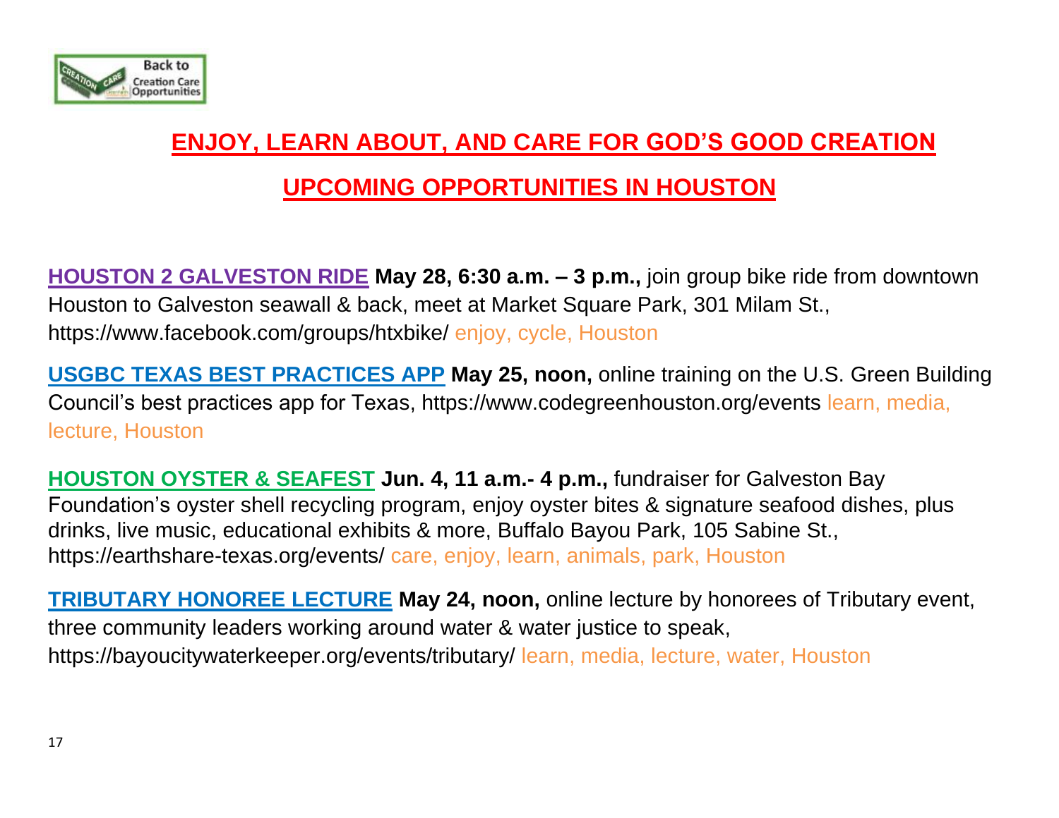Back to Creation Care Opportunities

# ENJOY, LEARN ABOUT, AND CARE FOR GOD'S GOOD CREATION

## UPCOMING OPPORTUNITIES IN HOUSTON

**HOUSTON 2 GALVESTON RIDE** **May 28, 6:30 a.m. – 3 p.m.,** join group bike ride from downtown Houston to Galveston seawall & back, meet at Market Square Park, 301 Milam St., https://www.facebook.com/groups/htxbike/ enjoy, cycle, Houston

**USGBC TEXAS BEST PRACTICES APP** **May 25, noon,** online training on the U.S. Green Building Council's best practices app for Texas, https://www.codegreenhouston.org/events learn, media, lecture, Houston

**HOUSTON OYSTER & SEAFEST** **Jun. 4, 11 a.m.- 4 p.m.,** fundraiser for Galveston Bay Foundation's oyster shell recycling program, enjoy oyster bites & signature seafood dishes, plus drinks, live music, educational exhibits & more, Buffalo Bayou Park, 105 Sabine St., https://earthshare-texas.org/events/ care, enjoy, learn, animals, park, Houston

**TRIBUTARY HONOREE LECTURE** **May 24, noon,** online lecture by honorees of Tributary event, three community leaders working around water & water justice to speak, https://bayoucitywaterkeeper.org/events/tributary/ learn, media, lecture, water, Houston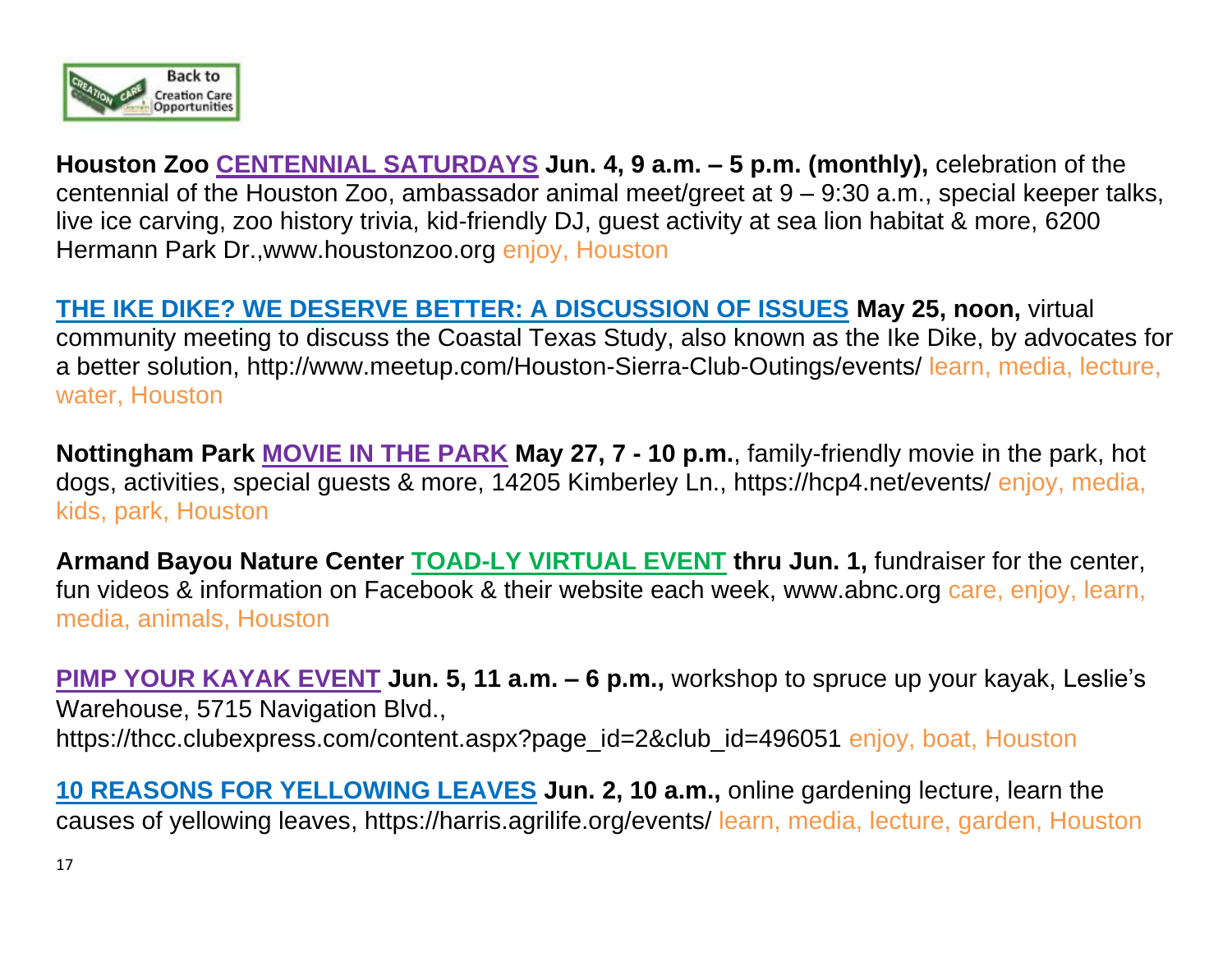Back to Creation Care Opportunities

**Houston Zoo CENTENNIAL SATURDAYS Jun. 4, 9 a.m. – 5 p.m. (monthly),** celebration of the centennial of the Houston Zoo, ambassador animal meet/greet at 9 – 9:30 a.m., special keeper talks, live ice carving, zoo history trivia, kid-friendly DJ, guest activity at sea lion habitat & more, 6200 Hermann Park Dr.,www.houstonzoo.org enjoy, Houston

**THE IKE DIKE? WE DESERVE BETTER: A DISCUSSION OF ISSUES May 25, noon,** virtual community meeting to discuss the Coastal Texas Study, also known as the Ike Dike, by advocates for a better solution, http://www.meetup.com/Houston-Sierra-Club-Outings/events/ learn, media, lecture, water, Houston

**Nottingham Park MOVIE IN THE PARK May 27, 7 - 10 p.m.**, family-friendly movie in the park, hot dogs, activities, special guests & more, 14205 Kimberley Ln., https://hcp4.net/events/ enjoy, media, kids, park, Houston

**Armand Bayou Nature Center TOAD-LY VIRTUAL EVENT thru Jun. 1,** fundraiser for the center, fun videos & information on Facebook & their website each week, www.abnc.org care, enjoy, learn, media, animals, Houston

**PIMP YOUR KAYAK EVENT Jun. 5, 11 a.m. – 6 p.m.,** workshop to spruce up your kayak, Leslie's Warehouse, 5715 Navigation Blvd., https://thcc.clubexpress.com/content.aspx?page_id=2&club_id=496051 enjoy, boat, Houston

**10 REASONS FOR YELLOWING LEAVES Jun. 2, 10 a.m.,** online gardening lecture, learn the causes of yellowing leaves, https://harris.agrilife.org/events/ learn, media, lecture, garden, Houston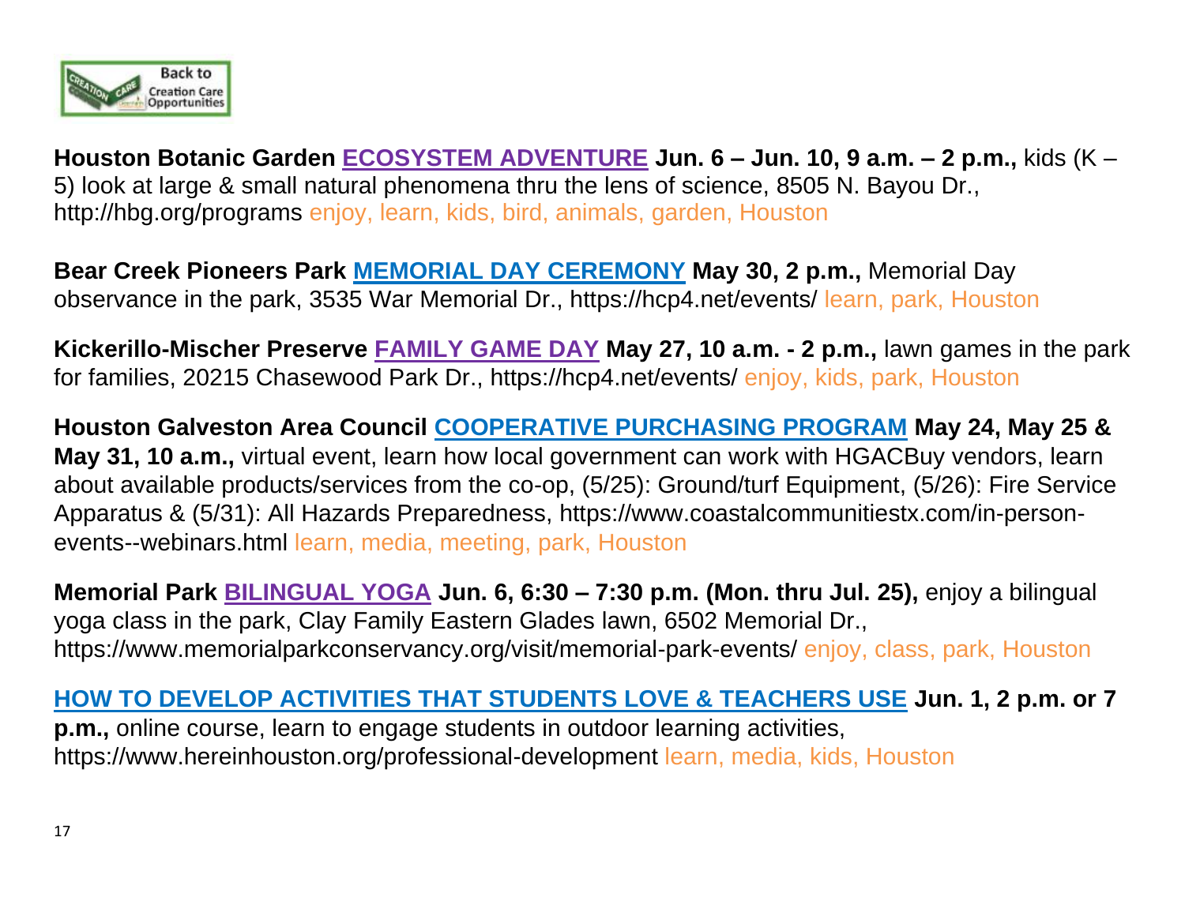**Houston Botanic Garden** **ECOSYSTEM ADVENTURE** **Jun. 6 – Jun. 10, 9 a.m. – 2 p.m.,** kids (K – 5) look at large & small natural phenomena thru the lens of science, 8505 N. Bayou Dr., http://hbg.org/programs enjoy, learn, kids, bird, animals, garden, Houston

**Bear Creek Pioneers Park** **MEMORIAL DAY CEREMONY** **May 30, 2 p.m.,** Memorial Day observance in the park, 3535 War Memorial Dr., https://hcp4.net/events/ learn, park, Houston

**Kickerillo-Mischer Preserve** **FAMILY GAME DAY** **May 27, 10 a.m. - 2 p.m.,** lawn games in the park for families, 20215 Chasewood Park Dr., https://hcp4.net/events/ enjoy, kids, park, Houston

**Houston Galveston Area Council** **COOPERATIVE PURCHASING PROGRAM** **May 24, May 25 & May 31, 10 a.m.,** virtual event, learn how local government can work with HGACBuy vendors, learn about available products/services from the co-op, (5/25): Ground/turf Equipment, (5/26): Fire Service Apparatus & (5/31): All Hazards Preparedness, https://www.coastalcommunitiestx.com/in-person-events--webinars.html learn, media, meeting, park, Houston

**Memorial Park** **BILINGUAL YOGA** **Jun. 6, 6:30 – 7:30 p.m. (Mon. thru Jul. 25),** enjoy a bilingual yoga class in the park, Clay Family Eastern Glades lawn, 6502 Memorial Dr., https://www.memorialparkconservancy.org/visit/memorial-park-events/ enjoy, class, park, Houston

**HOW TO DEVELOP ACTIVITIES THAT STUDENTS LOVE & TEACHERS USE** **Jun. 1, 2 p.m. or 7 p.m.,** online course, learn to engage students in outdoor learning activities, https://www.hereinhouston.org/professional-development learn, media, kids, Houston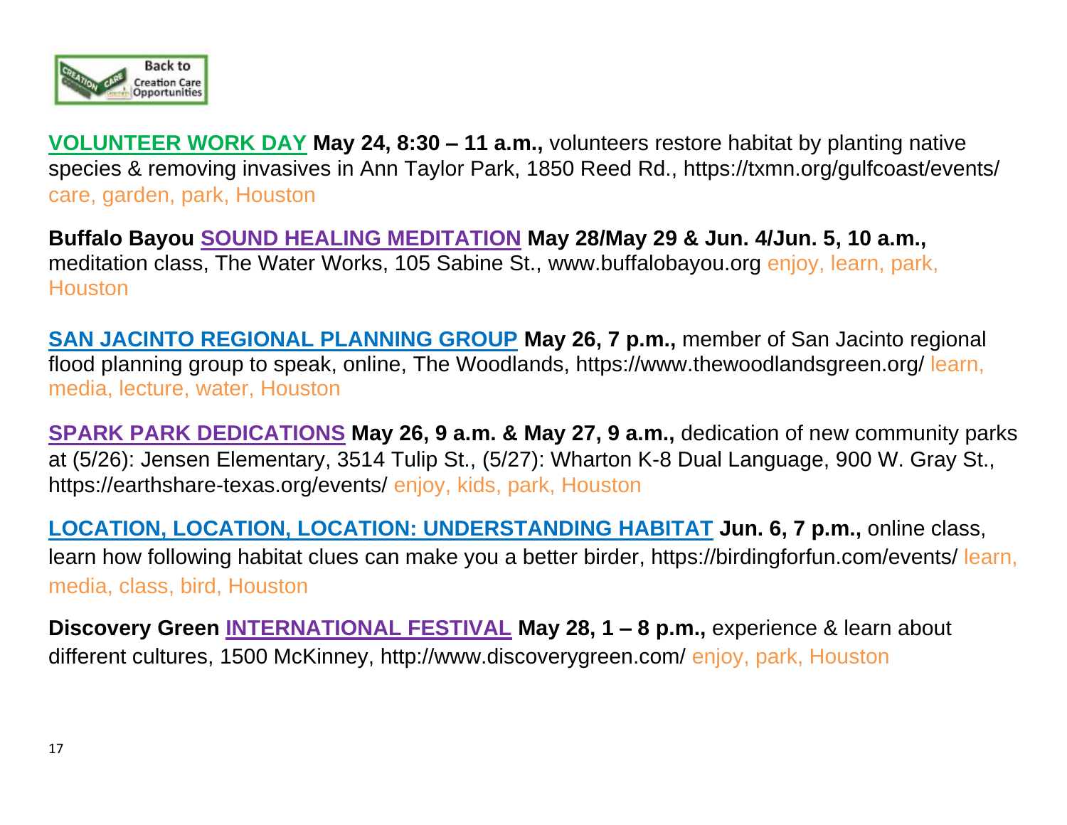**VOLUNTEER WORK DAY May 24, 8:30 – 11 a.m.,** volunteers restore habitat by planting native species & removing invasives in Ann Taylor Park, 1850 Reed Rd., https://txmn.org/gulfcoast/events/ care, garden, park, Houston

**Buffalo Bayou SOUND HEALING MEDITATION May 28/May 29 & Jun. 4/Jun. 5, 10 a.m.,** meditation class, The Water Works, 105 Sabine St., www.buffalobayou.org enjoy, learn, park, Houston

**SAN JACINTO REGIONAL PLANNING GROUP May 26, 7 p.m.,** member of San Jacinto regional flood planning group to speak, online, The Woodlands, https://www.thewoodlandsgreen.org/ learn, media, lecture, water, Houston

**SPARK PARK DEDICATIONS May 26, 9 a.m. & May 27, 9 a.m.,** dedication of new community parks at (5/26): Jensen Elementary, 3514 Tulip St., (5/27): Wharton K-8 Dual Language, 900 W. Gray St., https://earthshare-texas.org/events/ enjoy, kids, park, Houston

**LOCATION, LOCATION, LOCATION: UNDERSTANDING HABITAT Jun. 6, 7 p.m.,** online class, learn how following habitat clues can make you a better birder, https://birdingforfun.com/events/ learn, media, class, bird, Houston

**Discovery Green INTERNATIONAL FESTIVAL May 28, 1 – 8 p.m.,** experience & learn about different cultures, 1500 McKinney, http://www.discoverygreen.com/ enjoy, park, Houston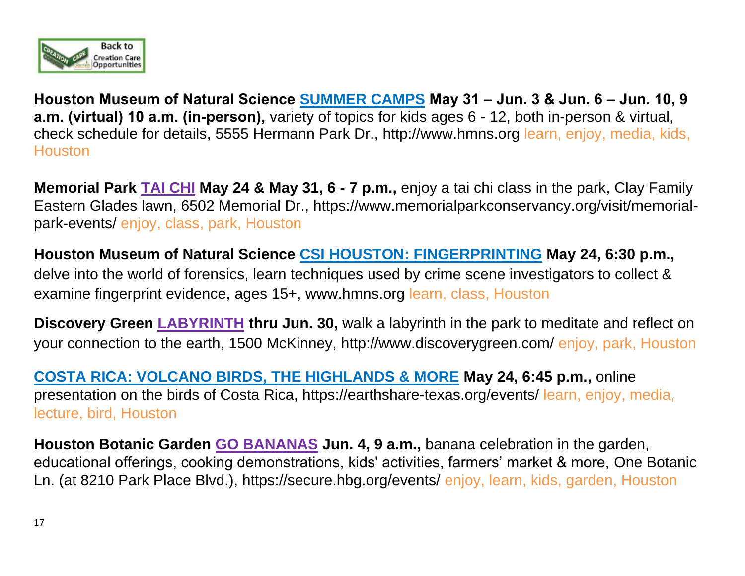**Houston Museum of Natural Science SUMMER CAMPS May 31 – Jun. 3 & Jun. 6 – Jun. 10, 9 a.m. (virtual) 10 a.m. (in-person),** variety of topics for kids ages 6 - 12, both in-person & virtual, check schedule for details, 5555 Hermann Park Dr., http://www.hmns.org learn, enjoy, media, kids, Houston

**Memorial Park TAI CHI May 24 & May 31, 6 - 7 p.m.,** enjoy a tai chi class in the park, Clay Family Eastern Glades lawn, 6502 Memorial Dr., https://www.memorialparkconservancy.org/visit/memorial-park-events/ enjoy, class, park, Houston

**Houston Museum of Natural Science CSI HOUSTON: FINGERPRINTING May 24, 6:30 p.m.,** delve into the world of forensics, learn techniques used by crime scene investigators to collect & examine fingerprint evidence, ages 15+, www.hmns.org learn, class, Houston

**Discovery Green LABYRINTH thru Jun. 30,** walk a labyrinth in the park to meditate and reflect on your connection to the earth, 1500 McKinney, http://www.discoverygreen.com/ enjoy, park, Houston

**COSTA RICA: VOLCANO BIRDS, THE HIGHLANDS & MORE May 24, 6:45 p.m.,** online presentation on the birds of Costa Rica, https://earthshare-texas.org/events/ learn, enjoy, media, lecture, bird, Houston

**Houston Botanic Garden GO BANANAS Jun. 4, 9 a.m.,** banana celebration in the garden, educational offerings, cooking demonstrations, kids' activities, farmers' market & more, One Botanic Ln. (at 8210 Park Place Blvd.), https://secure.hbg.org/events/ enjoy, learn, kids, garden, Houston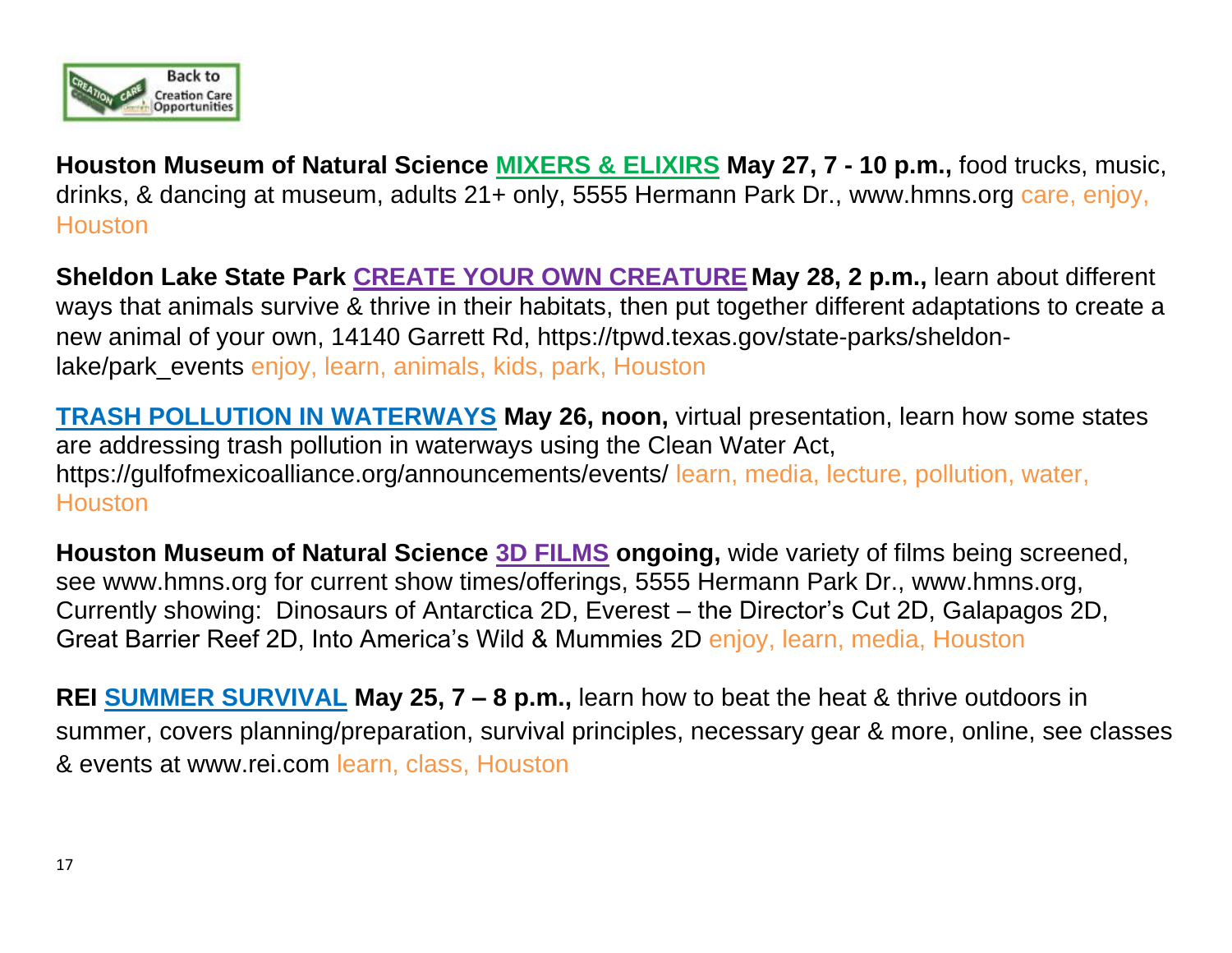**Houston Museum of Natural Science** **MIXERS & ELIXIRS** **May 27, 7 - 10 p.m.,** food trucks, music, drinks, & dancing at museum, adults 21+ only, 5555 Hermann Park Dr., www.hmns.org care, enjoy, Houston

**Sheldon Lake State Park** **CREATE YOUR OWN CREATURE** **May 28, 2 p.m.,** learn about different ways that animals survive & thrive in their habitats, then put together different adaptations to create a new animal of your own, 14140 Garrett Rd, https://tpwd.texas.gov/state-parks/sheldon-lake/park_events enjoy, learn, animals, kids, park, Houston

**TRASH POLLUTION IN WATERWAYS** **May 26, noon,** virtual presentation, learn how some states are addressing trash pollution in waterways using the Clean Water Act, https://gulfofmexicoalliance.org/announcements/events/ learn, media, lecture, pollution, water, Houston

**Houston Museum of Natural Science** **3D FILMS** **ongoing,** wide variety of films being screened, see www.hmns.org for current show times/offerings, 5555 Hermann Park Dr., www.hmns.org, Currently showing: Dinosaurs of Antarctica 2D, Everest – the Director's Cut 2D, Galapagos 2D, Great Barrier Reef 2D, Into America's Wild & Mummies 2D enjoy, learn, media, Houston

**REI** **SUMMER SURVIVAL** **May 25, 7 – 8 p.m.,** learn how to beat the heat & thrive outdoors in summer, covers planning/preparation, survival principles, necessary gear & more, online, see classes & events at www.rei.com learn, class, Houston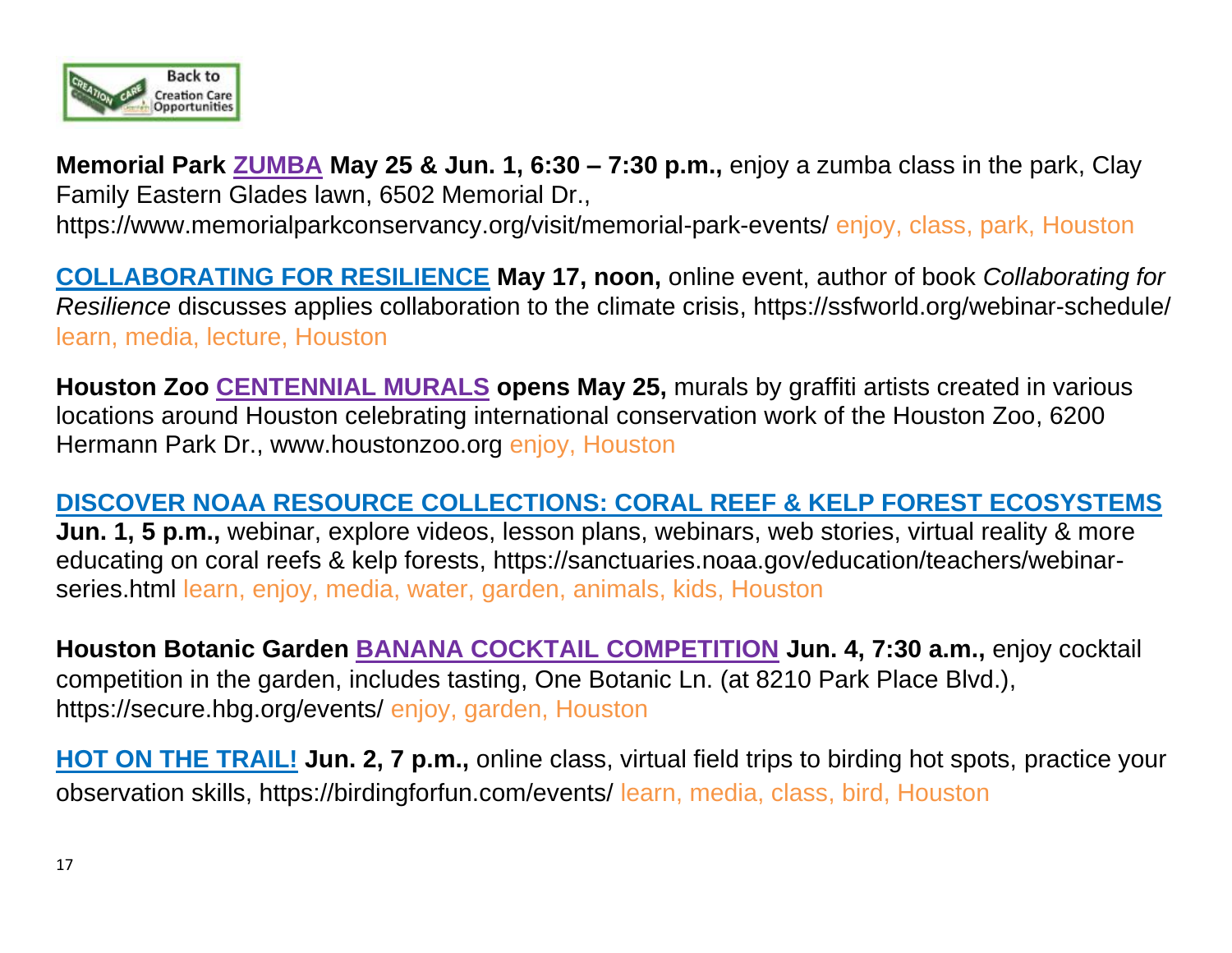**Memorial Park** **ZUMBA** **May 25 & Jun. 1, 6:30 – 7:30 p.m.,** enjoy a zumba class in the park, Clay Family Eastern Glades lawn, 6502 Memorial Dr., https://www.memorialparkconservancy.org/visit/memorial-park-events/ enjoy, class, park, Houston

**COLLABORATING FOR RESILIENCE** **May 17, noon,** online event, author of book *Collaborating for Resilience* discusses applies collaboration to the climate crisis, https://ssfworld.org/webinar-schedule/ learn, media, lecture, Houston

**Houston Zoo** **CENTENNIAL MURALS** **opens May 25,** murals by graffiti artists created in various locations around Houston celebrating international conservation work of the Houston Zoo, 6200 Hermann Park Dr., www.houstonzoo.org enjoy, Houston

**DISCOVER NOAA RESOURCE COLLECTIONS: CORAL REEF & KELP FOREST ECOSYSTEMS** **Jun. 1, 5 p.m.,** webinar, explore videos, lesson plans, webinars, web stories, virtual reality & more educating on coral reefs & kelp forests, https://sanctuaries.noaa.gov/education/teachers/webinar-series.html learn, enjoy, media, water, garden, animals, kids, Houston

**Houston Botanic Garden** **BANANA COCKTAIL COMPETITION** **Jun. 4, 7:30 a.m.,** enjoy cocktail competition in the garden, includes tasting, One Botanic Ln. (at 8210 Park Place Blvd.), https://secure.hbg.org/events/ enjoy, garden, Houston

**HOT ON THE TRAIL!** **Jun. 2, 7 p.m.,** online class, virtual field trips to birding hot spots, practice your observation skills, https://birdingforfun.com/events/ learn, media, class, bird, Houston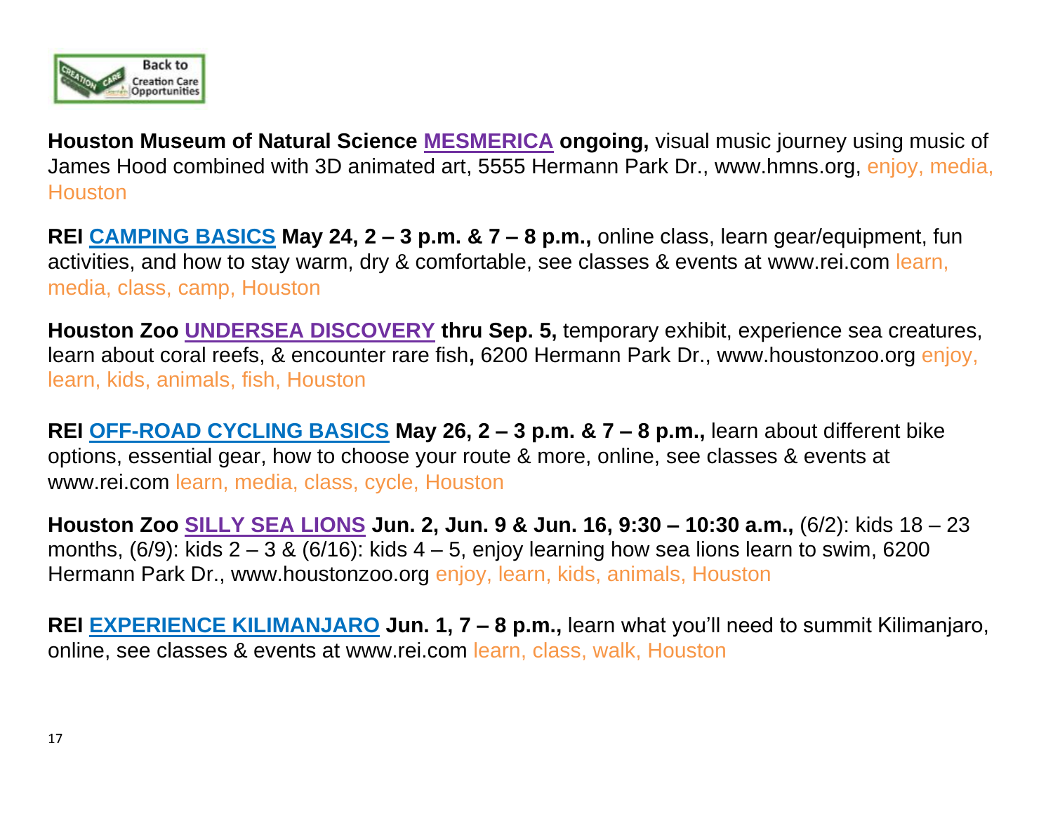**Houston Museum of Natural Science MESMERICA ongoing,** visual music journey using music of James Hood combined with 3D animated art, 5555 Hermann Park Dr., www.hmns.org, enjoy, media, Houston

**REI CAMPING BASICS May 24, 2 – 3 p.m. & 7 – 8 p.m.,** online class, learn gear/equipment, fun activities, and how to stay warm, dry & comfortable, see classes & events at www.rei.com learn, media, class, camp, Houston

**Houston Zoo UNDERSEA DISCOVERY thru Sep. 5,** temporary exhibit, experience sea creatures, learn about coral reefs, & encounter rare fish**,** 6200 Hermann Park Dr., www.houstonzoo.org enjoy, learn, kids, animals, fish, Houston

**REI OFF-ROAD CYCLING BASICS May 26, 2 – 3 p.m. & 7 – 8 p.m.,** learn about different bike options, essential gear, how to choose your route & more, online, see classes & events at www.rei.com learn, media, class, cycle, Houston

**Houston Zoo SILLY SEA LIONS Jun. 2, Jun. 9 & Jun. 16, 9:30 – 10:30 a.m.,** (6/2): kids 18 – 23 months, (6/9): kids 2 – 3 & (6/16): kids 4 – 5, enjoy learning how sea lions learn to swim, 6200 Hermann Park Dr., www.houstonzoo.org enjoy, learn, kids, animals, Houston

**REI EXPERIENCE KILIMANJARO Jun. 1, 7 – 8 p.m.,** learn what you'll need to summit Kilimanjaro, online, see classes & events at www.rei.com learn, class, walk, Houston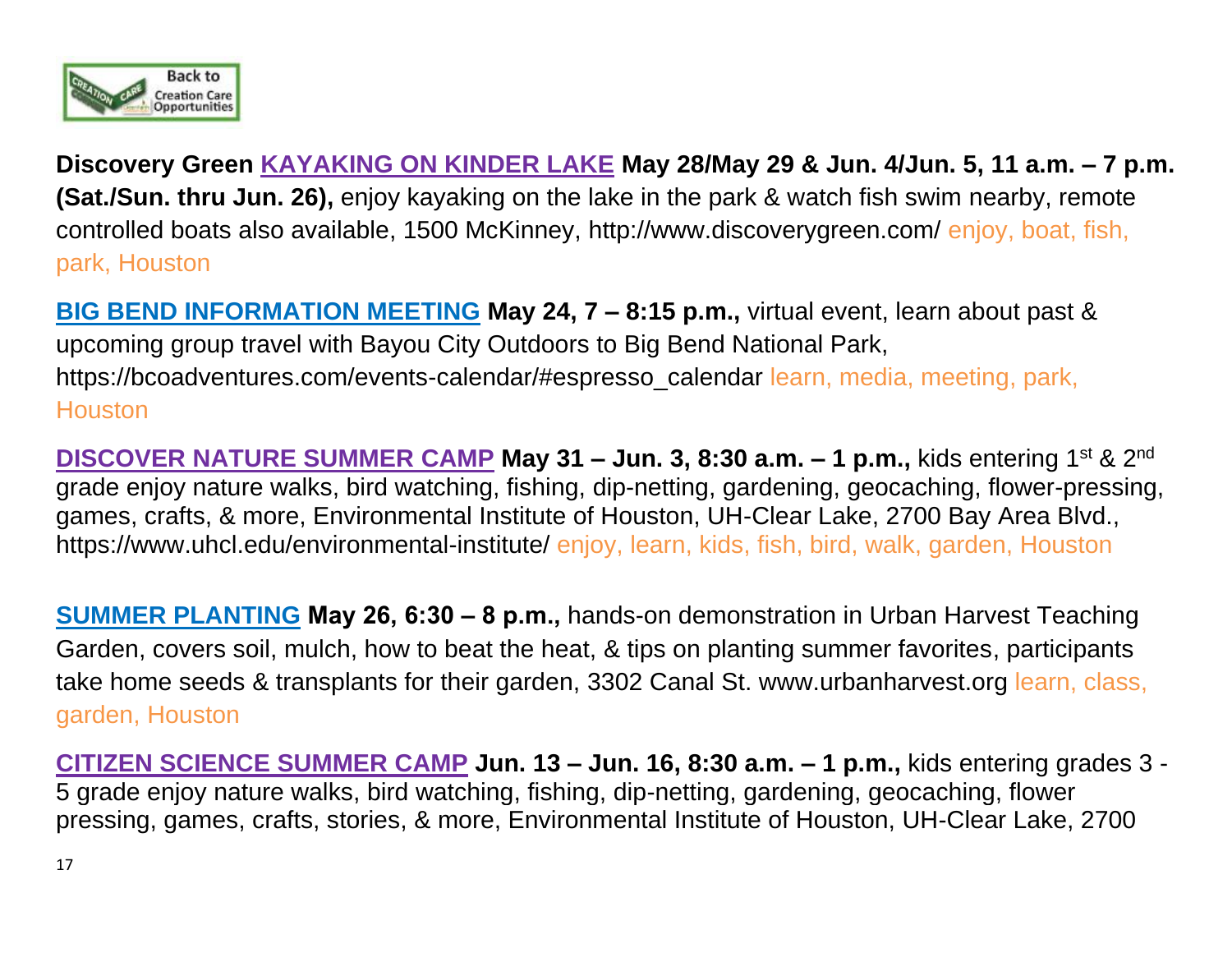**Discovery Green** **KAYAKING ON KINDER LAKE** **May 28/May 29 & Jun. 4/Jun. 5, 11 a.m. – 7 p.m. (Sat./Sun. thru Jun. 26),** enjoy kayaking on the lake in the park & watch fish swim nearby, remote controlled boats also available, 1500 McKinney, http://www.discoverygreen.com/ enjoy, boat, fish, park, Houston

**BIG BEND INFORMATION MEETING** **May 24, 7 – 8:15 p.m.,** virtual event, learn about past & upcoming group travel with Bayou City Outdoors to Big Bend National Park, https://bcoadventures.com/events-calendar/#espresso_calendar learn, media, meeting, park, Houston

**DISCOVER NATURE SUMMER CAMP** **May 31 – Jun. 3, 8:30 a.m. – 1 p.m.,** kids entering 1st & 2nd grade enjoy nature walks, bird watching, fishing, dip-netting, gardening, geocaching, flower-pressing, games, crafts, & more, Environmental Institute of Houston, UH-Clear Lake, 2700 Bay Area Blvd., https://www.uhcl.edu/environmental-institute/ enjoy, learn, kids, fish, bird, walk, garden, Houston

**SUMMER PLANTING** **May 26, 6:30 – 8 p.m.,** hands-on demonstration in Urban Harvest Teaching Garden, covers soil, mulch, how to beat the heat, & tips on planting summer favorites, participants take home seeds & transplants for their garden, 3302 Canal St. www.urbanharvest.org learn, class, garden, Houston

**CITIZEN SCIENCE SUMMER CAMP** **Jun. 13 – Jun. 16, 8:30 a.m. – 1 p.m.,** kids entering grades 3 - 5 grade enjoy nature walks, bird watching, fishing, dip-netting, gardening, geocaching, flower pressing, games, crafts, stories, & more, Environmental Institute of Houston, UH-Clear Lake, 2700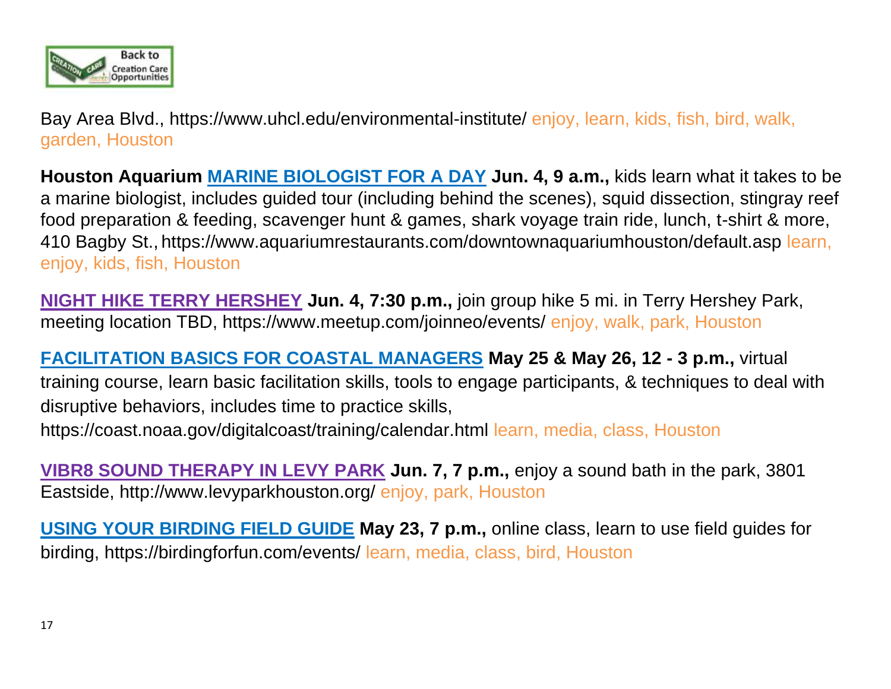Bay Area Blvd., https://www.uhcl.edu/environmental-institute/ enjoy, learn, kids, fish, bird, walk, garden, Houston

**Houston Aquarium** **MARINE BIOLOGIST FOR A DAY** **Jun. 4, 9 a.m.,** kids learn what it takes to be a marine biologist, includes guided tour (including behind the scenes), squid dissection, stingray reef food preparation & feeding, scavenger hunt & games, shark voyage train ride, lunch, t-shirt & more, 410 Bagby St., https://www.aquariumrestaurants.com/downtownaquariumhouston/default.asp learn, enjoy, kids, fish, Houston

**NIGHT HIKE TERRY HERSHEY** **Jun. 4, 7:30 p.m.,** join group hike 5 mi. in Terry Hershey Park, meeting location TBD, https://www.meetup.com/joinneo/events/ enjoy, walk, park, Houston

**FACILITATION BASICS FOR COASTAL MANAGERS** **May 25 & May 26, 12 - 3 p.m.,** virtual training course, learn basic facilitation skills, tools to engage participants, & techniques to deal with disruptive behaviors, includes time to practice skills, https://coast.noaa.gov/digitalcoast/training/calendar.html learn, media, class, Houston

**VIBR8 SOUND THERAPY IN LEVY PARK** **Jun. 7, 7 p.m.,** enjoy a sound bath in the park, 3801 Eastside, http://www.levyparkhouston.org/ enjoy, park, Houston

**USING YOUR BIRDING FIELD GUIDE** **May 23, 7 p.m.,** online class, learn to use field guides for birding, https://birdingforfun.com/events/ learn, media, class, bird, Houston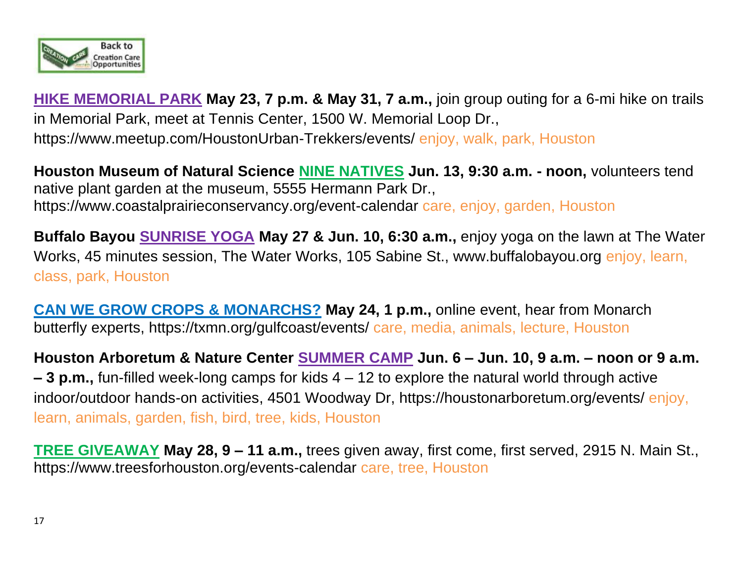Back to Creation Care Opportunities

**HIKE MEMORIAL PARK** **May 23, 7 p.m. & May 31, 7 a.m.,** join group outing for a 6-mi hike on trails in Memorial Park, meet at Tennis Center, 1500 W. Memorial Loop Dr., https://www.meetup.com/HoustonUrban-Trekkers/events/ enjoy, walk, park, Houston

**Houston Museum of Natural Science** **NINE NATIVES** **Jun. 13, 9:30 a.m. - noon,** volunteers tend native plant garden at the museum, 5555 Hermann Park Dr., https://www.coastalprairieconservancy.org/event-calendar care, enjoy, garden, Houston

**Buffalo Bayou** **SUNRISE YOGA** **May 27 & Jun. 10, 6:30 a.m.,** enjoy yoga on the lawn at The Water Works, 45 minutes session, The Water Works, 105 Sabine St., www.buffalobayou.org enjoy, learn, class, park, Houston

**CAN WE GROW CROPS & MONARCHS?** **May 24, 1 p.m.,** online event, hear from Monarch butterfly experts, https://txmn.org/gulfcoast/events/ care, media, animals, lecture, Houston

**Houston Arboretum & Nature Center** **SUMMER CAMP** **Jun. 6 – Jun. 10, 9 a.m. – noon or 9 a.m. – 3 p.m.,** fun-filled week-long camps for kids 4 – 12 to explore the natural world through active indoor/outdoor hands-on activities, 4501 Woodway Dr, https://houstonarboretum.org/events/ enjoy, learn, animals, garden, fish, bird, tree, kids, Houston

**TREE GIVEAWAY** **May 28, 9 – 11 a.m.,** trees given away, first come, first served, 2915 N. Main St., https://www.treesforhouston.org/events-calendar care, tree, Houston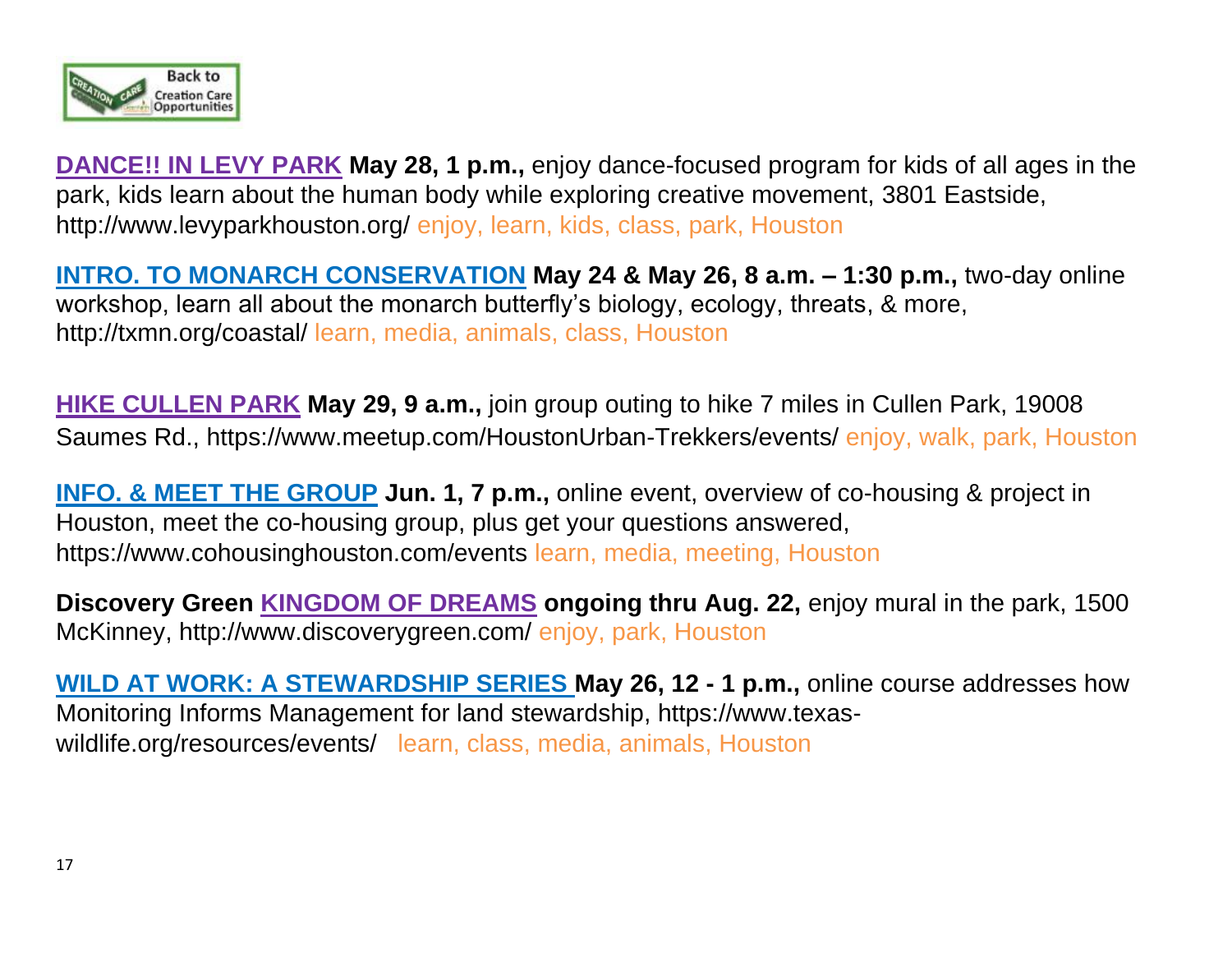Back to Creation Care Opportunities

**DANCE!! IN LEVY PARK** **May 28, 1 p.m.,** enjoy dance-focused program for kids of all ages in the park, kids learn about the human body while exploring creative movement, 3801 Eastside, http://www.levyparkhouston.org/ enjoy, learn, kids, class, park, Houston

**INTRO. TO MONARCH CONSERVATION** **May 24 & May 26, 8 a.m. – 1:30 p.m.,** two-day online workshop, learn all about the monarch butterfly's biology, ecology, threats, & more, http://txmn.org/coastal/ learn, media, animals, class, Houston

**HIKE CULLEN PARK** **May 29, 9 a.m.,** join group outing to hike 7 miles in Cullen Park, 19008 Saumes Rd., https://www.meetup.com/HoustonUrban-Trekkers/events/ enjoy, walk, park, Houston

**INFO. & MEET THE GROUP** **Jun. 1, 7 p.m.,** online event, overview of co-housing & project in Houston, meet the co-housing group, plus get your questions answered, https://www.cohousinghouston.com/events learn, media, meeting, Houston

**Discovery Green KINGDOM OF DREAMS ongoing thru Aug. 22,** enjoy mural in the park, 1500 McKinney, http://www.discoverygreen.com/ enjoy, park, Houston

**WILD AT WORK: A STEWARDSHIP SERIES** **May 26, 12 - 1 p.m.,** online course addresses how Monitoring Informs Management for land stewardship, https://www.texas-wildlife.org/resources/events/ learn, class, media, animals, Houston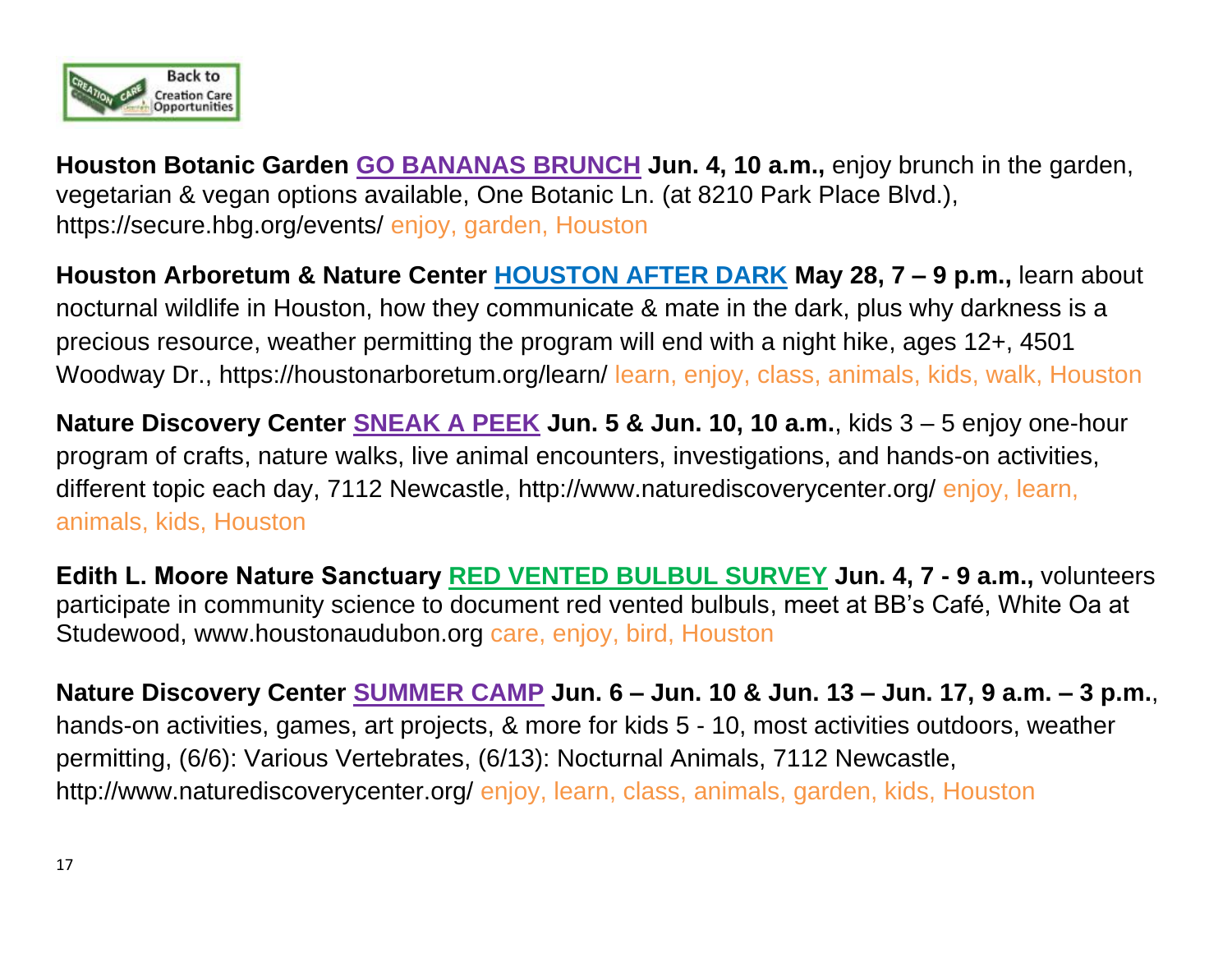**Houston Botanic Garden** **GO BANANAS BRUNCH** **Jun. 4, 10 a.m.,** enjoy brunch in the garden, vegetarian & vegan options available, One Botanic Ln. (at 8210 Park Place Blvd.), https://secure.hbg.org/events/ enjoy, garden, Houston

**Houston Arboretum & Nature Center** **HOUSTON AFTER DARK** **May 28, 7 – 9 p.m.,** learn about nocturnal wildlife in Houston, how they communicate & mate in the dark, plus why darkness is a precious resource, weather permitting the program will end with a night hike, ages 12+, 4501 Woodway Dr., https://houstonarboretum.org/learn/ learn, enjoy, class, animals, kids, walk, Houston

**Nature Discovery Center** **SNEAK A PEEK** **Jun. 5 & Jun. 10, 10 a.m.**, kids 3 – 5 enjoy one-hour program of crafts, nature walks, live animal encounters, investigations, and hands-on activities, different topic each day, 7112 Newcastle, http://www.naturediscoverycenter.org/ enjoy, learn, animals, kids, Houston

**Edith L. Moore Nature Sanctuary** **RED VENTED BULBUL SURVEY** **Jun. 4, 7 - 9 a.m.,** volunteers participate in community science to document red vented bulbuls, meet at BB's Café, White Oa at Studewood, www.houstonaudubon.org care, enjoy, bird, Houston

**Nature Discovery Center** **SUMMER CAMP** **Jun. 6 – Jun. 10 & Jun. 13 – Jun. 17, 9 a.m. – 3 p.m.**, hands-on activities, games, art projects, & more for kids 5 - 10, most activities outdoors, weather permitting, (6/6): Various Vertebrates, (6/13): Nocturnal Animals, 7112 Newcastle, http://www.naturediscoverycenter.org/ enjoy, learn, class, animals, garden, kids, Houston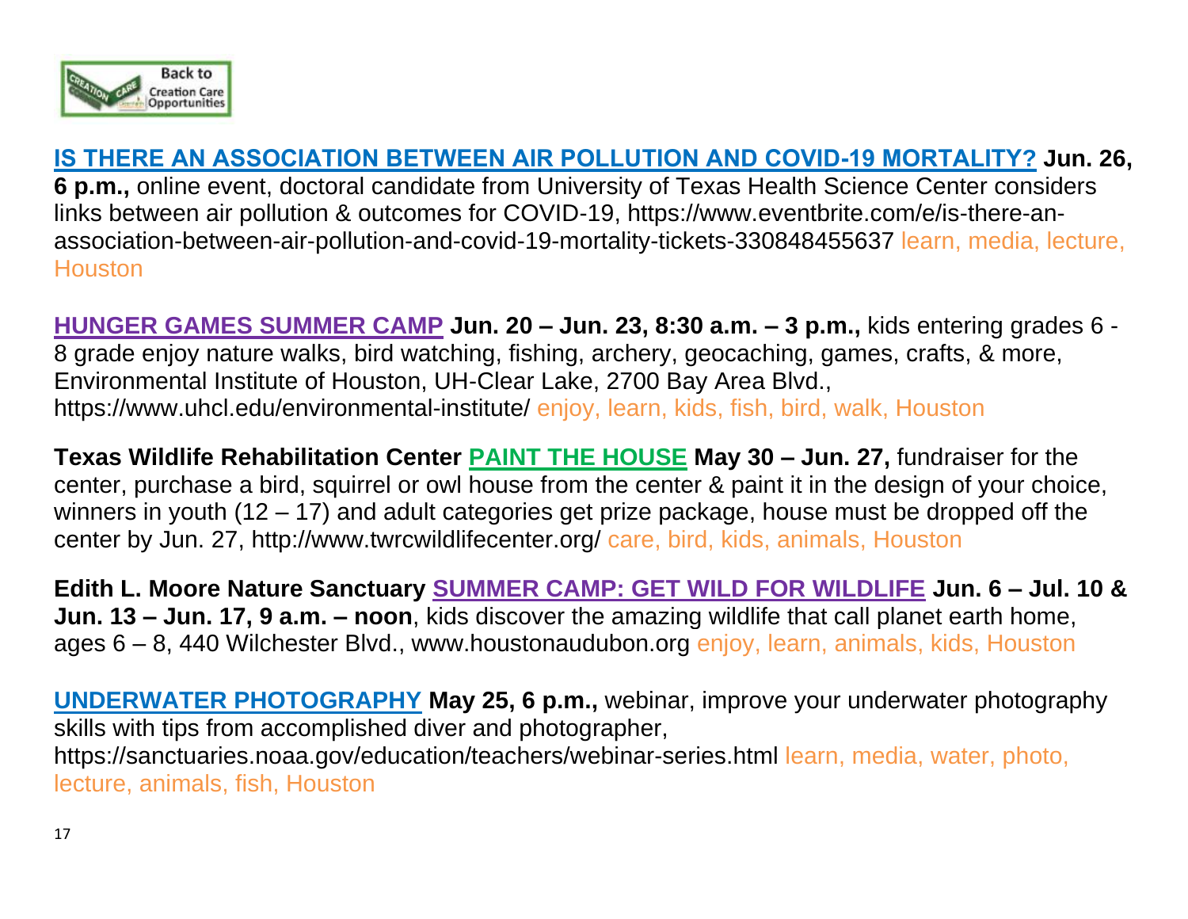**IS THERE AN ASSOCIATION BETWEEN AIR POLLUTION AND COVID-19 MORTALITY? Jun. 26, 6 p.m.,** online event, doctoral candidate from University of Texas Health Science Center considers links between air pollution & outcomes for COVID-19, https://www.eventbrite.com/e/is-there-an-association-between-air-pollution-and-covid-19-mortality-tickets-330848455637 learn, media, lecture, Houston

**HUNGER GAMES SUMMER CAMP Jun. 20 – Jun. 23, 8:30 a.m. – 3 p.m.,** kids entering grades 6 - 8 grade enjoy nature walks, bird watching, fishing, archery, geocaching, games, crafts, & more, Environmental Institute of Houston, UH-Clear Lake, 2700 Bay Area Blvd., https://www.uhcl.edu/environmental-institute/ enjoy, learn, kids, fish, bird, walk, Houston

**Texas Wildlife Rehabilitation Center PAINT THE HOUSE May 30 – Jun. 27,** fundraiser for the center, purchase a bird, squirrel or owl house from the center & paint it in the design of your choice, winners in youth (12 – 17) and adult categories get prize package, house must be dropped off the center by Jun. 27, http://www.twrcwildlifecenter.org/ care, bird, kids, animals, Houston

**Edith L. Moore Nature Sanctuary SUMMER CAMP: GET WILD FOR WILDLIFE Jun. 6 – Jul. 10 & Jun. 13 – Jun. 17, 9 a.m. – noon**, kids discover the amazing wildlife that call planet earth home, ages 6 – 8, 440 Wilchester Blvd., www.houstonaudubon.org enjoy, learn, animals, kids, Houston

**UNDERWATER PHOTOGRAPHY May 25, 6 p.m.,** webinar, improve your underwater photography skills with tips from accomplished diver and photographer, https://sanctuaries.noaa.gov/education/teachers/webinar-series.html learn, media, water, photo, lecture, animals, fish, Houston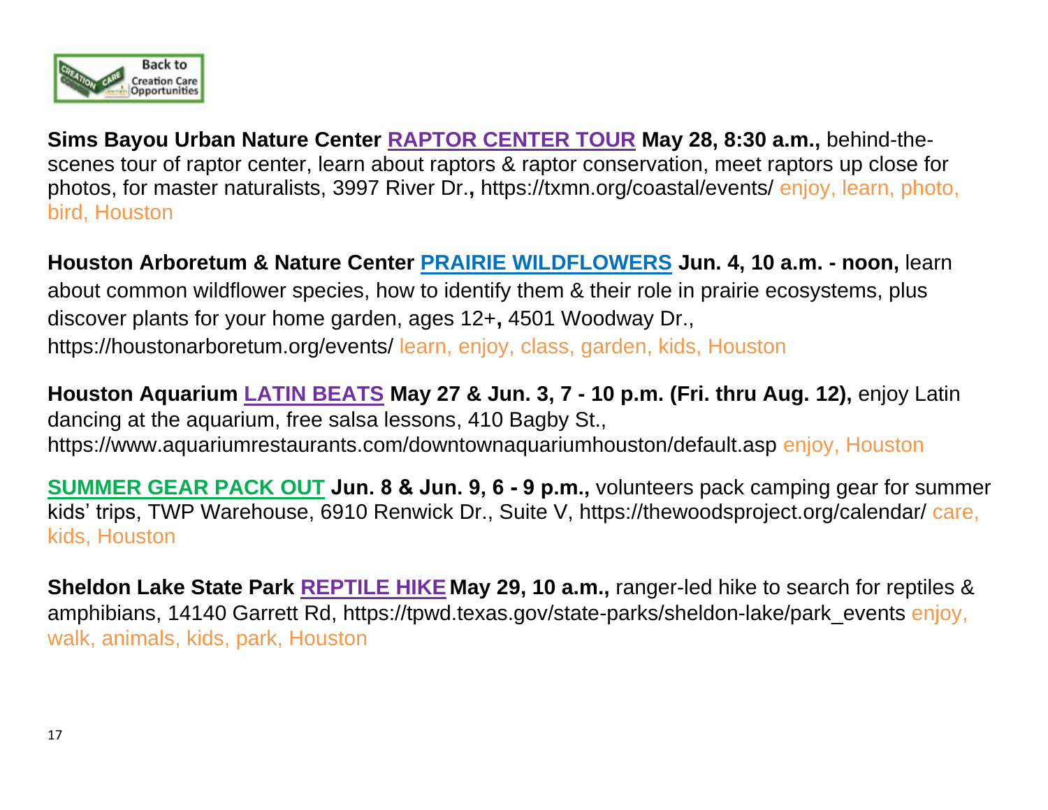**Sims Bayou Urban Nature Center RAPTOR CENTER TOUR May 28, 8:30 a.m.,** behind-the-scenes tour of raptor center, learn about raptors & raptor conservation, meet raptors up close for photos, for master naturalists, 3997 River Dr.**,** https://txmn.org/coastal/events/ enjoy, learn, photo, bird, Houston

**Houston Arboretum & Nature Center PRAIRIE WILDFLOWERS Jun. 4, 10 a.m. - noon,** learn about common wildflower species, how to identify them & their role in prairie ecosystems, plus discover plants for your home garden, ages 12+**,** 4501 Woodway Dr., https://houstonarboretum.org/events/ learn, enjoy, class, garden, kids, Houston

**Houston Aquarium LATIN BEATS May 27 & Jun. 3, 7 - 10 p.m. (Fri. thru Aug. 12),** enjoy Latin dancing at the aquarium, free salsa lessons, 410 Bagby St., https://www.aquariumrestaurants.com/downtownaquariumhouston/default.asp enjoy, Houston

**SUMMER GEAR PACK OUT Jun. 8 & Jun. 9, 6 - 9 p.m.,** volunteers pack camping gear for summer kids' trips, TWP Warehouse, 6910 Renwick Dr., Suite V, https://thewoodsproject.org/calendar/ care, kids, Houston

**Sheldon Lake State Park REPTILE HIKE May 29, 10 a.m.,** ranger-led hike to search for reptiles & amphibians, 14140 Garrett Rd, https://tpwd.texas.gov/state-parks/sheldon-lake/park_events enjoy, walk, animals, kids, park, Houston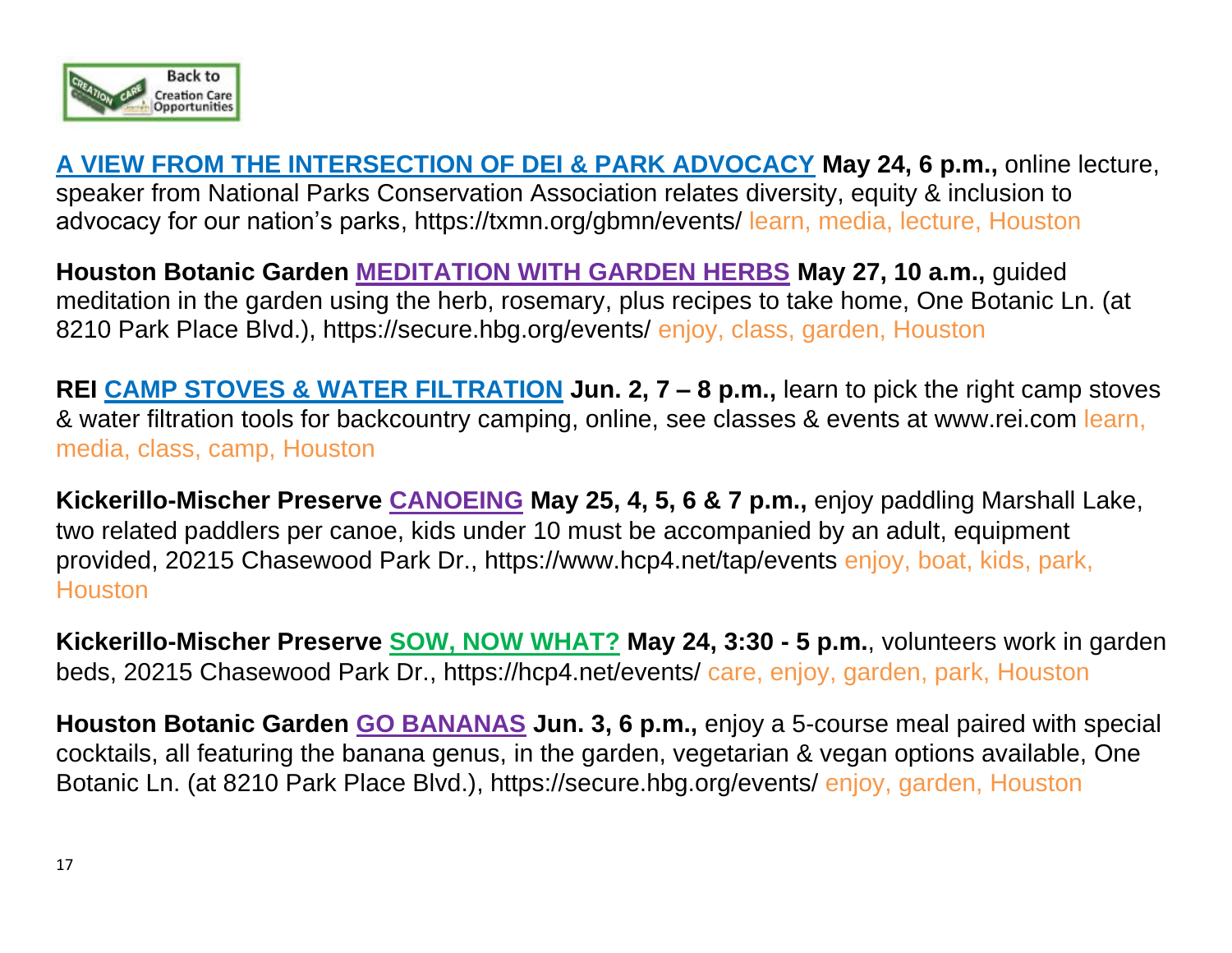**A VIEW FROM THE INTERSECTION OF DEI & PARK ADVOCACY** **May 24, 6 p.m.,** online lecture, speaker from National Parks Conservation Association relates diversity, equity & inclusion to advocacy for our nation's parks, https://txmn.org/gbmn/events/ learn, media, lecture, Houston

**Houston Botanic Garden** **MEDITATION WITH GARDEN HERBS** **May 27, 10 a.m.,** guided meditation in the garden using the herb, rosemary, plus recipes to take home, One Botanic Ln. (at 8210 Park Place Blvd.), https://secure.hbg.org/events/ enjoy, class, garden, Houston

**REI** **CAMP STOVES & WATER FILTRATION** **Jun. 2, 7 – 8 p.m.,** learn to pick the right camp stoves & water filtration tools for backcountry camping, online, see classes & events at www.rei.com learn, media, class, camp, Houston

**Kickerillo-Mischer Preserve** **CANOEING** **May 25, 4, 5, 6 & 7 p.m.,** enjoy paddling Marshall Lake, two related paddlers per canoe, kids under 10 must be accompanied by an adult, equipment provided, 20215 Chasewood Park Dr., https://www.hcp4.net/tap/events enjoy, boat, kids, park, Houston

**Kickerillo-Mischer Preserve** **SOW, NOW WHAT?** **May 24, 3:30 - 5 p.m.**, volunteers work in garden beds, 20215 Chasewood Park Dr., https://hcp4.net/events/ care, enjoy, garden, park, Houston

**Houston Botanic Garden** **GO BANANAS** **Jun. 3, 6 p.m.,** enjoy a 5-course meal paired with special cocktails, all featuring the banana genus, in the garden, vegetarian & vegan options available, One Botanic Ln. (at 8210 Park Place Blvd.), https://secure.hbg.org/events/ enjoy, garden, Houston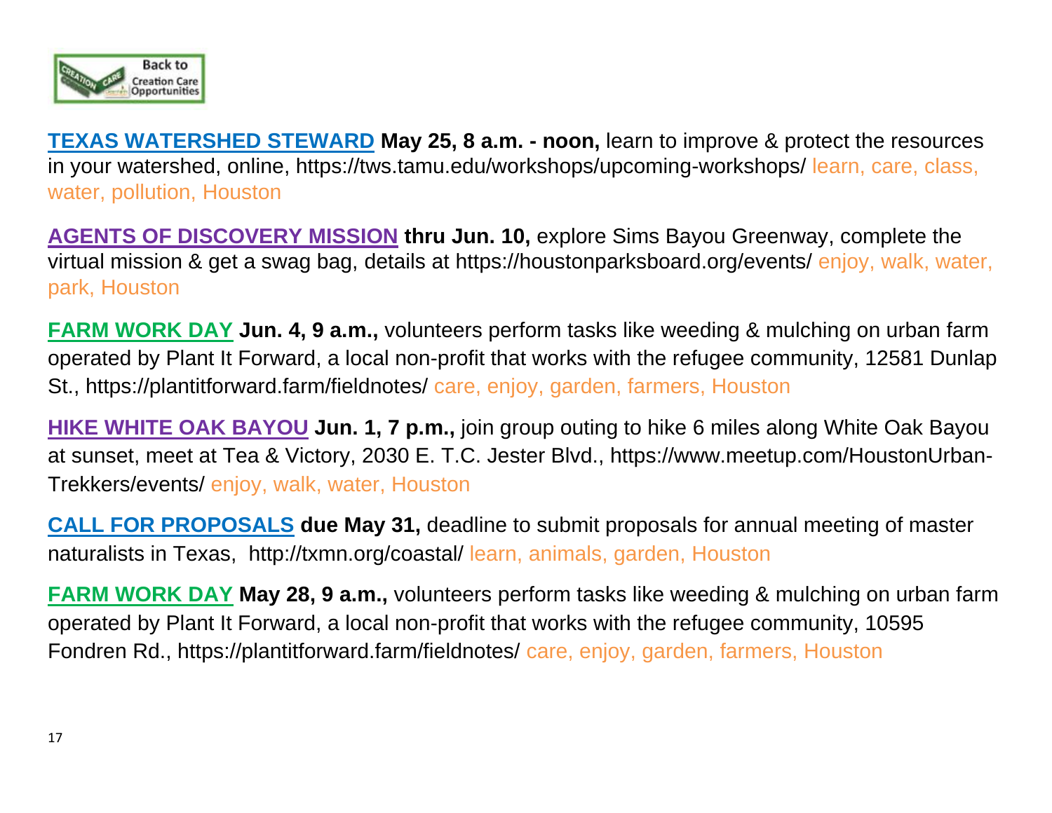**TEXAS WATERSHED STEWARD** **May 25, 8 a.m. - noon,** learn to improve & protect the resources in your watershed, online, https://tws.tamu.edu/workshops/upcoming-workshops/ learn, care, class, water, pollution, Houston

**AGENTS OF DISCOVERY MISSION** **thru Jun. 10,** explore Sims Bayou Greenway, complete the virtual mission & get a swag bag, details at https://houstonparksboard.org/events/ enjoy, walk, water, park, Houston

**FARM WORK DAY** **Jun. 4, 9 a.m.,** volunteers perform tasks like weeding & mulching on urban farm operated by Plant It Forward, a local non-profit that works with the refugee community, 12581 Dunlap St., https://plantitforward.farm/fieldnotes/ care, enjoy, garden, farmers, Houston

**HIKE WHITE OAK BAYOU** **Jun. 1, 7 p.m.,** join group outing to hike 6 miles along White Oak Bayou at sunset, meet at Tea & Victory, 2030 E. T.C. Jester Blvd., https://www.meetup.com/HoustonUrban-Trekkers/events/ enjoy, walk, water, Houston

**CALL FOR PROPOSALS** **due May 31,** deadline to submit proposals for annual meeting of master naturalists in Texas, http://txmn.org/coastal/ learn, animals, garden, Houston

**FARM WORK DAY** **May 28, 9 a.m.,** volunteers perform tasks like weeding & mulching on urban farm operated by Plant It Forward, a local non-profit that works with the refugee community, 10595 Fondren Rd., https://plantitforward.farm/fieldnotes/ care, enjoy, garden, farmers, Houston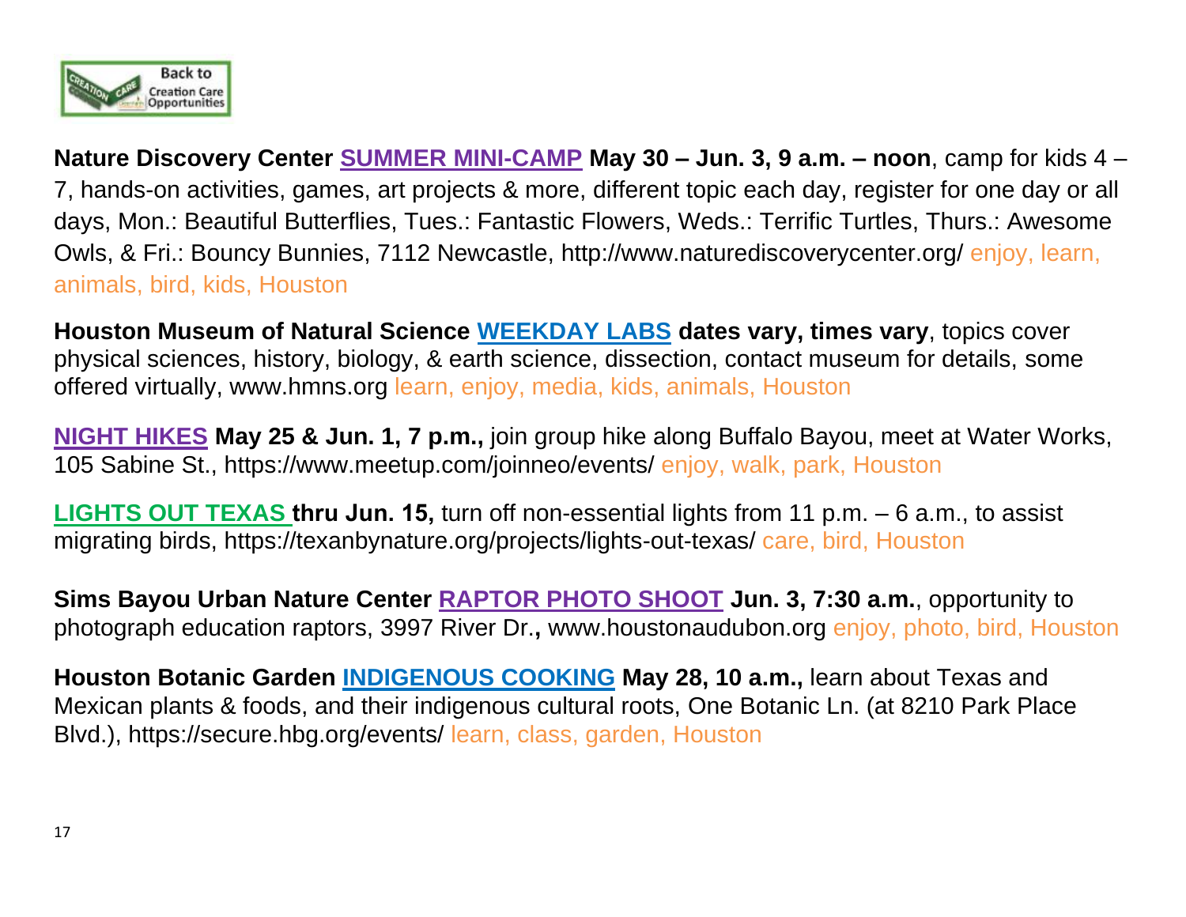**Nature Discovery Center** **SUMMER MINI-CAMP** **May 30 – Jun. 3, 9 a.m. – noon**, camp for kids 4 – 7, hands-on activities, games, art projects & more, different topic each day, register for one day or all days, Mon.: Beautiful Butterflies, Tues.: Fantastic Flowers, Weds.: Terrific Turtles, Thurs.: Awesome Owls, & Fri.: Bouncy Bunnies, 7112 Newcastle, http://www.naturediscoverycenter.org/ enjoy, learn, animals, bird, kids, Houston

**Houston Museum of Natural Science** **WEEKDAY LABS** **dates vary, times vary**, topics cover physical sciences, history, biology, & earth science, dissection, contact museum for details, some offered virtually, www.hmns.org learn, enjoy, media, kids, animals, Houston

**NIGHT HIKES** **May 25 & Jun. 1, 7 p.m.,** join group hike along Buffalo Bayou, meet at Water Works, 105 Sabine St., https://www.meetup.com/joinneo/events/ enjoy, walk, park, Houston

**LIGHTS OUT TEXAS** **thru Jun. 15,** turn off non-essential lights from 11 p.m. – 6 a.m., to assist migrating birds, https://texanbynature.org/projects/lights-out-texas/ care, bird, Houston

**Sims Bayou Urban Nature Center** **RAPTOR PHOTO SHOOT** **Jun. 3, 7:30 a.m.**, opportunity to photograph education raptors, 3997 River Dr.**,** www.houstonaudubon.org enjoy, photo, bird, Houston

**Houston Botanic Garden** **INDIGENOUS COOKING** **May 28, 10 a.m.,** learn about Texas and Mexican plants & foods, and their indigenous cultural roots, One Botanic Ln. (at 8210 Park Place Blvd.), https://secure.hbg.org/events/ learn, class, garden, Houston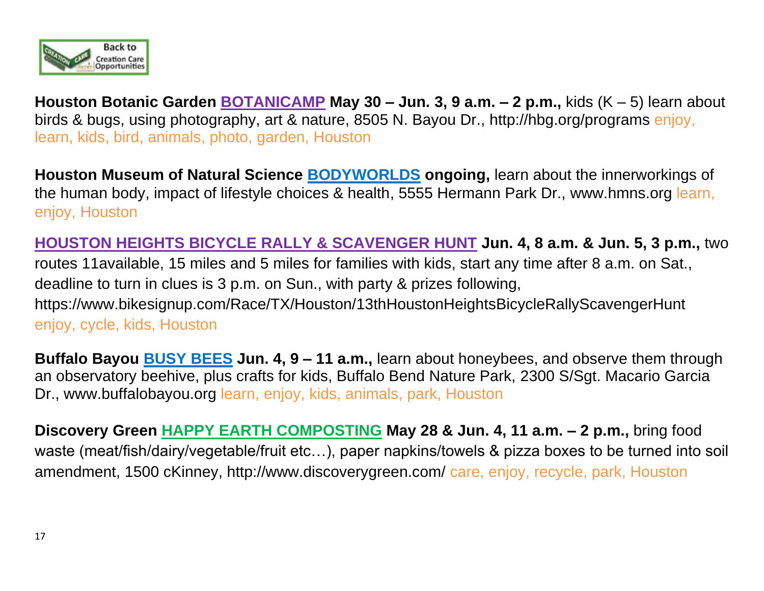**Houston Botanic Garden** **BOTANICAMP** **May 30 – Jun. 3, 9 a.m. – 2 p.m.,** kids (K – 5) learn about birds & bugs, using photography, art & nature, 8505 N. Bayou Dr., http://hbg.org/programs enjoy, learn, kids, bird, animals, photo, garden, Houston

**Houston Museum of Natural Science** **BODYWORLDS** **ongoing,** learn about the innerworkings of the human body, impact of lifestyle choices & health, 5555 Hermann Park Dr., www.hmns.org learn, enjoy, Houston

**HOUSTON HEIGHTS BICYCLE RALLY & SCAVENGER HUNT** **Jun. 4, 8 a.m. & Jun. 5, 3 p.m.,** two routes 11available, 15 miles and 5 miles for families with kids, start any time after 8 a.m. on Sat., deadline to turn in clues is 3 p.m. on Sun., with party & prizes following, https://www.bikesignup.com/Race/TX/Houston/13thHoustonHeightsBicycleRallyScavengerHunt enjoy, cycle, kids, Houston

**Buffalo Bayou** **BUSY BEES** **Jun. 4, 9 – 11 a.m.,** learn about honeybees, and observe them through an observatory beehive, plus crafts for kids, Buffalo Bend Nature Park, 2300 S/Sgt. Macario Garcia Dr., www.buffalobayou.org learn, enjoy, kids, animals, park, Houston

**Discovery Green** **HAPPY EARTH COMPOSTING** **May 28 & Jun. 4, 11 a.m. – 2 p.m.,** bring food waste (meat/fish/dairy/vegetable/fruit etc…), paper napkins/towels & pizza boxes to be turned into soil amendment, 1500 cKinney, http://www.discoverygreen.com/ care, enjoy, recycle, park, Houston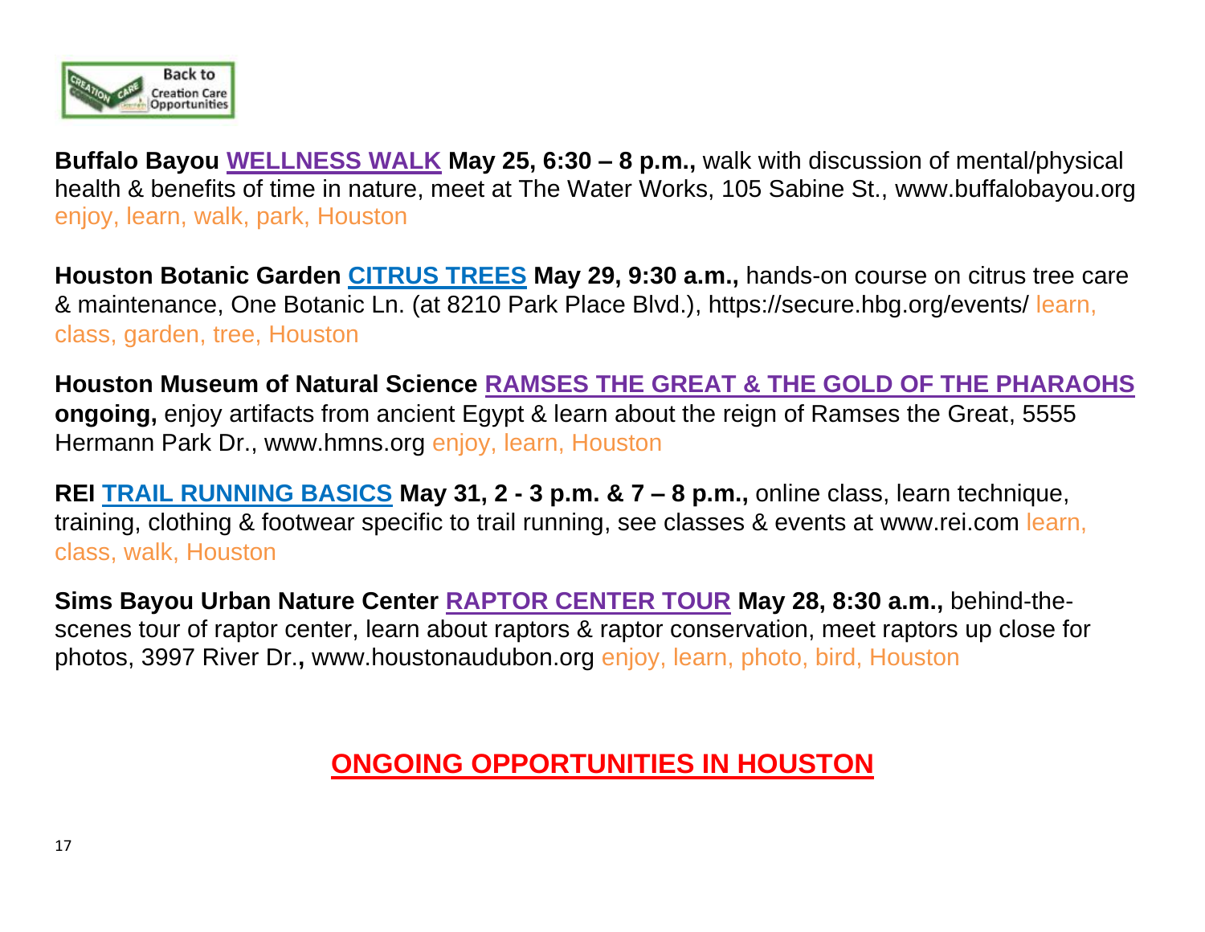**Buffalo Bayou** **WELLNESS WALK** **May 25, 6:30 – 8 p.m.,** walk with discussion of mental/physical health & benefits of time in nature, meet at The Water Works, 105 Sabine St., www.buffalobayou.org enjoy, learn, walk, park, Houston

**Houston Botanic Garden** **CITRUS TREES** **May 29, 9:30 a.m.,** hands-on course on citrus tree care & maintenance, One Botanic Ln. (at 8210 Park Place Blvd.), https://secure.hbg.org/events/ learn, class, garden, tree, Houston

**Houston Museum of Natural Science** **RAMSES THE GREAT & THE GOLD OF THE PHARAOHS** **ongoing,** enjoy artifacts from ancient Egypt & learn about the reign of Ramses the Great, 5555 Hermann Park Dr., www.hmns.org enjoy, learn, Houston

**REI** **TRAIL RUNNING BASICS** **May 31, 2 - 3 p.m. & 7 – 8 p.m.,** online class, learn technique, training, clothing & footwear specific to trail running, see classes & events at www.rei.com learn, class, walk, Houston

**Sims Bayou Urban Nature Center** **RAPTOR CENTER TOUR** **May 28, 8:30 a.m.,** behind-the-scenes tour of raptor center, learn about raptors & raptor conservation, meet raptors up close for photos, 3997 River Dr.**,** www.houstonaudubon.org enjoy, learn, photo, bird, Houston

## ONGOING OPPORTUNITIES IN HOUSTON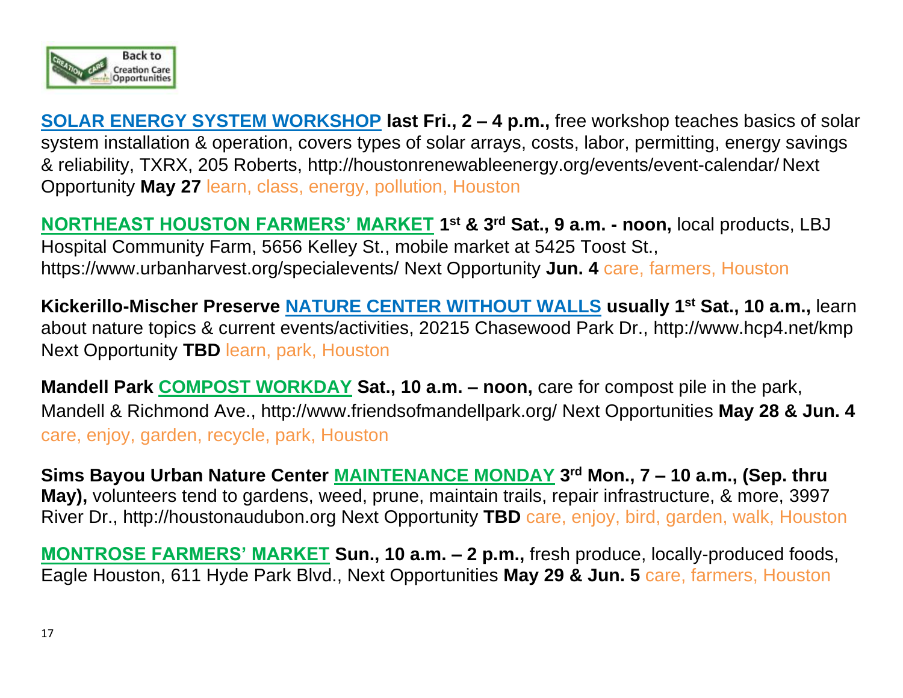**SOLAR ENERGY SYSTEM WORKSHOP** **last Fri., 2 – 4 p.m.,** free workshop teaches basics of solar system installation & operation, covers types of solar arrays, costs, labor, permitting, energy savings & reliability, TXRX, 205 Roberts, http://houstonrenewableenergy.org/events/event-calendar/ Next Opportunity **May 27** learn, class, energy, pollution, Houston

**NORTHEAST HOUSTON FARMERS' MARKET** **1st & 3rd Sat., 9 a.m. - noon,** local products, LBJ Hospital Community Farm, 5656 Kelley St., mobile market at 5425 Toost St., https://www.urbanharvest.org/specialevents/ Next Opportunity **Jun. 4** care, farmers, Houston

**Kickerillo-Mischer Preserve** **NATURE CENTER WITHOUT WALLS** **usually 1st Sat., 10 a.m.,** learn about nature topics & current events/activities, 20215 Chasewood Park Dr., http://www.hcp4.net/kmp Next Opportunity **TBD** learn, park, Houston

**Mandell Park** **COMPOST WORKDAY** **Sat., 10 a.m. – noon,** care for compost pile in the park, Mandell & Richmond Ave., http://www.friendsofmandellpark.org/ Next Opportunities **May 28 & Jun. 4** care, enjoy, garden, recycle, park, Houston

**Sims Bayou Urban Nature Center** **MAINTENANCE MONDAY** **3rd Mon., 7 – 10 a.m., (Sep. thru May),** volunteers tend to gardens, weed, prune, maintain trails, repair infrastructure, & more, 3997 River Dr., http://houstonaudubon.org Next Opportunity **TBD** care, enjoy, bird, garden, walk, Houston

**MONTROSE FARMERS' MARKET** **Sun., 10 a.m. – 2 p.m.,** fresh produce, locally-produced foods, Eagle Houston, 611 Hyde Park Blvd., Next Opportunities **May 29 & Jun. 5** care, farmers, Houston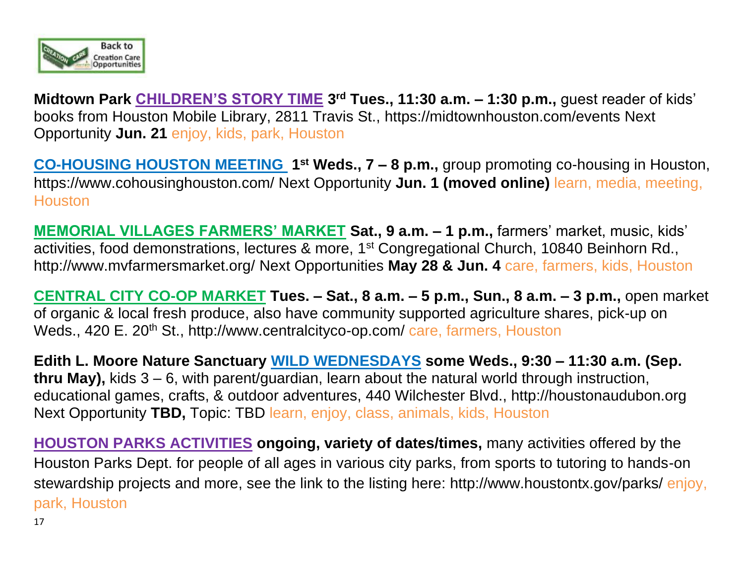Back to Creation Care Opportunities

**Midtown Park** **CHILDREN'S STORY TIME** **3rd Tues., 11:30 a.m. – 1:30 p.m.,** guest reader of kids' books from Houston Mobile Library, 2811 Travis St., https://midtownhouston.com/events Next Opportunity **Jun. 21** enjoy, kids, park, Houston

**CO-HOUSING HOUSTON MEETING** **1st Weds., 7 – 8 p.m.,** group promoting co-housing in Houston, https://www.cohousinghouston.com/ Next Opportunity **Jun. 1 (moved online)** learn, media, meeting, Houston

**MEMORIAL VILLAGES FARMERS' MARKET** **Sat., 9 a.m. – 1 p.m.,** farmers' market, music, kids' activities, food demonstrations, lectures & more, 1st Congregational Church, 10840 Beinhorn Rd., http://www.mvfarmersmarket.org/ Next Opportunities **May 28 & Jun. 4** care, farmers, kids, Houston

**CENTRAL CITY CO-OP MARKET** **Tues. – Sat., 8 a.m. – 5 p.m., Sun., 8 a.m. – 3 p.m.,** open market of organic & local fresh produce, also have community supported agriculture shares, pick-up on Weds., 420 E. 20th St., http://www.centralcityco-op.com/ care, farmers, Houston

**Edith L. Moore Nature Sanctuary** **WILD WEDNESDAYS** **some Weds., 9:30 – 11:30 a.m. (Sep. thru May),** kids 3 – 6, with parent/guardian, learn about the natural world through instruction, educational games, crafts, & outdoor adventures, 440 Wilchester Blvd., http://houstonaudubon.org Next Opportunity **TBD,** Topic: TBD learn, enjoy, class, animals, kids, Houston

**HOUSTON PARKS ACTIVITIES** **ongoing, variety of dates/times,** many activities offered by the Houston Parks Dept. for people of all ages in various city parks, from sports to tutoring to hands-on stewardship projects and more, see the link to the listing here: http://www.houstontx.gov/parks/ enjoy, park, Houston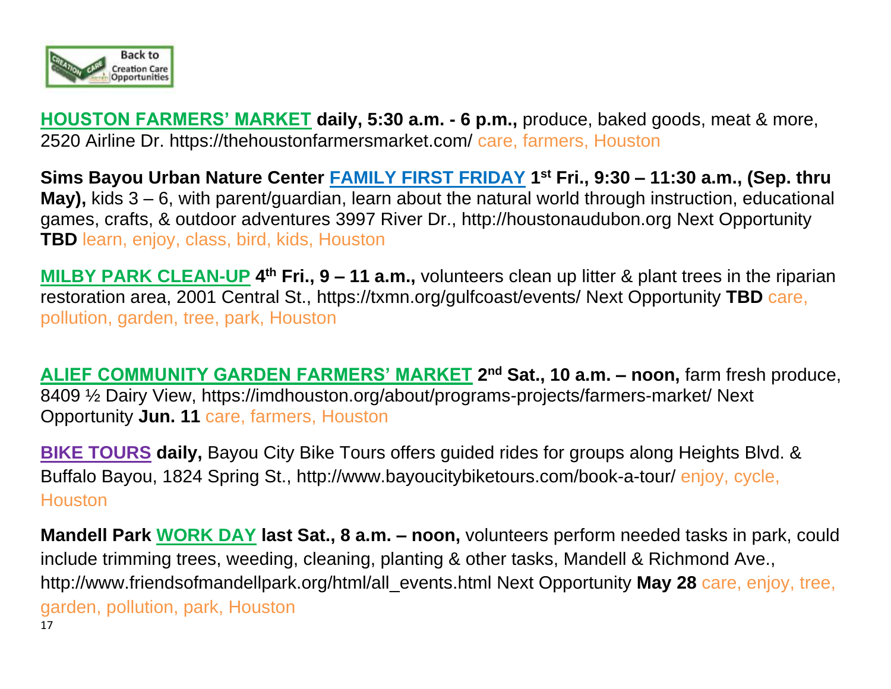**HOUSTON FARMERS' MARKET** **daily, 5:30 a.m. - 6 p.m.,** produce, baked goods, meat & more, 2520 Airline Dr. https://thehoustonfarmersmarket.com/ care, farmers, Houston

**Sims Bayou Urban Nature Center FAMILY FIRST FRIDAY 1st Fri., 9:30 – 11:30 a.m., (Sep. thru May),** kids 3 – 6, with parent/guardian, learn about the natural world through instruction, educational games, crafts, & outdoor adventures 3997 River Dr., http://houstonaudubon.org Next Opportunity **TBD** learn, enjoy, class, bird, kids, Houston

**MILBY PARK CLEAN-UP 4th Fri., 9 – 11 a.m.,** volunteers clean up litter & plant trees in the riparian restoration area, 2001 Central St., https://txmn.org/gulfcoast/events/ Next Opportunity **TBD** care, pollution, garden, tree, park, Houston

**ALIEF COMMUNITY GARDEN FARMERS' MARKET 2nd Sat., 10 a.m. – noon,** farm fresh produce, 8409 ½ Dairy View, https://imdhouston.org/about/programs-projects/farmers-market/ Next Opportunity **Jun. 11** care, farmers, Houston

**BIKE TOURS daily,** Bayou City Bike Tours offers guided rides for groups along Heights Blvd. & Buffalo Bayou, 1824 Spring St., http://www.bayoucitybiketours.com/book-a-tour/ enjoy, cycle, Houston

**Mandell Park WORK DAY last Sat., 8 a.m. – noon,** volunteers perform needed tasks in park, could include trimming trees, weeding, cleaning, planting & other tasks, Mandell & Richmond Ave., http://www.friendsofmandellpark.org/html/all_events.html Next Opportunity **May 28** care, enjoy, tree, garden, pollution, park, Houston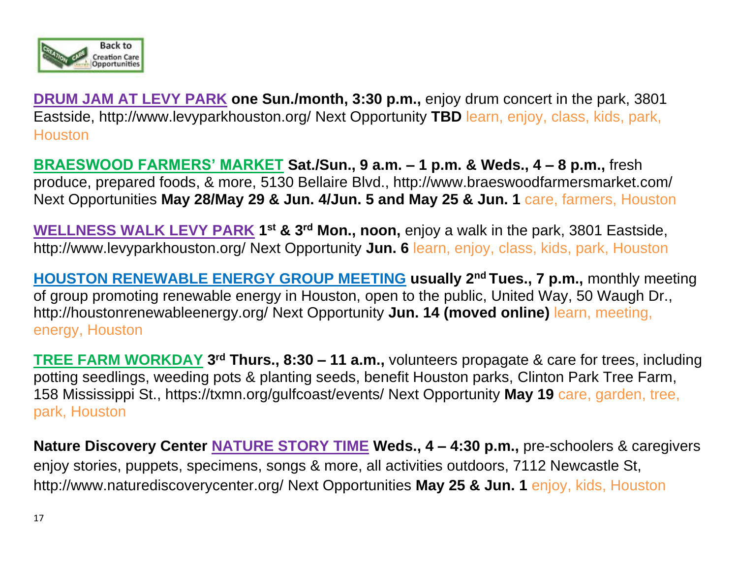**DRUM JAM AT LEVY PARK** **one Sun./month, 3:30 p.m.,** enjoy drum concert in the park, 3801 Eastside, http://www.levyparkhouston.org/ Next Opportunity **TBD** learn, enjoy, class, kids, park, Houston

**BRAESWOOD FARMERS' MARKET** **Sat./Sun., 9 a.m. – 1 p.m. & Weds., 4 – 8 p.m.,** fresh produce, prepared foods, & more, 5130 Bellaire Blvd., http://www.braeswoodfarmersmarket.com/ Next Opportunities **May 28/May 29 & Jun. 4/Jun. 5 and May 25 & Jun. 1** care, farmers, Houston

**WELLNESS WALK LEVY PARK** **1st & 3rd Mon., noon,** enjoy a walk in the park, 3801 Eastside, http://www.levyparkhouston.org/ Next Opportunity **Jun. 6** learn, enjoy, class, kids, park, Houston

**HOUSTON RENEWABLE ENERGY GROUP MEETING** **usually 2nd Tues., 7 p.m.,** monthly meeting of group promoting renewable energy in Houston, open to the public, United Way, 50 Waugh Dr., http://houstonrenewableenergy.org/ Next Opportunity **Jun. 14 (moved online)** learn, meeting, energy, Houston

**TREE FARM WORKDAY** **3rd Thurs., 8:30 – 11 a.m.,** volunteers propagate & care for trees, including potting seedlings, weeding pots & planting seeds, benefit Houston parks, Clinton Park Tree Farm, 158 Mississippi St., https://txmn.org/gulfcoast/events/ Next Opportunity **May 19** care, garden, tree, park, Houston

**Nature Discovery Center** **NATURE STORY TIME** **Weds., 4 – 4:30 p.m.,** pre-schoolers & caregivers enjoy stories, puppets, specimens, songs & more, all activities outdoors, 7112 Newcastle St, http://www.naturediscoverycenter.org/ Next Opportunities **May 25 & Jun. 1** enjoy, kids, Houston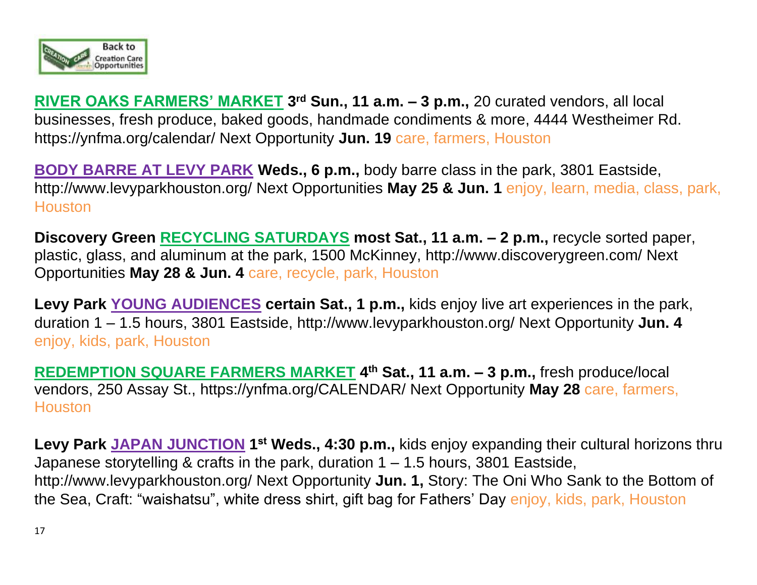**RIVER OAKS FARMERS' MARKET** **3rd Sun., 11 a.m. – 3 p.m.,** 20 curated vendors, all local businesses, fresh produce, baked goods, handmade condiments & more, 4444 Westheimer Rd. https://ynfma.org/calendar/ Next Opportunity **Jun. 19** care, farmers, Houston

**BODY BARRE AT LEVY PARK** **Weds., 6 p.m.,** body barre class in the park, 3801 Eastside, http://www.levyparkhouston.org/ Next Opportunities **May 25 & Jun. 1** enjoy, learn, media, class, park, Houston

**Discovery Green RECYCLING SATURDAYS most Sat., 11 a.m. – 2 p.m.,** recycle sorted paper, plastic, glass, and aluminum at the park, 1500 McKinney, http://www.discoverygreen.com/ Next Opportunities **May 28 & Jun. 4** care, recycle, park, Houston

**Levy Park YOUNG AUDIENCES certain Sat., 1 p.m.,** kids enjoy live art experiences in the park, duration 1 – 1.5 hours, 3801 Eastside, http://www.levyparkhouston.org/ Next Opportunity **Jun. 4** enjoy, kids, park, Houston

**REDEMPTION SQUARE FARMERS MARKET** **4th Sat., 11 a.m. – 3 p.m.,** fresh produce/local vendors, 250 Assay St., https://ynfma.org/CALENDAR/ Next Opportunity **May 28** care, farmers, Houston

**Levy Park JAPAN JUNCTION 1st Weds., 4:30 p.m.,** kids enjoy expanding their cultural horizons thru Japanese storytelling & crafts in the park, duration 1 – 1.5 hours, 3801 Eastside, http://www.levyparkhouston.org/ Next Opportunity **Jun. 1,** Story: The Oni Who Sank to the Bottom of the Sea, Craft: "waishatsu", white dress shirt, gift bag for Fathers' Day enjoy, kids, park, Houston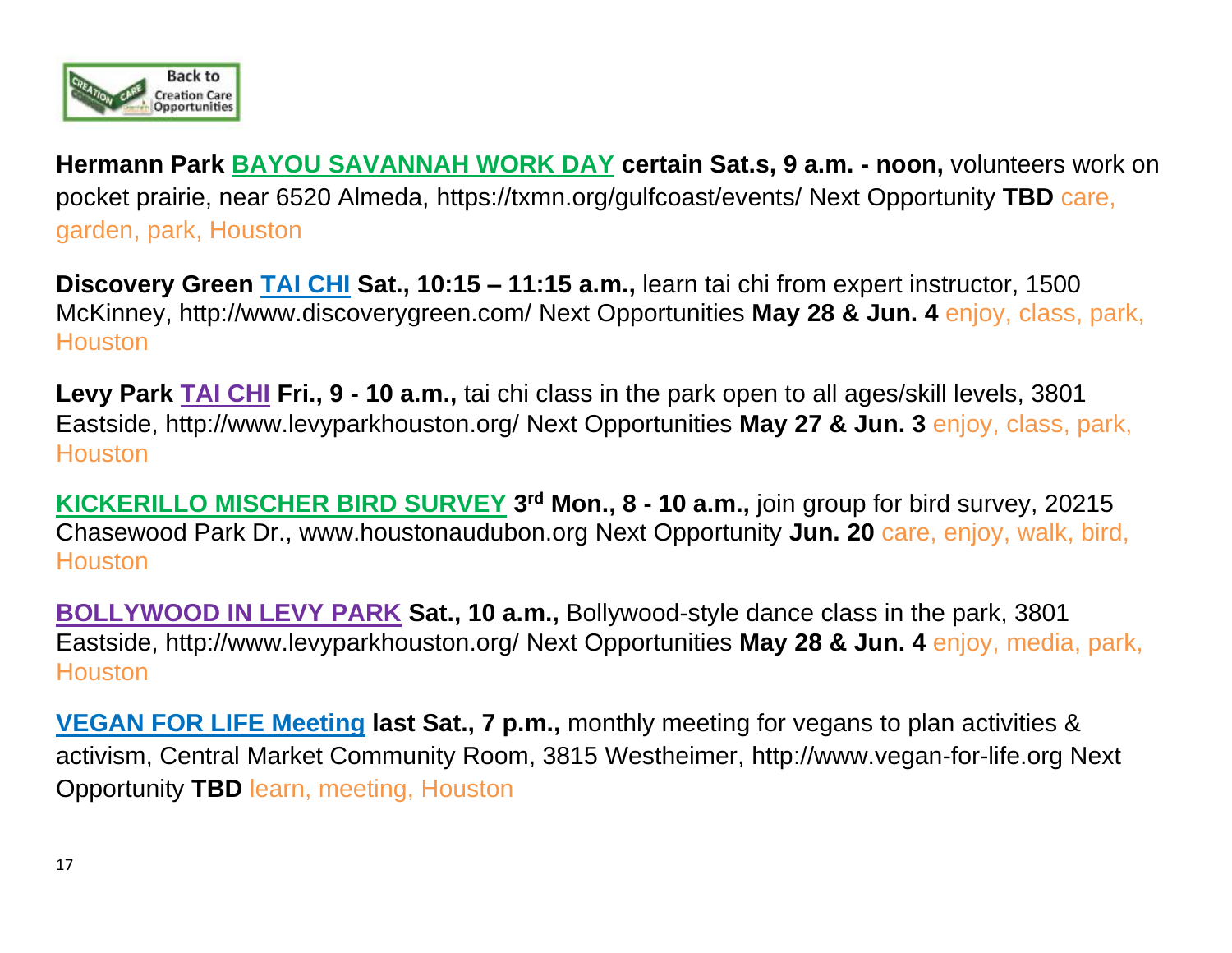**Hermann Park BAYOU SAVANNAH WORK DAY certain Sat.s, 9 a.m. - noon,** volunteers work on pocket prairie, near 6520 Almeda, https://txmn.org/gulfcoast/events/ Next Opportunity **TBD** care, garden, park, Houston

**Discovery Green TAI CHI Sat., 10:15 – 11:15 a.m.,** learn tai chi from expert instructor, 1500 McKinney, http://www.discoverygreen.com/ Next Opportunities **May 28 & Jun. 4** enjoy, class, park, Houston

**Levy Park TAI CHI Fri., 9 - 10 a.m.,** tai chi class in the park open to all ages/skill levels, 3801 Eastside, http://www.levyparkhouston.org/ Next Opportunities **May 27 & Jun. 3** enjoy, class, park, Houston

**KICKERILLO MISCHER BIRD SURVEY 3rd Mon., 8 - 10 a.m.,** join group for bird survey, 20215 Chasewood Park Dr., www.houstonaudubon.org Next Opportunity **Jun. 20** care, enjoy, walk, bird, Houston

**BOLLYWOOD IN LEVY PARK Sat., 10 a.m.,** Bollywood-style dance class in the park, 3801 Eastside, http://www.levyparkhouston.org/ Next Opportunities **May 28 & Jun. 4** enjoy, media, park, Houston

**VEGAN FOR LIFE Meeting last Sat., 7 p.m.,** monthly meeting for vegans to plan activities & activism, Central Market Community Room, 3815 Westheimer, http://www.vegan-for-life.org Next Opportunity **TBD** learn, meeting, Houston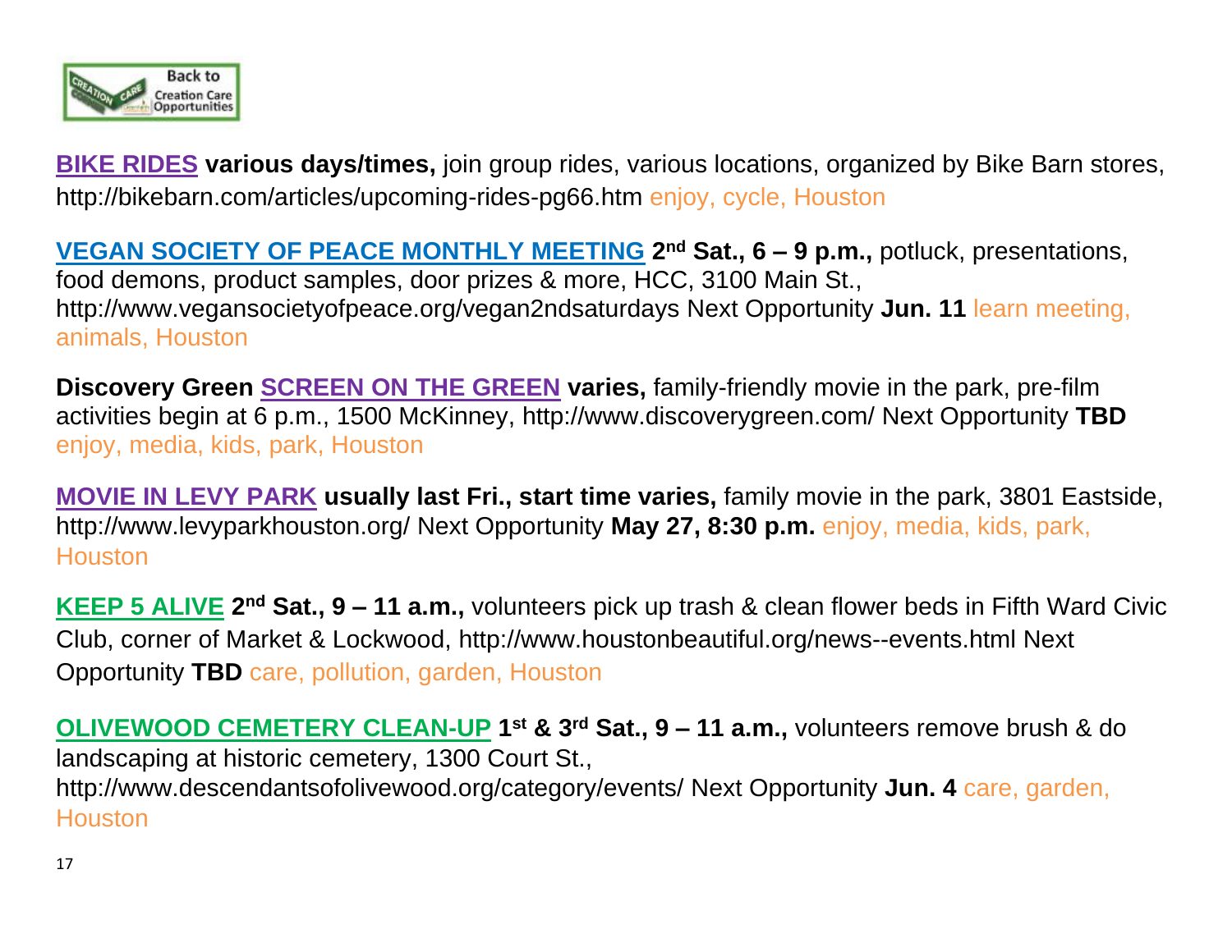**BIKE RIDES** **various days/times,** join group rides, various locations, organized by Bike Barn stores, http://bikebarn.com/articles/upcoming-rides-pg66.htm enjoy, cycle, Houston

**VEGAN SOCIETY OF PEACE MONTHLY MEETING** **2nd Sat., 6 – 9 p.m.,** potluck, presentations, food demons, product samples, door prizes & more, HCC, 3100 Main St., http://www.vegansocietyofpeace.org/vegan2ndsaturdays Next Opportunity **Jun. 11** learn meeting, animals, Houston

**Discovery Green** **SCREEN ON THE GREEN** **varies,** family-friendly movie in the park, pre-film activities begin at 6 p.m., 1500 McKinney, http://www.discoverygreen.com/ Next Opportunity **TBD** enjoy, media, kids, park, Houston

**MOVIE IN LEVY PARK** **usually last Fri., start time varies,** family movie in the park, 3801 Eastside, http://www.levyparkhouston.org/ Next Opportunity **May 27, 8:30 p.m.** enjoy, media, kids, park, Houston

**KEEP 5 ALIVE** **2nd Sat., 9 – 11 a.m.,** volunteers pick up trash & clean flower beds in Fifth Ward Civic Club, corner of Market & Lockwood, http://www.houstonbeautiful.org/news--events.html Next Opportunity **TBD** care, pollution, garden, Houston

**OLIVEWOOD CEMETERY CLEAN-UP** **1st & 3rd Sat., 9 – 11 a.m.,** volunteers remove brush & do landscaping at historic cemetery, 1300 Court St., http://www.descendantsofolivewood.org/category/events/ Next Opportunity **Jun. 4** care, garden, Houston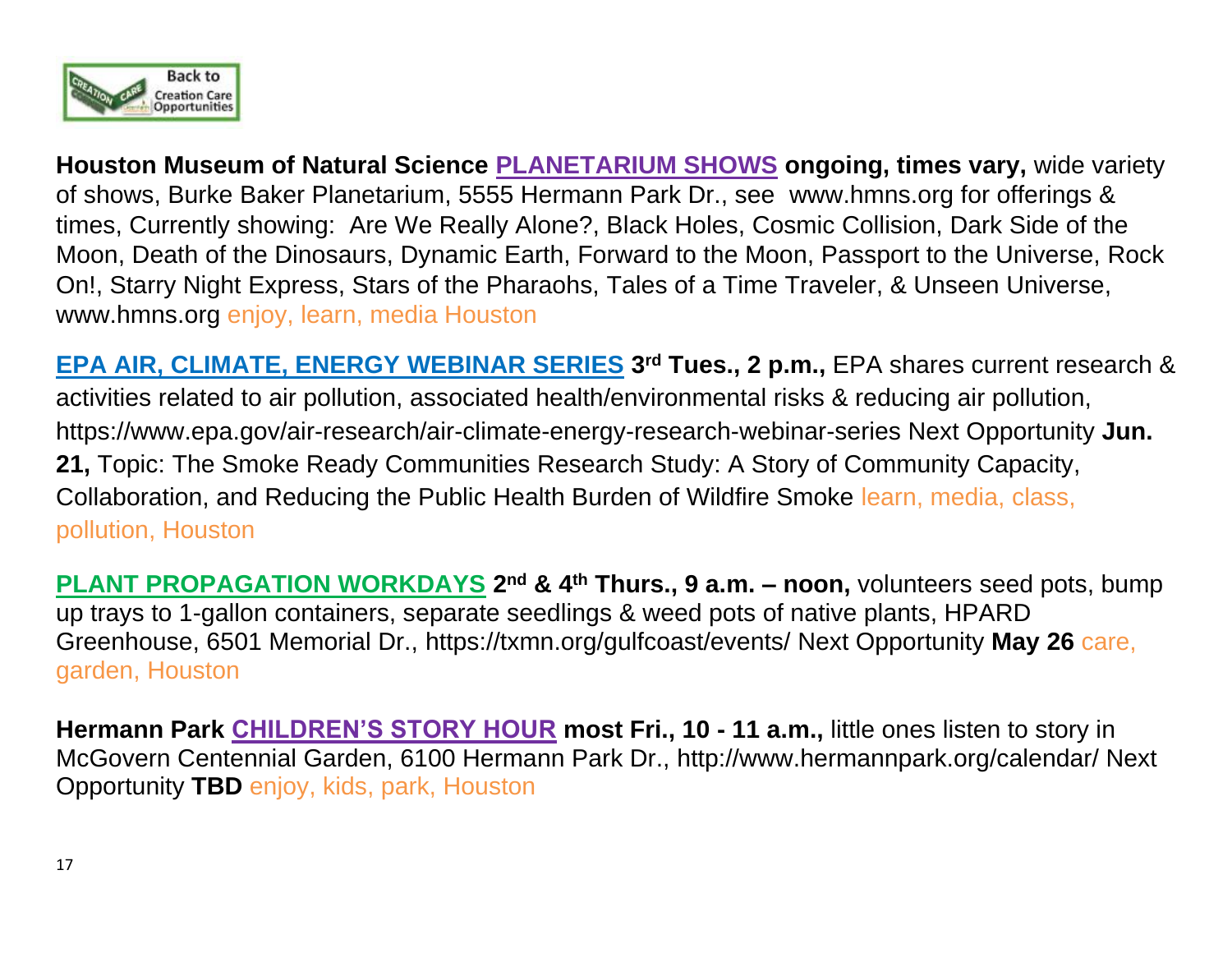**Houston Museum of Natural Science PLANETARIUM SHOWS ongoing, times vary,** wide variety of shows, Burke Baker Planetarium, 5555 Hermann Park Dr., see www.hmns.org for offerings & times, Currently showing: Are We Really Alone?, Black Holes, Cosmic Collision, Dark Side of the Moon, Death of the Dinosaurs, Dynamic Earth, Forward to the Moon, Passport to the Universe, Rock On!, Starry Night Express, Stars of the Pharaohs, Tales of a Time Traveler, & Unseen Universe, www.hmns.org enjoy, learn, media Houston

**EPA AIR, CLIMATE, ENERGY WEBINAR SERIES 3rd Tues., 2 p.m.,** EPA shares current research & activities related to air pollution, associated health/environmental risks & reducing air pollution, https://www.epa.gov/air-research/air-climate-energy-research-webinar-series Next Opportunity **Jun. 21,** Topic: The Smoke Ready Communities Research Study: A Story of Community Capacity, Collaboration, and Reducing the Public Health Burden of Wildfire Smoke learn, media, class, pollution, Houston

**PLANT PROPAGATION WORKDAYS 2nd & 4th Thurs., 9 a.m. – noon,** volunteers seed pots, bump up trays to 1-gallon containers, separate seedlings & weed pots of native plants, HPARD Greenhouse, 6501 Memorial Dr., https://txmn.org/gulfcoast/events/ Next Opportunity **May 26** care, garden, Houston

**Hermann Park CHILDREN'S STORY HOUR most Fri., 10 - 11 a.m.,** little ones listen to story in McGovern Centennial Garden, 6100 Hermann Park Dr., http://www.hermannpark.org/calendar/ Next Opportunity **TBD** enjoy, kids, park, Houston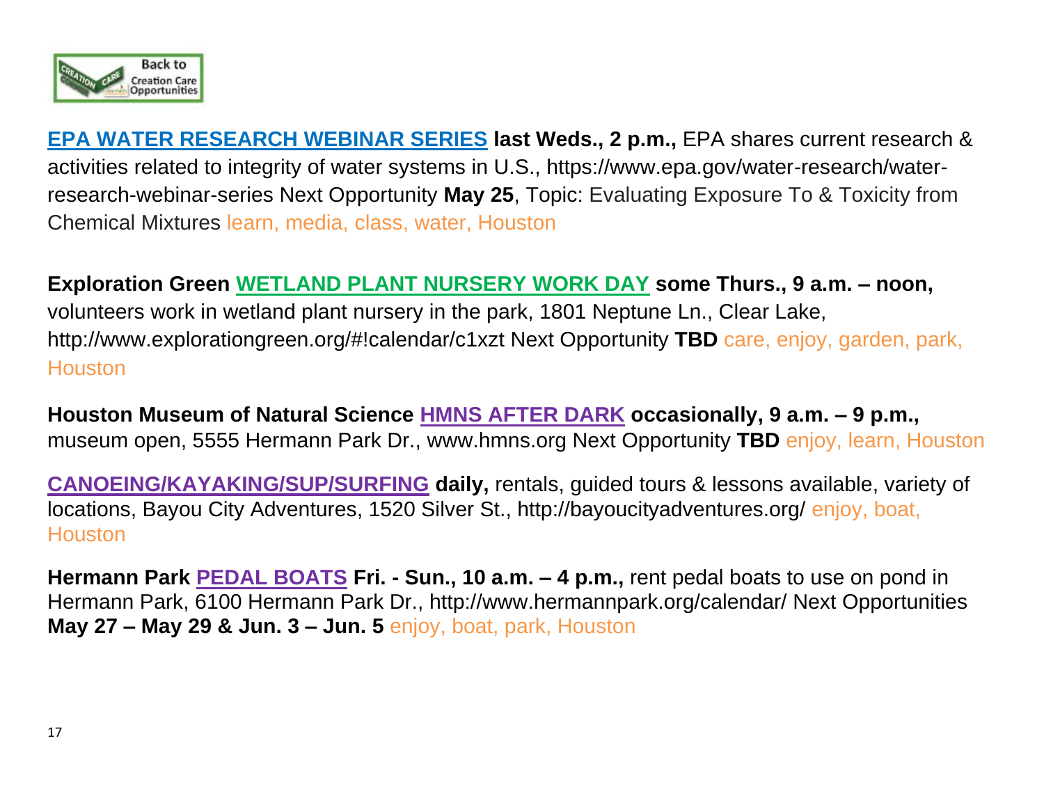**EPA WATER RESEARCH WEBINAR SERIES** **last Weds., 2 p.m.,** EPA shares current research & activities related to integrity of water systems in U.S., https://www.epa.gov/water-research/water-research-webinar-series Next Opportunity **May 25**, Topic: Evaluating Exposure To & Toxicity from Chemical Mixtures learn, media, class, water, Houston

**Exploration Green** **WETLAND PLANT NURSERY WORK DAY** **some Thurs., 9 a.m. – noon,** volunteers work in wetland plant nursery in the park, 1801 Neptune Ln., Clear Lake, http://www.explorationgreen.org/#!calendar/c1xzt Next Opportunity **TBD** care, enjoy, garden, park, Houston

**Houston Museum of Natural Science** **HMNS AFTER DARK** **occasionally, 9 a.m. – 9 p.m.,** museum open, 5555 Hermann Park Dr., www.hmns.org Next Opportunity **TBD** enjoy, learn, Houston

**CANOEING/KAYAKING/SUP/SURFING** **daily,** rentals, guided tours & lessons available, variety of locations, Bayou City Adventures, 1520 Silver St., http://bayoucityadventures.org/ enjoy, boat, Houston

**Hermann Park** **PEDAL BOATS** **Fri. - Sun., 10 a.m. – 4 p.m.,** rent pedal boats to use on pond in Hermann Park, 6100 Hermann Park Dr., http://www.hermannpark.org/calendar/ Next Opportunities **May 27 – May 29 & Jun. 3 – Jun. 5** enjoy, boat, park, Houston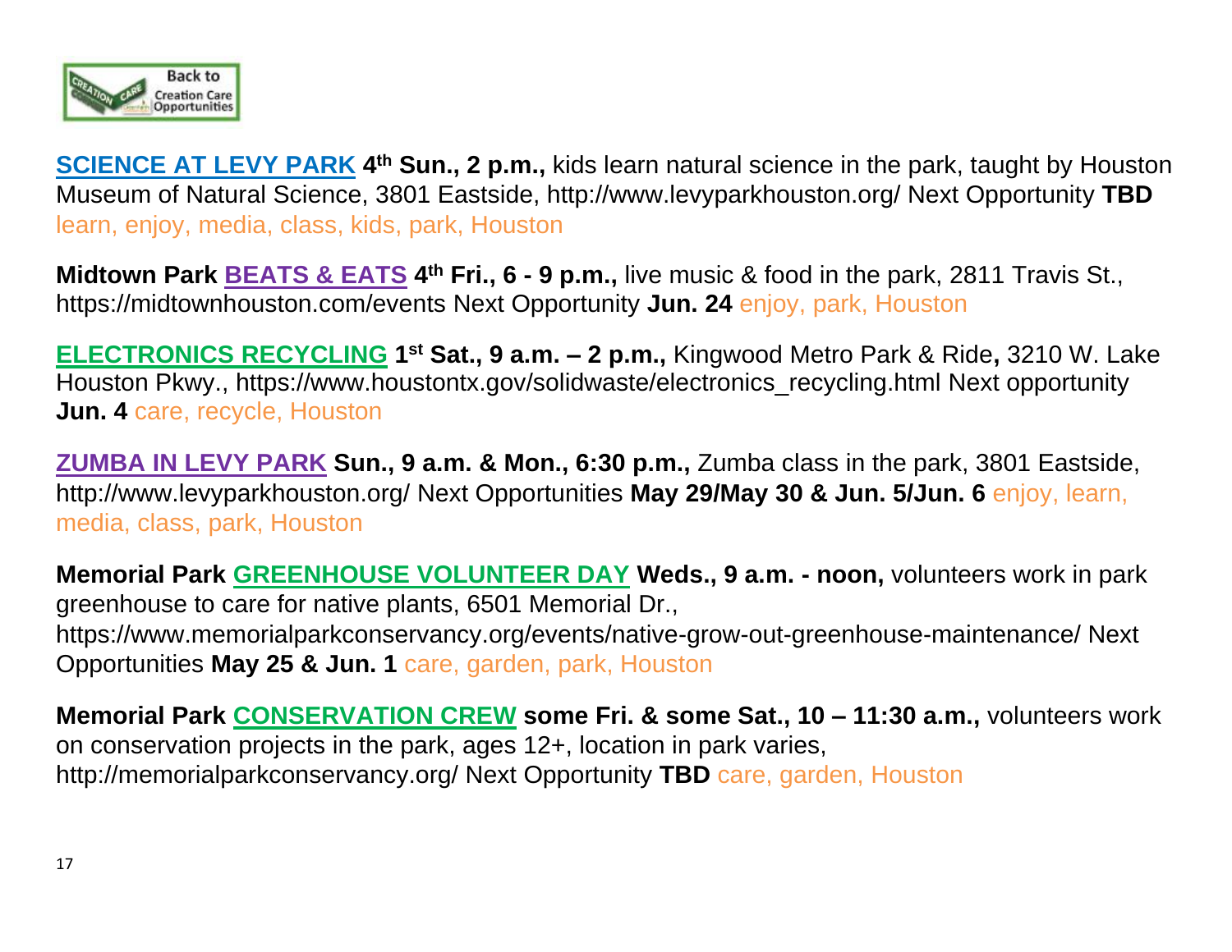**SCIENCE AT LEVY PARK** **4th Sun., 2 p.m.,** kids learn natural science in the park, taught by Houston Museum of Natural Science, 3801 Eastside, http://www.levyparkhouston.org/ Next Opportunity **TBD** learn, enjoy, media, class, kids, park, Houston

**Midtown Park BEATS & EATS 4th Fri., 6 - 9 p.m.,** live music & food in the park, 2811 Travis St., https://midtownhouston.com/events Next Opportunity **Jun. 24** enjoy, park, Houston

**ELECTRONICS RECYCLING 1st Sat., 9 a.m. – 2 p.m.,** Kingwood Metro Park & Ride**,** 3210 W. Lake Houston Pkwy., https://www.houstontx.gov/solidwaste/electronics_recycling.html Next opportunity **Jun. 4** care, recycle, Houston

**ZUMBA IN LEVY PARK Sun., 9 a.m. & Mon., 6:30 p.m.,** Zumba class in the park, 3801 Eastside, http://www.levyparkhouston.org/ Next Opportunities **May 29/May 30 & Jun. 5/Jun. 6** enjoy, learn, media, class, park, Houston

**Memorial Park GREENHOUSE VOLUNTEER DAY Weds., 9 a.m. - noon,** volunteers work in park greenhouse to care for native plants, 6501 Memorial Dr., https://www.memorialparkconservancy.org/events/native-grow-out-greenhouse-maintenance/ Next Opportunities **May 25 & Jun. 1** care, garden, park, Houston

**Memorial Park CONSERVATION CREW some Fri. & some Sat., 10 – 11:30 a.m.,** volunteers work on conservation projects in the park, ages 12+, location in park varies, http://memorialparkconservancy.org/ Next Opportunity **TBD** care, garden, Houston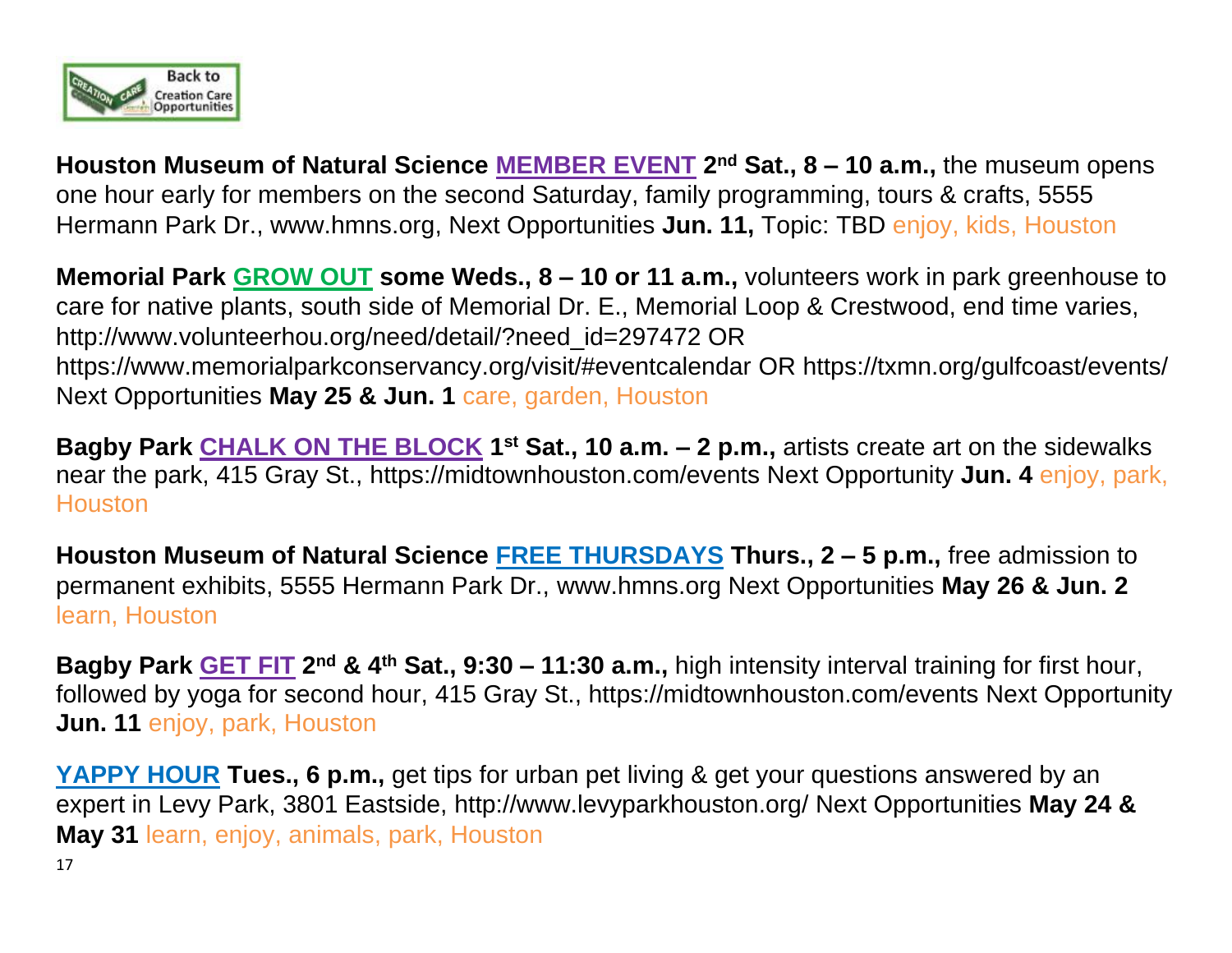**Houston Museum of Natural Science** **MEMBER EVENT** **2nd Sat., 8 – 10 a.m.,** the museum opens one hour early for members on the second Saturday, family programming, tours & crafts, 5555 Hermann Park Dr., www.hmns.org, Next Opportunities **Jun. 11,** Topic: TBD enjoy, kids, Houston

**Memorial Park** **GROW OUT** **some Weds., 8 – 10 or 11 a.m.,** volunteers work in park greenhouse to care for native plants, south side of Memorial Dr. E., Memorial Loop & Crestwood, end time varies, http://www.volunteerhou.org/need/detail/?need_id=297472 OR https://www.memorialparkconservancy.org/visit/#eventcalendar OR https://txmn.org/gulfcoast/events/ Next Opportunities **May 25 & Jun. 1** care, garden, Houston

**Bagby Park** **CHALK ON THE BLOCK** **1st Sat., 10 a.m. – 2 p.m.,** artists create art on the sidewalks near the park, 415 Gray St., https://midtownhouston.com/events Next Opportunity **Jun. 4** enjoy, park, Houston

**Houston Museum of Natural Science** **FREE THURSDAYS** **Thurs., 2 – 5 p.m.,** free admission to permanent exhibits, 5555 Hermann Park Dr., www.hmns.org Next Opportunities **May 26 & Jun. 2** learn, Houston

**Bagby Park** **GET FIT** **2nd & 4th Sat., 9:30 – 11:30 a.m.,** high intensity interval training for first hour, followed by yoga for second hour, 415 Gray St., https://midtownhouston.com/events Next Opportunity **Jun. 11** enjoy, park, Houston

**YAPPY HOUR** **Tues., 6 p.m.,** get tips for urban pet living & get your questions answered by an expert in Levy Park, 3801 Eastside, http://www.levyparkhouston.org/ Next Opportunities **May 24 & May 31** learn, enjoy, animals, park, Houston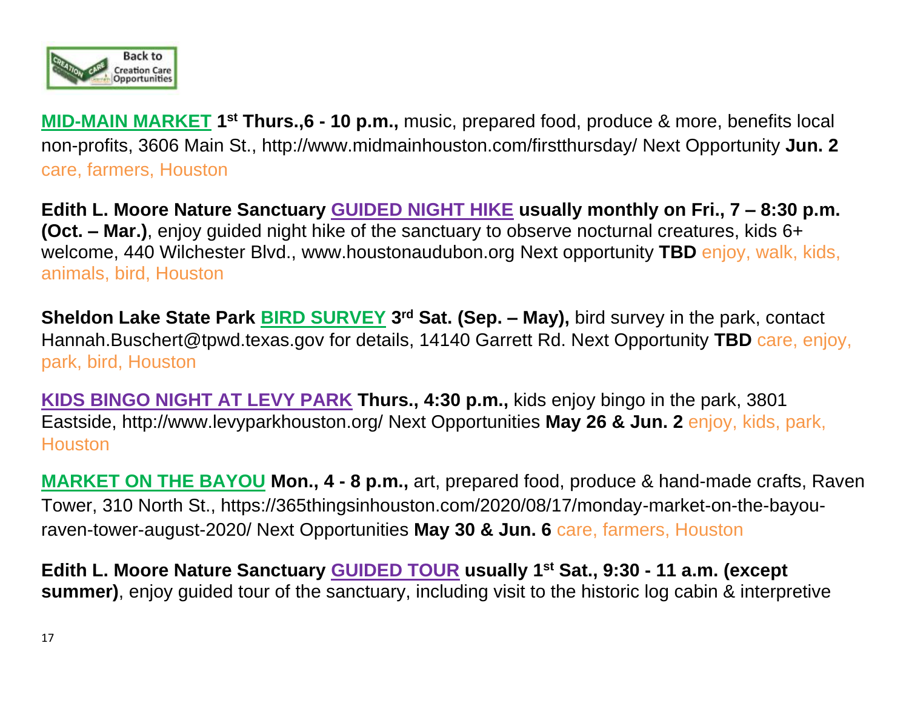Back to Creation Care Opportunities

**MID-MAIN MARKET** **1st Thurs.,6 - 10 p.m.,** music, prepared food, produce & more, benefits local non-profits, 3606 Main St., http://www.midmainhouston.com/firstthursday/ Next Opportunity **Jun. 2** care, farmers, Houston

**Edith L. Moore Nature Sanctuary GUIDED NIGHT HIKE usually monthly on Fri., 7 – 8:30 p.m. (Oct. – Mar.)**, enjoy guided night hike of the sanctuary to observe nocturnal creatures, kids 6+ welcome, 440 Wilchester Blvd., www.houstonaudubon.org Next opportunity **TBD** enjoy, walk, kids, animals, bird, Houston

**Sheldon Lake State Park BIRD SURVEY 3rd Sat. (Sep. – May),** bird survey in the park, contact Hannah.Buschert@tpwd.texas.gov for details, 14140 Garrett Rd. Next Opportunity **TBD** care, enjoy, park, bird, Houston

**KIDS BINGO NIGHT AT LEVY PARK Thurs., 4:30 p.m.,** kids enjoy bingo in the park, 3801 Eastside, http://www.levyparkhouston.org/ Next Opportunities **May 26 & Jun. 2** enjoy, kids, park, Houston

**MARKET ON THE BAYOU Mon., 4 - 8 p.m.,** art, prepared food, produce & hand-made crafts, Raven Tower, 310 North St., https://365thingsinhouston.com/2020/08/17/monday-market-on-the-bayou-raven-tower-august-2020/ Next Opportunities **May 30 & Jun. 6** care, farmers, Houston

**Edith L. Moore Nature Sanctuary GUIDED TOUR usually 1st Sat., 9:30 - 11 a.m. (except summer)**, enjoy guided tour of the sanctuary, including visit to the historic log cabin & interpretive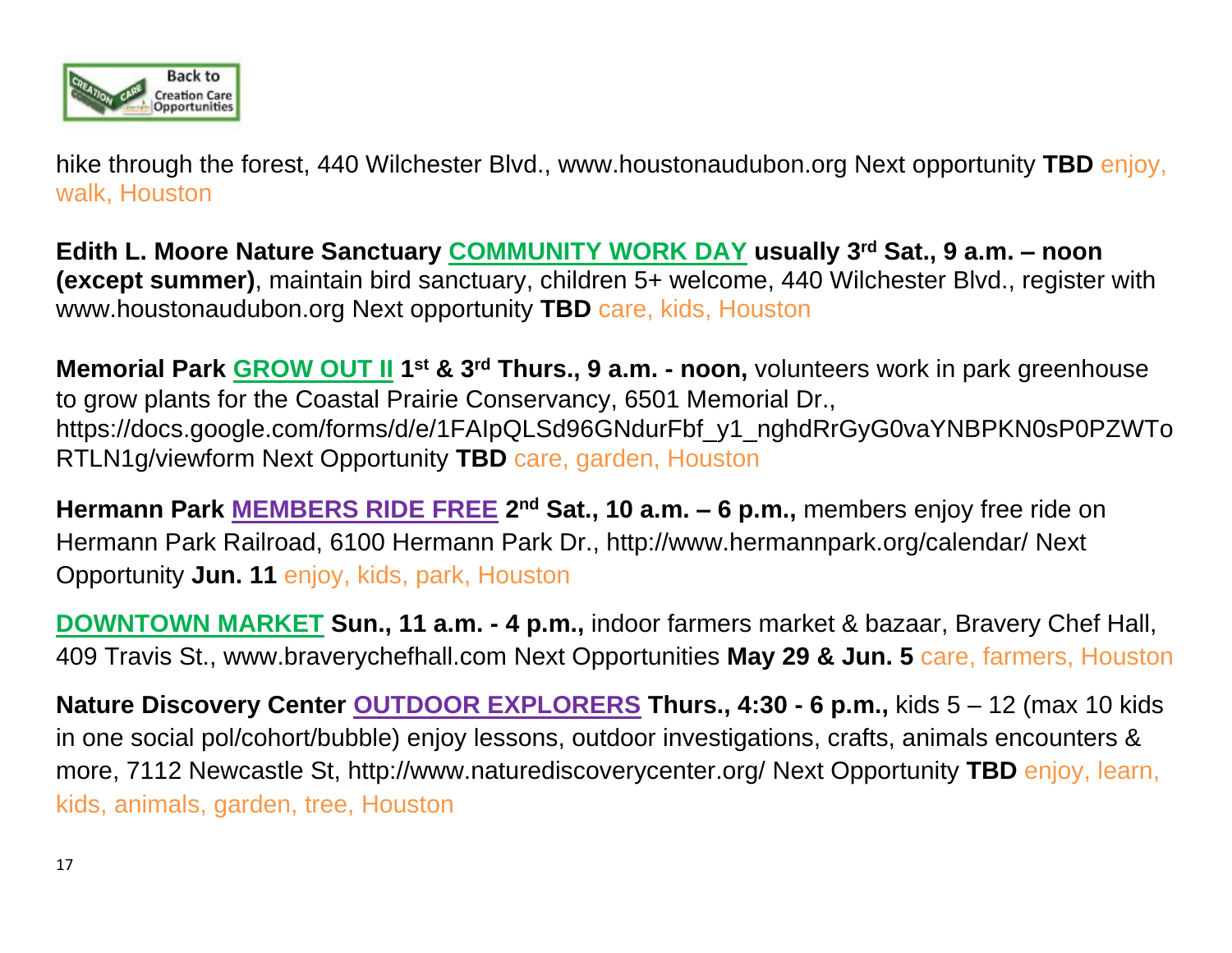hike through the forest, 440 Wilchester Blvd., www.houstonaudubon.org Next opportunity **TBD** enjoy, walk, Houston

**Edith L. Moore Nature Sanctuary** **COMMUNITY WORK DAY** **usually 3rd Sat., 9 a.m. – noon (except summer)**, maintain bird sanctuary, children 5+ welcome, 440 Wilchester Blvd., register with www.houstonaudubon.org Next opportunity **TBD** care, kids, Houston

**Memorial Park** **GROW OUT II** **1st & 3rd Thurs., 9 a.m. - noon,** volunteers work in park greenhouse to grow plants for the Coastal Prairie Conservancy, 6501 Memorial Dr., https://docs.google.com/forms/d/e/1FAIpQLSd96GNdurFbf_y1_nghdRrGyG0vaYNBPKN0sP0PZWToRTLN1g/viewform Next Opportunity **TBD** care, garden, Houston

**Hermann Park** **MEMBERS RIDE FREE** **2nd Sat., 10 a.m. – 6 p.m.,** members enjoy free ride on Hermann Park Railroad, 6100 Hermann Park Dr., http://www.hermannpark.org/calendar/ Next Opportunity **Jun. 11** enjoy, kids, park, Houston

**DOWNTOWN MARKET** **Sun., 11 a.m. - 4 p.m.,** indoor farmers market & bazaar, Bravery Chef Hall, 409 Travis St., www.braverychefhall.com Next Opportunities **May 29 & Jun. 5** care, farmers, Houston

**Nature Discovery Center** **OUTDOOR EXPLORERS** **Thurs., 4:30 - 6 p.m.,** kids 5 – 12 (max 10 kids in one social pol/cohort/bubble) enjoy lessons, outdoor investigations, crafts, animals encounters & more, 7112 Newcastle St, http://www.naturediscoverycenter.org/ Next Opportunity **TBD** enjoy, learn, kids, animals, garden, tree, Houston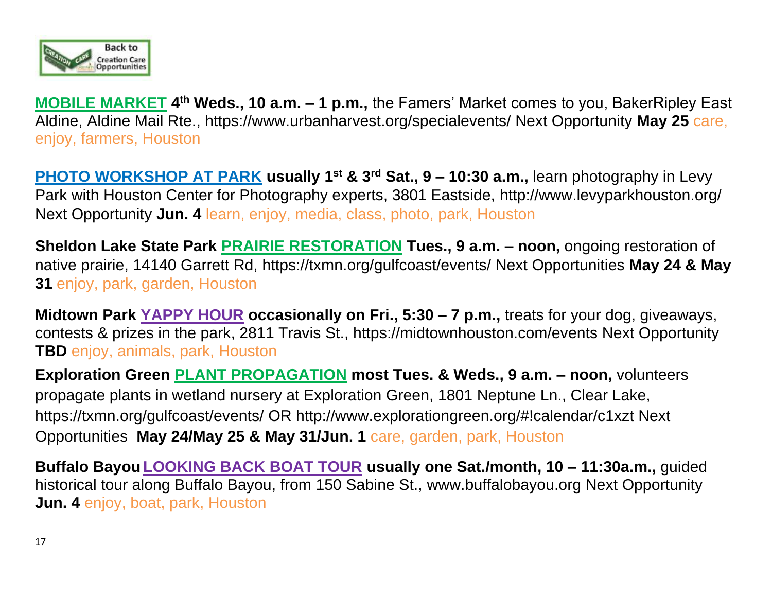**MOBILE MARKET** **4th Weds., 10 a.m. – 1 p.m.,** the Famers' Market comes to you, BakerRipley East Aldine, Aldine Mail Rte., https://www.urbanharvest.org/specialevents/ Next Opportunity **May 25** care, enjoy, farmers, Houston

**PHOTO WORKSHOP AT PARK** **usually 1st & 3rd Sat., 9 – 10:30 a.m.,** learn photography in Levy Park with Houston Center for Photography experts, 3801 Eastside, http://www.levyparkhouston.org/ Next Opportunity **Jun. 4** learn, enjoy, media, class, photo, park, Houston

**Sheldon Lake State Park PRAIRIE RESTORATION Tues., 9 a.m. – noon,** ongoing restoration of native prairie, 14140 Garrett Rd, https://txmn.org/gulfcoast/events/ Next Opportunities **May 24 & May 31** enjoy, park, garden, Houston

**Midtown Park YAPPY HOUR occasionally on Fri., 5:30 – 7 p.m.,** treats for your dog, giveaways, contests & prizes in the park, 2811 Travis St., https://midtownhouston.com/events Next Opportunity **TBD** enjoy, animals, park, Houston

**Exploration Green PLANT PROPAGATION most Tues. & Weds., 9 a.m. – noon,** volunteers propagate plants in wetland nursery at Exploration Green, 1801 Neptune Ln., Clear Lake, https://txmn.org/gulfcoast/events/ OR http://www.explorationgreen.org/#!calendar/c1xzt Next Opportunities **May 24/May 25 & May 31/Jun. 1** care, garden, park, Houston

**Buffalo Bayou LOOKING BACK BOAT TOUR usually one Sat./month, 10 – 11:30a.m.,** guided historical tour along Buffalo Bayou, from 150 Sabine St., www.buffalobayou.org Next Opportunity **Jun. 4** enjoy, boat, park, Houston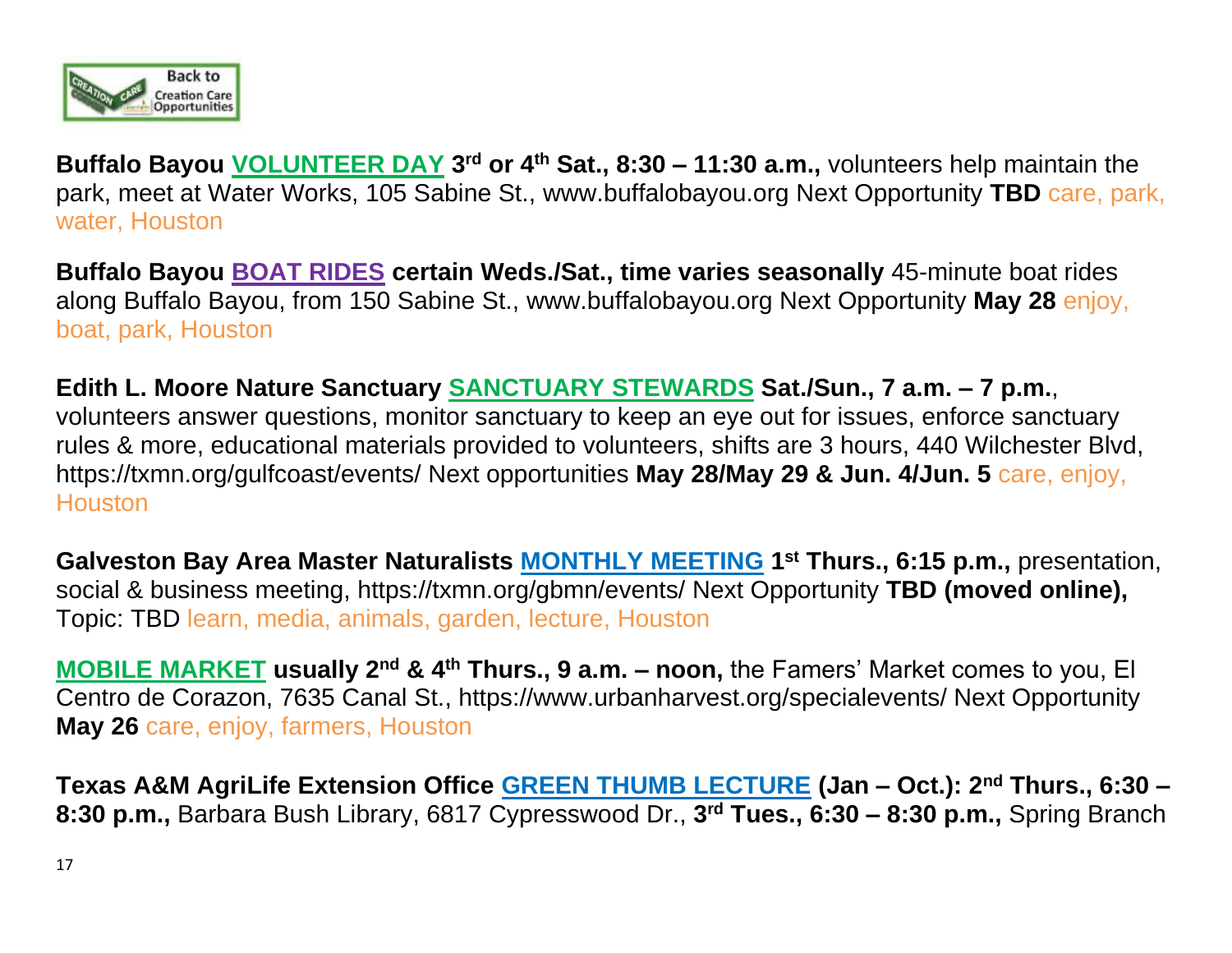Back to Creation Care Opportunities

**Buffalo Bayou VOLUNTEER DAY 3rd or 4th Sat., 8:30 – 11:30 a.m.,** volunteers help maintain the park, meet at Water Works, 105 Sabine St., www.buffalobayou.org Next Opportunity **TBD** care, park, water, Houston

**Buffalo Bayou BOAT RIDES certain Weds./Sat., time varies seasonally** 45-minute boat rides along Buffalo Bayou, from 150 Sabine St., www.buffalobayou.org Next Opportunity **May 28** enjoy, boat, park, Houston

**Edith L. Moore Nature Sanctuary SANCTUARY STEWARDS Sat./Sun., 7 a.m. – 7 p.m.**, volunteers answer questions, monitor sanctuary to keep an eye out for issues, enforce sanctuary rules & more, educational materials provided to volunteers, shifts are 3 hours, 440 Wilchester Blvd, https://txmn.org/gulfcoast/events/ Next opportunities **May 28/May 29 & Jun. 4/Jun. 5** care, enjoy, Houston

**Galveston Bay Area Master Naturalists MONTHLY MEETING 1st Thurs., 6:15 p.m.,** presentation, social & business meeting, https://txmn.org/gbmn/events/ Next Opportunity **TBD (moved online),** Topic: TBD learn, media, animals, garden, lecture, Houston

**MOBILE MARKET usually 2nd & 4th Thurs., 9 a.m. – noon,** the Famers' Market comes to you, El Centro de Corazon, 7635 Canal St., https://www.urbanharvest.org/specialevents/ Next Opportunity **May 26** care, enjoy, farmers, Houston

**Texas A&M AgriLife Extension Office GREEN THUMB LECTURE (Jan – Oct.): 2nd Thurs., 6:30 – 8:30 p.m.,** Barbara Bush Library, 6817 Cypresswood Dr., **3rd Tues., 6:30 – 8:30 p.m.,** Spring Branch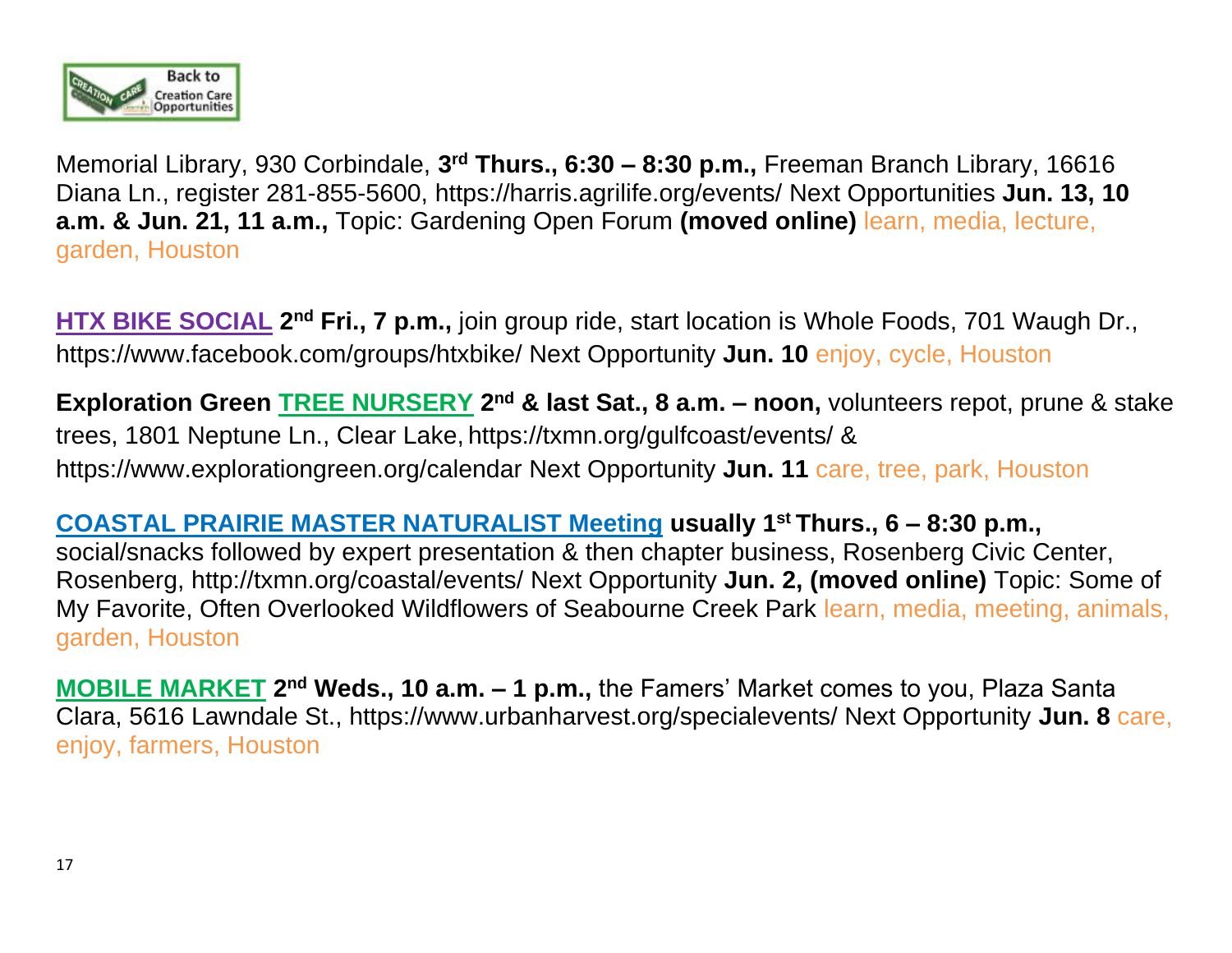Back to Creation Care Opportunities

Memorial Library, 930 Corbindale, **3rd Thurs., 6:30 – 8:30 p.m.,** Freeman Branch Library, 16616 Diana Ln., register 281-855-5600, https://harris.agrilife.org/events/ Next Opportunities **Jun. 13, 10 a.m. & Jun. 21, 11 a.m.,** Topic: Gardening Open Forum **(moved online)** learn, media, lecture, garden, Houston

**HTX BIKE SOCIAL** **2nd Fri., 7 p.m.,** join group ride, start location is Whole Foods, 701 Waugh Dr., https://www.facebook.com/groups/htxbike/ Next Opportunity **Jun. 10** enjoy, cycle, Houston

**Exploration Green TREE NURSERY 2nd & last Sat., 8 a.m. – noon,** volunteers repot, prune & stake trees, 1801 Neptune Ln., Clear Lake, https://txmn.org/gulfcoast/events/ & https://www.explorationgreen.org/calendar Next Opportunity **Jun. 11** care, tree, park, Houston

**COASTAL PRAIRIE MASTER NATURALIST Meeting usually 1st Thurs., 6 – 8:30 p.m.,** social/snacks followed by expert presentation & then chapter business, Rosenberg Civic Center, Rosenberg, http://txmn.org/coastal/events/ Next Opportunity **Jun. 2, (moved online)** Topic: Some of My Favorite, Often Overlooked Wildflowers of Seabourne Creek Park learn, media, meeting, animals, garden, Houston

**MOBILE MARKET 2nd Weds., 10 a.m. – 1 p.m.,** the Famers' Market comes to you, Plaza Santa Clara, 5616 Lawndale St., https://www.urbanharvest.org/specialevents/ Next Opportunity **Jun. 8** care, enjoy, farmers, Houston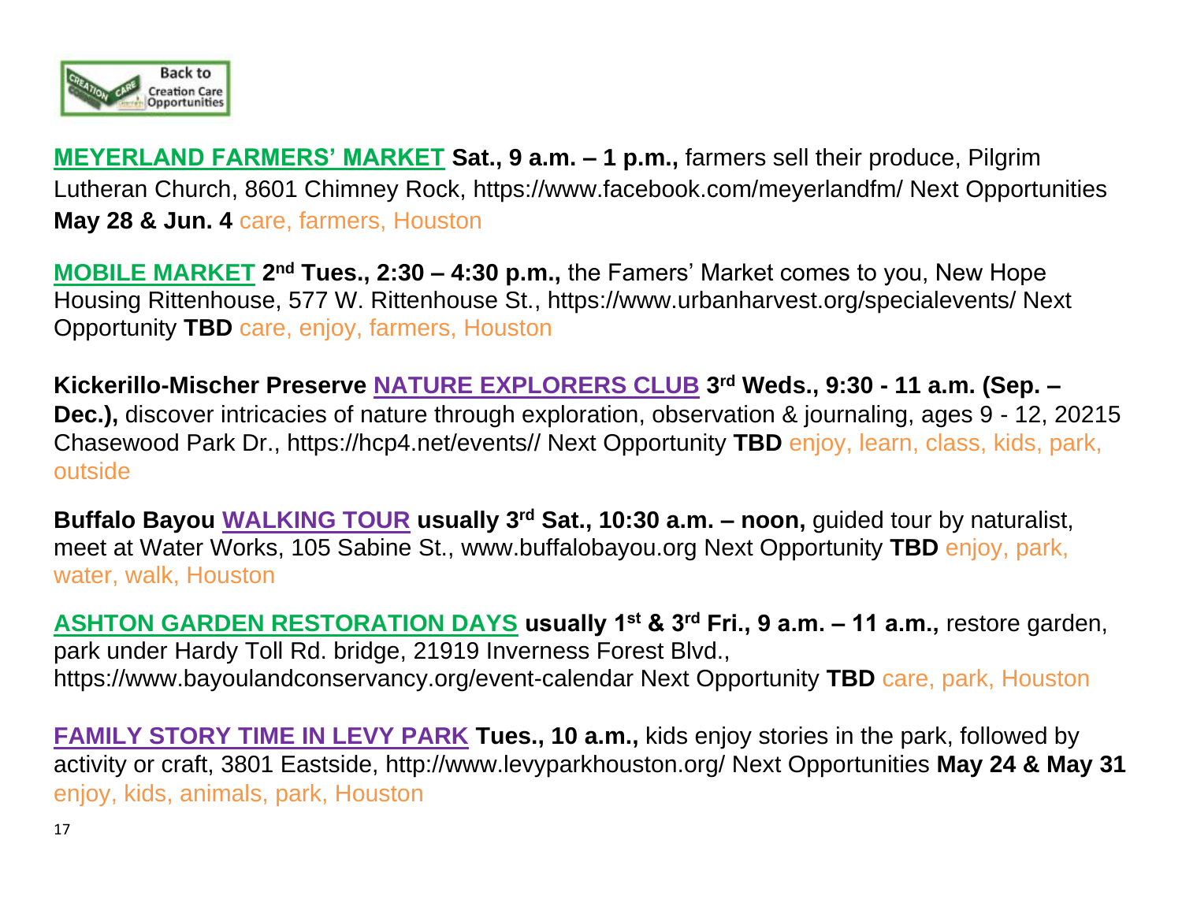**MEYERLAND FARMERS' MARKET** **Sat., 9 a.m. – 1 p.m.,** farmers sell their produce, Pilgrim Lutheran Church, 8601 Chimney Rock, https://www.facebook.com/meyerlandfm/ Next Opportunities **May 28 & Jun. 4** care, farmers, Houston

**MOBILE MARKET** **2nd Tues., 2:30 – 4:30 p.m.,** the Famers' Market comes to you, New Hope Housing Rittenhouse, 577 W. Rittenhouse St., https://www.urbanharvest.org/specialevents/ Next Opportunity **TBD** care, enjoy, farmers, Houston

**Kickerillo-Mischer Preserve NATURE EXPLORERS CLUB 3rd Weds., 9:30 - 11 a.m. (Sep. – Dec.),** discover intricacies of nature through exploration, observation & journaling, ages 9 - 12, 20215 Chasewood Park Dr., https://hcp4.net/events// Next Opportunity **TBD** enjoy, learn, class, kids, park, outside

**Buffalo Bayou WALKING TOUR usually 3rd Sat., 10:30 a.m. – noon,** guided tour by naturalist, meet at Water Works, 105 Sabine St., www.buffalobayou.org Next Opportunity **TBD** enjoy, park, water, walk, Houston

**ASHTON GARDEN RESTORATION DAYS** **usually 1st & 3rd Fri., 9 a.m. – 11 a.m.,** restore garden, park under Hardy Toll Rd. bridge, 21919 Inverness Forest Blvd., https://www.bayoulandconservancy.org/event-calendar Next Opportunity **TBD** care, park, Houston

**FAMILY STORY TIME IN LEVY PARK** **Tues., 10 a.m.,** kids enjoy stories in the park, followed by activity or craft, 3801 Eastside, http://www.levyparkhouston.org/ Next Opportunities **May 24 & May 31** enjoy, kids, animals, park, Houston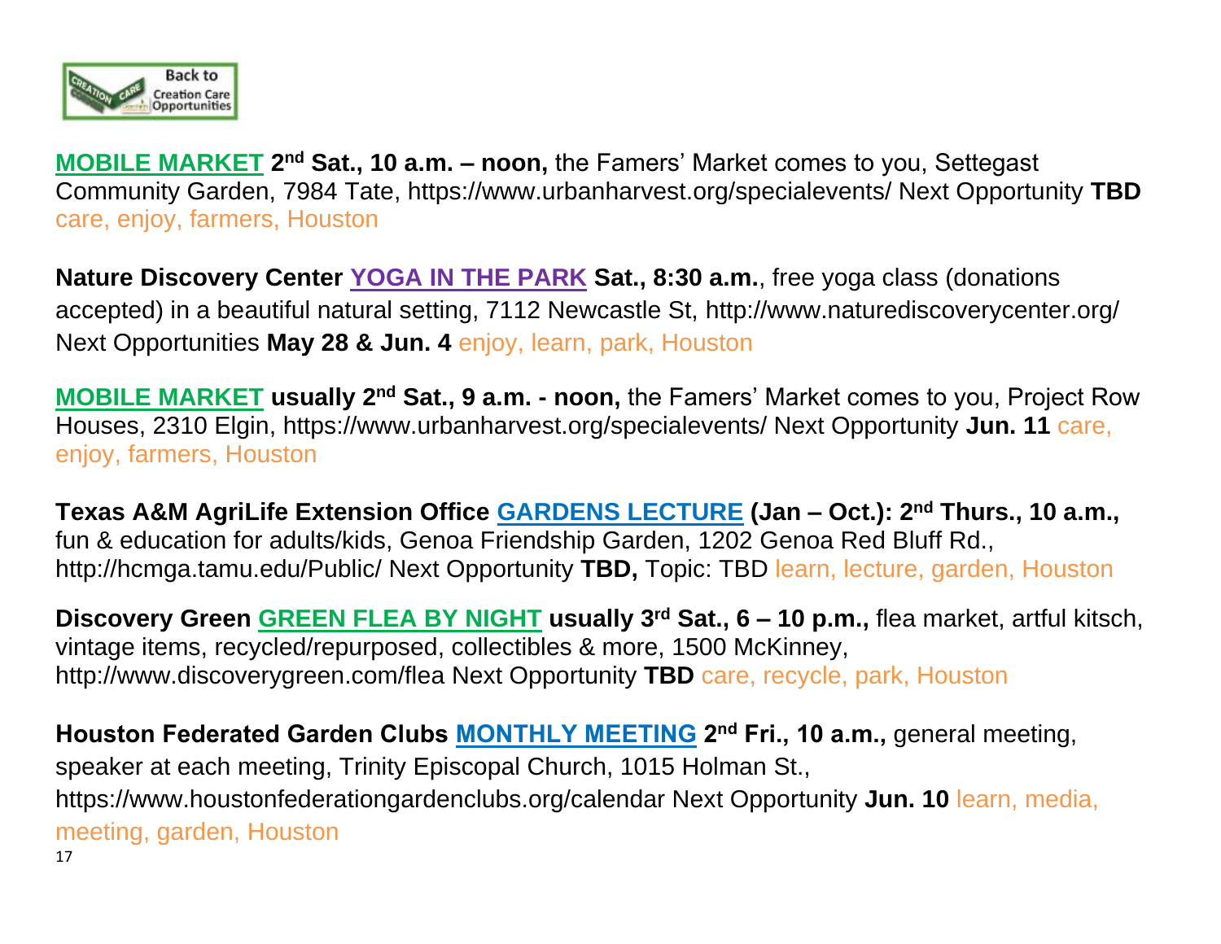**MOBILE MARKET** **2nd Sat., 10 a.m. – noon,** the Famers' Market comes to you, Settegast Community Garden, 7984 Tate, https://www.urbanharvest.org/specialevents/ Next Opportunity **TBD** care, enjoy, farmers, Houston

**Nature Discovery Center** **YOGA IN THE PARK** **Sat., 8:30 a.m.**, free yoga class (donations accepted) in a beautiful natural setting, 7112 Newcastle St, http://www.naturediscoverycenter.org/ Next Opportunities **May 28 & Jun. 4** enjoy, learn, park, Houston

**MOBILE MARKET** **usually 2nd Sat., 9 a.m. - noon,** the Famers' Market comes to you, Project Row Houses, 2310 Elgin, https://www.urbanharvest.org/specialevents/ Next Opportunity **Jun. 11** care, enjoy, farmers, Houston

**Texas A&M AgriLife Extension Office** **GARDENS LECTURE** **(Jan – Oct.): 2nd Thurs., 10 a.m.,** fun & education for adults/kids, Genoa Friendship Garden, 1202 Genoa Red Bluff Rd., http://hcmga.tamu.edu/Public/ Next Opportunity **TBD,** Topic: TBD learn, lecture, garden, Houston

**Discovery Green** **GREEN FLEA BY NIGHT** **usually 3rd Sat., 6 – 10 p.m.,** flea market, artful kitsch, vintage items, recycled/repurposed, collectibles & more, 1500 McKinney, http://www.discoverygreen.com/flea Next Opportunity **TBD** care, recycle, park, Houston

**Houston Federated Garden Clubs** **MONTHLY MEETING** **2nd Fri., 10 a.m.,** general meeting, speaker at each meeting, Trinity Episcopal Church, 1015 Holman St., https://www.houstonfederationgardenclubs.org/calendar Next Opportunity **Jun. 10** learn, media, meeting, garden, Houston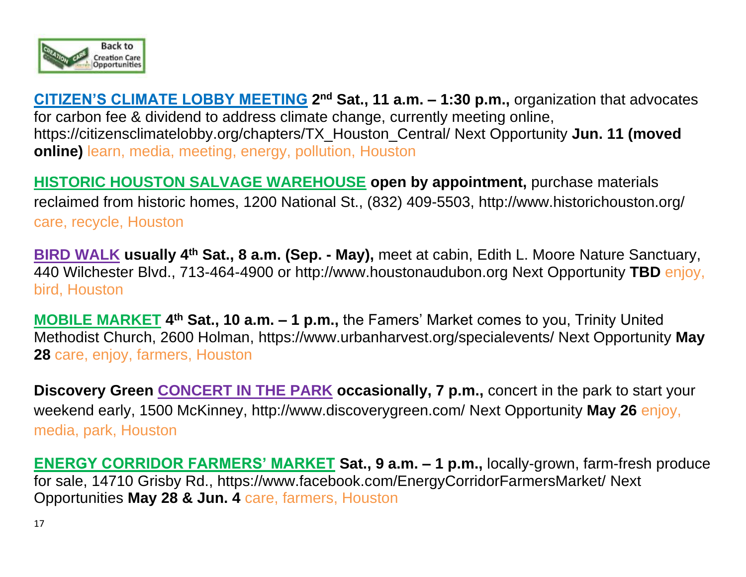Back to Creation Care Opportunities

**CITIZEN'S CLIMATE LOBBY MEETING** **2nd Sat., 11 a.m. – 1:30 p.m.,** organization that advocates for carbon fee & dividend to address climate change, currently meeting online, https://citizensclimatelobby.org/chapters/TX_Houston_Central/ Next Opportunity **Jun. 11 (moved online)** learn, media, meeting, energy, pollution, Houston

**HISTORIC HOUSTON SALVAGE WAREHOUSE** **open by appointment,** purchase materials reclaimed from historic homes, 1200 National St., (832) 409-5503, http://www.historichouston.org/ care, recycle, Houston

**BIRD WALK** **usually 4th Sat., 8 a.m. (Sep. - May),** meet at cabin, Edith L. Moore Nature Sanctuary, 440 Wilchester Blvd., 713-464-4900 or http://www.houstonaudubon.org Next Opportunity **TBD** enjoy, bird, Houston

**MOBILE MARKET** **4th Sat., 10 a.m. – 1 p.m.,** the Famers' Market comes to you, Trinity United Methodist Church, 2600 Holman, https://www.urbanharvest.org/specialevents/ Next Opportunity **May 28** care, enjoy, farmers, Houston

**Discovery Green CONCERT IN THE PARK** **occasionally, 7 p.m.,** concert in the park to start your weekend early, 1500 McKinney, http://www.discoverygreen.com/ Next Opportunity **May 26** enjoy, media, park, Houston

**ENERGY CORRIDOR FARMERS' MARKET** **Sat., 9 a.m. – 1 p.m.,** locally-grown, farm-fresh produce for sale, 14710 Grisby Rd., https://www.facebook.com/EnergyCorridorFarmersMarket/ Next Opportunities **May 28 & Jun. 4** care, farmers, Houston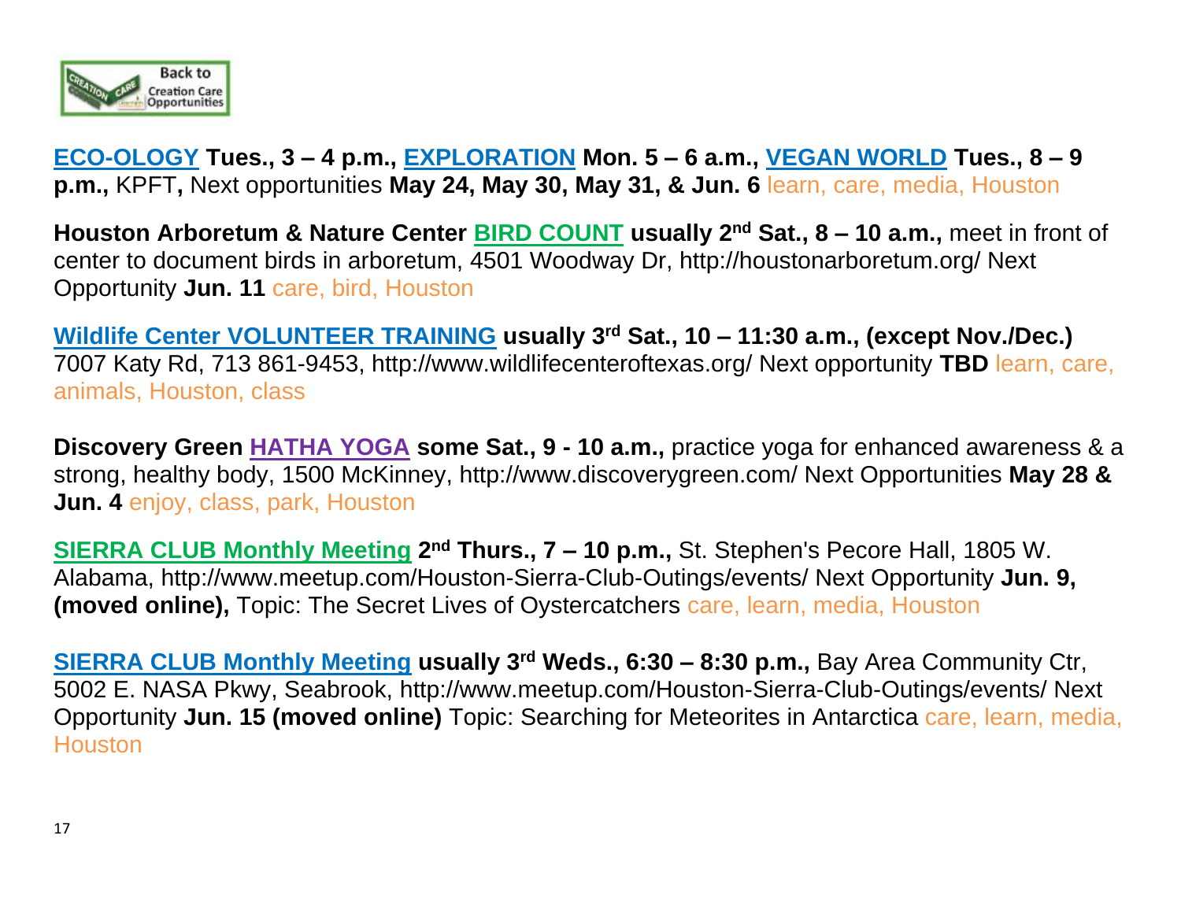Back to Creation Care Opportunities

**ECO-OLOGY Tues., 3 – 4 p.m., EXPLORATION Mon. 5 – 6 a.m., VEGAN WORLD Tues., 8 – 9 p.m.,** KPFT**,** Next opportunities **May 24, May 30, May 31, & Jun. 6** learn, care, media, Houston

**Houston Arboretum & Nature Center BIRD COUNT usually 2nd Sat., 8 – 10 a.m.,** meet in front of center to document birds in arboretum, 4501 Woodway Dr, http://houstonarboretum.org/ Next Opportunity **Jun. 11** care, bird, Houston

**Wildlife Center VOLUNTEER TRAINING usually 3rd Sat., 10 – 11:30 a.m., (except Nov./Dec.)** 7007 Katy Rd, 713 861-9453, http://www.wildlifecenteroftexas.org/ Next opportunity **TBD** learn, care, animals, Houston, class

**Discovery Green HATHA YOGA some Sat., 9 - 10 a.m.,** practice yoga for enhanced awareness & a strong, healthy body, 1500 McKinney, http://www.discoverygreen.com/ Next Opportunities **May 28 & Jun. 4** enjoy, class, park, Houston

**SIERRA CLUB Monthly Meeting 2nd Thurs., 7 – 10 p.m.,** St. Stephen's Pecore Hall, 1805 W. Alabama, http://www.meetup.com/Houston-Sierra-Club-Outings/events/ Next Opportunity **Jun. 9, (moved online),** Topic: The Secret Lives of Oystercatchers care, learn, media, Houston

**SIERRA CLUB Monthly Meeting usually 3rd Weds., 6:30 – 8:30 p.m.,** Bay Area Community Ctr, 5002 E. NASA Pkwy, Seabrook, http://www.meetup.com/Houston-Sierra-Club-Outings/events/ Next Opportunity **Jun. 15 (moved online)** Topic: Searching for Meteorites in Antarctica care, learn, media, Houston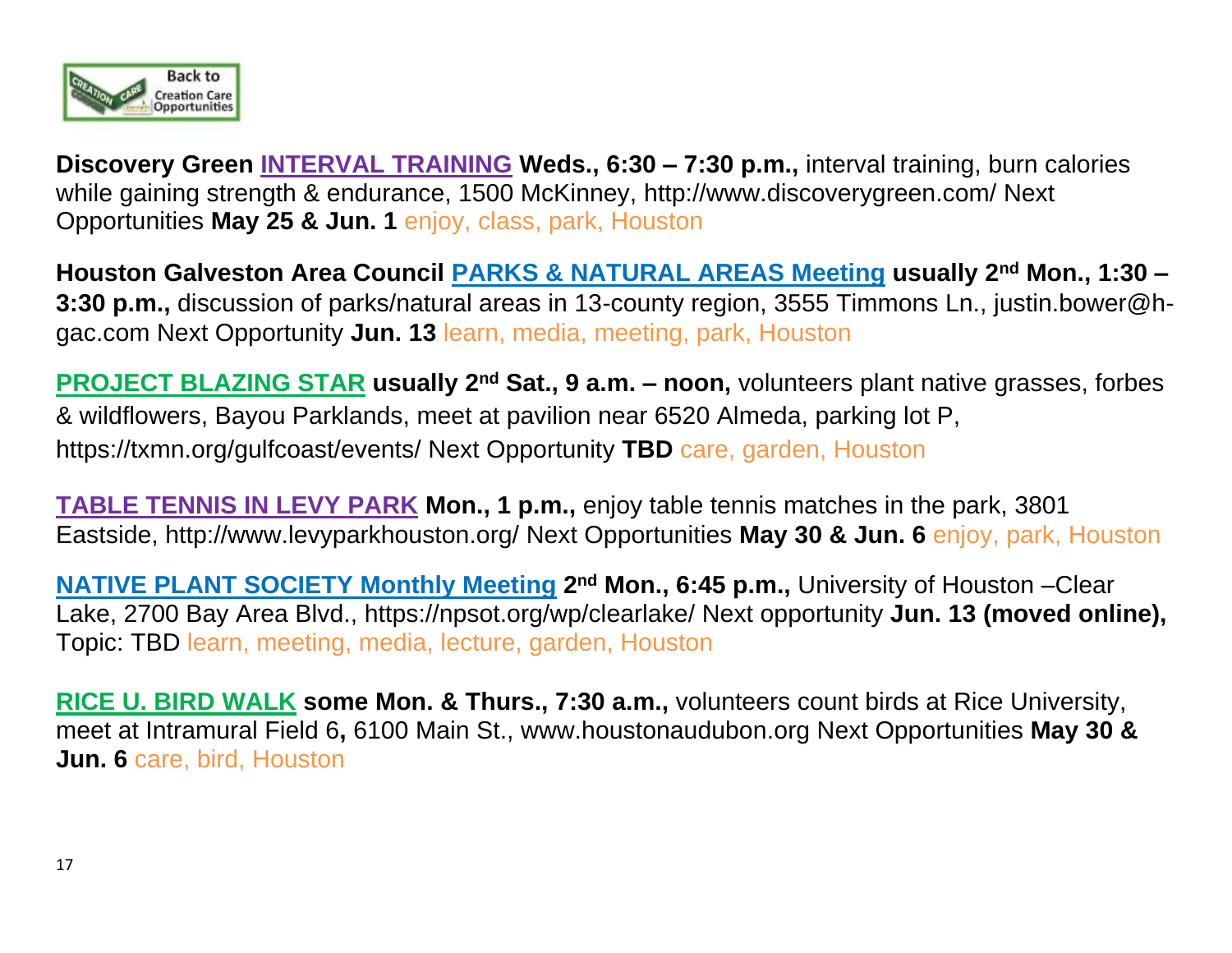**Discovery Green INTERVAL TRAINING Weds., 6:30 – 7:30 p.m.,** interval training, burn calories while gaining strength & endurance, 1500 McKinney, http://www.discoverygreen.com/ Next Opportunities **May 25 & Jun. 1** enjoy, class, park, Houston

**Houston Galveston Area Council PARKS & NATURAL AREAS Meeting usually 2nd Mon., 1:30 – 3:30 p.m.,** discussion of parks/natural areas in 13-county region, 3555 Timmons Ln., justin.bower@h-gac.com Next Opportunity **Jun. 13** learn, media, meeting, park, Houston

**PROJECT BLAZING STAR usually 2nd Sat., 9 a.m. – noon,** volunteers plant native grasses, forbes & wildflowers, Bayou Parklands, meet at pavilion near 6520 Almeda, parking lot P, https://txmn.org/gulfcoast/events/ Next Opportunity **TBD** care, garden, Houston

**TABLE TENNIS IN LEVY PARK Mon., 1 p.m.,** enjoy table tennis matches in the park, 3801 Eastside, http://www.levyparkhouston.org/ Next Opportunities **May 30 & Jun. 6** enjoy, park, Houston

**NATIVE PLANT SOCIETY Monthly Meeting 2nd Mon., 6:45 p.m.,** University of Houston –Clear Lake, 2700 Bay Area Blvd., https://npsot.org/wp/clearlake/ Next opportunity **Jun. 13 (moved online),** Topic: TBD learn, meeting, media, lecture, garden, Houston

**RICE U. BIRD WALK some Mon. & Thurs., 7:30 a.m.,** volunteers count birds at Rice University, meet at Intramural Field 6**,** 6100 Main St., www.houstonaudubon.org Next Opportunities **May 30 & Jun. 6** care, bird, Houston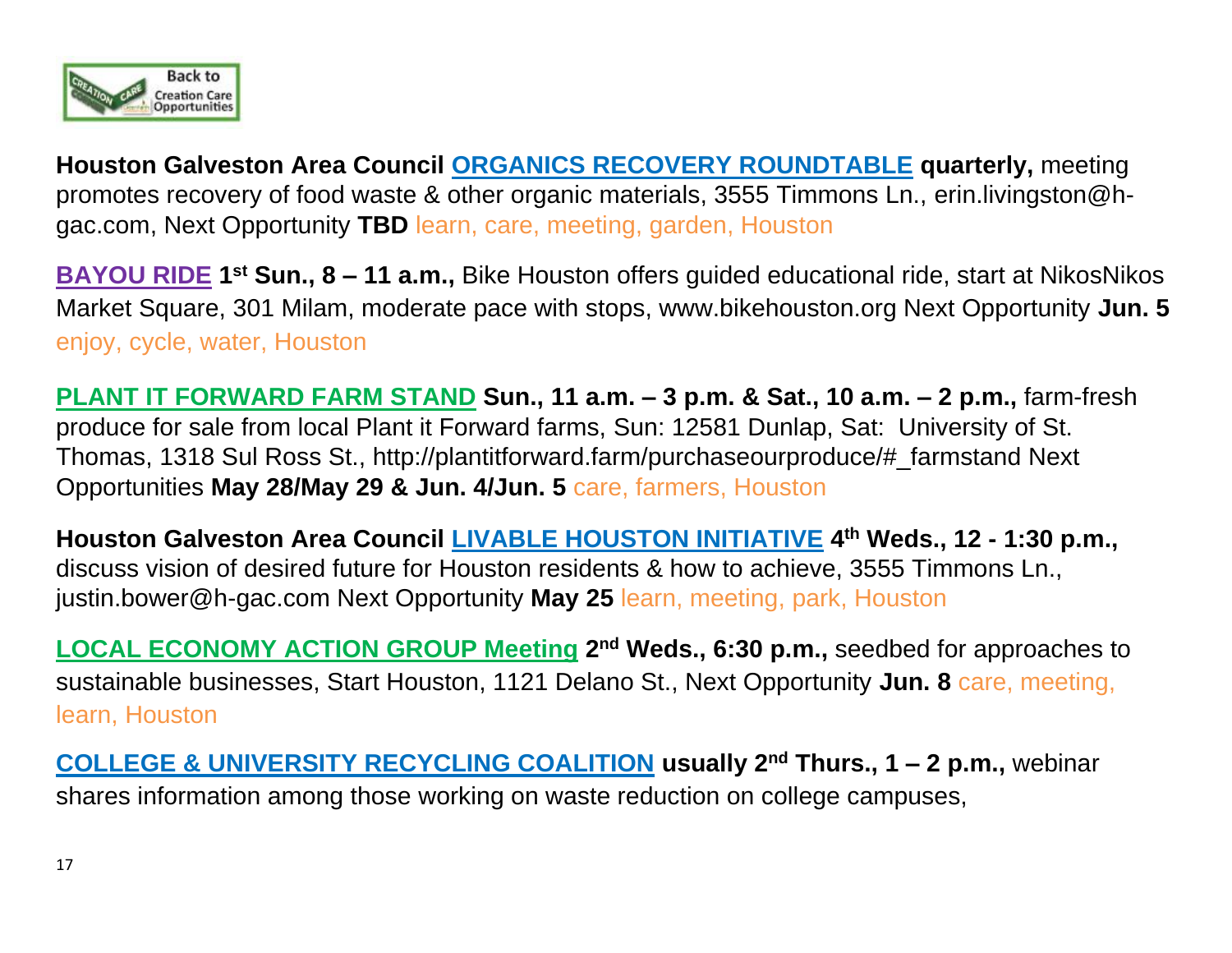**Houston Galveston Area Council** **ORGANICS RECOVERY ROUNDTABLE** **quarterly,** meeting promotes recovery of food waste & other organic materials, 3555 Timmons Ln., erin.livingston@h-gac.com, Next Opportunity **TBD** learn, care, meeting, garden, Houston

**BAYOU RIDE** **1st Sun., 8 – 11 a.m.,** Bike Houston offers guided educational ride, start at NikosNikos Market Square, 301 Milam, moderate pace with stops, www.bikehouston.org Next Opportunity **Jun. 5** enjoy, cycle, water, Houston

**PLANT IT FORWARD FARM STAND** **Sun., 11 a.m. – 3 p.m. & Sat., 10 a.m. – 2 p.m.,** farm-fresh produce for sale from local Plant it Forward farms, Sun: 12581 Dunlap, Sat: University of St. Thomas, 1318 Sul Ross St., http://plantitforward.farm/purchaseourproduce/#_farmstand Next Opportunities **May 28/May 29 & Jun. 4/Jun. 5** care, farmers, Houston

**Houston Galveston Area Council** **LIVABLE HOUSTON INITIATIVE** **4th Weds., 12 - 1:30 p.m.,** discuss vision of desired future for Houston residents & how to achieve, 3555 Timmons Ln., justin.bower@h-gac.com Next Opportunity **May 25** learn, meeting, park, Houston

**LOCAL ECONOMY ACTION GROUP Meeting** **2nd Weds., 6:30 p.m.,** seedbed for approaches to sustainable businesses, Start Houston, 1121 Delano St., Next Opportunity **Jun. 8** care, meeting, learn, Houston

**COLLEGE & UNIVERSITY RECYCLING COALITION** **usually 2nd Thurs., 1 – 2 p.m.,** webinar shares information among those working on waste reduction on college campuses,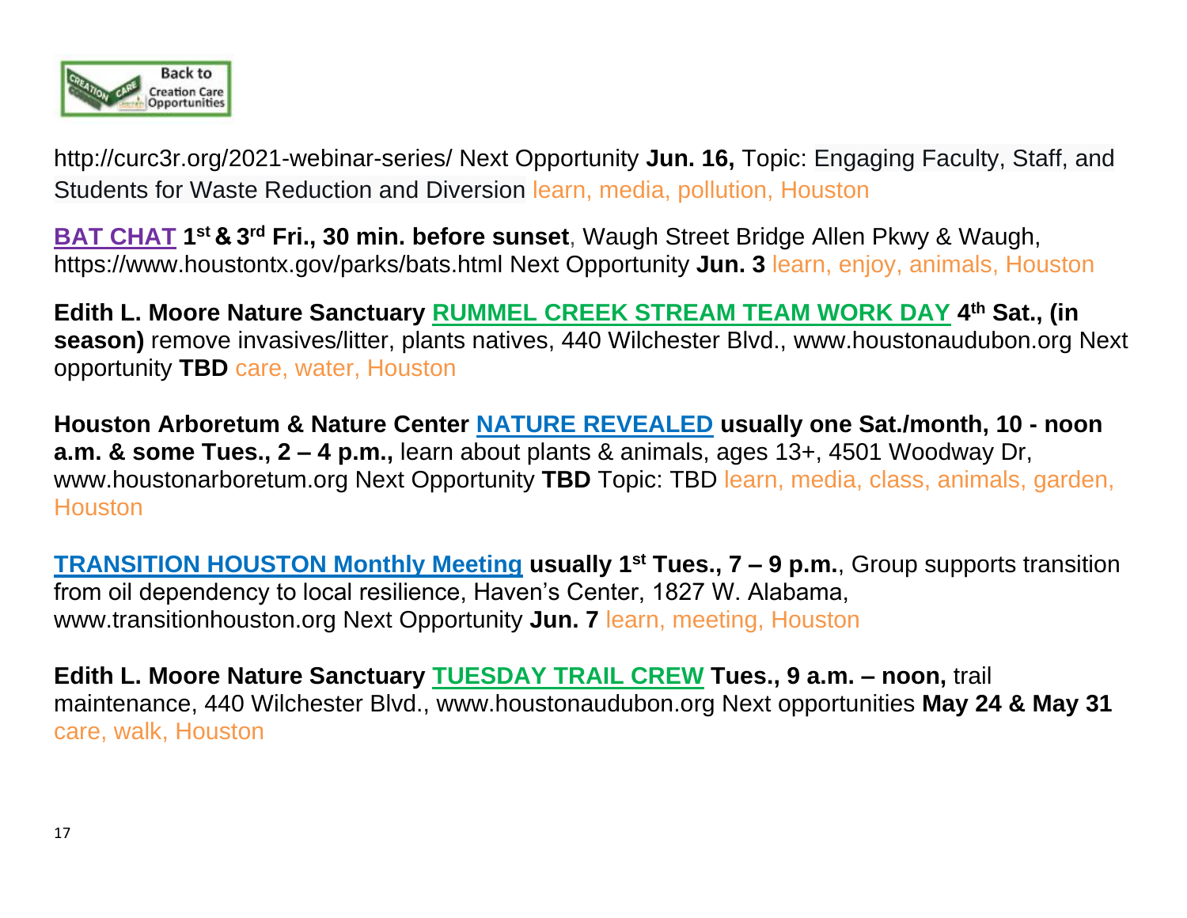http://curc3r.org/2021-webinar-series/ Next Opportunity **Jun. 16,** Topic: Engaging Faculty, Staff, and Students for Waste Reduction and Diversion learn, media, pollution, Houston

**BAT CHAT 1st & 3rd Fri., 30 min. before sunset**, Waugh Street Bridge Allen Pkwy & Waugh, https://www.houstontx.gov/parks/bats.html Next Opportunity **Jun. 3** learn, enjoy, animals, Houston

**Edith L. Moore Nature Sanctuary RUMMEL CREEK STREAM TEAM WORK DAY 4th Sat., (in season)** remove invasives/litter, plants natives, 440 Wilchester Blvd., www.houstonaudubon.org Next opportunity **TBD** care, water, Houston

**Houston Arboretum & Nature Center NATURE REVEALED usually one Sat./month, 10 - noon a.m. & some Tues., 2 – 4 p.m.,** learn about plants & animals, ages 13+, 4501 Woodway Dr, www.houstonarboretum.org Next Opportunity **TBD** Topic: TBD learn, media, class, animals, garden, Houston

**TRANSITION HOUSTON Monthly Meeting usually 1st Tues., 7 – 9 p.m.**, Group supports transition from oil dependency to local resilience, Haven's Center, 1827 W. Alabama, www.transitionhouston.org Next Opportunity **Jun. 7** learn, meeting, Houston

**Edith L. Moore Nature Sanctuary TUESDAY TRAIL CREW Tues., 9 a.m. – noon,** trail maintenance, 440 Wilchester Blvd., www.houstonaudubon.org Next opportunities **May 24 & May 31** care, walk, Houston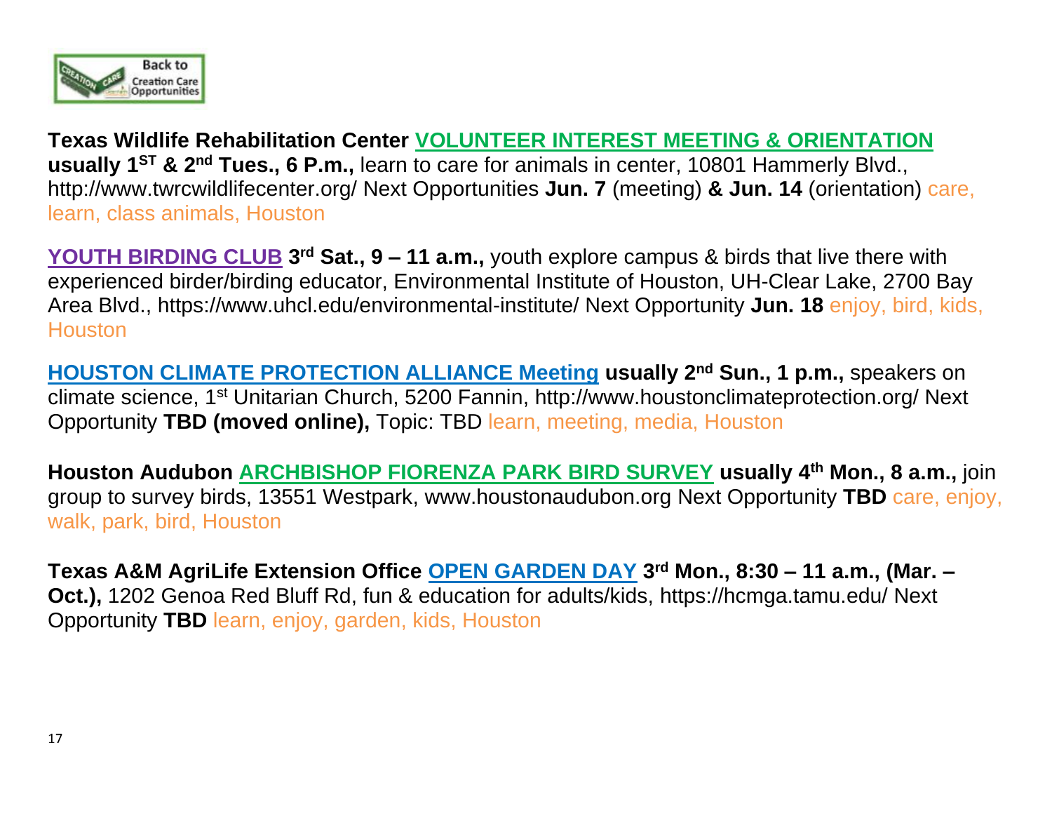**Texas Wildlife Rehabilitation Center** **VOLUNTEER INTEREST MEETING & ORIENTATION** **usually 1ST & 2nd Tues., 6 P.m.,** learn to care for animals in center, 10801 Hammerly Blvd., http://www.twrcwildlifecenter.org/ Next Opportunities **Jun. 7** (meeting) **& Jun. 14** (orientation) care, learn, class animals, Houston

**YOUTH BIRDING CLUB** **3rd Sat., 9 – 11 a.m.,** youth explore campus & birds that live there with experienced birder/birding educator, Environmental Institute of Houston, UH-Clear Lake, 2700 Bay Area Blvd., https://www.uhcl.edu/environmental-institute/ Next Opportunity **Jun. 18** enjoy, bird, kids, Houston

**HOUSTON CLIMATE PROTECTION ALLIANCE Meeting** **usually 2nd Sun., 1 p.m.,** speakers on climate science, 1st Unitarian Church, 5200 Fannin, http://www.houstonclimateprotection.org/ Next Opportunity **TBD (moved online),** Topic: TBD learn, meeting, media, Houston

**Houston Audubon** **ARCHBISHOP FIORENZA PARK BIRD SURVEY** **usually 4th Mon., 8 a.m.,** join group to survey birds, 13551 Westpark, www.houstonaudubon.org Next Opportunity **TBD** care, enjoy, walk, park, bird, Houston

**Texas A&M AgriLife Extension Office** **OPEN GARDEN DAY** **3rd Mon., 8:30 – 11 a.m., (Mar. – Oct.),** 1202 Genoa Red Bluff Rd, fun & education for adults/kids, https://hcmga.tamu.edu/ Next Opportunity **TBD** learn, enjoy, garden, kids, Houston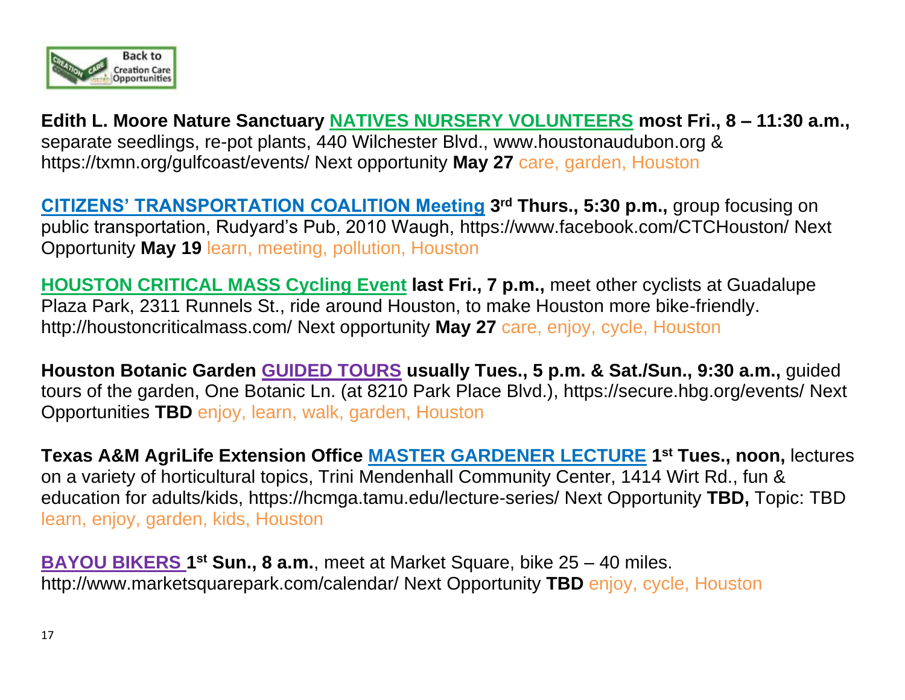**Edith L. Moore Nature Sanctuary NATIVES NURSERY VOLUNTEERS most Fri., 8 – 11:30 a.m.,** separate seedlings, re-pot plants, 440 Wilchester Blvd., www.houstonaudubon.org & https://txmn.org/gulfcoast/events/ Next opportunity **May 27** care, garden, Houston

**CITIZENS' TRANSPORTATION COALITION Meeting 3rd Thurs., 5:30 p.m.,** group focusing on public transportation, Rudyard's Pub, 2010 Waugh, https://www.facebook.com/CTCHouston/ Next Opportunity **May 19** learn, meeting, pollution, Houston

**HOUSTON CRITICAL MASS Cycling Event last Fri., 7 p.m.,** meet other cyclists at Guadalupe Plaza Park, 2311 Runnels St., ride around Houston, to make Houston more bike-friendly. http://houstoncriticalmass.com/ Next opportunity **May 27** care, enjoy, cycle, Houston

**Houston Botanic Garden GUIDED TOURS usually Tues., 5 p.m. & Sat./Sun., 9:30 a.m.,** guided tours of the garden, One Botanic Ln. (at 8210 Park Place Blvd.), https://secure.hbg.org/events/ Next Opportunities **TBD** enjoy, learn, walk, garden, Houston

**Texas A&M AgriLife Extension Office MASTER GARDENER LECTURE 1st Tues., noon,** lectures on a variety of horticultural topics, Trini Mendenhall Community Center, 1414 Wirt Rd., fun & education for adults/kids, https://hcmga.tamu.edu/lecture-series/ Next Opportunity **TBD,** Topic: TBD learn, enjoy, garden, kids, Houston

**BAYOU BIKERS 1st Sun., 8 a.m.**, meet at Market Square, bike 25 – 40 miles. http://www.marketsquarepark.com/calendar/ Next Opportunity **TBD** enjoy, cycle, Houston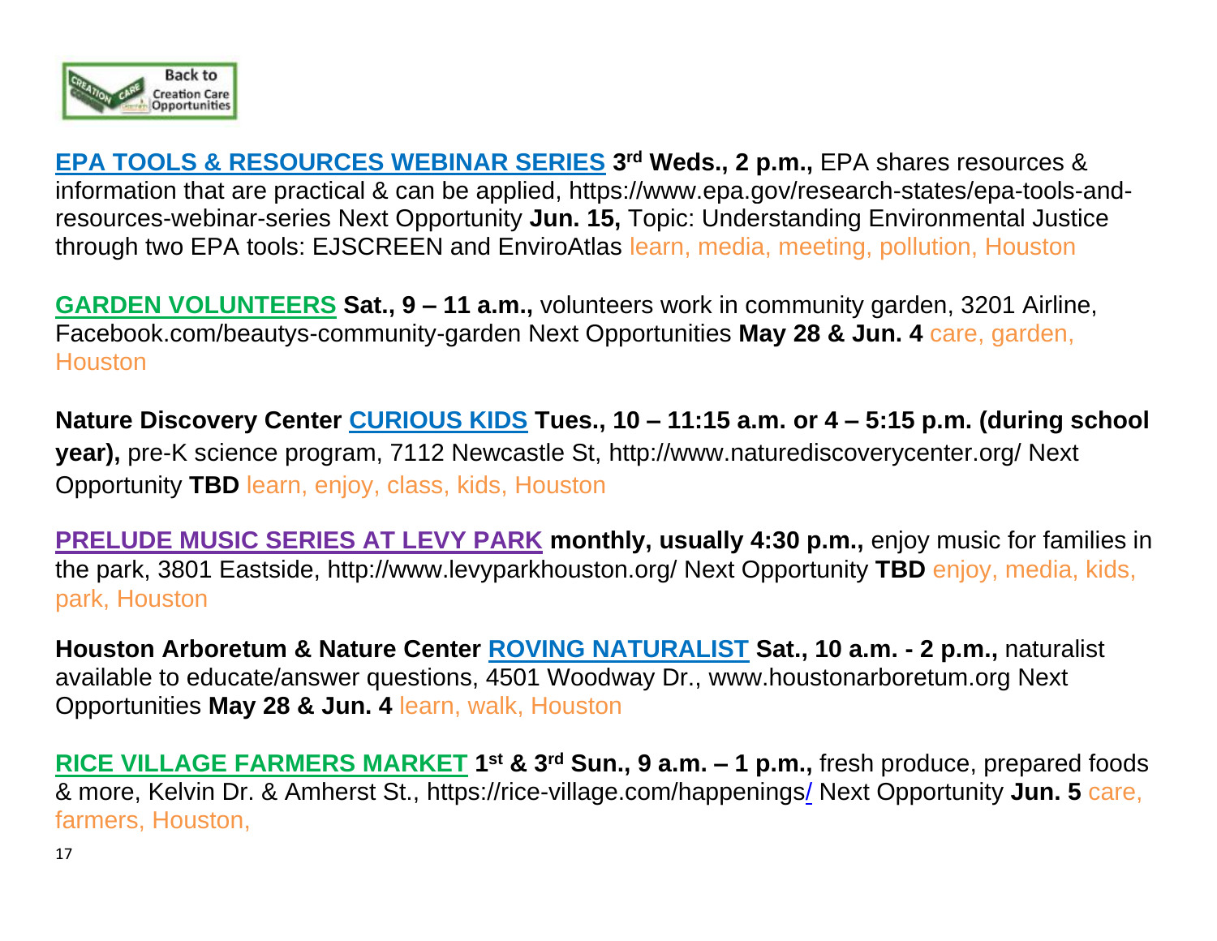**EPA TOOLS & RESOURCES WEBINAR SERIES** **3rd Weds., 2 p.m.,** EPA shares resources & information that are practical & can be applied, https://www.epa.gov/research-states/epa-tools-and-resources-webinar-series Next Opportunity **Jun. 15,** Topic: Understanding Environmental Justice through two EPA tools: EJSCREEN and EnviroAtlas learn, media, meeting, pollution, Houston

**GARDEN VOLUNTEERS** **Sat., 9 – 11 a.m.,** volunteers work in community garden, 3201 Airline, Facebook.com/beautys-community-garden Next Opportunities **May 28 & Jun. 4** care, garden, Houston

**Nature Discovery Center CURIOUS KIDS Tues., 10 – 11:15 a.m. or 4 – 5:15 p.m. (during school year),** pre-K science program, 7112 Newcastle St, http://www.naturediscoverycenter.org/ Next Opportunity **TBD** learn, enjoy, class, kids, Houston

**PRELUDE MUSIC SERIES AT LEVY PARK** **monthly, usually 4:30 p.m.,** enjoy music for families in the park, 3801 Eastside, http://www.levyparkhouston.org/ Next Opportunity **TBD** enjoy, media, kids, park, Houston

**Houston Arboretum & Nature Center ROVING NATURALIST Sat., 10 a.m. - 2 p.m.,** naturalist available to educate/answer questions, 4501 Woodway Dr., www.houstonarboretum.org Next Opportunities **May 28 & Jun. 4** learn, walk, Houston

**RICE VILLAGE FARMERS MARKET** **1st & 3rd Sun., 9 a.m. – 1 p.m.,** fresh produce, prepared foods & more, Kelvin Dr. & Amherst St., https://rice-village.com/happenings/ Next Opportunity **Jun. 5** care, farmers, Houston,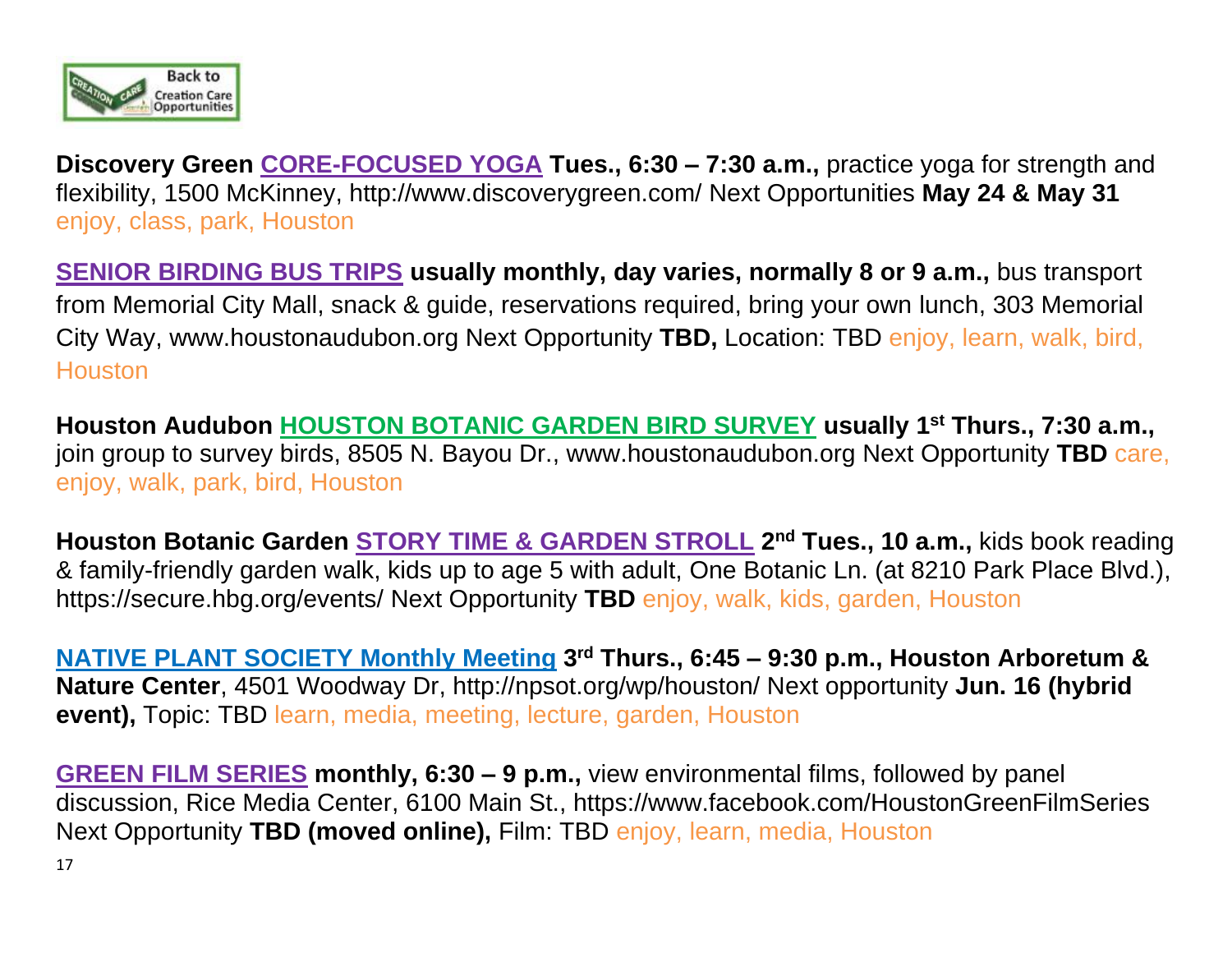**Discovery Green** CORE-FOCUSED YOGA **Tues., 6:30 – 7:30 a.m.,** practice yoga for strength and flexibility, 1500 McKinney, http://www.discoverygreen.com/ Next Opportunities **May 24 & May 31** enjoy, class, park, Houston

SENIOR BIRDING BUS TRIPS **usually monthly, day varies, normally 8 or 9 a.m.,** bus transport from Memorial City Mall, snack & guide, reservations required, bring your own lunch, 303 Memorial City Way, www.houstonaudubon.org Next Opportunity **TBD,** Location: TBD enjoy, learn, walk, bird, Houston

**Houston Audubon** HOUSTON BOTANIC GARDEN BIRD SURVEY **usually 1st Thurs., 7:30 a.m.,** join group to survey birds, 8505 N. Bayou Dr., www.houstonaudubon.org Next Opportunity **TBD** care, enjoy, walk, park, bird, Houston

**Houston Botanic Garden** STORY TIME & GARDEN STROLL **2nd Tues., 10 a.m.,** kids book reading & family-friendly garden walk, kids up to age 5 with adult, One Botanic Ln. (at 8210 Park Place Blvd.), https://secure.hbg.org/events/ Next Opportunity **TBD** enjoy, walk, kids, garden, Houston

NATIVE PLANT SOCIETY Monthly Meeting **3rd Thurs., 6:45 – 9:30 p.m., Houston Arboretum & Nature Center**, 4501 Woodway Dr, http://npsot.org/wp/houston/ Next opportunity **Jun. 16 (hybrid event),** Topic: TBD learn, media, meeting, lecture, garden, Houston

GREEN FILM SERIES **monthly, 6:30 – 9 p.m.,** view environmental films, followed by panel discussion, Rice Media Center, 6100 Main St., https://www.facebook.com/HoustonGreenFilmSeries Next Opportunity **TBD (moved online),** Film: TBD enjoy, learn, media, Houston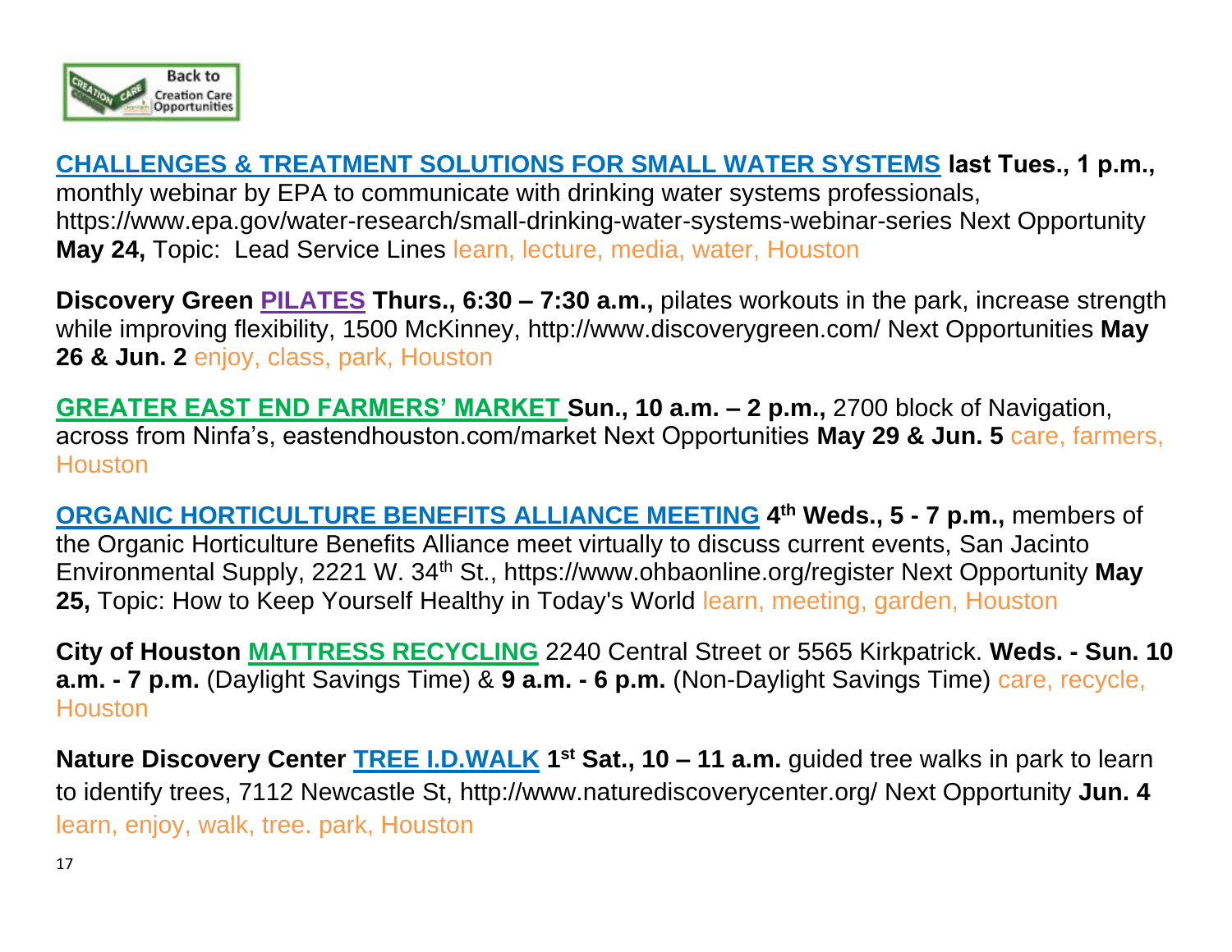**CHALLENGES & TREATMENT SOLUTIONS FOR SMALL WATER SYSTEMS** **last Tues., 1 p.m.,** monthly webinar by EPA to communicate with drinking water systems professionals, https://www.epa.gov/water-research/small-drinking-water-systems-webinar-series Next Opportunity **May 24,** Topic: Lead Service Lines learn, lecture, media, water, Houston

**Discovery Green PILATES Thurs., 6:30 – 7:30 a.m.,** pilates workouts in the park, increase strength while improving flexibility, 1500 McKinney, http://www.discoverygreen.com/ Next Opportunities **May 26 & Jun. 2** enjoy, class, park, Houston

**GREATER EAST END FARMERS' MARKET Sun., 10 a.m. – 2 p.m.,** 2700 block of Navigation, across from Ninfa's, eastendhouston.com/market Next Opportunities **May 29 & Jun. 5** care, farmers, Houston

**ORGANIC HORTICULTURE BENEFITS ALLIANCE MEETING 4th Weds., 5 - 7 p.m.,** members of the Organic Horticulture Benefits Alliance meet virtually to discuss current events, San Jacinto Environmental Supply, 2221 W. 34th St., https://www.ohbaonline.org/register Next Opportunity **May 25,** Topic: How to Keep Yourself Healthy in Today's World learn, meeting, garden, Houston

**City of Houston MATTRESS RECYCLING** 2240 Central Street or 5565 Kirkpatrick. **Weds. - Sun. 10 a.m. - 7 p.m.** (Daylight Savings Time) & **9 a.m. - 6 p.m.** (Non-Daylight Savings Time) care, recycle, Houston

**Nature Discovery Center TREE I.D.WALK 1st Sat., 10 – 11 a.m.** guided tree walks in park to learn to identify trees, 7112 Newcastle St, http://www.naturediscoverycenter.org/ Next Opportunity **Jun. 4** learn, enjoy, walk, tree. park, Houston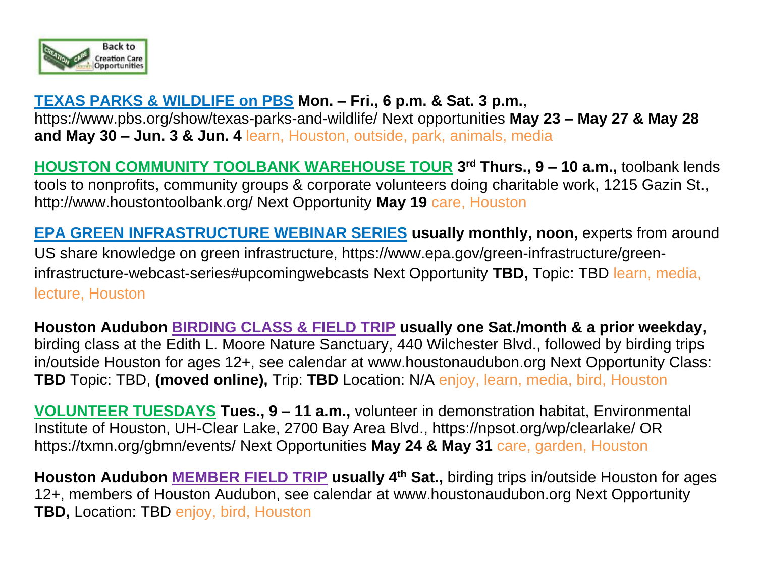Back to Creation Care Opportunities

**TEXAS PARKS & WILDLIFE on PBS** **Mon. – Fri., 6 p.m. & Sat. 3 p.m.**, https://www.pbs.org/show/texas-parks-and-wildlife/ Next opportunities **May 23 – May 27 & May 28 and May 30 – Jun. 3 & Jun. 4** learn, Houston, outside, park, animals, media

**HOUSTON COMMUNITY TOOLBANK WAREHOUSE TOUR** **3rd Thurs., 9 – 10 a.m.,** toolbank lends tools to nonprofits, community groups & corporate volunteers doing charitable work, 1215 Gazin St., http://www.houstontoolbank.org/ Next Opportunity **May 19** care, Houston

**EPA GREEN INFRASTRUCTURE WEBINAR SERIES** **usually monthly, noon,** experts from around US share knowledge on green infrastructure, https://www.epa.gov/green-infrastructure/green-infrastructure-webcast-series#upcomingwebcasts Next Opportunity **TBD,** Topic: TBD learn, media, lecture, Houston

**Houston Audubon** **BIRDING CLASS & FIELD TRIP** **usually one Sat./month & a prior weekday,** birding class at the Edith L. Moore Nature Sanctuary, 440 Wilchester Blvd., followed by birding trips in/outside Houston for ages 12+, see calendar at www.houstonaudubon.org Next Opportunity Class: **TBD** Topic: TBD, **(moved online),** Trip: **TBD** Location: N/A enjoy, learn, media, bird, Houston

**VOLUNTEER TUESDAYS** **Tues., 9 – 11 a.m.,** volunteer in demonstration habitat, Environmental Institute of Houston, UH-Clear Lake, 2700 Bay Area Blvd., https://npsot.org/wp/clearlake/ OR https://txmn.org/gbmn/events/ Next Opportunities **May 24 & May 31** care, garden, Houston

**Houston Audubon** **MEMBER FIELD TRIP** **usually 4th Sat.,** birding trips in/outside Houston for ages 12+, members of Houston Audubon, see calendar at www.houstonaudubon.org Next Opportunity **TBD,** Location: TBD enjoy, bird, Houston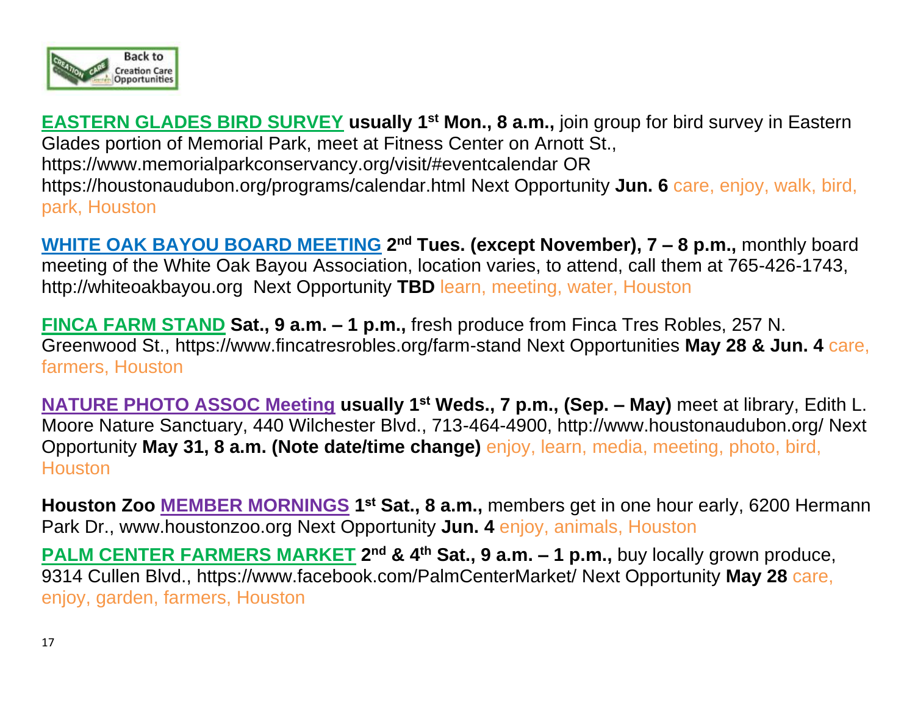**EASTERN GLADES BIRD SURVEY** **usually 1st Mon., 8 a.m.,** join group for bird survey in Eastern Glades portion of Memorial Park, meet at Fitness Center on Arnott St., https://www.memorialparkconservancy.org/visit/#eventcalendar OR https://houstonaudubon.org/programs/calendar.html Next Opportunity **Jun. 6** care, enjoy, walk, bird, park, Houston

**WHITE OAK BAYOU BOARD MEETING** **2nd Tues. (except November), 7 – 8 p.m.,** monthly board meeting of the White Oak Bayou Association, location varies, to attend, call them at 765-426-1743, http://whiteoakbayou.org Next Opportunity **TBD** learn, meeting, water, Houston

**FINCA FARM STAND** **Sat., 9 a.m. – 1 p.m.,** fresh produce from Finca Tres Robles, 257 N. Greenwood St., https://www.fincatresrobles.org/farm-stand Next Opportunities **May 28 & Jun. 4** care, farmers, Houston

**NATURE PHOTO ASSOC Meeting** **usually 1st Weds., 7 p.m., (Sep. – May)** meet at library, Edith L. Moore Nature Sanctuary, 440 Wilchester Blvd., 713-464-4900, http://www.houstonaudubon.org/ Next Opportunity **May 31, 8 a.m. (Note date/time change)** enjoy, learn, media, meeting, photo, bird, Houston

**Houston Zoo MEMBER MORNINGS** **1st Sat., 8 a.m.,** members get in one hour early, 6200 Hermann Park Dr., www.houstonzoo.org Next Opportunity **Jun. 4** enjoy, animals, Houston

**PALM CENTER FARMERS MARKET** **2nd & 4th Sat., 9 a.m. – 1 p.m.,** buy locally grown produce, 9314 Cullen Blvd., https://www.facebook.com/PalmCenterMarket/ Next Opportunity **May 28** care, enjoy, garden, farmers, Houston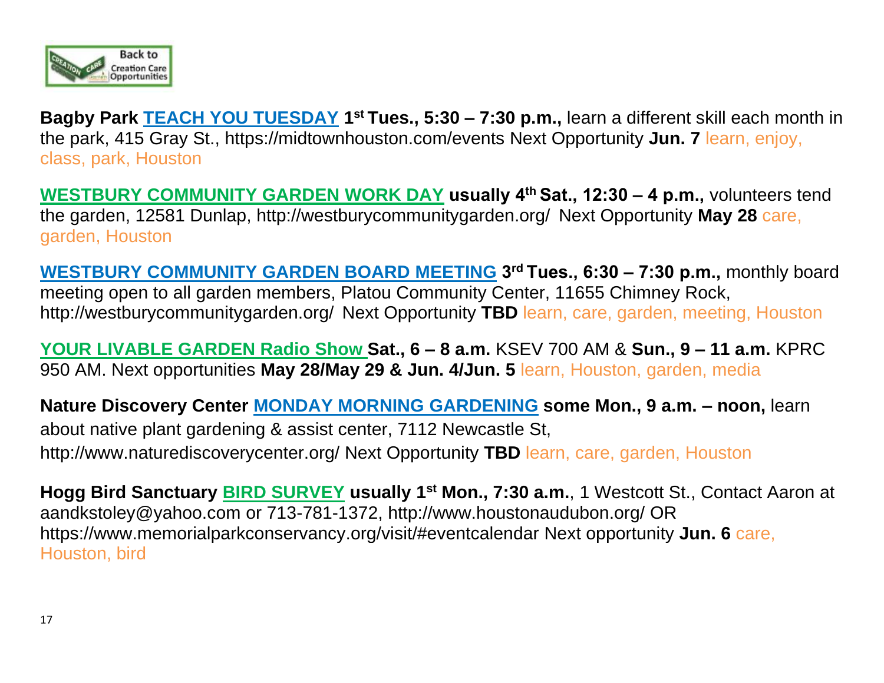**Bagby Park** TEACH YOU TUESDAY **1st Tues., 5:30 – 7:30 p.m.,** learn a different skill each month in the park, 415 Gray St., https://midtownhouston.com/events Next Opportunity **Jun. 7** learn, enjoy, class, park, Houston

WESTBURY COMMUNITY GARDEN WORK DAY **usually 4th Sat., 12:30 – 4 p.m.,** volunteers tend the garden, 12581 Dunlap, http://westburycommunitygarden.org/ Next Opportunity **May 28** care, garden, Houston

WESTBURY COMMUNITY GARDEN BOARD MEETING **3rd Tues., 6:30 – 7:30 p.m.,** monthly board meeting open to all garden members, Platou Community Center, 11655 Chimney Rock, http://westburycommunitygarden.org/ Next Opportunity **TBD** learn, care, garden, meeting, Houston

YOUR LIVABLE GARDEN Radio Show **Sat., 6 – 8 a.m.** KSEV 700 AM & **Sun., 9 – 11 a.m.** KPRC 950 AM. Next opportunities **May 28/May 29 & Jun. 4/Jun. 5** learn, Houston, garden, media

**Nature Discovery Center** MONDAY MORNING GARDENING **some Mon., 9 a.m. – noon,** learn about native plant gardening & assist center, 7112 Newcastle St, http://www.naturediscoverycenter.org/ Next Opportunity **TBD** learn, care, garden, Houston

**Hogg Bird Sanctuary** BIRD SURVEY **usually 1st Mon., 7:30 a.m.**, 1 Westcott St., Contact Aaron at aandkstoley@yahoo.com or 713-781-1372, http://www.houstonaudubon.org/ OR https://www.memorialparkconservancy.org/visit/#eventcalendar Next opportunity **Jun. 6** care, Houston, bird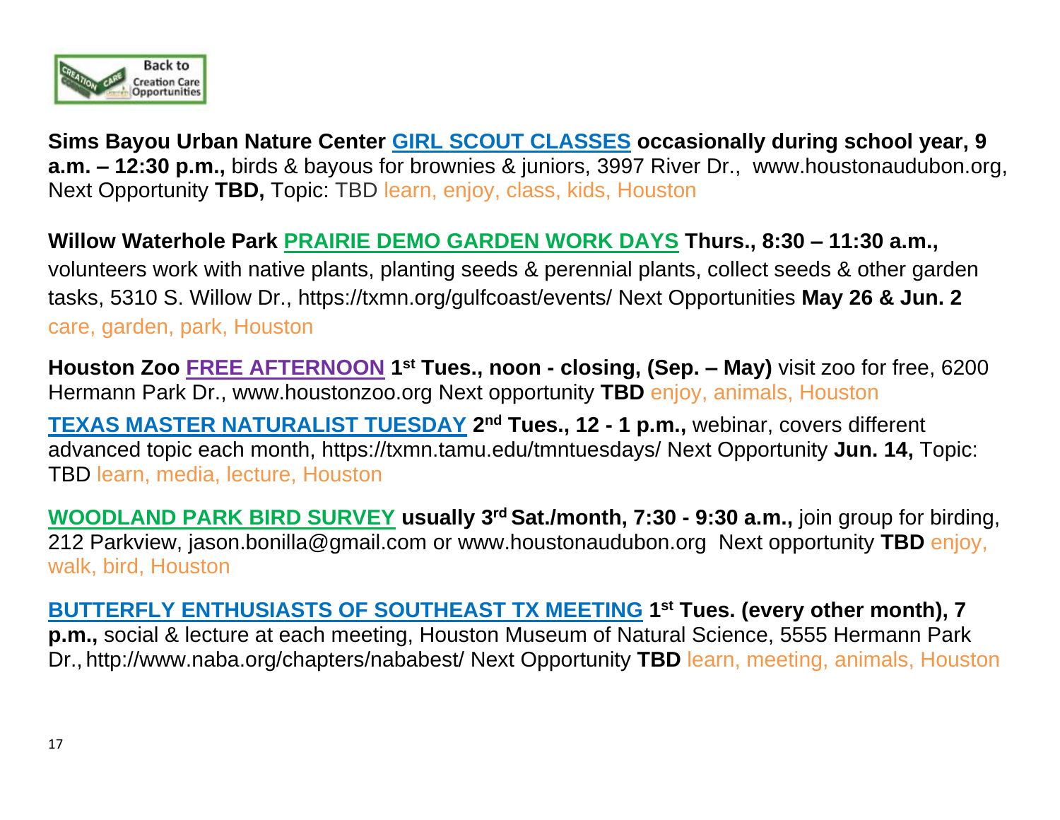**Sims Bayou Urban Nature Center GIRL SCOUT CLASSES occasionally during school year, 9 a.m. – 12:30 p.m.,** birds & bayous for brownies & juniors, 3997 River Dr., www.houstonaudubon.org, Next Opportunity **TBD,** Topic: TBD learn, enjoy, class, kids, Houston

**Willow Waterhole Park PRAIRIE DEMO GARDEN WORK DAYS Thurs., 8:30 – 11:30 a.m.,** volunteers work with native plants, planting seeds & perennial plants, collect seeds & other garden tasks, 5310 S. Willow Dr., https://txmn.org/gulfcoast/events/ Next Opportunities **May 26 & Jun. 2** care, garden, park, Houston

**Houston Zoo FREE AFTERNOON 1st Tues., noon - closing, (Sep. – May)** visit zoo for free, 6200 Hermann Park Dr., www.houstonzoo.org Next opportunity **TBD** enjoy, animals, Houston

**TEXAS MASTER NATURALIST TUESDAY 2nd Tues., 12 - 1 p.m.,** webinar, covers different advanced topic each month, https://txmn.tamu.edu/tmntuesdays/ Next Opportunity **Jun. 14,** Topic: TBD learn, media, lecture, Houston

**WOODLAND PARK BIRD SURVEY usually 3rd Sat./month, 7:30 - 9:30 a.m.,** join group for birding, 212 Parkview, jason.bonilla@gmail.com or www.houstonaudubon.org Next opportunity **TBD** enjoy, walk, bird, Houston

**BUTTERFLY ENTHUSIASTS OF SOUTHEAST TX MEETING 1st Tues. (every other month), 7 p.m.,** social & lecture at each meeting, Houston Museum of Natural Science, 5555 Hermann Park Dr., http://www.naba.org/chapters/nababest/ Next Opportunity **TBD** learn, meeting, animals, Houston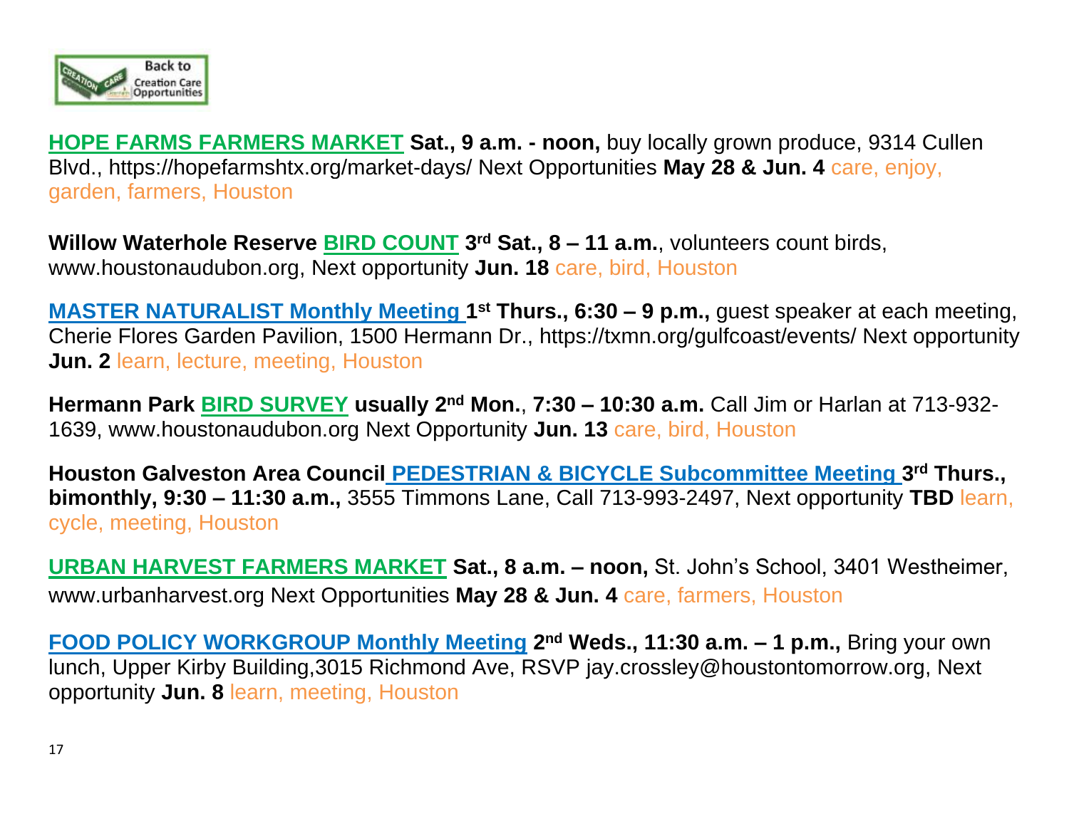**HOPE FARMS FARMERS MARKET** **Sat., 9 a.m. - noon,** buy locally grown produce, 9314 Cullen Blvd., https://hopefarmshtx.org/market-days/ Next Opportunities **May 28 & Jun. 4** care, enjoy, garden, farmers, Houston

**Willow Waterhole Reserve BIRD COUNT 3rd Sat., 8 – 11 a.m.**, volunteers count birds, www.houstonaudubon.org, Next opportunity **Jun. 18** care, bird, Houston

**MASTER NATURALIST Monthly Meeting 1st Thurs., 6:30 – 9 p.m.,** guest speaker at each meeting, Cherie Flores Garden Pavilion, 1500 Hermann Dr., https://txmn.org/gulfcoast/events/ Next opportunity **Jun. 2** learn, lecture, meeting, Houston

**Hermann Park BIRD SURVEY usually 2nd Mon.**, **7:30 – 10:30 a.m.** Call Jim or Harlan at 713-932-1639, www.houstonaudubon.org Next Opportunity **Jun. 13** care, bird, Houston

**Houston Galveston Area Council PEDESTRIAN & BICYCLE Subcommittee Meeting 3rd Thurs., bimonthly, 9:30 – 11:30 a.m.,** 3555 Timmons Lane, Call 713-993-2497, Next opportunity **TBD** learn, cycle, meeting, Houston

**URBAN HARVEST FARMERS MARKET** **Sat., 8 a.m. – noon,** St. John's School, 3401 Westheimer, www.urbanharvest.org Next Opportunities **May 28 & Jun. 4** care, farmers, Houston

**FOOD POLICY WORKGROUP Monthly Meeting 2nd Weds., 11:30 a.m. – 1 p.m.,** Bring your own lunch, Upper Kirby Building,3015 Richmond Ave, RSVP jay.crossley@houstontomorrow.org, Next opportunity **Jun. 8** learn, meeting, Houston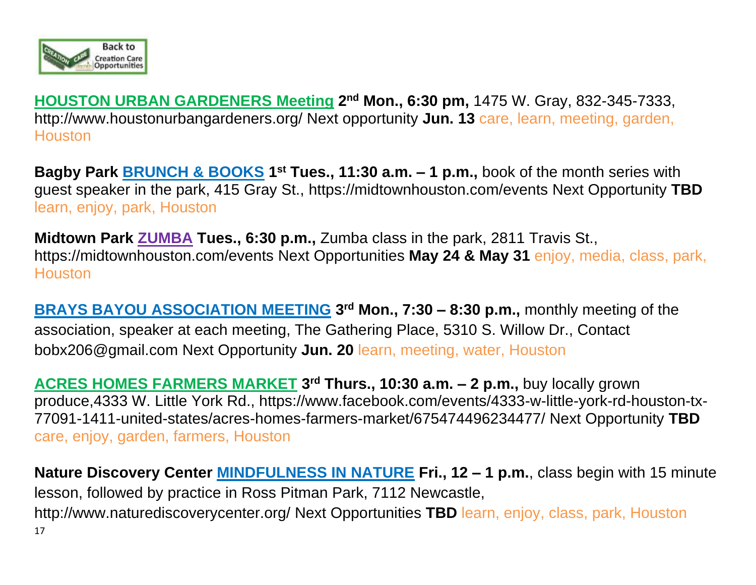**HOUSTON URBAN GARDENERS Meeting** **2nd Mon., 6:30 pm,** 1475 W. Gray, 832-345-7333, http://www.houstonurbangardeners.org/ Next opportunity **Jun. 13** care, learn, meeting, garden, Houston

**Bagby Park** **BRUNCH & BOOKS** **1st Tues., 11:30 a.m. – 1 p.m.,** book of the month series with guest speaker in the park, 415 Gray St., https://midtownhouston.com/events Next Opportunity **TBD** learn, enjoy, park, Houston

**Midtown Park** **ZUMBA** **Tues., 6:30 p.m.,** Zumba class in the park, 2811 Travis St., https://midtownhouston.com/events Next Opportunities **May 24 & May 31** enjoy, media, class, park, Houston

**BRAYS BAYOU ASSOCIATION MEETING** **3rd Mon., 7:30 – 8:30 p.m.,** monthly meeting of the association, speaker at each meeting, The Gathering Place, 5310 S. Willow Dr., Contact bobx206@gmail.com Next Opportunity **Jun. 20** learn, meeting, water, Houston

**ACRES HOMES FARMERS MARKET** **3rd Thurs., 10:30 a.m. – 2 p.m.,** buy locally grown produce,4333 W. Little York Rd., https://www.facebook.com/events/4333-w-little-york-rd-houston-tx-77091-1411-united-states/acres-homes-farmers-market/675474496234477/ Next Opportunity **TBD** care, enjoy, garden, farmers, Houston

**Nature Discovery Center** **MINDFULNESS IN NATURE** **Fri., 12 – 1 p.m.**, class begin with 15 minute lesson, followed by practice in Ross Pitman Park, 7112 Newcastle, http://www.naturediscoverycenter.org/ Next Opportunities **TBD** learn, enjoy, class, park, Houston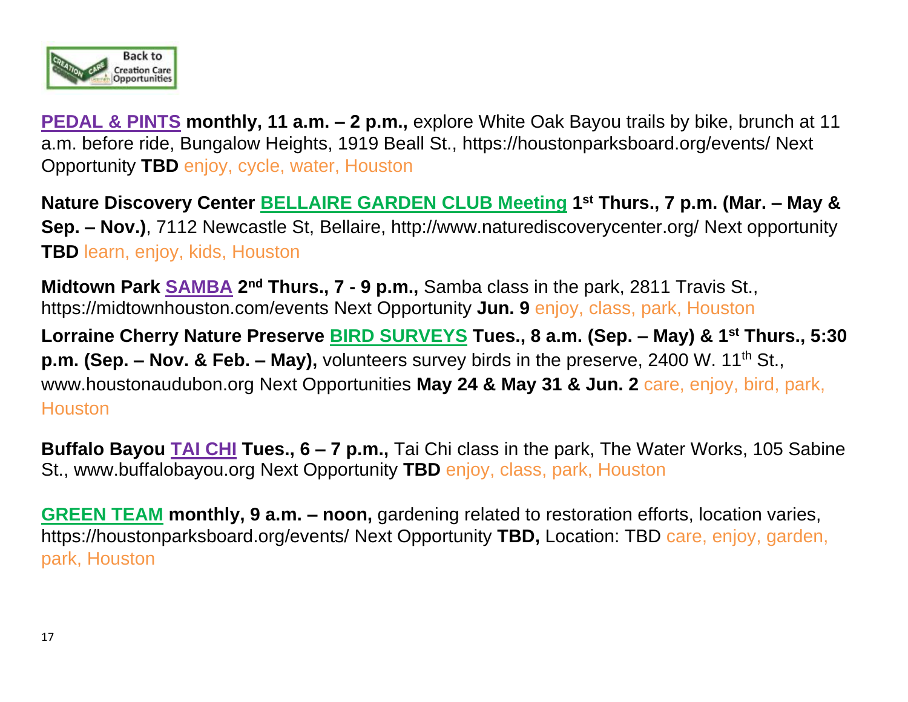**PEDAL & PINTS** **monthly, 11 a.m. – 2 p.m.,** explore White Oak Bayou trails by bike, brunch at 11 a.m. before ride, Bungalow Heights, 1919 Beall St., https://houstonparksboard.org/events/ Next Opportunity **TBD** enjoy, cycle, water, Houston

**Nature Discovery Center** **BELLAIRE GARDEN CLUB Meeting** **1st Thurs., 7 p.m. (Mar. – May & Sep. – Nov.)**, 7112 Newcastle St, Bellaire, http://www.naturediscoverycenter.org/ Next opportunity **TBD** learn, enjoy, kids, Houston

**Midtown Park** **SAMBA** **2nd Thurs., 7 - 9 p.m.,** Samba class in the park, 2811 Travis St., https://midtownhouston.com/events Next Opportunity **Jun. 9** enjoy, class, park, Houston

**Lorraine Cherry Nature Preserve** **BIRD SURVEYS** **Tues., 8 a.m. (Sep. – May) & 1st Thurs., 5:30 p.m. (Sep. – Nov. & Feb. – May),** volunteers survey birds in the preserve, 2400 W. 11th St., www.houstonaudubon.org Next Opportunities **May 24 & May 31 & Jun. 2** care, enjoy, bird, park, Houston

**Buffalo Bayou** **TAI CHI** **Tues., 6 – 7 p.m.,** Tai Chi class in the park, The Water Works, 105 Sabine St., www.buffalobayou.org Next Opportunity **TBD** enjoy, class, park, Houston

**GREEN TEAM** **monthly, 9 a.m. – noon,** gardening related to restoration efforts, location varies, https://houstonparksboard.org/events/ Next Opportunity **TBD,** Location: TBD care, enjoy, garden, park, Houston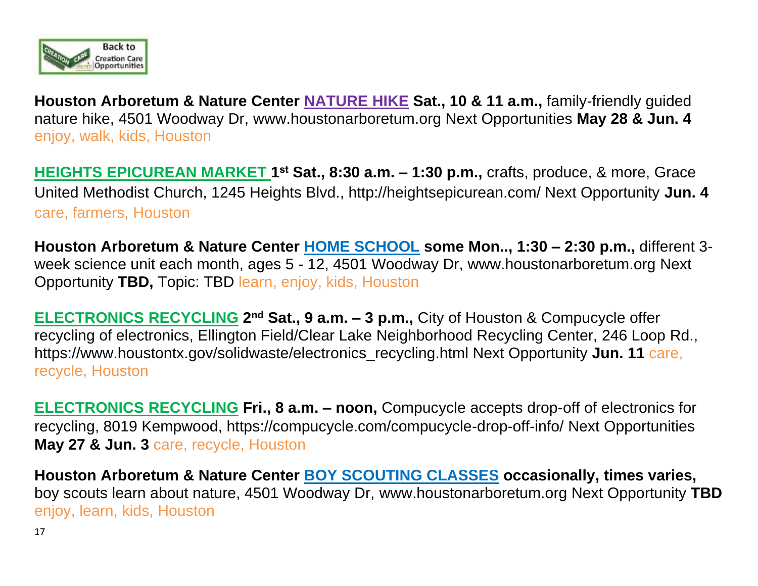**Houston Arboretum & Nature Center** **NATURE HIKE** **Sat., 10 & 11 a.m.,** family-friendly guided nature hike, 4501 Woodway Dr, www.houstonarboretum.org Next Opportunities **May 28 & Jun. 4** enjoy, walk, kids, Houston

**HEIGHTS EPICUREAN MARKET** **1st Sat., 8:30 a.m. – 1:30 p.m.,** crafts, produce, & more, Grace United Methodist Church, 1245 Heights Blvd., http://heightsepicurean.com/ Next Opportunity **Jun. 4** care, farmers, Houston

**Houston Arboretum & Nature Center** **HOME SCHOOL** **some Mon.., 1:30 – 2:30 p.m.,** different 3-week science unit each month, ages 5 - 12, 4501 Woodway Dr, www.houstonarboretum.org Next Opportunity **TBD,** Topic: TBD learn, enjoy, kids, Houston

**ELECTRONICS RECYCLING** **2nd Sat., 9 a.m. – 3 p.m.,** City of Houston & Compucycle offer recycling of electronics, Ellington Field/Clear Lake Neighborhood Recycling Center, 246 Loop Rd., https://www.houstontx.gov/solidwaste/electronics_recycling.html Next Opportunity **Jun. 11** care, recycle, Houston

**ELECTRONICS RECYCLING** **Fri., 8 a.m. – noon,** Compucycle accepts drop-off of electronics for recycling, 8019 Kempwood, https://compucycle.com/compucycle-drop-off-info/ Next Opportunities **May 27 & Jun. 3** care, recycle, Houston

**Houston Arboretum & Nature Center** **BOY SCOUTING CLASSES** **occasionally, times varies,** boy scouts learn about nature, 4501 Woodway Dr, www.houstonarboretum.org Next Opportunity **TBD** enjoy, learn, kids, Houston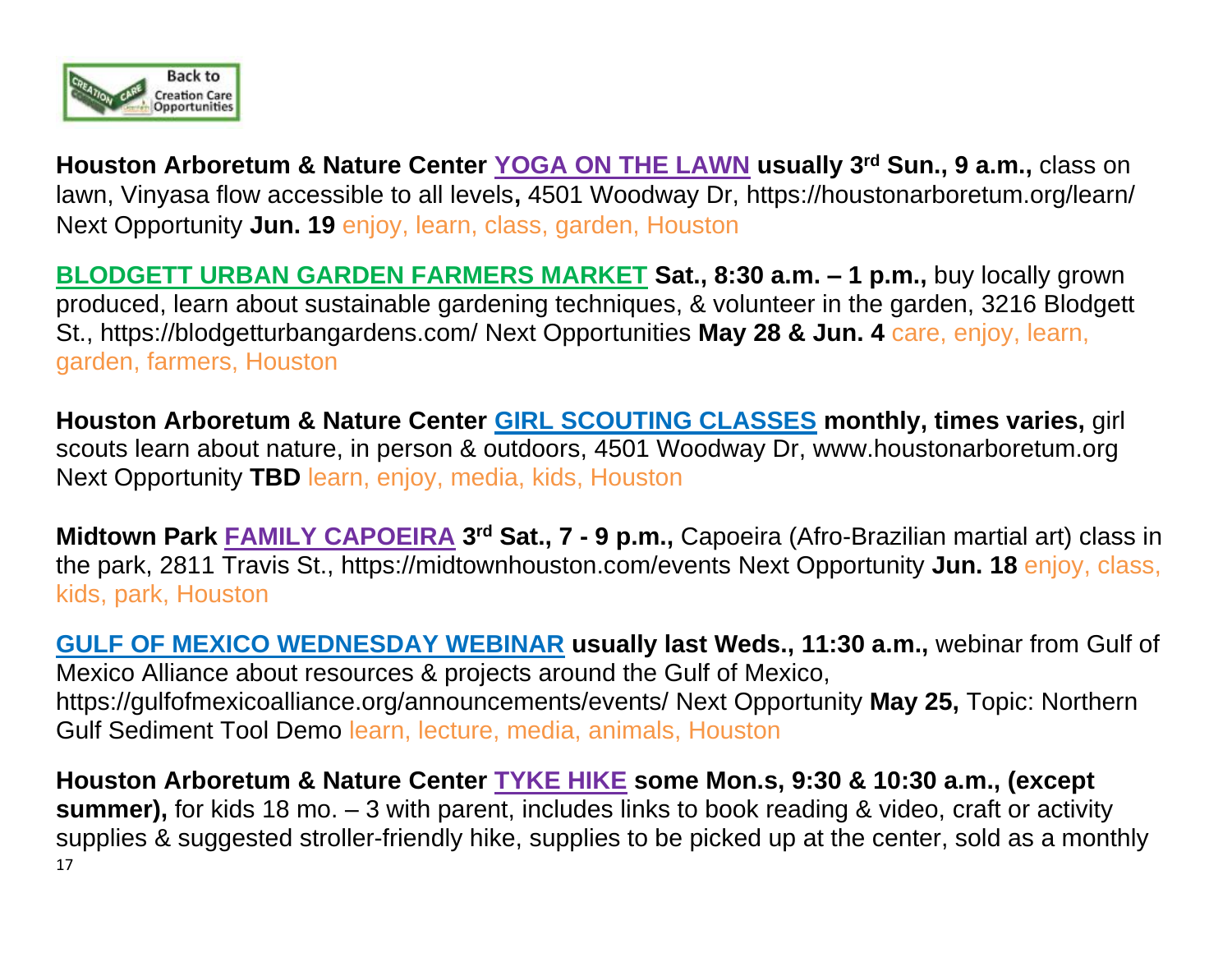**Houston Arboretum & Nature Center** **YOGA ON THE LAWN** **usually 3rd Sun., 9 a.m.,** class on lawn, Vinyasa flow accessible to all levels**,** 4501 Woodway Dr, https://houstonarboretum.org/learn/ Next Opportunity **Jun. 19** enjoy, learn, class, garden, Houston

**BLODGETT URBAN GARDEN FARMERS MARKET** **Sat., 8:30 a.m. – 1 p.m.,** buy locally grown produced, learn about sustainable gardening techniques, & volunteer in the garden, 3216 Blodgett St., https://blodgetturbangardens.com/ Next Opportunities **May 28 & Jun. 4** care, enjoy, learn, garden, farmers, Houston

**Houston Arboretum & Nature Center** **GIRL SCOUTING CLASSES** **monthly, times varies,** girl scouts learn about nature, in person & outdoors, 4501 Woodway Dr, www.houstonarboretum.org Next Opportunity **TBD** learn, enjoy, media, kids, Houston

**Midtown Park** **FAMILY CAPOEIRA** **3rd Sat., 7 - 9 p.m.,** Capoeira (Afro-Brazilian martial art) class in the park, 2811 Travis St., https://midtownhouston.com/events Next Opportunity **Jun. 18** enjoy, class, kids, park, Houston

**GULF OF MEXICO WEDNESDAY WEBINAR** **usually last Weds., 11:30 a.m.,** webinar from Gulf of Mexico Alliance about resources & projects around the Gulf of Mexico, https://gulfofmexicoalliance.org/announcements/events/ Next Opportunity **May 25,** Topic: Northern Gulf Sediment Tool Demo learn, lecture, media, animals, Houston

**Houston Arboretum & Nature Center** **TYKE HIKE** **some Mon.s, 9:30 & 10:30 a.m., (except summer),** for kids 18 mo. – 3 with parent, includes links to book reading & video, craft or activity supplies & suggested stroller-friendly hike, supplies to be picked up at the center, sold as a monthly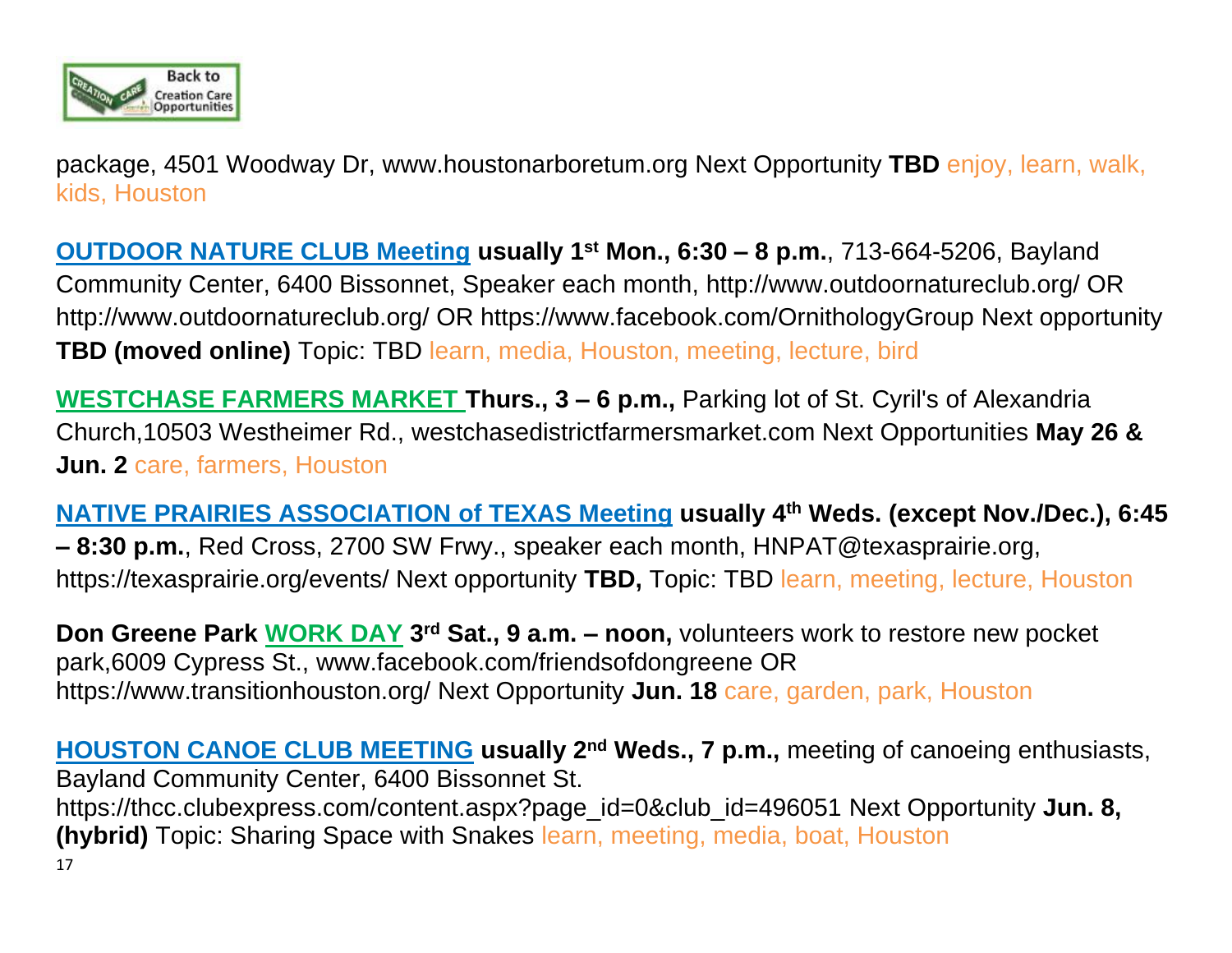package, 4501 Woodway Dr, www.houstonarboretum.org Next Opportunity **TBD** enjoy, learn, walk, kids, Houston

**OUTDOOR NATURE CLUB Meeting** **usually 1st Mon., 6:30 – 8 p.m.**, 713-664-5206, Bayland Community Center, 6400 Bissonnet, Speaker each month, http://www.outdoornatureclub.org/ OR http://www.outdoornatureclub.org/ OR https://www.facebook.com/OrnithologyGroup Next opportunity **TBD (moved online)** Topic: TBD learn, media, Houston, meeting, lecture, bird

**WESTCHASE FARMERS MARKET** **Thurs., 3 – 6 p.m.,** Parking lot of St. Cyril's of Alexandria Church,10503 Westheimer Rd., westchasedistrictfarmersmarket.com Next Opportunities **May 26 & Jun. 2** care, farmers, Houston

**NATIVE PRAIRIES ASSOCIATION of TEXAS Meeting** **usually 4th Weds. (except Nov./Dec.), 6:45 – 8:30 p.m.**, Red Cross, 2700 SW Frwy., speaker each month, HNPAT@texasprairie.org, https://texasprairie.org/events/ Next opportunity **TBD,** Topic: TBD learn, meeting, lecture, Houston

**Don Greene Park WORK DAY 3rd Sat., 9 a.m. – noon,** volunteers work to restore new pocket park,6009 Cypress St., www.facebook.com/friendsofdongreene OR https://www.transitionhouston.org/ Next Opportunity **Jun. 18** care, garden, park, Houston

**HOUSTON CANOE CLUB MEETING** **usually 2nd Weds., 7 p.m.,** meeting of canoeing enthusiasts, Bayland Community Center, 6400 Bissonnet St. https://thcc.clubexpress.com/content.aspx?page_id=0&club_id=496051 Next Opportunity **Jun. 8, (hybrid)** Topic: Sharing Space with Snakes learn, meeting, media, boat, Houston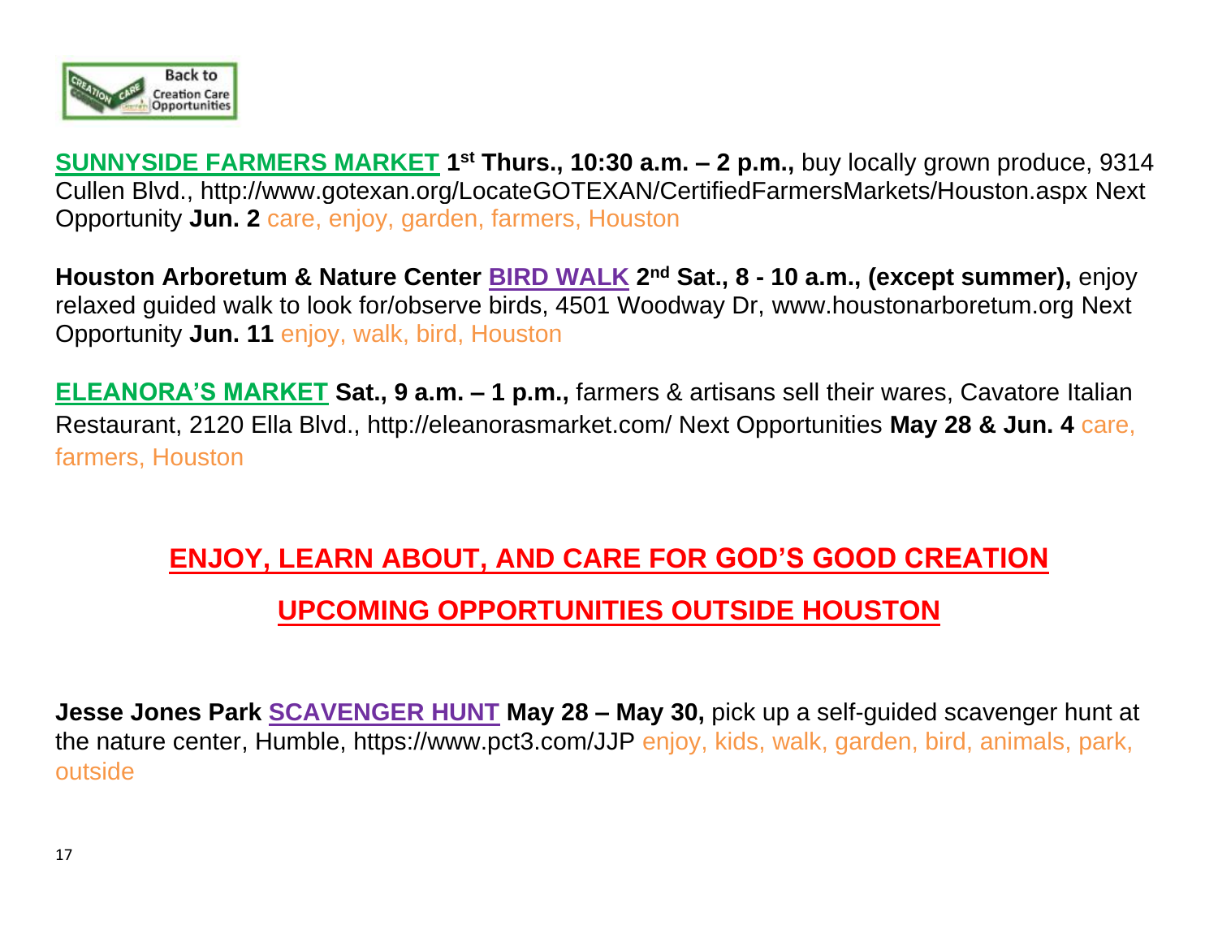**SUNNYSIDE FARMERS MARKET** **1st Thurs., 10:30 a.m. – 2 p.m.,** buy locally grown produce, 9314 Cullen Blvd., http://www.gotexan.org/LocateGOTEXAN/CertifiedFarmersMarkets/Houston.aspx Next Opportunity **Jun. 2** care, enjoy, garden, farmers, Houston

**Houston Arboretum & Nature Center BIRD WALK 2nd Sat., 8 - 10 a.m., (except summer),** enjoy relaxed guided walk to look for/observe birds, 4501 Woodway Dr, www.houstonarboretum.org Next Opportunity **Jun. 11** enjoy, walk, bird, Houston

**ELEANORA'S MARKET** **Sat., 9 a.m. – 1 p.m.,** farmers & artisans sell their wares, Cavatore Italian Restaurant, 2120 Ella Blvd., http://eleanorasmarket.com/ Next Opportunities **May 28 & Jun. 4** care, farmers, Houston

## ENJOY, LEARN ABOUT, AND CARE FOR GOD'S GOOD CREATION

## UPCOMING OPPORTUNITIES OUTSIDE HOUSTON

**Jesse Jones Park SCAVENGER HUNT May 28 – May 30,** pick up a self-guided scavenger hunt at the nature center, Humble, https://www.pct3.com/JJP enjoy, kids, walk, garden, bird, animals, park, outside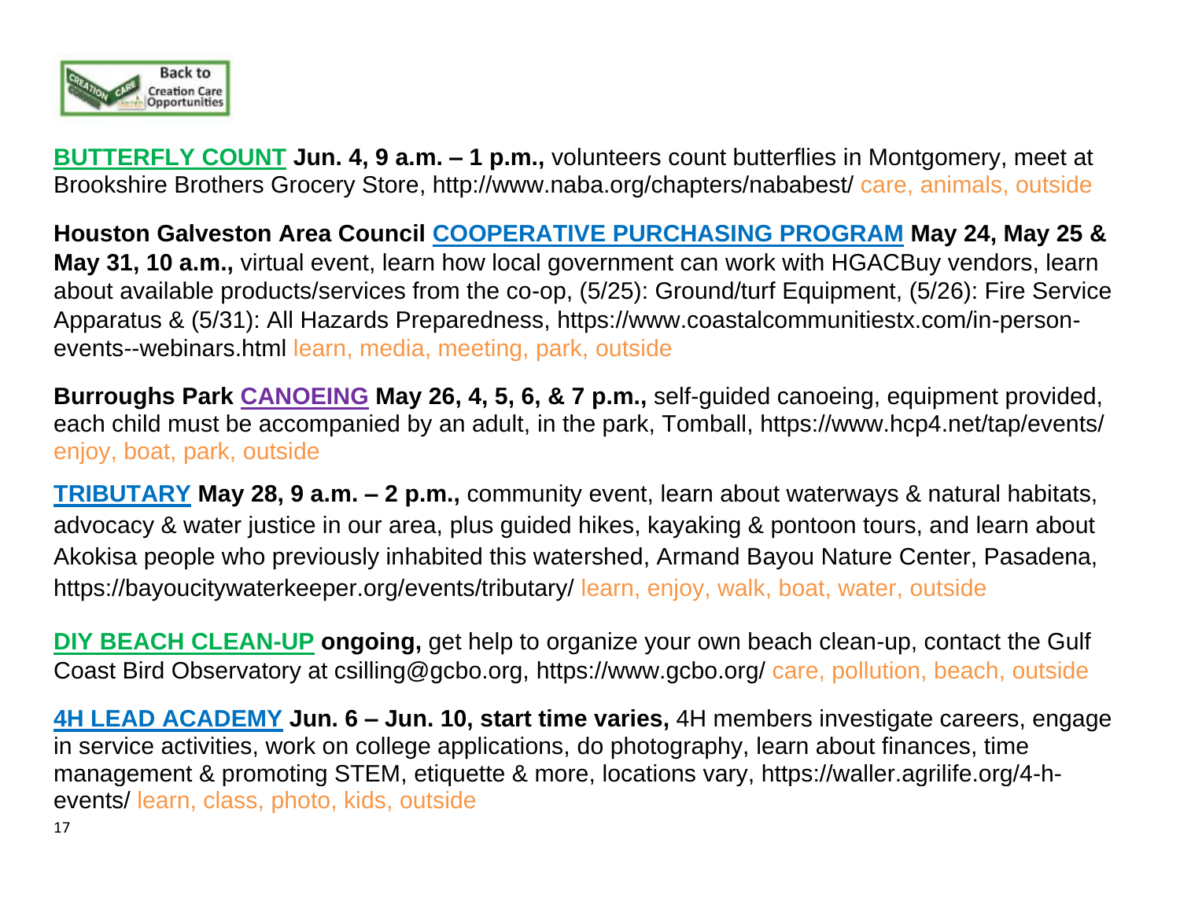**BUTTERFLY COUNT Jun. 4, 9 a.m. – 1 p.m.,** volunteers count butterflies in Montgomery, meet at Brookshire Brothers Grocery Store, http://www.naba.org/chapters/nababest/ care, animals, outside

**Houston Galveston Area Council COOPERATIVE PURCHASING PROGRAM May 24, May 25 & May 31, 10 a.m.,** virtual event, learn how local government can work with HGACBuy vendors, learn about available products/services from the co-op, (5/25): Ground/turf Equipment, (5/26): Fire Service Apparatus & (5/31): All Hazards Preparedness, https://www.coastalcommunitiestx.com/in-person-events--webinars.html learn, media, meeting, park, outside

**Burroughs Park CANOEING May 26, 4, 5, 6, & 7 p.m.,** self-guided canoeing, equipment provided, each child must be accompanied by an adult, in the park, Tomball, https://www.hcp4.net/tap/events/ enjoy, boat, park, outside

**TRIBUTARY May 28, 9 a.m. – 2 p.m.,** community event, learn about waterways & natural habitats, advocacy & water justice in our area, plus guided hikes, kayaking & pontoon tours, and learn about Akokisa people who previously inhabited this watershed, Armand Bayou Nature Center, Pasadena, https://bayoucitywaterkeeper.org/events/tributary/ learn, enjoy, walk, boat, water, outside

**DIY BEACH CLEAN-UP ongoing,** get help to organize your own beach clean-up, contact the Gulf Coast Bird Observatory at csilling@gcbo.org, https://www.gcbo.org/ care, pollution, beach, outside

**4H LEAD ACADEMY Jun. 6 – Jun. 10, start time varies,** 4H members investigate careers, engage in service activities, work on college applications, do photography, learn about finances, time management & promoting STEM, etiquette & more, locations vary, https://waller.agrilife.org/4-h-events/ learn, class, photo, kids, outside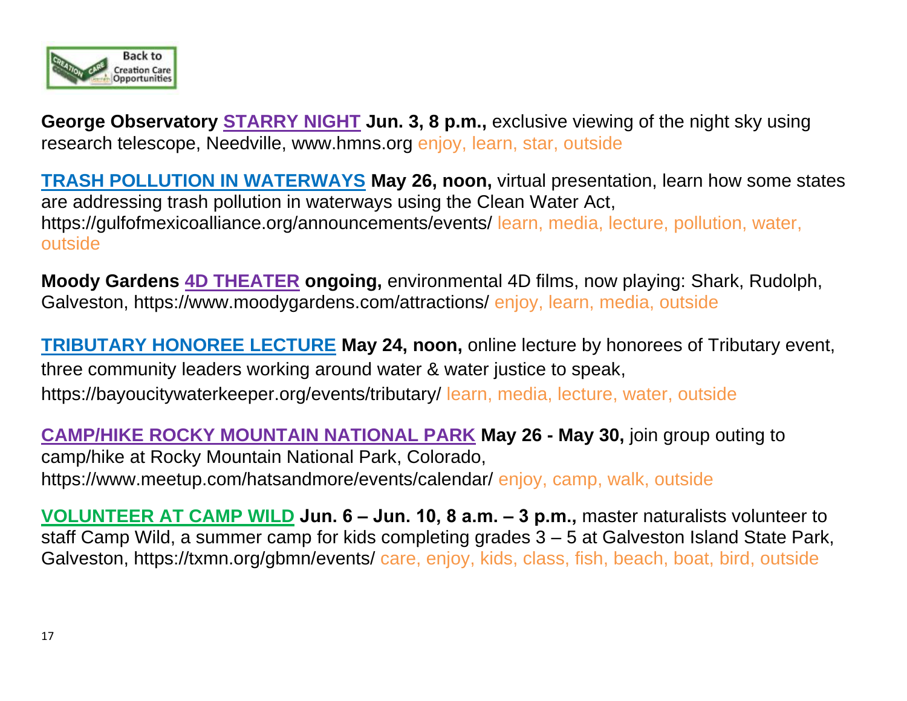**George Observatory STARRY NIGHT Jun. 3, 8 p.m.,** exclusive viewing of the night sky using research telescope, Needville, www.hmns.org enjoy, learn, star, outside

**TRASH POLLUTION IN WATERWAYS May 26, noon,** virtual presentation, learn how some states are addressing trash pollution in waterways using the Clean Water Act, https://gulfofmexicoalliance.org/announcements/events/ learn, media, lecture, pollution, water, outside

**Moody Gardens 4D THEATER ongoing,** environmental 4D films, now playing: Shark, Rudolph, Galveston, https://www.moodygardens.com/attractions/ enjoy, learn, media, outside

**TRIBUTARY HONOREE LECTURE May 24, noon,** online lecture by honorees of Tributary event, three community leaders working around water & water justice to speak, https://bayoucitywaterkeeper.org/events/tributary/ learn, media, lecture, water, outside

**CAMP/HIKE ROCKY MOUNTAIN NATIONAL PARK May 26 - May 30,** join group outing to camp/hike at Rocky Mountain National Park, Colorado, https://www.meetup.com/hatsandmore/events/calendar/ enjoy, camp, walk, outside

**VOLUNTEER AT CAMP WILD Jun. 6 – Jun. 10, 8 a.m. – 3 p.m.,** master naturalists volunteer to staff Camp Wild, a summer camp for kids completing grades 3 – 5 at Galveston Island State Park, Galveston, https://txmn.org/gbmn/events/ care, enjoy, kids, class, fish, beach, boat, bird, outside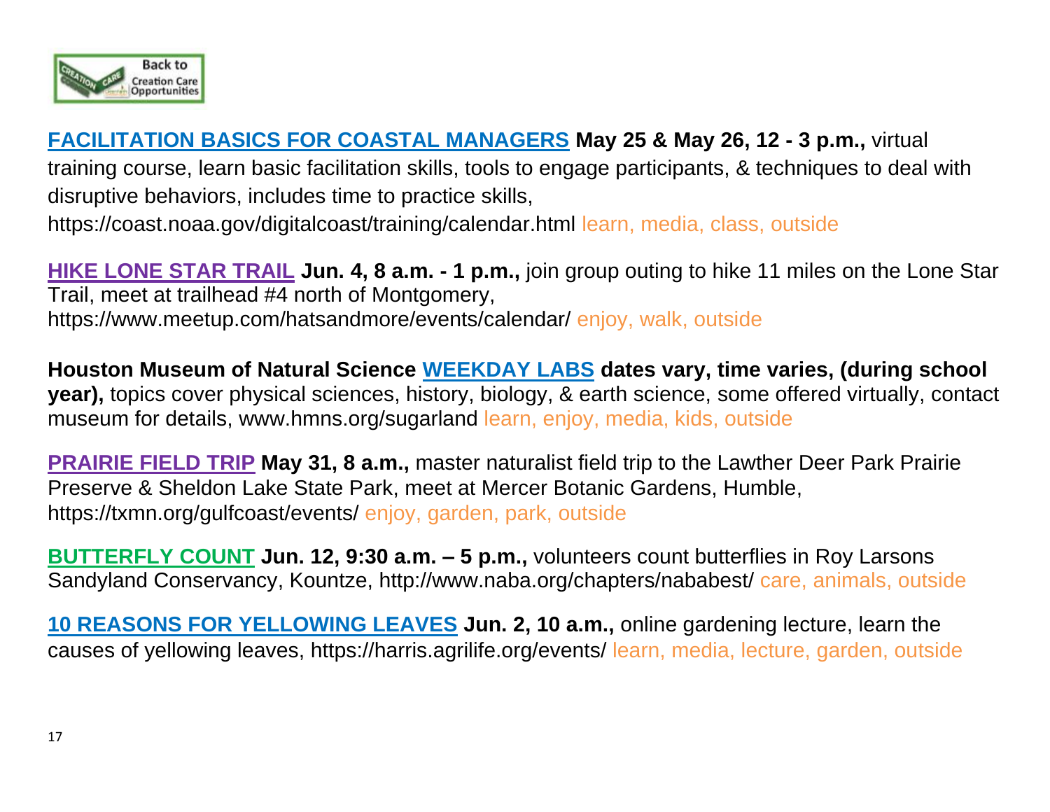**FACILITATION BASICS FOR COASTAL MANAGERS** **May 25 & May 26, 12 - 3 p.m.,** virtual training course, learn basic facilitation skills, tools to engage participants, & techniques to deal with disruptive behaviors, includes time to practice skills, https://coast.noaa.gov/digitalcoast/training/calendar.html learn, media, class, outside

**HIKE LONE STAR TRAIL** **Jun. 4, 8 a.m. - 1 p.m.,** join group outing to hike 11 miles on the Lone Star Trail, meet at trailhead #4 north of Montgomery, https://www.meetup.com/hatsandmore/events/calendar/ enjoy, walk, outside

**Houston Museum of Natural Science** **WEEKDAY LABS** **dates vary, time varies, (during school year),** topics cover physical sciences, history, biology, & earth science, some offered virtually, contact museum for details, www.hmns.org/sugarland learn, enjoy, media, kids, outside

**PRAIRIE FIELD TRIP** **May 31, 8 a.m.,** master naturalist field trip to the Lawther Deer Park Prairie Preserve & Sheldon Lake State Park, meet at Mercer Botanic Gardens, Humble, https://txmn.org/gulfcoast/events/ enjoy, garden, park, outside

**BUTTERFLY COUNT** **Jun. 12, 9:30 a.m. – 5 p.m.,** volunteers count butterflies in Roy Larsons Sandyland Conservancy, Kountze, http://www.naba.org/chapters/nababest/ care, animals, outside

**10 REASONS FOR YELLOWING LEAVES** **Jun. 2, 10 a.m.,** online gardening lecture, learn the causes of yellowing leaves, https://harris.agrilife.org/events/ learn, media, lecture, garden, outside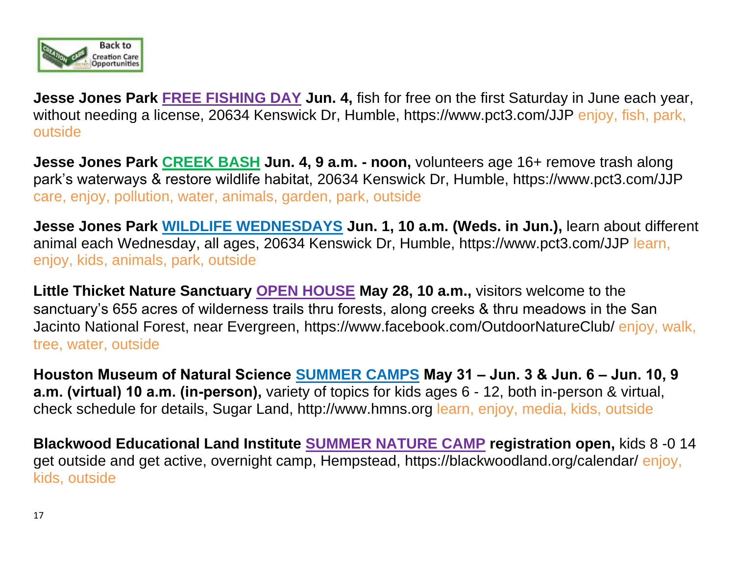**Jesse Jones Park FREE FISHING DAY Jun. 4,** fish for free on the first Saturday in June each year, without needing a license, 20634 Kenswick Dr, Humble, https://www.pct3.com/JJP enjoy, fish, park, outside

**Jesse Jones Park CREEK BASH Jun. 4, 9 a.m. - noon,** volunteers age 16+ remove trash along park's waterways & restore wildlife habitat, 20634 Kenswick Dr, Humble, https://www.pct3.com/JJP care, enjoy, pollution, water, animals, garden, park, outside

**Jesse Jones Park WILDLIFE WEDNESDAYS Jun. 1, 10 a.m. (Weds. in Jun.),** learn about different animal each Wednesday, all ages, 20634 Kenswick Dr, Humble, https://www.pct3.com/JJP learn, enjoy, kids, animals, park, outside

**Little Thicket Nature Sanctuary OPEN HOUSE May 28, 10 a.m.,** visitors welcome to the sanctuary's 655 acres of wilderness trails thru forests, along creeks & thru meadows in the San Jacinto National Forest, near Evergreen, https://www.facebook.com/OutdoorNatureClub/ enjoy, walk, tree, water, outside

**Houston Museum of Natural Science SUMMER CAMPS May 31 – Jun. 3 & Jun. 6 – Jun. 10, 9 a.m. (virtual) 10 a.m. (in-person),** variety of topics for kids ages 6 - 12, both in-person & virtual, check schedule for details, Sugar Land, http://www.hmns.org learn, enjoy, media, kids, outside

**Blackwood Educational Land Institute SUMMER NATURE CAMP registration open,** kids 8 -0 14 get outside and get active, overnight camp, Hempstead, https://blackwoodland.org/calendar/ enjoy, kids, outside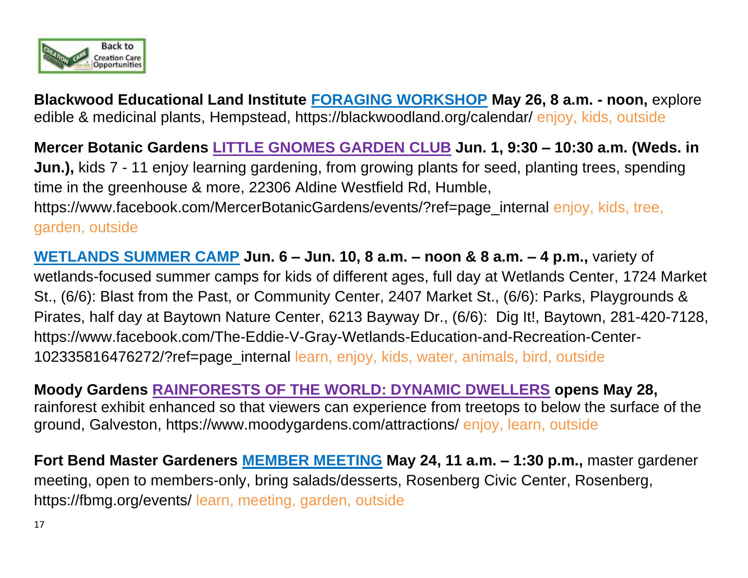**Blackwood Educational Land Institute FORAGING WORKSHOP May 26, 8 a.m. - noon,** explore edible & medicinal plants, Hempstead, https://blackwoodland.org/calendar/ enjoy, kids, outside

**Mercer Botanic Gardens LITTLE GNOMES GARDEN CLUB Jun. 1, 9:30 – 10:30 a.m. (Weds. in Jun.),** kids 7 - 11 enjoy learning gardening, from growing plants for seed, planting trees, spending time in the greenhouse & more, 22306 Aldine Westfield Rd, Humble, https://www.facebook.com/MercerBotanicGardens/events/?ref=page_internal enjoy, kids, tree, garden, outside

**WETLANDS SUMMER CAMP Jun. 6 – Jun. 10, 8 a.m. – noon & 8 a.m. – 4 p.m.,** variety of wetlands-focused summer camps for kids of different ages, full day at Wetlands Center, 1724 Market St., (6/6): Blast from the Past, or Community Center, 2407 Market St., (6/6): Parks, Playgrounds & Pirates, half day at Baytown Nature Center, 6213 Bayway Dr., (6/6): Dig It!, Baytown, 281-420-7128, https://www.facebook.com/The-Eddie-V-Gray-Wetlands-Education-and-Recreation-Center-102335816476272/?ref=page_internal learn, enjoy, kids, water, animals, bird, outside

**Moody Gardens RAINFORESTS OF THE WORLD: DYNAMIC DWELLERS opens May 28,** rainforest exhibit enhanced so that viewers can experience from treetops to below the surface of the ground, Galveston, https://www.moodygardens.com/attractions/ enjoy, learn, outside

**Fort Bend Master Gardeners MEMBER MEETING May 24, 11 a.m. – 1:30 p.m.,** master gardener meeting, open to members-only, bring salads/desserts, Rosenberg Civic Center, Rosenberg, https://fbmg.org/events/ learn, meeting, garden, outside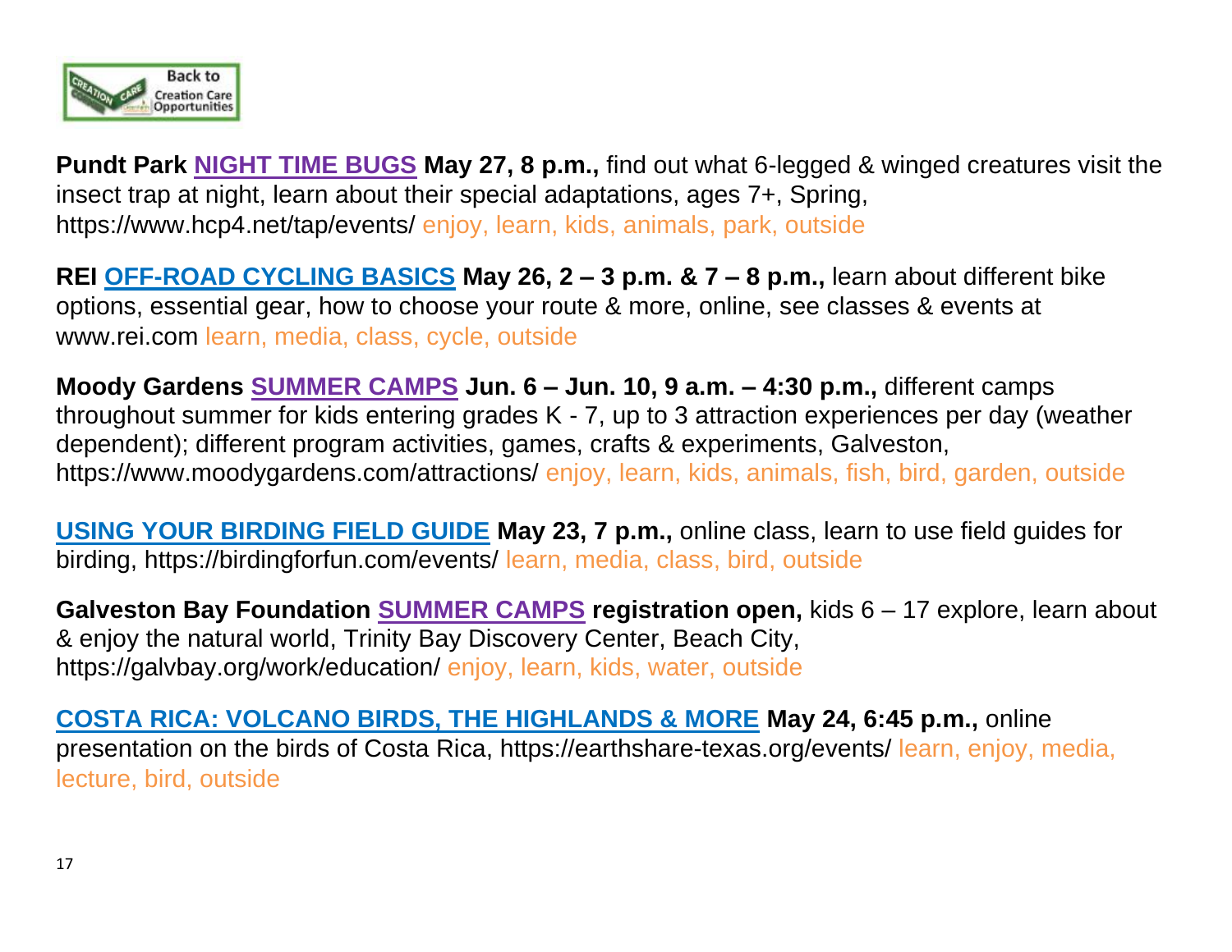**Pundt Park** NIGHT TIME BUGS **May 27, 8 p.m.,** find out what 6-legged & winged creatures visit the insect trap at night, learn about their special adaptations, ages 7+, Spring, https://www.hcp4.net/tap/events/ enjoy, learn, kids, animals, park, outside

**REI** OFF-ROAD CYCLING BASICS **May 26, 2 – 3 p.m. & 7 – 8 p.m.,** learn about different bike options, essential gear, how to choose your route & more, online, see classes & events at www.rei.com learn, media, class, cycle, outside

**Moody Gardens** SUMMER CAMPS **Jun. 6 – Jun. 10, 9 a.m. – 4:30 p.m.,** different camps throughout summer for kids entering grades K - 7, up to 3 attraction experiences per day (weather dependent); different program activities, games, crafts & experiments, Galveston, https://www.moodygardens.com/attractions/ enjoy, learn, kids, animals, fish, bird, garden, outside

USING YOUR BIRDING FIELD GUIDE **May 23, 7 p.m.,** online class, learn to use field guides for birding, https://birdingforfun.com/events/ learn, media, class, bird, outside

**Galveston Bay Foundation** SUMMER CAMPS **registration open,** kids 6 – 17 explore, learn about & enjoy the natural world, Trinity Bay Discovery Center, Beach City, https://galvbay.org/work/education/ enjoy, learn, kids, water, outside

COSTA RICA: VOLCANO BIRDS, THE HIGHLANDS & MORE **May 24, 6:45 p.m.,** online presentation on the birds of Costa Rica, https://earthshare-texas.org/events/ learn, enjoy, media, lecture, bird, outside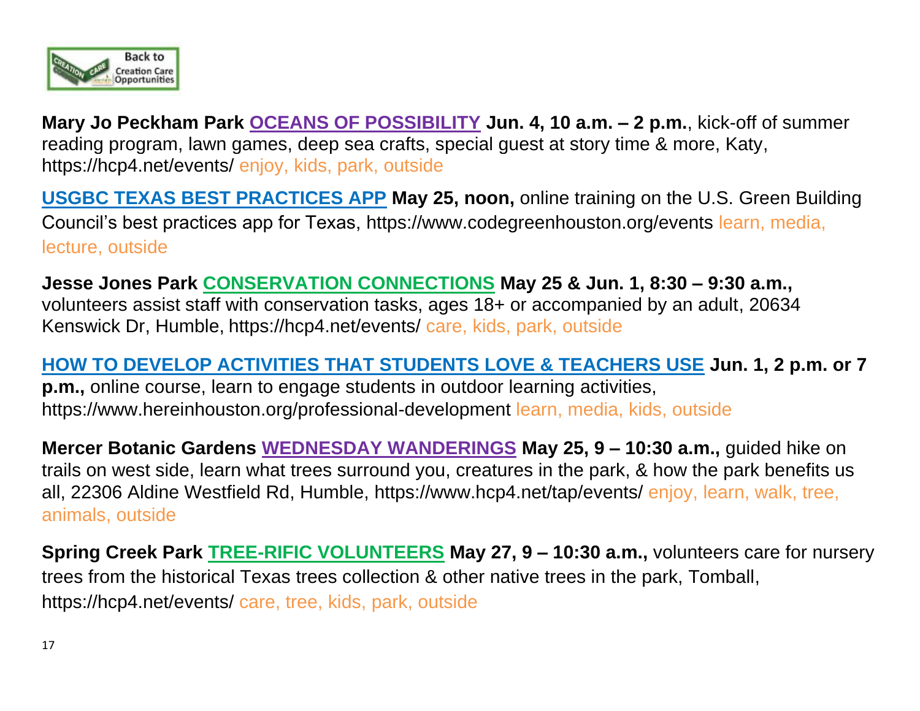**Mary Jo Peckham Park** **OCEANS OF POSSIBILITY** **Jun. 4, 10 a.m. – 2 p.m.**, kick-off of summer reading program, lawn games, deep sea crafts, special guest at story time & more, Katy, https://hcp4.net/events/ enjoy, kids, park, outside

**USGBC TEXAS BEST PRACTICES APP** **May 25, noon,** online training on the U.S. Green Building Council's best practices app for Texas, https://www.codegreenhouston.org/events learn, media, lecture, outside

**Jesse Jones Park** **CONSERVATION CONNECTIONS** **May 25 & Jun. 1, 8:30 – 9:30 a.m.,** volunteers assist staff with conservation tasks, ages 18+ or accompanied by an adult, 20634 Kenswick Dr, Humble, https://hcp4.net/events/ care, kids, park, outside

**HOW TO DEVELOP ACTIVITIES THAT STUDENTS LOVE & TEACHERS USE** **Jun. 1, 2 p.m. or 7 p.m.,** online course, learn to engage students in outdoor learning activities, https://www.hereinhouston.org/professional-development learn, media, kids, outside

**Mercer Botanic Gardens** **WEDNESDAY WANDERINGS** **May 25, 9 – 10:30 a.m.,** guided hike on trails on west side, learn what trees surround you, creatures in the park, & how the park benefits us all, 22306 Aldine Westfield Rd, Humble, https://www.hcp4.net/tap/events/ enjoy, learn, walk, tree, animals, outside

**Spring Creek Park** **TREE-RIFIC VOLUNTEERS** **May 27, 9 – 10:30 a.m.,** volunteers care for nursery trees from the historical Texas trees collection & other native trees in the park, Tomball, https://hcp4.net/events/ care, tree, kids, park, outside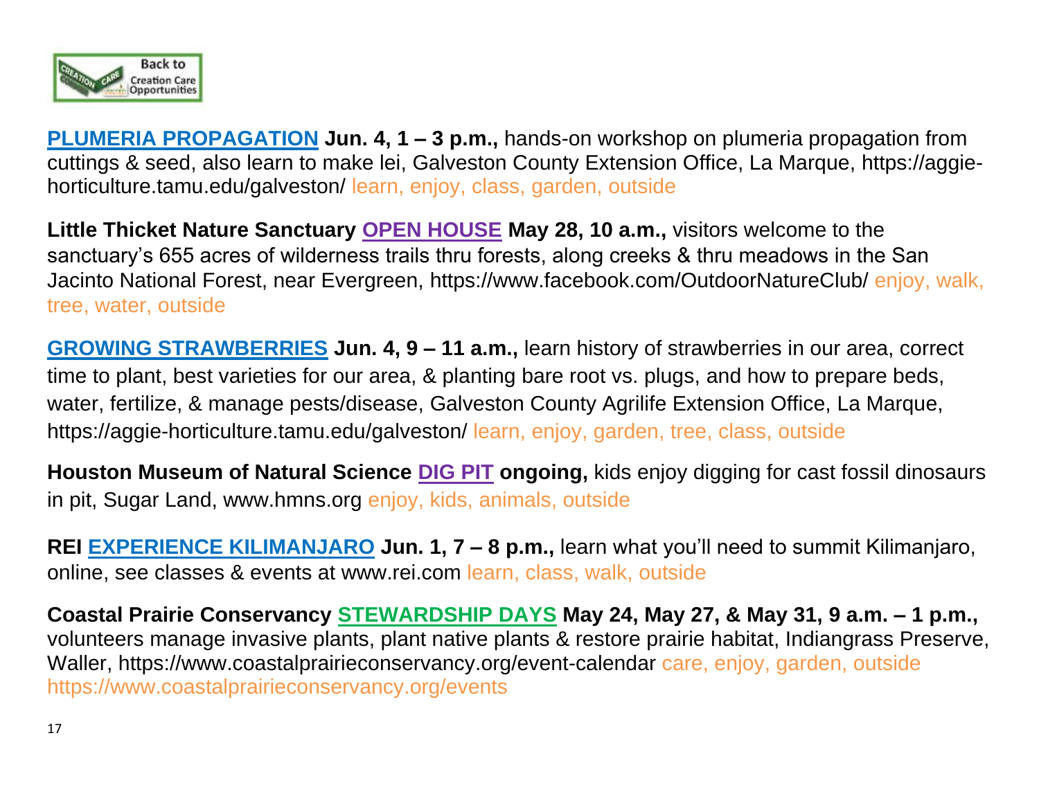**PLUMERIA PROPAGATION** **Jun. 4, 1 – 3 p.m.,** hands-on workshop on plumeria propagation from cuttings & seed, also learn to make lei, Galveston County Extension Office, La Marque, https://aggie-horticulture.tamu.edu/galveston/ learn, enjoy, class, garden, outside

**Little Thicket Nature Sanctuary** **OPEN HOUSE** **May 28, 10 a.m.,** visitors welcome to the sanctuary's 655 acres of wilderness trails thru forests, along creeks & thru meadows in the San Jacinto National Forest, near Evergreen, https://www.facebook.com/OutdoorNatureClub/ enjoy, walk, tree, water, outside

**GROWING STRAWBERRIES** **Jun. 4, 9 – 11 a.m.,** learn history of strawberries in our area, correct time to plant, best varieties for our area, & planting bare root vs. plugs, and how to prepare beds, water, fertilize, & manage pests/disease, Galveston County Agrilife Extension Office, La Marque, https://aggie-horticulture.tamu.edu/galveston/ learn, enjoy, garden, tree, class, outside

**Houston Museum of Natural Science** **DIG PIT** **ongoing,** kids enjoy digging for cast fossil dinosaurs in pit, Sugar Land, www.hmns.org enjoy, kids, animals, outside

**REI** **EXPERIENCE KILIMANJARO** **Jun. 1, 7 – 8 p.m.,** learn what you'll need to summit Kilimanjaro, online, see classes & events at www.rei.com learn, class, walk, outside

**Coastal Prairie Conservancy** **STEWARDSHIP DAYS** **May 24, May 27, & May 31, 9 a.m. – 1 p.m.,** volunteers manage invasive plants, plant native plants & restore prairie habitat, Indiangrass Preserve, Waller, https://www.coastalprairieconservancy.org/event-calendar care, enjoy, garden, outside https://www.coastalprairieconservancy.org/events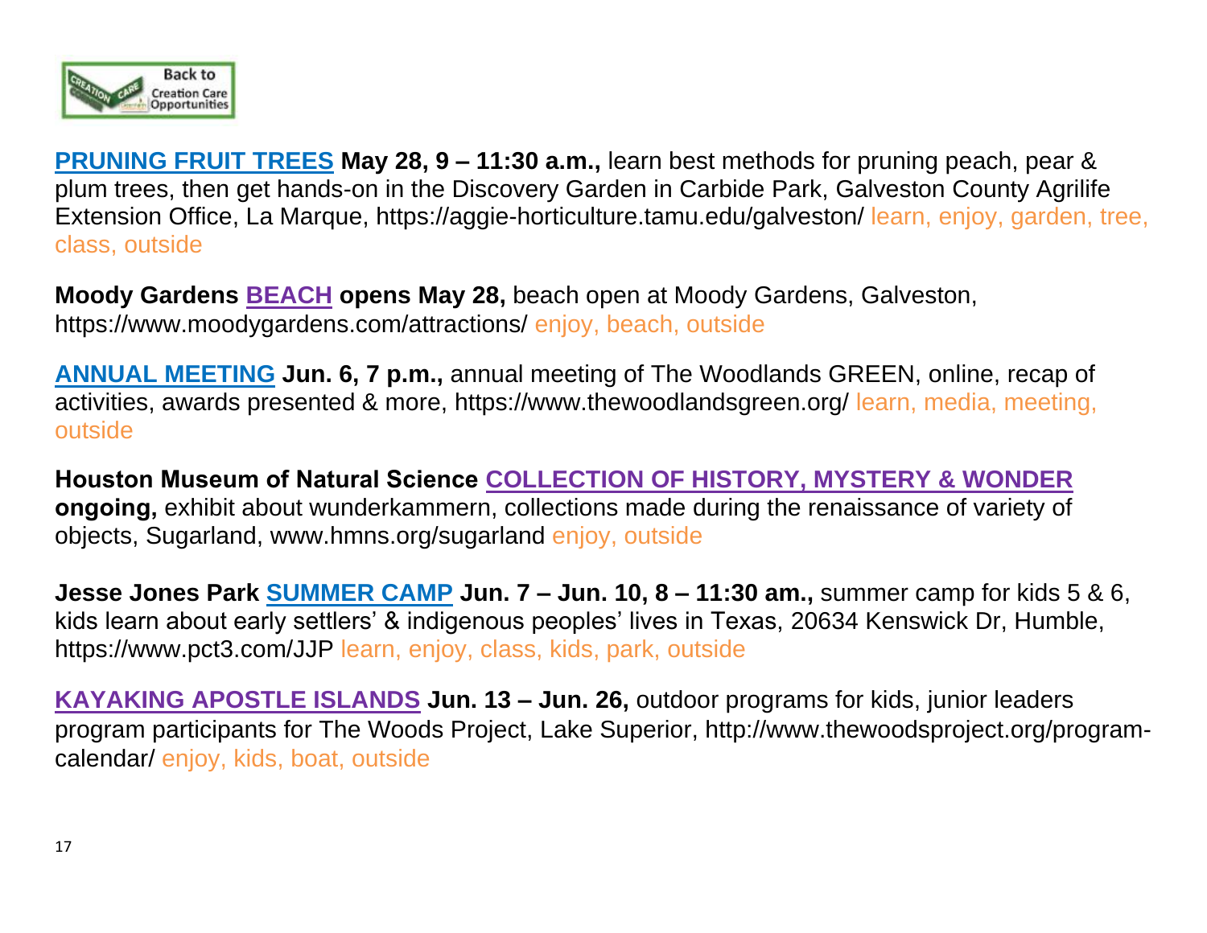**PRUNING FRUIT TREES** **May 28, 9 – 11:30 a.m.,** learn best methods for pruning peach, pear & plum trees, then get hands-on in the Discovery Garden in Carbide Park, Galveston County Agrilife Extension Office, La Marque, https://aggie-horticulture.tamu.edu/galveston/ learn, enjoy, garden, tree, class, outside

**Moody Gardens BEACH opens May 28,** beach open at Moody Gardens, Galveston, https://www.moodygardens.com/attractions/ enjoy, beach, outside

**ANNUAL MEETING Jun. 6, 7 p.m.,** annual meeting of The Woodlands GREEN, online, recap of activities, awards presented & more, https://www.thewoodlandsgreen.org/ learn, media, meeting, outside

**Houston Museum of Natural Science COLLECTION OF HISTORY, MYSTERY & WONDER ongoing,** exhibit about wunderkammern, collections made during the renaissance of variety of objects, Sugarland, www.hmns.org/sugarland enjoy, outside

**Jesse Jones Park SUMMER CAMP Jun. 7 – Jun. 10, 8 – 11:30 am.,** summer camp for kids 5 & 6, kids learn about early settlers' & indigenous peoples' lives in Texas, 20634 Kenswick Dr, Humble, https://www.pct3.com/JJP learn, enjoy, class, kids, park, outside

**KAYAKING APOSTLE ISLANDS Jun. 13 – Jun. 26,** outdoor programs for kids, junior leaders program participants for The Woods Project, Lake Superior, http://www.thewoodsproject.org/program-calendar/ enjoy, kids, boat, outside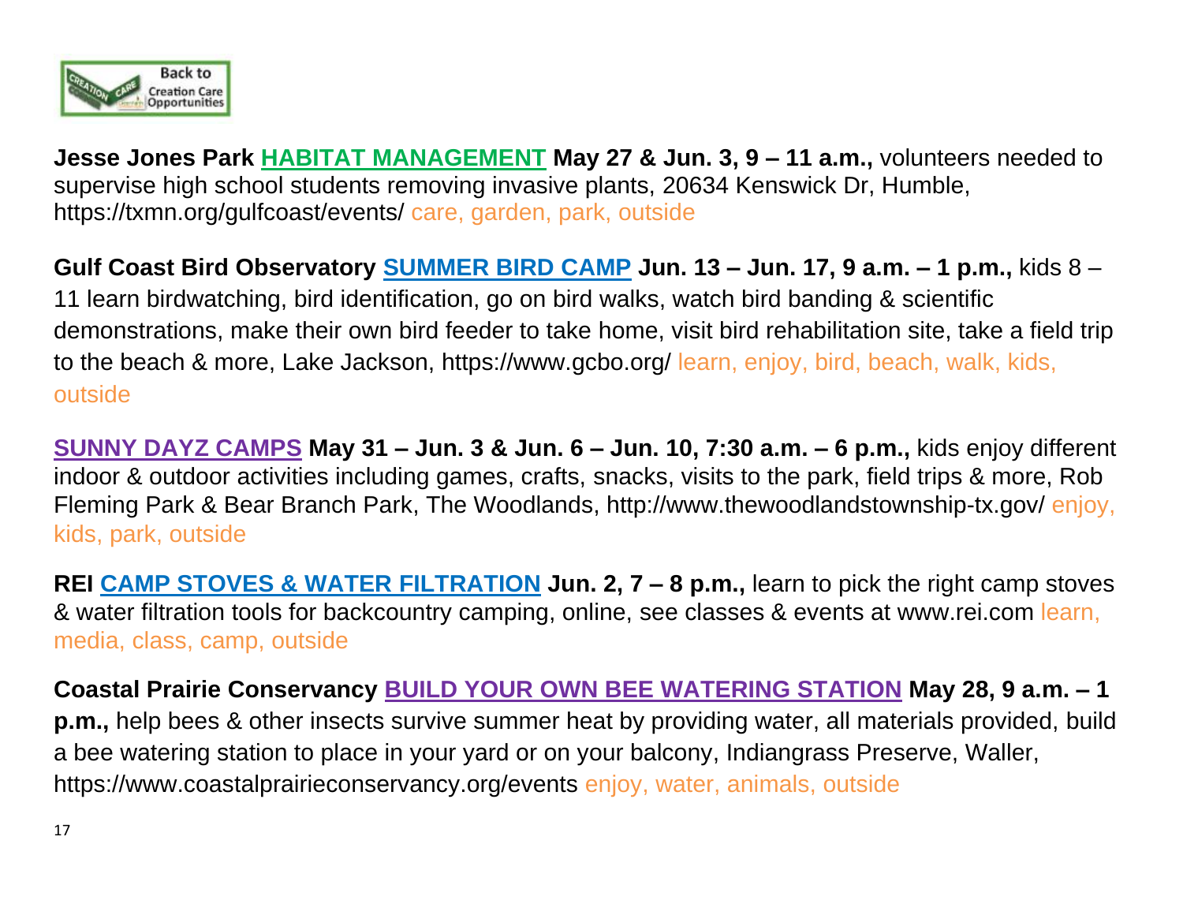**Jesse Jones Park** **HABITAT MANAGEMENT** **May 27 & Jun. 3, 9 – 11 a.m.,** volunteers needed to supervise high school students removing invasive plants, 20634 Kenswick Dr, Humble, https://txmn.org/gulfcoast/events/ care, garden, park, outside

**Gulf Coast Bird Observatory** **SUMMER BIRD CAMP** **Jun. 13 – Jun. 17, 9 a.m. – 1 p.m.,** kids 8 – 11 learn birdwatching, bird identification, go on bird walks, watch bird banding & scientific demonstrations, make their own bird feeder to take home, visit bird rehabilitation site, take a field trip to the beach & more, Lake Jackson, https://www.gcbo.org/ learn, enjoy, bird, beach, walk, kids, outside

**SUNNY DAYZ CAMPS** **May 31 – Jun. 3 & Jun. 6 – Jun. 10, 7:30 a.m. – 6 p.m.,** kids enjoy different indoor & outdoor activities including games, crafts, snacks, visits to the park, field trips & more, Rob Fleming Park & Bear Branch Park, The Woodlands, http://www.thewoodlandstownship-tx.gov/ enjoy, kids, park, outside

**REI** **CAMP STOVES & WATER FILTRATION** **Jun. 2, 7 – 8 p.m.,** learn to pick the right camp stoves & water filtration tools for backcountry camping, online, see classes & events at www.rei.com learn, media, class, camp, outside

**Coastal Prairie Conservancy** **BUILD YOUR OWN BEE WATERING STATION** **May 28, 9 a.m. – 1 p.m.,** help bees & other insects survive summer heat by providing water, all materials provided, build a bee watering station to place in your yard or on your balcony, Indiangrass Preserve, Waller, https://www.coastalprairieconservancy.org/events enjoy, water, animals, outside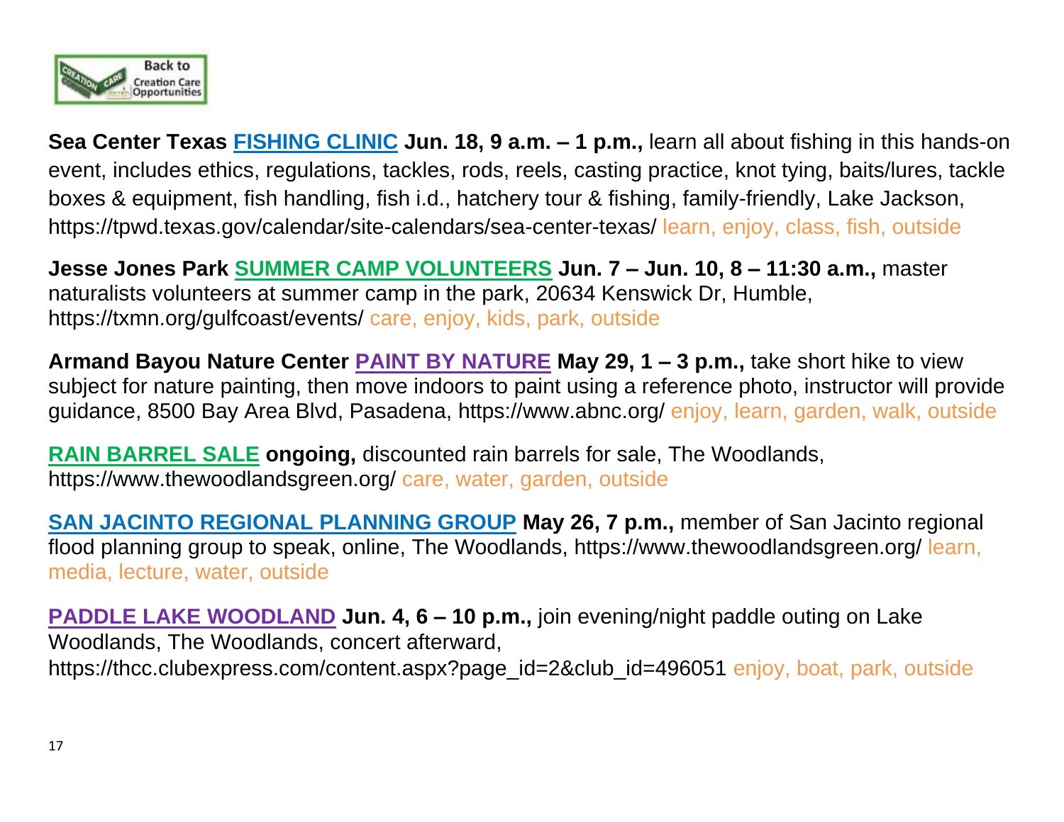**Sea Center Texas** **FISHING CLINIC** **Jun. 18, 9 a.m. – 1 p.m.,** learn all about fishing in this hands-on event, includes ethics, regulations, tackles, rods, reels, casting practice, knot tying, baits/lures, tackle boxes & equipment, fish handling, fish i.d., hatchery tour & fishing, family-friendly, Lake Jackson, https://tpwd.texas.gov/calendar/site-calendars/sea-center-texas/ learn, enjoy, class, fish, outside

**Jesse Jones Park** **SUMMER CAMP VOLUNTEERS** **Jun. 7 – Jun. 10, 8 – 11:30 a.m.,** master naturalists volunteers at summer camp in the park, 20634 Kenswick Dr, Humble, https://txmn.org/gulfcoast/events/ care, enjoy, kids, park, outside

**Armand Bayou Nature Center** **PAINT BY NATURE** **May 29, 1 – 3 p.m.,** take short hike to view subject for nature painting, then move indoors to paint using a reference photo, instructor will provide guidance, 8500 Bay Area Blvd, Pasadena, https://www.abnc.org/ enjoy, learn, garden, walk, outside

**RAIN BARREL SALE** **ongoing,** discounted rain barrels for sale, The Woodlands, https://www.thewoodlandsgreen.org/ care, water, garden, outside

**SAN JACINTO REGIONAL PLANNING GROUP** **May 26, 7 p.m.,** member of San Jacinto regional flood planning group to speak, online, The Woodlands, https://www.thewoodlandsgreen.org/ learn, media, lecture, water, outside

**PADDLE LAKE WOODLAND** **Jun. 4, 6 – 10 p.m.,** join evening/night paddle outing on Lake Woodlands, The Woodlands, concert afterward, https://thcc.clubexpress.com/content.aspx?page_id=2&club_id=496051 enjoy, boat, park, outside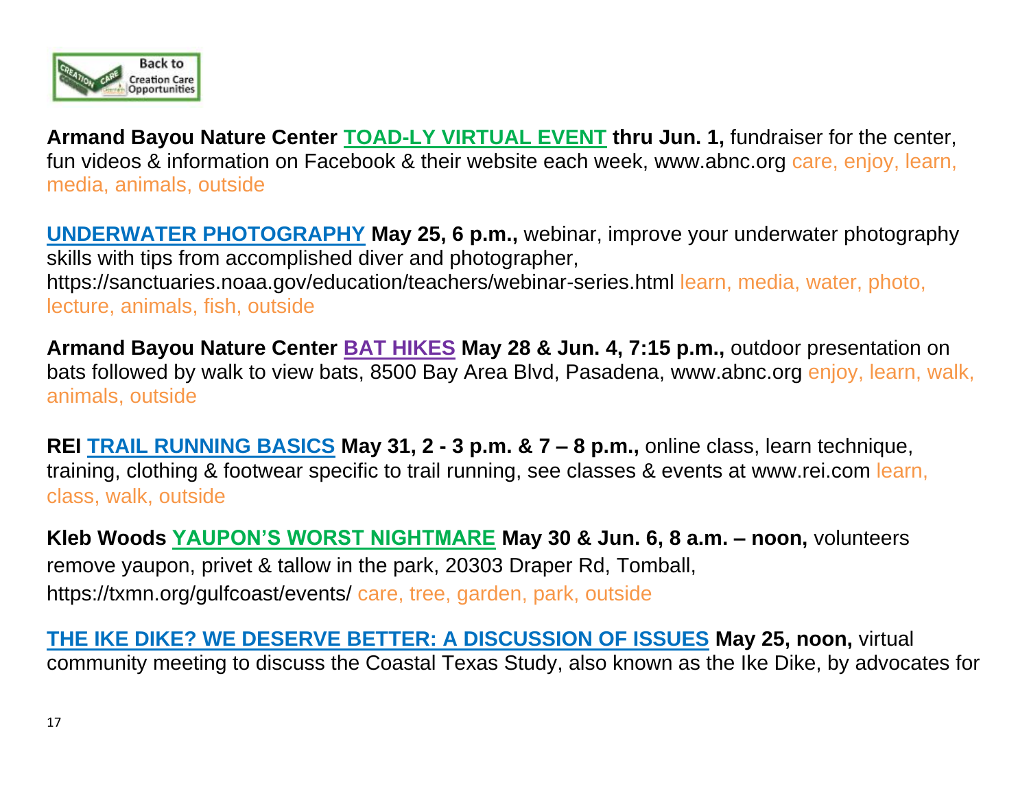**Armand Bayou Nature Center** **TOAD-LY VIRTUAL EVENT** **thru Jun. 1,** fundraiser for the center, fun videos & information on Facebook & their website each week, www.abnc.org care, enjoy, learn, media, animals, outside

**UNDERWATER PHOTOGRAPHY** **May 25, 6 p.m.,** webinar, improve your underwater photography skills with tips from accomplished diver and photographer, https://sanctuaries.noaa.gov/education/teachers/webinar-series.html learn, media, water, photo, lecture, animals, fish, outside

**Armand Bayou Nature Center** **BAT HIKES** **May 28 & Jun. 4, 7:15 p.m.,** outdoor presentation on bats followed by walk to view bats, 8500 Bay Area Blvd, Pasadena, www.abnc.org enjoy, learn, walk, animals, outside

**REI** **TRAIL RUNNING BASICS** **May 31, 2 - 3 p.m. & 7 – 8 p.m.,** online class, learn technique, training, clothing & footwear specific to trail running, see classes & events at www.rei.com learn, class, walk, outside

**Kleb Woods** **YAUPON'S WORST NIGHTMARE** **May 30 & Jun. 6, 8 a.m. – noon,** volunteers remove yaupon, privet & tallow in the park, 20303 Draper Rd, Tomball, https://txmn.org/gulfcoast/events/ care, tree, garden, park, outside

**THE IKE DIKE? WE DESERVE BETTER: A DISCUSSION OF ISSUES** **May 25, noon,** virtual community meeting to discuss the Coastal Texas Study, also known as the Ike Dike, by advocates for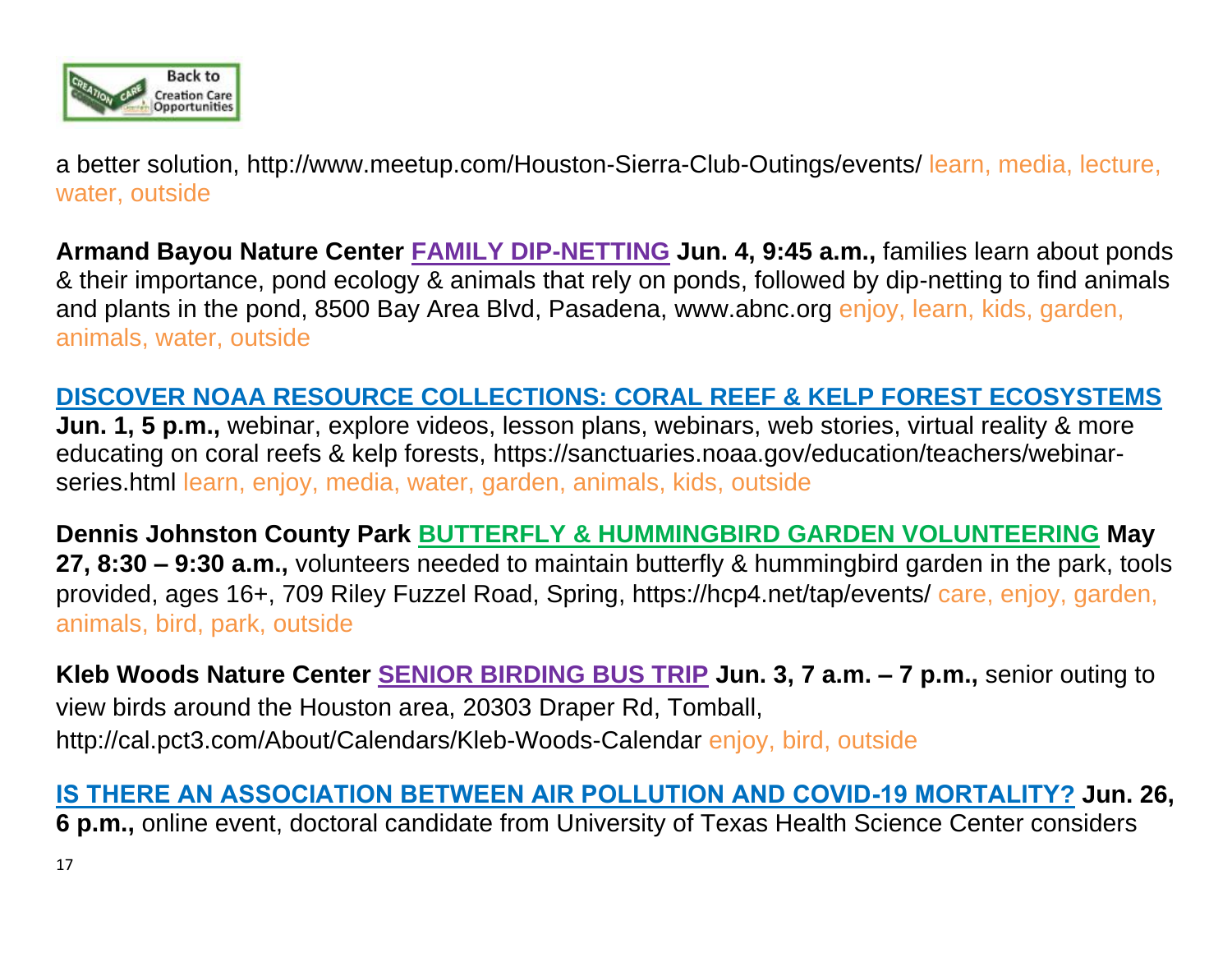a better solution, http://www.meetup.com/Houston-Sierra-Club-Outings/events/ learn, media, lecture, water, outside

**Armand Bayou Nature Center** **FAMILY DIP-NETTING** **Jun. 4, 9:45 a.m.,** families learn about ponds & their importance, pond ecology & animals that rely on ponds, followed by dip-netting to find animals and plants in the pond, 8500 Bay Area Blvd, Pasadena, www.abnc.org enjoy, learn, kids, garden, animals, water, outside

**DISCOVER NOAA RESOURCE COLLECTIONS: CORAL REEF & KELP FOREST ECOSYSTEMS** **Jun. 1, 5 p.m.,** webinar, explore videos, lesson plans, webinars, web stories, virtual reality & more educating on coral reefs & kelp forests, https://sanctuaries.noaa.gov/education/teachers/webinar-series.html learn, enjoy, media, water, garden, animals, kids, outside

**Dennis Johnston County Park** **BUTTERFLY & HUMMINGBIRD GARDEN VOLUNTEERING** **May 27, 8:30 – 9:30 a.m.,** volunteers needed to maintain butterfly & hummingbird garden in the park, tools provided, ages 16+, 709 Riley Fuzzel Road, Spring, https://hcp4.net/tap/events/ care, enjoy, garden, animals, bird, park, outside

**Kleb Woods Nature Center** **SENIOR BIRDING BUS TRIP** **Jun. 3, 7 a.m. – 7 p.m.,** senior outing to view birds around the Houston area, 20303 Draper Rd, Tomball, http://cal.pct3.com/About/Calendars/Kleb-Woods-Calendar enjoy, bird, outside

**IS THERE AN ASSOCIATION BETWEEN AIR POLLUTION AND COVID-19 MORTALITY?** **Jun. 26, 6 p.m.,** online event, doctoral candidate from University of Texas Health Science Center considers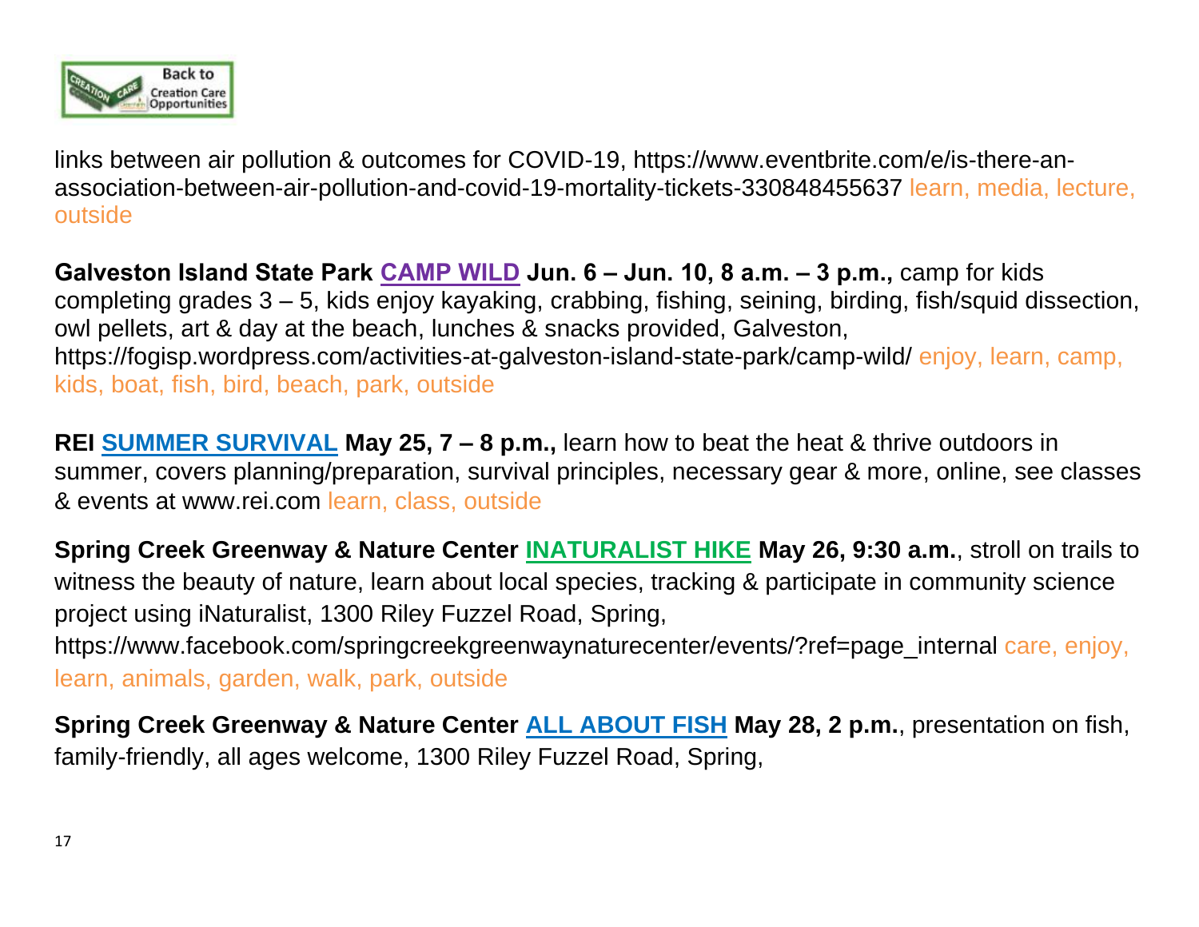links between air pollution & outcomes for COVID-19, https://www.eventbrite.com/e/is-there-an-association-between-air-pollution-and-covid-19-mortality-tickets-330848455637 learn, media, lecture, outside

**Galveston Island State Park** **CAMP WILD** **Jun. 6 – Jun. 10, 8 a.m. – 3 p.m.,** camp for kids completing grades 3 – 5, kids enjoy kayaking, crabbing, fishing, seining, birding, fish/squid dissection, owl pellets, art & day at the beach, lunches & snacks provided, Galveston, https://fogisp.wordpress.com/activities-at-galveston-island-state-park/camp-wild/ enjoy, learn, camp, kids, boat, fish, bird, beach, park, outside

**REI** **SUMMER SURVIVAL** **May 25, 7 – 8 p.m.,** learn how to beat the heat & thrive outdoors in summer, covers planning/preparation, survival principles, necessary gear & more, online, see classes & events at www.rei.com learn, class, outside

**Spring Creek Greenway & Nature Center** **INATURALIST HIKE** **May 26, 9:30 a.m.**, stroll on trails to witness the beauty of nature, learn about local species, tracking & participate in community science project using iNaturalist, 1300 Riley Fuzzel Road, Spring, https://www.facebook.com/springcreekgreenwaynaturecenter/events/?ref=page_internal care, enjoy, learn, animals, garden, walk, park, outside

**Spring Creek Greenway & Nature Center** **ALL ABOUT FISH** **May 28, 2 p.m.**, presentation on fish, family-friendly, all ages welcome, 1300 Riley Fuzzel Road, Spring,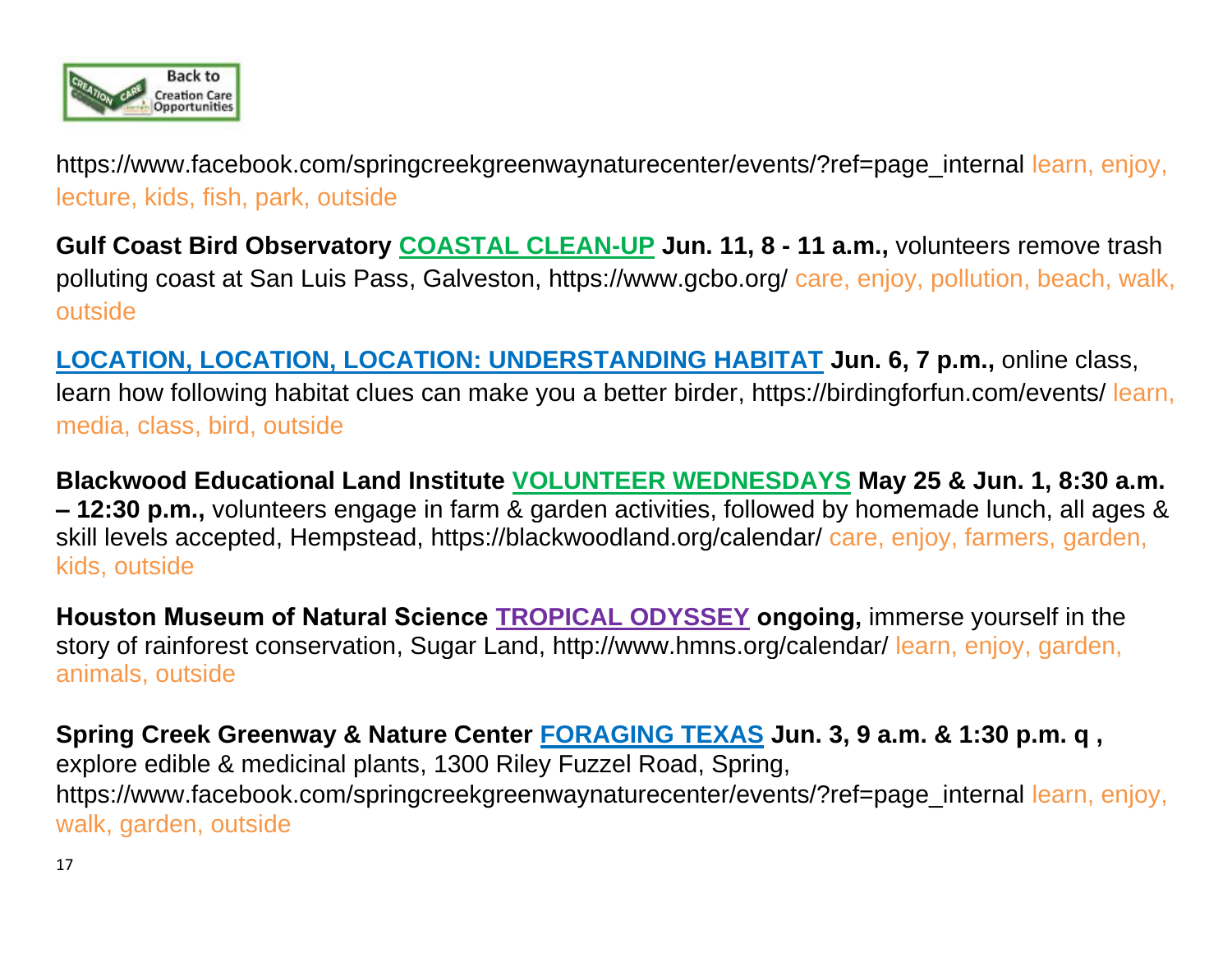https://www.facebook.com/springcreekgreenwaynaturecenter/events/?ref=page_internal learn, enjoy, lecture, kids, fish, park, outside

**Gulf Coast Bird Observatory** **COASTAL CLEAN-UP** **Jun. 11, 8 - 11 a.m.,** volunteers remove trash polluting coast at San Luis Pass, Galveston, https://www.gcbo.org/ care, enjoy, pollution, beach, walk, outside

**LOCATION, LOCATION, LOCATION: UNDERSTANDING HABITAT** **Jun. 6, 7 p.m.,** online class, learn how following habitat clues can make you a better birder, https://birdingforfun.com/events/ learn, media, class, bird, outside

**Blackwood Educational Land Institute** **VOLUNTEER WEDNESDAYS** **May 25 & Jun. 1, 8:30 a.m. – 12:30 p.m.,** volunteers engage in farm & garden activities, followed by homemade lunch, all ages & skill levels accepted, Hempstead, https://blackwoodland.org/calendar/ care, enjoy, farmers, garden, kids, outside

**Houston Museum of Natural Science** **TROPICAL ODYSSEY** **ongoing,** immerse yourself in the story of rainforest conservation, Sugar Land, http://www.hmns.org/calendar/ learn, enjoy, garden, animals, outside

**Spring Creek Greenway & Nature Center** **FORAGING TEXAS** **Jun. 3, 9 a.m. & 1:30 p.m. q ,** explore edible & medicinal plants, 1300 Riley Fuzzel Road, Spring, https://www.facebook.com/springcreekgreenwaynaturecenter/events/?ref=page_internal learn, enjoy, walk, garden, outside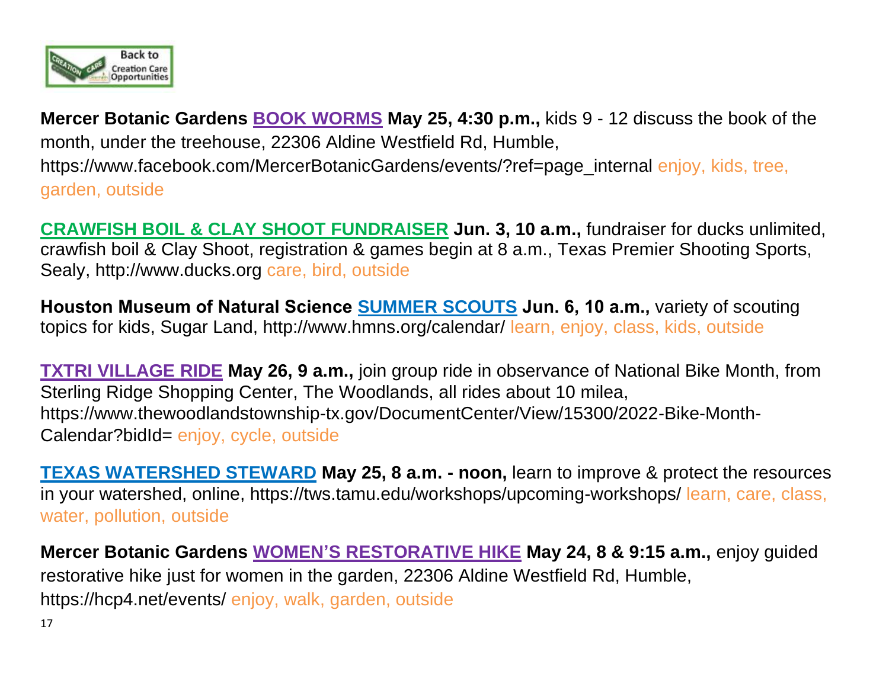Back to Creation Care Opportunities

**Mercer Botanic Gardens** **BOOK WORMS** **May 25, 4:30 p.m.,** kids 9 - 12 discuss the book of the month, under the treehouse, 22306 Aldine Westfield Rd, Humble, https://www.facebook.com/MercerBotanicGardens/events/?ref=page_internal enjoy, kids, tree, garden, outside

**CRAWFISH BOIL & CLAY SHOOT FUNDRAISER** **Jun. 3, 10 a.m.,** fundraiser for ducks unlimited, crawfish boil & Clay Shoot, registration & games begin at 8 a.m., Texas Premier Shooting Sports, Sealy, http://www.ducks.org care, bird, outside

**Houston Museum of Natural Science** **SUMMER SCOUTS** **Jun. 6, 10 a.m.,** variety of scouting topics for kids, Sugar Land, http://www.hmns.org/calendar/ learn, enjoy, class, kids, outside

**TXTRI VILLAGE RIDE** **May 26, 9 a.m.,** join group ride in observance of National Bike Month, from Sterling Ridge Shopping Center, The Woodlands, all rides about 10 milea, https://www.thewoodlandstownship-tx.gov/DocumentCenter/View/15300/2022-Bike-Month-Calendar?bidId= enjoy, cycle, outside

**TEXAS WATERSHED STEWARD** **May 25, 8 a.m. - noon,** learn to improve & protect the resources in your watershed, online, https://tws.tamu.edu/workshops/upcoming-workshops/ learn, care, class, water, pollution, outside

**Mercer Botanic Gardens** **WOMEN'S RESTORATIVE HIKE** **May 24, 8 & 9:15 a.m.,** enjoy guided restorative hike just for women in the garden, 22306 Aldine Westfield Rd, Humble, https://hcp4.net/events/ enjoy, walk, garden, outside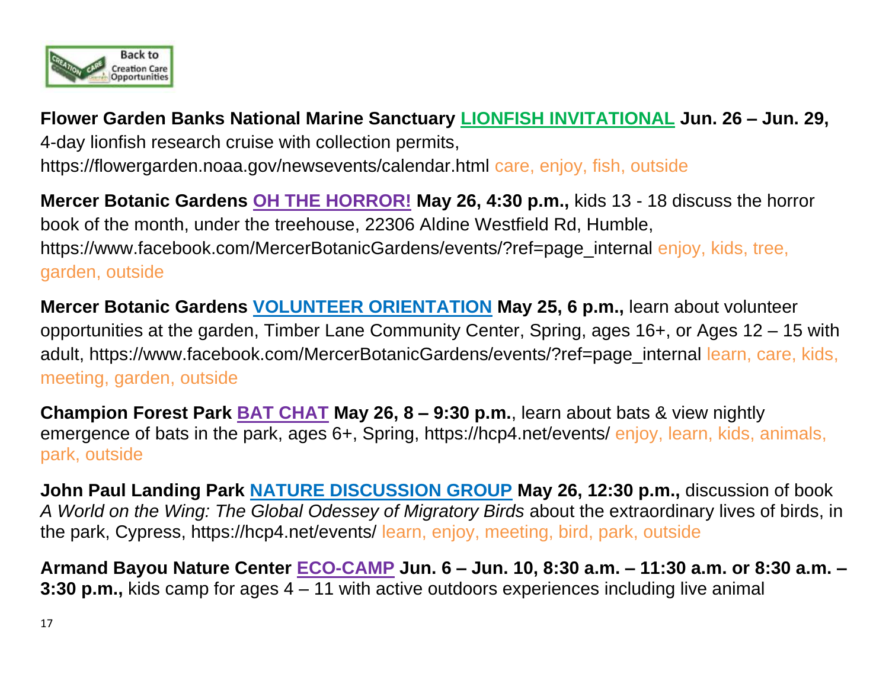Back to Creation Care Opportunities

**Flower Garden Banks National Marine Sanctuary LIONFISH INVITATIONAL Jun. 26 – Jun. 29,** 4-day lionfish research cruise with collection permits, https://flowergarden.noaa.gov/newsevents/calendar.html care, enjoy, fish, outside

**Mercer Botanic Gardens OH THE HORROR! May 26, 4:30 p.m.,** kids 13 - 18 discuss the horror book of the month, under the treehouse, 22306 Aldine Westfield Rd, Humble, https://www.facebook.com/MercerBotanicGardens/events/?ref=page_internal enjoy, kids, tree, garden, outside

**Mercer Botanic Gardens VOLUNTEER ORIENTATION May 25, 6 p.m.,** learn about volunteer opportunities at the garden, Timber Lane Community Center, Spring, ages 16+, or Ages 12 – 15 with adult, https://www.facebook.com/MercerBotanicGardens/events/?ref=page_internal learn, care, kids, meeting, garden, outside

**Champion Forest Park BAT CHAT May 26, 8 – 9:30 p.m.**, learn about bats & view nightly emergence of bats in the park, ages 6+, Spring, https://hcp4.net/events/ enjoy, learn, kids, animals, park, outside

**John Paul Landing Park NATURE DISCUSSION GROUP May 26, 12:30 p.m.,** discussion of book *A World on the Wing: The Global Odessey of Migratory Birds* about the extraordinary lives of birds, in the park, Cypress, https://hcp4.net/events/ learn, enjoy, meeting, bird, park, outside

**Armand Bayou Nature Center ECO-CAMP Jun. 6 – Jun. 10, 8:30 a.m. – 11:30 a.m. or 8:30 a.m. – 3:30 p.m.,** kids camp for ages 4 – 11 with active outdoors experiences including live animal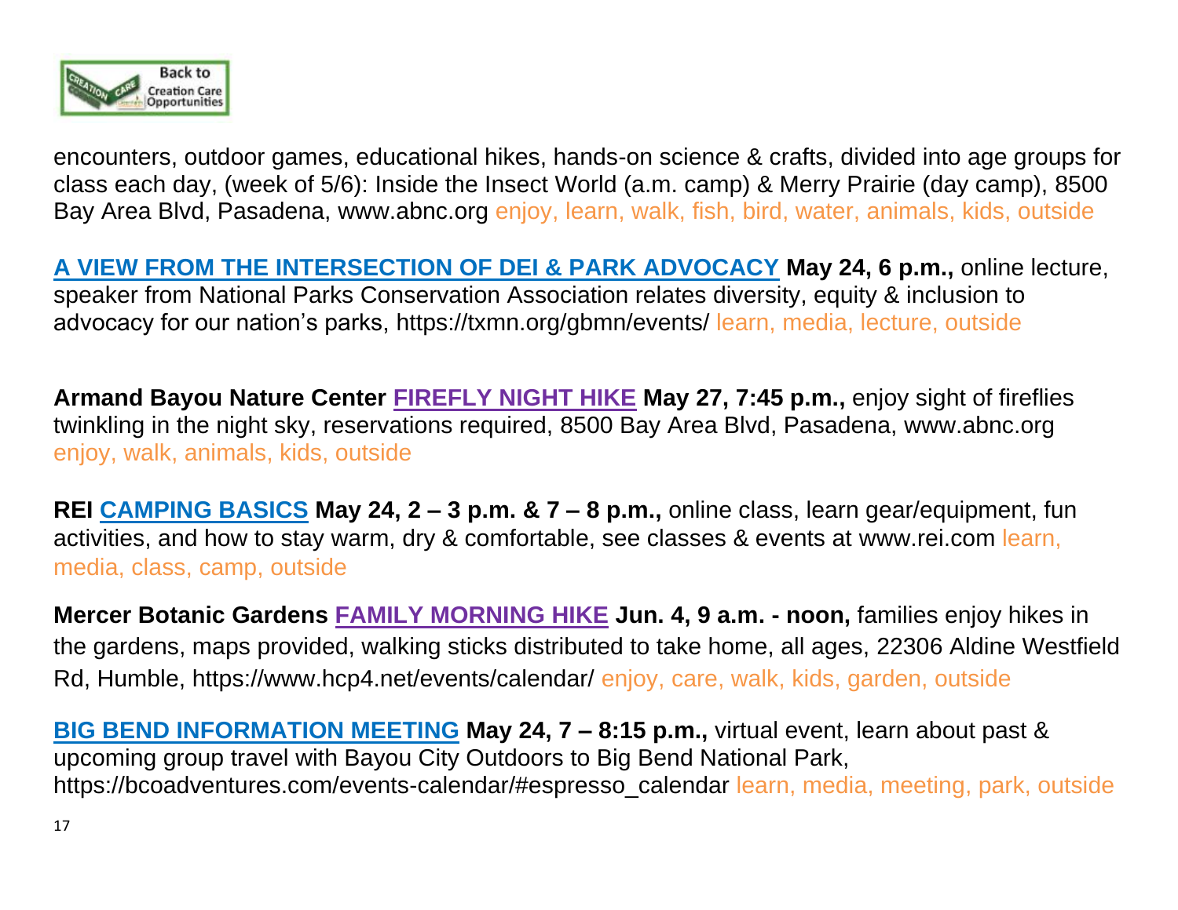encounters, outdoor games, educational hikes, hands-on science & crafts, divided into age groups for class each day, (week of 5/6): Inside the Insect World (a.m. camp) & Merry Prairie (day camp), 8500 Bay Area Blvd, Pasadena, www.abnc.org enjoy, learn, walk, fish, bird, water, animals, kids, outside

**A VIEW FROM THE INTERSECTION OF DEI & PARK ADVOCACY** **May 24, 6 p.m.,** online lecture, speaker from National Parks Conservation Association relates diversity, equity & inclusion to advocacy for our nation's parks, https://txmn.org/gbmn/events/ learn, media, lecture, outside

**Armand Bayou Nature Center FIREFLY NIGHT HIKE May 27, 7:45 p.m.,** enjoy sight of fireflies twinkling in the night sky, reservations required, 8500 Bay Area Blvd, Pasadena, www.abnc.org enjoy, walk, animals, kids, outside

**REI CAMPING BASICS May 24, 2 – 3 p.m. & 7 – 8 p.m.,** online class, learn gear/equipment, fun activities, and how to stay warm, dry & comfortable, see classes & events at www.rei.com learn, media, class, camp, outside

**Mercer Botanic Gardens FAMILY MORNING HIKE Jun. 4, 9 a.m. - noon,** families enjoy hikes in the gardens, maps provided, walking sticks distributed to take home, all ages, 22306 Aldine Westfield Rd, Humble, https://www.hcp4.net/events/calendar/ enjoy, care, walk, kids, garden, outside

**BIG BEND INFORMATION MEETING May 24, 7 – 8:15 p.m.,** virtual event, learn about past & upcoming group travel with Bayou City Outdoors to Big Bend National Park, https://bcoadventures.com/events-calendar/#espresso_calendar learn, media, meeting, park, outside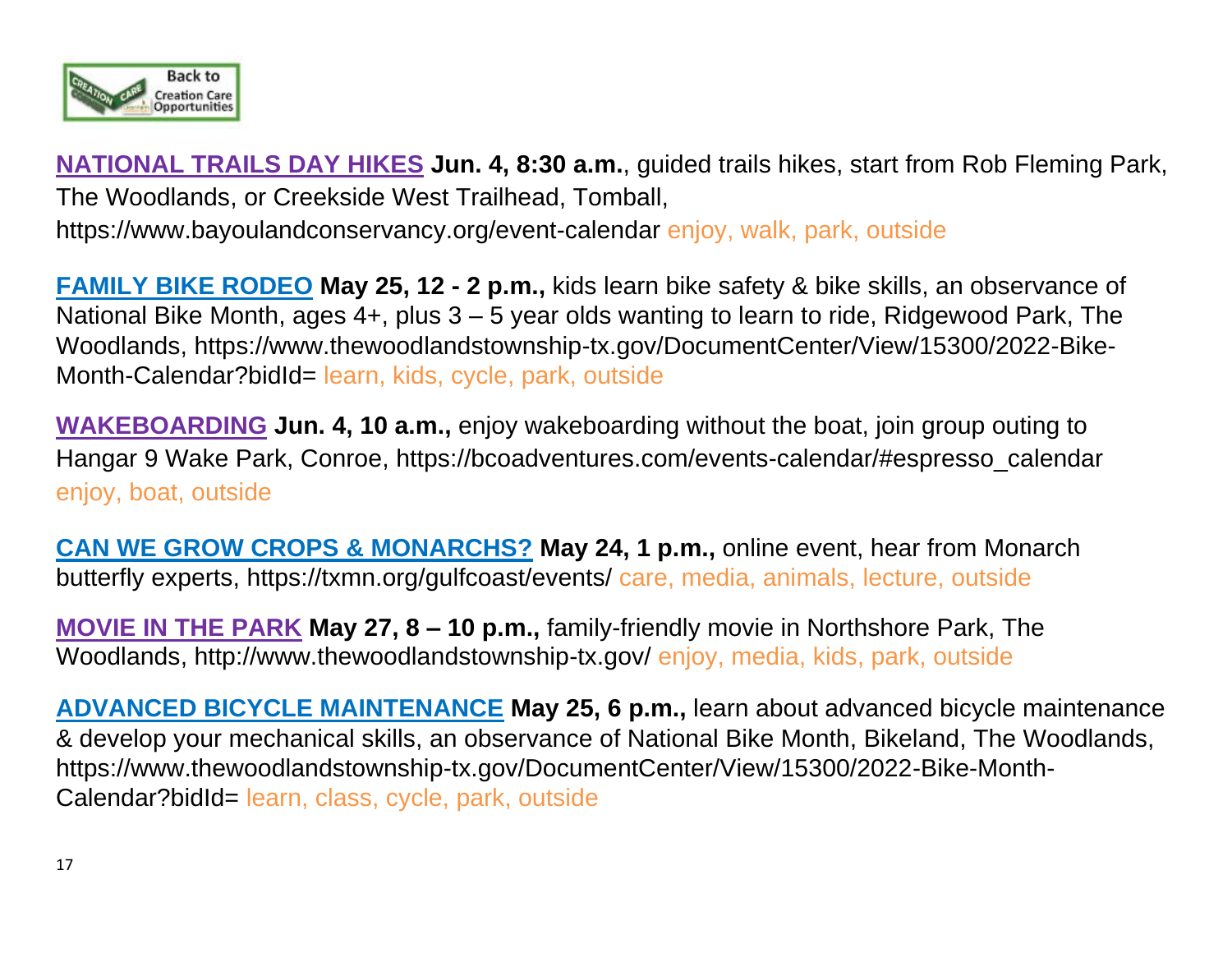**NATIONAL TRAILS DAY HIKES** **Jun. 4, 8:30 a.m.**, guided trails hikes, start from Rob Fleming Park, The Woodlands, or Creekside West Trailhead, Tomball, https://www.bayoulandconservancy.org/event-calendar enjoy, walk, park, outside

**FAMILY BIKE RODEO** **May 25, 12 - 2 p.m.,** kids learn bike safety & bike skills, an observance of National Bike Month, ages 4+, plus 3 – 5 year olds wanting to learn to ride, Ridgewood Park, The Woodlands, https://www.thewoodlandstownship-tx.gov/DocumentCenter/View/15300/2022-Bike-Month-Calendar?bidId= learn, kids, cycle, park, outside

**WAKEBOARDING** **Jun. 4, 10 a.m.,** enjoy wakeboarding without the boat, join group outing to Hangar 9 Wake Park, Conroe, https://bcoadventures.com/events-calendar/#espresso_calendar enjoy, boat, outside

**CAN WE GROW CROPS & MONARCHS?** **May 24, 1 p.m.,** online event, hear from Monarch butterfly experts, https://txmn.org/gulfcoast/events/ care, media, animals, lecture, outside

**MOVIE IN THE PARK** **May 27, 8 – 10 p.m.,** family-friendly movie in Northshore Park, The Woodlands, http://www.thewoodlandstownship-tx.gov/ enjoy, media, kids, park, outside

**ADVANCED BICYCLE MAINTENANCE** **May 25, 6 p.m.,** learn about advanced bicycle maintenance & develop your mechanical skills, an observance of National Bike Month, Bikeland, The Woodlands, https://www.thewoodlandstownship-tx.gov/DocumentCenter/View/15300/2022-Bike-Month-Calendar?bidId= learn, class, cycle, park, outside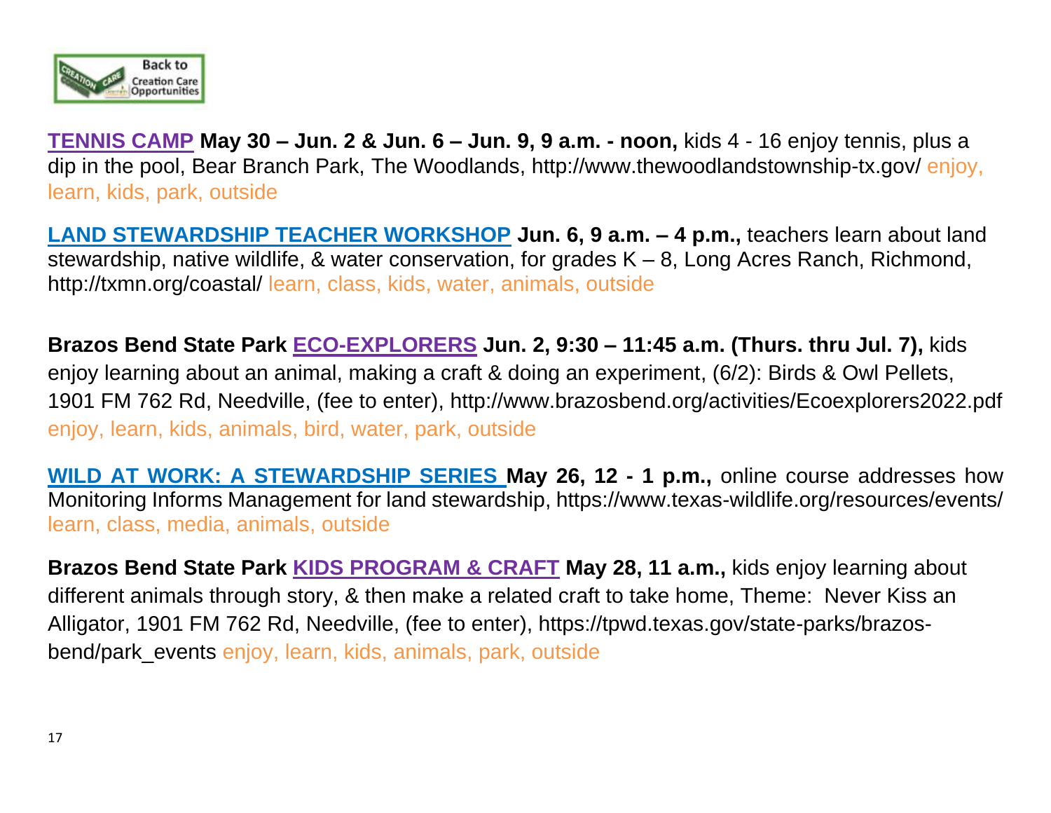**TENNIS CAMP** **May 30 – Jun. 2 & Jun. 6 – Jun. 9, 9 a.m. - noon,** kids 4 - 16 enjoy tennis, plus a dip in the pool, Bear Branch Park, The Woodlands, http://www.thewoodlandstownship-tx.gov/ enjoy, learn, kids, park, outside

**LAND STEWARDSHIP TEACHER WORKSHOP** **Jun. 6, 9 a.m. – 4 p.m.,** teachers learn about land stewardship, native wildlife, & water conservation, for grades K – 8, Long Acres Ranch, Richmond, http://txmn.org/coastal/ learn, class, kids, water, animals, outside

**Brazos Bend State Park ECO-EXPLORERS Jun. 2, 9:30 – 11:45 a.m. (Thurs. thru Jul. 7),** kids enjoy learning about an animal, making a craft & doing an experiment, (6/2): Birds & Owl Pellets, 1901 FM 762 Rd, Needville, (fee to enter), http://www.brazosbend.org/activities/Ecoexplorers2022.pdf enjoy, learn, kids, animals, bird, water, park, outside

**WILD AT WORK: A STEWARDSHIP SERIES** **May 26, 12 - 1 p.m.,** online course addresses how Monitoring Informs Management for land stewardship, https://www.texas-wildlife.org/resources/events/ learn, class, media, animals, outside

**Brazos Bend State Park KIDS PROGRAM & CRAFT May 28, 11 a.m.,** kids enjoy learning about different animals through story, & then make a related craft to take home, Theme: Never Kiss an Alligator, 1901 FM 762 Rd, Needville, (fee to enter), https://tpwd.texas.gov/state-parks/brazos-bend/park_events enjoy, learn, kids, animals, park, outside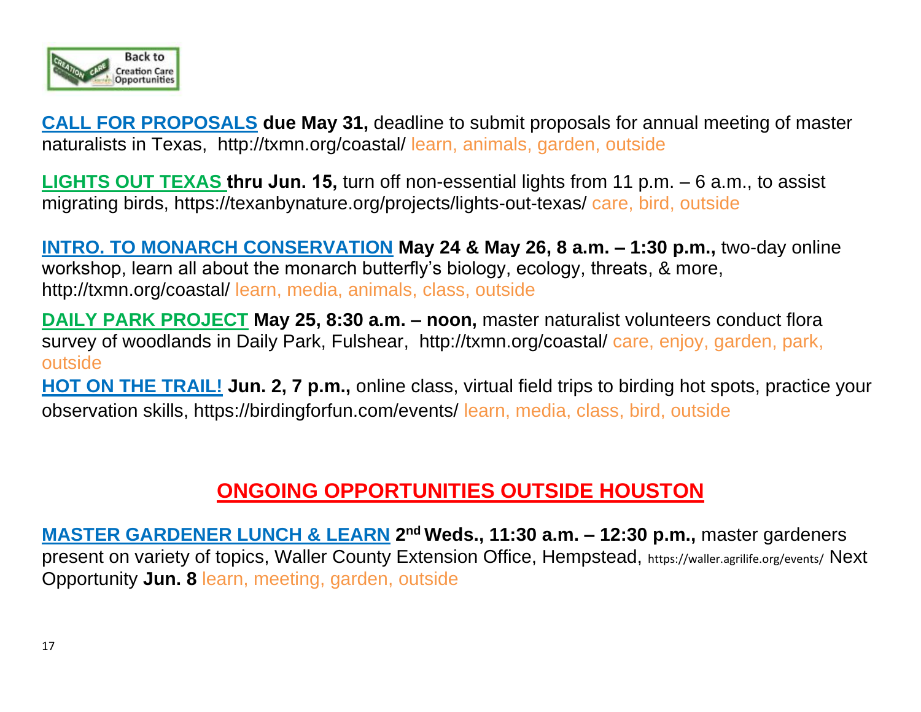**CALL FOR PROPOSALS** **due May 31,** deadline to submit proposals for annual meeting of master naturalists in Texas, http://txmn.org/coastal/ learn, animals, garden, outside

**LIGHTS OUT TEXAS** **thru Jun. 15,** turn off non-essential lights from 11 p.m. – 6 a.m., to assist migrating birds, https://texanbynature.org/projects/lights-out-texas/ care, bird, outside

**INTRO. TO MONARCH CONSERVATION** **May 24 & May 26, 8 a.m. – 1:30 p.m.,** two-day online workshop, learn all about the monarch butterfly's biology, ecology, threats, & more, http://txmn.org/coastal/ learn, media, animals, class, outside

**DAILY PARK PROJECT** **May 25, 8:30 a.m. – noon,** master naturalist volunteers conduct flora survey of woodlands in Daily Park, Fulshear, http://txmn.org/coastal/ care, enjoy, garden, park, outside

**HOT ON THE TRAIL!** **Jun. 2, 7 p.m.,** online class, virtual field trips to birding hot spots, practice your observation skills, https://birdingforfun.com/events/ learn, media, class, bird, outside

## ONGOING OPPORTUNITIES OUTSIDE HOUSTON

**MASTER GARDENER LUNCH & LEARN** **2nd Weds., 11:30 a.m. – 12:30 p.m.,** master gardeners present on variety of topics, Waller County Extension Office, Hempstead, https://waller.agrilife.org/events/ Next Opportunity **Jun. 8** learn, meeting, garden, outside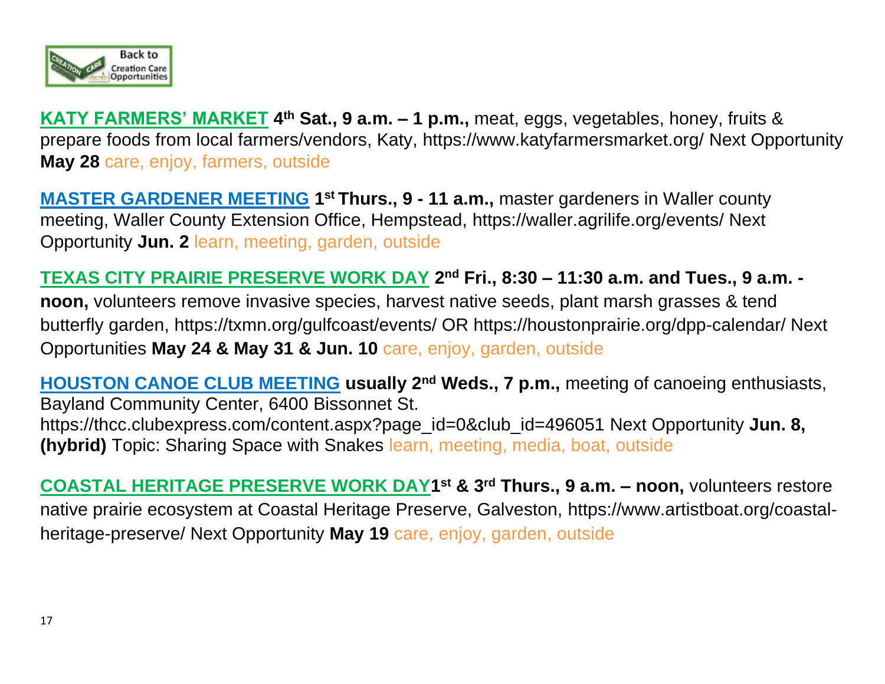**KATY FARMERS' MARKET** **4th Sat., 9 a.m. – 1 p.m.,** meat, eggs, vegetables, honey, fruits & prepare foods from local farmers/vendors, Katy, https://www.katyfarmersmarket.org/ Next Opportunity **May 28** care, enjoy, farmers, outside

**MASTER GARDENER MEETING** **1st Thurs., 9 - 11 a.m.,** master gardeners in Waller county meeting, Waller County Extension Office, Hempstead, https://waller.agrilife.org/events/ Next Opportunity **Jun. 2** learn, meeting, garden, outside

**TEXAS CITY PRAIRIE PRESERVE WORK DAY** **2nd Fri., 8:30 – 11:30 a.m. and Tues., 9 a.m. - noon,** volunteers remove invasive species, harvest native seeds, plant marsh grasses & tend butterfly garden, https://txmn.org/gulfcoast/events/ OR https://houstonprairie.org/dpp-calendar/ Next Opportunities **May 24 & May 31 & Jun. 10** care, enjoy, garden, outside

**HOUSTON CANOE CLUB MEETING** **usually 2nd Weds., 7 p.m.,** meeting of canoeing enthusiasts, Bayland Community Center, 6400 Bissonnet St. https://thcc.clubexpress.com/content.aspx?page_id=0&club_id=496051 Next Opportunity **Jun. 8, (hybrid)** Topic: Sharing Space with Snakes learn, meeting, media, boat, outside

**COASTAL HERITAGE PRESERVE WORK DAY** **1st & 3rd Thurs., 9 a.m. – noon,** volunteers restore native prairie ecosystem at Coastal Heritage Preserve, Galveston, https://www.artistboat.org/coastal-heritage-preserve/ Next Opportunity **May 19** care, enjoy, garden, outside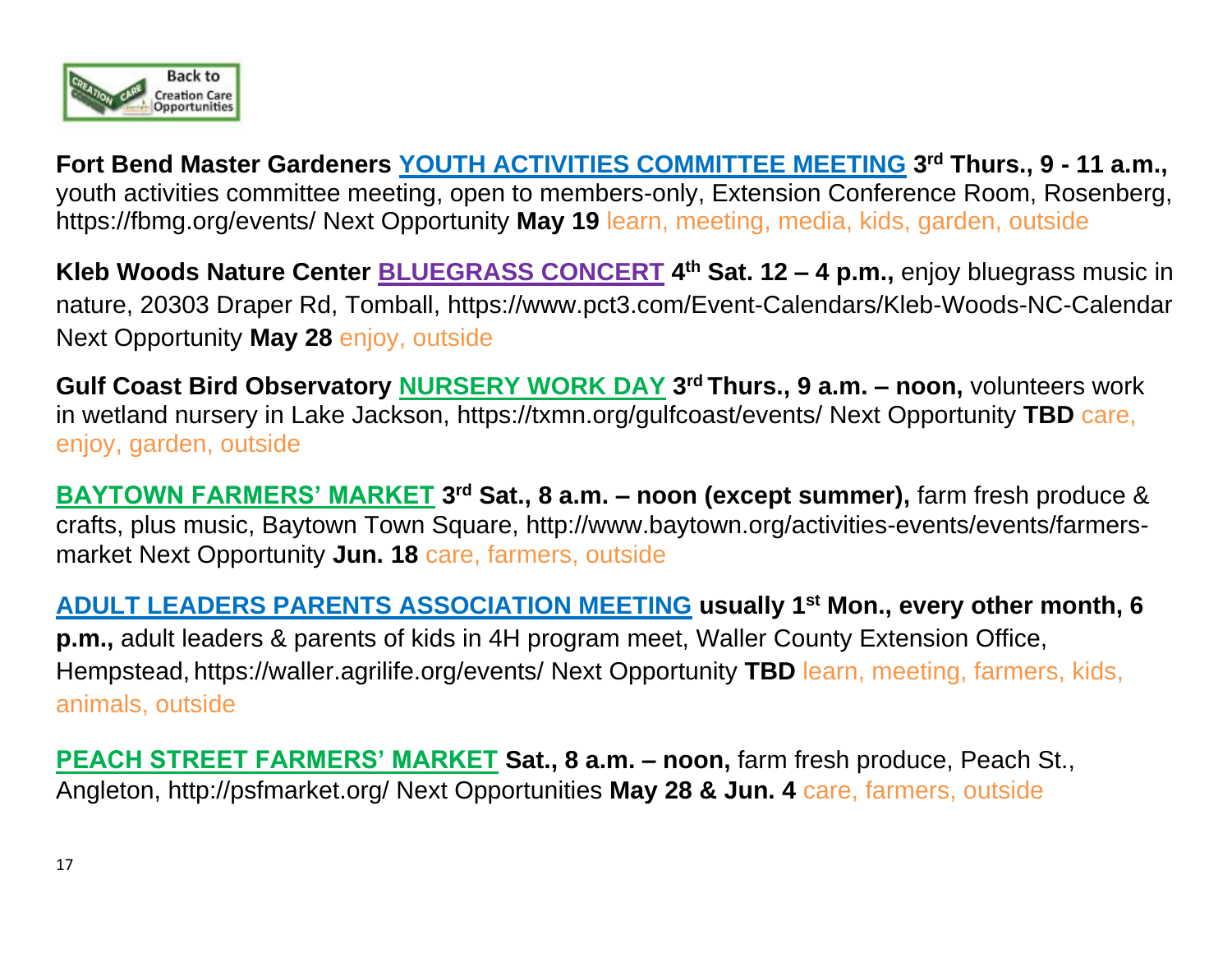**Fort Bend Master Gardeners** **YOUTH ACTIVITIES COMMITTEE MEETING** **3rd Thurs., 9 - 11 a.m.,** youth activities committee meeting, open to members-only, Extension Conference Room, Rosenberg, https://fbmg.org/events/ Next Opportunity **May 19** learn, meeting, media, kids, garden, outside

**Kleb Woods Nature Center** **BLUEGRASS CONCERT** **4th Sat. 12 – 4 p.m.,** enjoy bluegrass music in nature, 20303 Draper Rd, Tomball, https://www.pct3.com/Event-Calendars/Kleb-Woods-NC-Calendar Next Opportunity **May 28** enjoy, outside

**Gulf Coast Bird Observatory** **NURSERY WORK DAY** **3rd Thurs., 9 a.m. – noon,** volunteers work in wetland nursery in Lake Jackson, https://txmn.org/gulfcoast/events/ Next Opportunity **TBD** care, enjoy, garden, outside

**BAYTOWN FARMERS' MARKET** **3rd Sat., 8 a.m. – noon (except summer),** farm fresh produce & crafts, plus music, Baytown Town Square, http://www.baytown.org/activities-events/events/farmers-market Next Opportunity **Jun. 18** care, farmers, outside

**ADULT LEADERS PARENTS ASSOCIATION MEETING** **usually 1st Mon., every other month, 6 p.m.,** adult leaders & parents of kids in 4H program meet, Waller County Extension Office, Hempstead, https://waller.agrilife.org/events/ Next Opportunity **TBD** learn, meeting, farmers, kids, animals, outside

**PEACH STREET FARMERS' MARKET** **Sat., 8 a.m. – noon,** farm fresh produce, Peach St., Angleton, http://psfmarket.org/ Next Opportunities **May 28 & Jun. 4** care, farmers, outside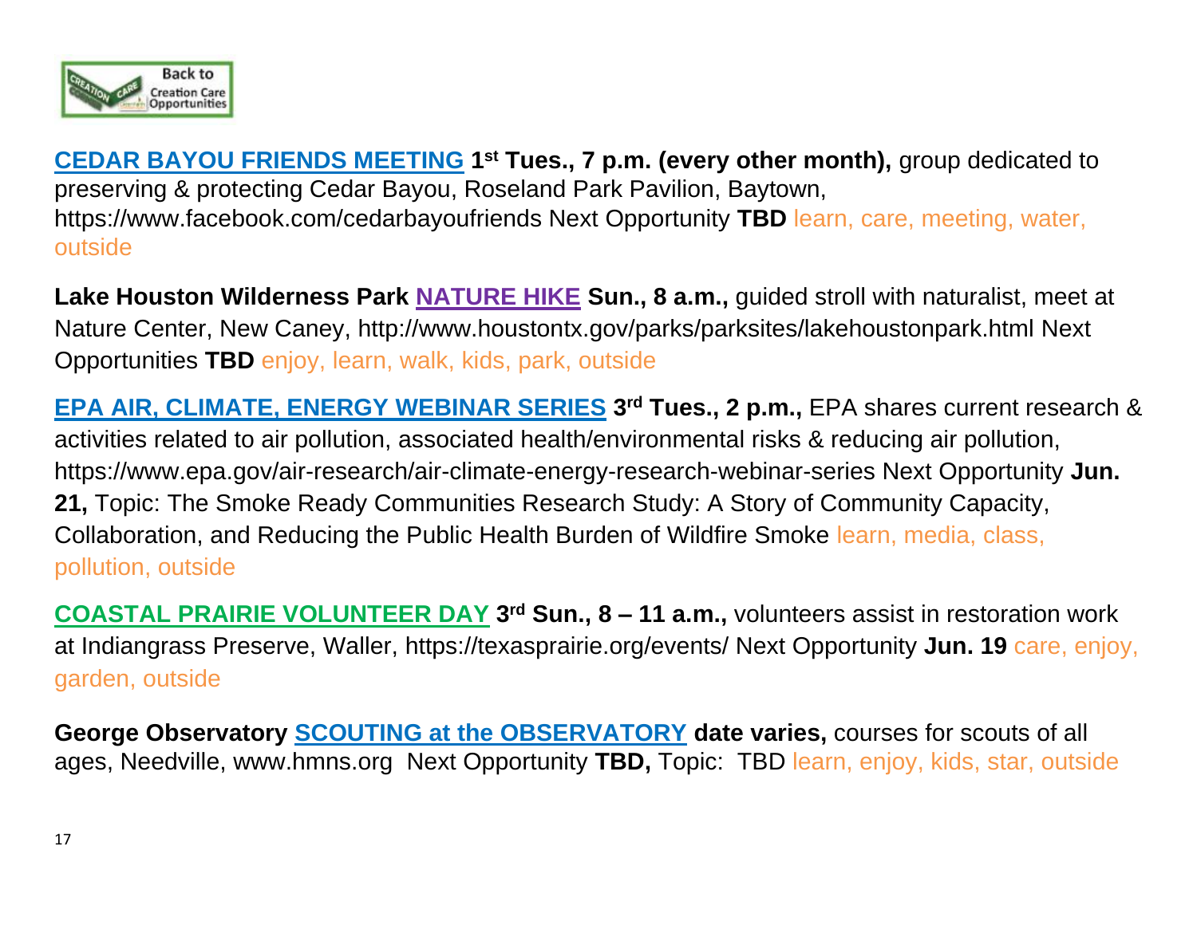**CEDAR BAYOU FRIENDS MEETING** **1st Tues., 7 p.m. (every other month),** group dedicated to preserving & protecting Cedar Bayou, Roseland Park Pavilion, Baytown, https://www.facebook.com/cedarbayoufriends Next Opportunity **TBD** learn, care, meeting, water, outside

**Lake Houston Wilderness Park** **NATURE HIKE** **Sun., 8 a.m.,** guided stroll with naturalist, meet at Nature Center, New Caney, http://www.houstontx.gov/parks/parksites/lakehoustonpark.html Next Opportunities **TBD** enjoy, learn, walk, kids, park, outside

**EPA AIR, CLIMATE, ENERGY WEBINAR SERIES** **3rd Tues., 2 p.m.,** EPA shares current research & activities related to air pollution, associated health/environmental risks & reducing air pollution, https://www.epa.gov/air-research/air-climate-energy-research-webinar-series Next Opportunity **Jun. 21,** Topic: The Smoke Ready Communities Research Study: A Story of Community Capacity, Collaboration, and Reducing the Public Health Burden of Wildfire Smoke learn, media, class, pollution, outside

**COASTAL PRAIRIE VOLUNTEER DAY** **3rd Sun., 8 – 11 a.m.,** volunteers assist in restoration work at Indiangrass Preserve, Waller, https://texasprairie.org/events/ Next Opportunity **Jun. 19** care, enjoy, garden, outside

**George Observatory** **SCOUTING at the OBSERVATORY** **date varies,** courses for scouts of all ages, Needville, www.hmns.org Next Opportunity **TBD,** Topic: TBD learn, enjoy, kids, star, outside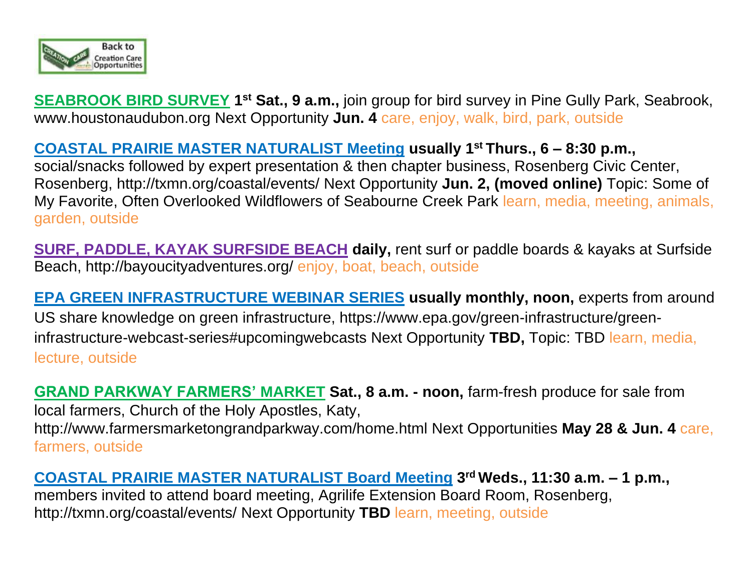**SEABROOK BIRD SURVEY** **1st Sat., 9 a.m.,** join group for bird survey in Pine Gully Park, Seabrook, www.houstonaudubon.org Next Opportunity **Jun. 4** care, enjoy, walk, bird, park, outside

**COASTAL PRAIRIE MASTER NATURALIST Meeting** **usually 1st Thurs., 6 – 8:30 p.m.,** social/snacks followed by expert presentation & then chapter business, Rosenberg Civic Center, Rosenberg, http://txmn.org/coastal/events/ Next Opportunity **Jun. 2, (moved online)** Topic: Some of My Favorite, Often Overlooked Wildflowers of Seabourne Creek Park learn, media, meeting, animals, garden, outside

**SURF, PADDLE, KAYAK SURFSIDE BEACH** **daily,** rent surf or paddle boards & kayaks at Surfside Beach, http://bayoucityadventures.org/ enjoy, boat, beach, outside

**EPA GREEN INFRASTRUCTURE WEBINAR SERIES** **usually monthly, noon,** experts from around US share knowledge on green infrastructure, https://www.epa.gov/green-infrastructure/green-infrastructure-webcast-series#upcomingwebcasts Next Opportunity **TBD,** Topic: TBD learn, media, lecture, outside

**GRAND PARKWAY FARMERS' MARKET** **Sat., 8 a.m. - noon,** farm-fresh produce for sale from local farmers, Church of the Holy Apostles, Katy, http://www.farmersmarketongrandparkway.com/home.html Next Opportunities **May 28 & Jun. 4** care, farmers, outside

**COASTAL PRAIRIE MASTER NATURALIST Board Meeting** **3rd Weds., 11:30 a.m. – 1 p.m.,** members invited to attend board meeting, Agrilife Extension Board Room, Rosenberg, http://txmn.org/coastal/events/ Next Opportunity **TBD** learn, meeting, outside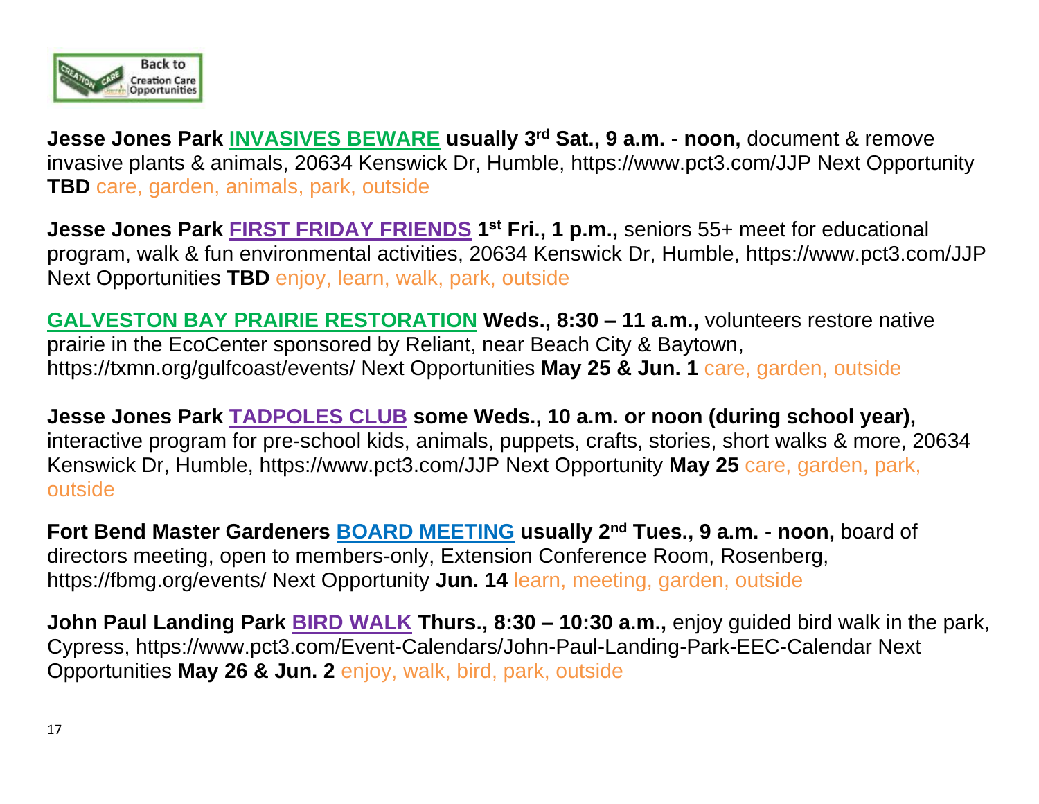Back to Creation Care Opportunities

**Jesse Jones Park** **INVASIVES BEWARE** **usually 3rd Sat., 9 a.m. - noon,** document & remove invasive plants & animals, 20634 Kenswick Dr, Humble, https://www.pct3.com/JJP Next Opportunity **TBD** care, garden, animals, park, outside

**Jesse Jones Park** **FIRST FRIDAY FRIENDS** **1st Fri., 1 p.m.,** seniors 55+ meet for educational program, walk & fun environmental activities, 20634 Kenswick Dr, Humble, https://www.pct3.com/JJP Next Opportunities **TBD** enjoy, learn, walk, park, outside

**GALVESTON BAY PRAIRIE RESTORATION** **Weds., 8:30 – 11 a.m.,** volunteers restore native prairie in the EcoCenter sponsored by Reliant, near Beach City & Baytown, https://txmn.org/gulfcoast/events/ Next Opportunities **May 25 & Jun. 1** care, garden, outside

**Jesse Jones Park** **TADPOLES CLUB** **some Weds., 10 a.m. or noon (during school year),** interactive program for pre-school kids, animals, puppets, crafts, stories, short walks & more, 20634 Kenswick Dr, Humble, https://www.pct3.com/JJP Next Opportunity **May 25** care, garden, park, outside

**Fort Bend Master Gardeners** **BOARD MEETING** **usually 2nd Tues., 9 a.m. - noon,** board of directors meeting, open to members-only, Extension Conference Room, Rosenberg, https://fbmg.org/events/ Next Opportunity **Jun. 14** learn, meeting, garden, outside

**John Paul Landing Park** **BIRD WALK** **Thurs., 8:30 – 10:30 a.m.,** enjoy guided bird walk in the park, Cypress, https://www.pct3.com/Event-Calendars/John-Paul-Landing-Park-EEC-Calendar Next Opportunities **May 26 & Jun. 2** enjoy, walk, bird, park, outside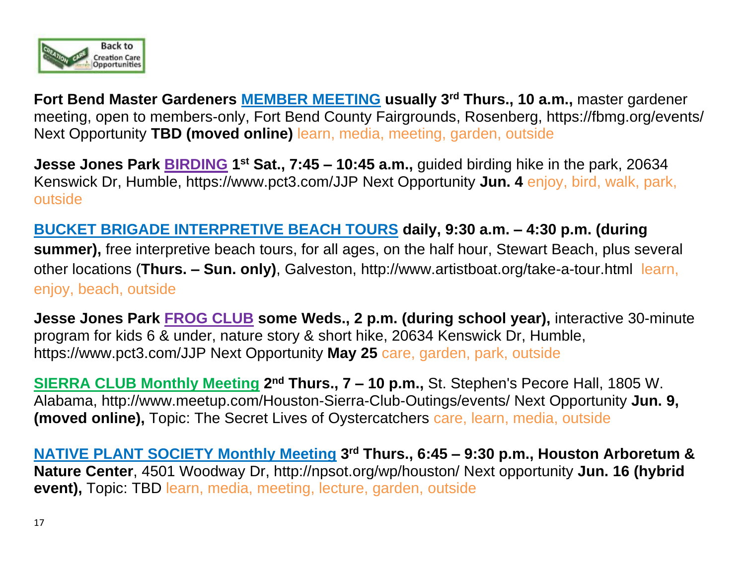**Fort Bend Master Gardeners MEMBER MEETING usually 3rd Thurs., 10 a.m.,** master gardener meeting, open to members-only, Fort Bend County Fairgrounds, Rosenberg, https://fbmg.org/events/ Next Opportunity **TBD (moved online)** learn, media, meeting, garden, outside

**Jesse Jones Park BIRDING 1st Sat., 7:45 – 10:45 a.m.,** guided birding hike in the park, 20634 Kenswick Dr, Humble, https://www.pct3.com/JJP Next Opportunity **Jun. 4** enjoy, bird, walk, park, outside

**BUCKET BRIGADE INTERPRETIVE BEACH TOURS daily, 9:30 a.m. – 4:30 p.m. (during summer),** free interpretive beach tours, for all ages, on the half hour, Stewart Beach, plus several other locations (**Thurs. – Sun. only**), Galveston, http://www.artistboat.org/take-a-tour.html learn, enjoy, beach, outside

**Jesse Jones Park FROG CLUB some Weds., 2 p.m. (during school year),** interactive 30-minute program for kids 6 & under, nature story & short hike, 20634 Kenswick Dr, Humble, https://www.pct3.com/JJP Next Opportunity **May 25** care, garden, park, outside

**SIERRA CLUB Monthly Meeting 2nd Thurs., 7 – 10 p.m.,** St. Stephen's Pecore Hall, 1805 W. Alabama, http://www.meetup.com/Houston-Sierra-Club-Outings/events/ Next Opportunity **Jun. 9, (moved online),** Topic: The Secret Lives of Oystercatchers care, learn, media, outside

**NATIVE PLANT SOCIETY Monthly Meeting 3rd Thurs., 6:45 – 9:30 p.m., Houston Arboretum & Nature Center**, 4501 Woodway Dr, http://npsot.org/wp/houston/ Next opportunity **Jun. 16 (hybrid event),** Topic: TBD learn, media, meeting, lecture, garden, outside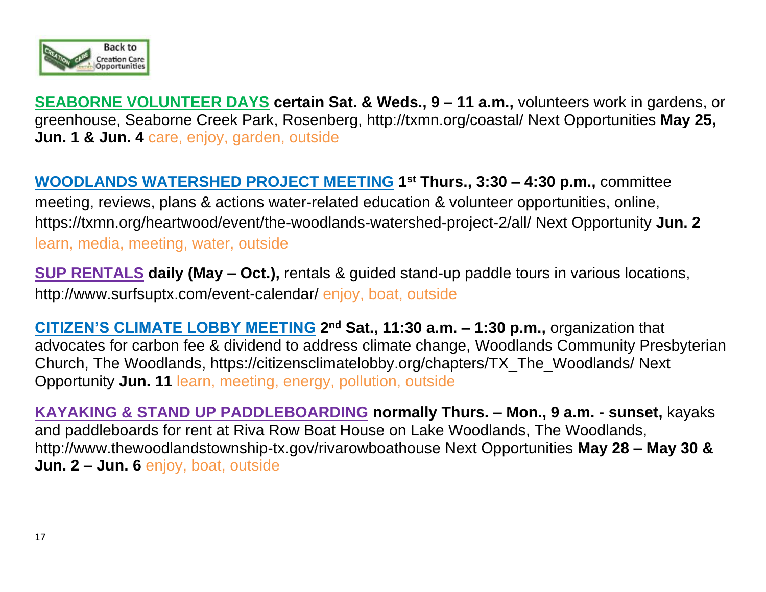**SEABORNE VOLUNTEER DAYS** **certain Sat. & Weds., 9 – 11 a.m.,** volunteers work in gardens, or greenhouse, Seaborne Creek Park, Rosenberg, http://txmn.org/coastal/ Next Opportunities **May 25, Jun. 1 & Jun. 4** care, enjoy, garden, outside

**WOODLANDS WATERSHED PROJECT MEETING** **1st Thurs., 3:30 – 4:30 p.m.,** committee meeting, reviews, plans & actions water-related education & volunteer opportunities, online, https://txmn.org/heartwood/event/the-woodlands-watershed-project-2/all/ Next Opportunity **Jun. 2** learn, media, meeting, water, outside

**SUP RENTALS** **daily (May – Oct.),** rentals & guided stand-up paddle tours in various locations, http://www.surfsuptx.com/event-calendar/ enjoy, boat, outside

**CITIZEN'S CLIMATE LOBBY MEETING** **2nd Sat., 11:30 a.m. – 1:30 p.m.,** organization that advocates for carbon fee & dividend to address climate change, Woodlands Community Presbyterian Church, The Woodlands, https://citizensclimatelobby.org/chapters/TX_The_Woodlands/ Next Opportunity **Jun. 11** learn, meeting, energy, pollution, outside

**KAYAKING & STAND UP PADDLEBOARDING** **normally Thurs. – Mon., 9 a.m. - sunset,** kayaks and paddleboards for rent at Riva Row Boat House on Lake Woodlands, The Woodlands, http://www.thewoodlandstownship-tx.gov/rivarowboathouse Next Opportunities **May 28 – May 30 & Jun. 2 – Jun. 6** enjoy, boat, outside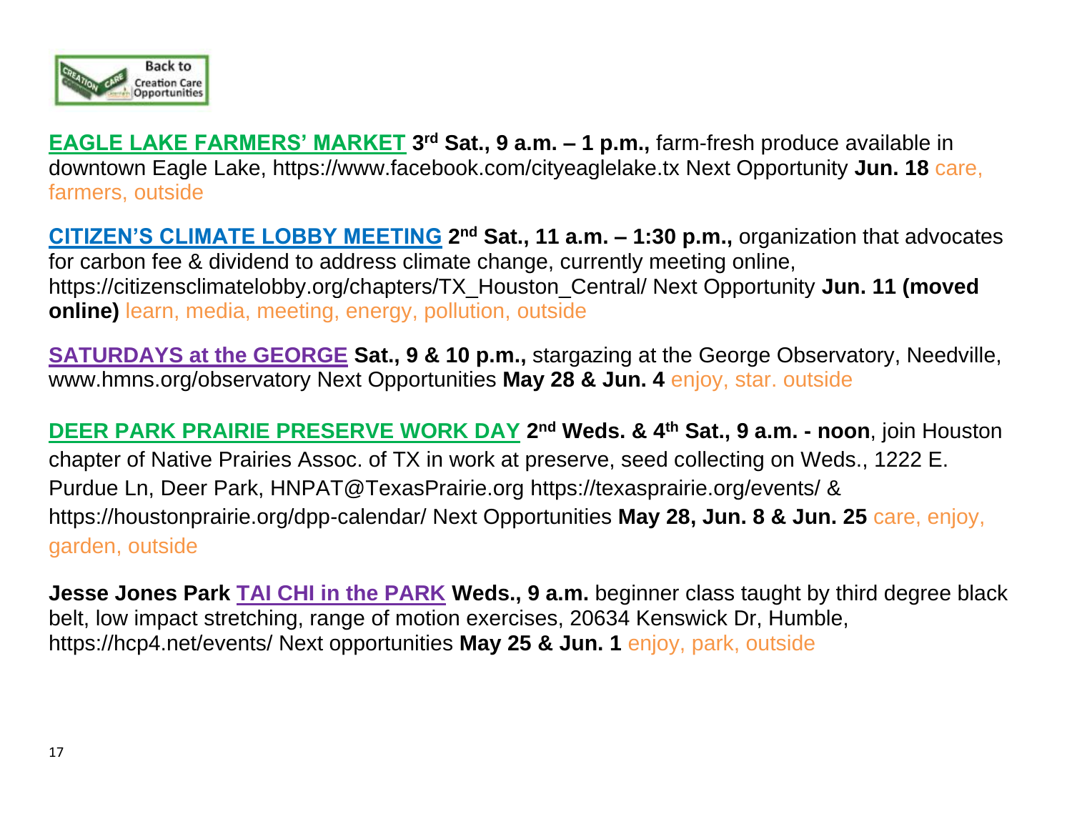**EAGLE LAKE FARMERS' MARKET** **3rd Sat., 9 a.m. – 1 p.m.,** farm-fresh produce available in downtown Eagle Lake, https://www.facebook.com/cityeaglelake.tx Next Opportunity **Jun. 18** care, farmers, outside

**CITIZEN'S CLIMATE LOBBY MEETING** **2nd Sat., 11 a.m. – 1:30 p.m.,** organization that advocates for carbon fee & dividend to address climate change, currently meeting online, https://citizensclimatelobby.org/chapters/TX_Houston_Central/ Next Opportunity **Jun. 11 (moved online)** learn, media, meeting, energy, pollution, outside

**SATURDAYS at the GEORGE** **Sat., 9 & 10 p.m.,** stargazing at the George Observatory, Needville, www.hmns.org/observatory Next Opportunities **May 28 & Jun. 4** enjoy, star. outside

**DEER PARK PRAIRIE PRESERVE WORK DAY** **2nd Weds. & 4th Sat., 9 a.m. - noon**, join Houston chapter of Native Prairies Assoc. of TX in work at preserve, seed collecting on Weds., 1222 E. Purdue Ln, Deer Park, HNPAT@TexasPrairie.org https://texasprairie.org/events/ & https://houstonprairie.org/dpp-calendar/ Next Opportunities **May 28, Jun. 8 & Jun. 25** care, enjoy, garden, outside

**Jesse Jones Park** **TAI CHI in the PARK** **Weds., 9 a.m.** beginner class taught by third degree black belt, low impact stretching, range of motion exercises, 20634 Kenswick Dr, Humble, https://hcp4.net/events/ Next opportunities **May 25 & Jun. 1** enjoy, park, outside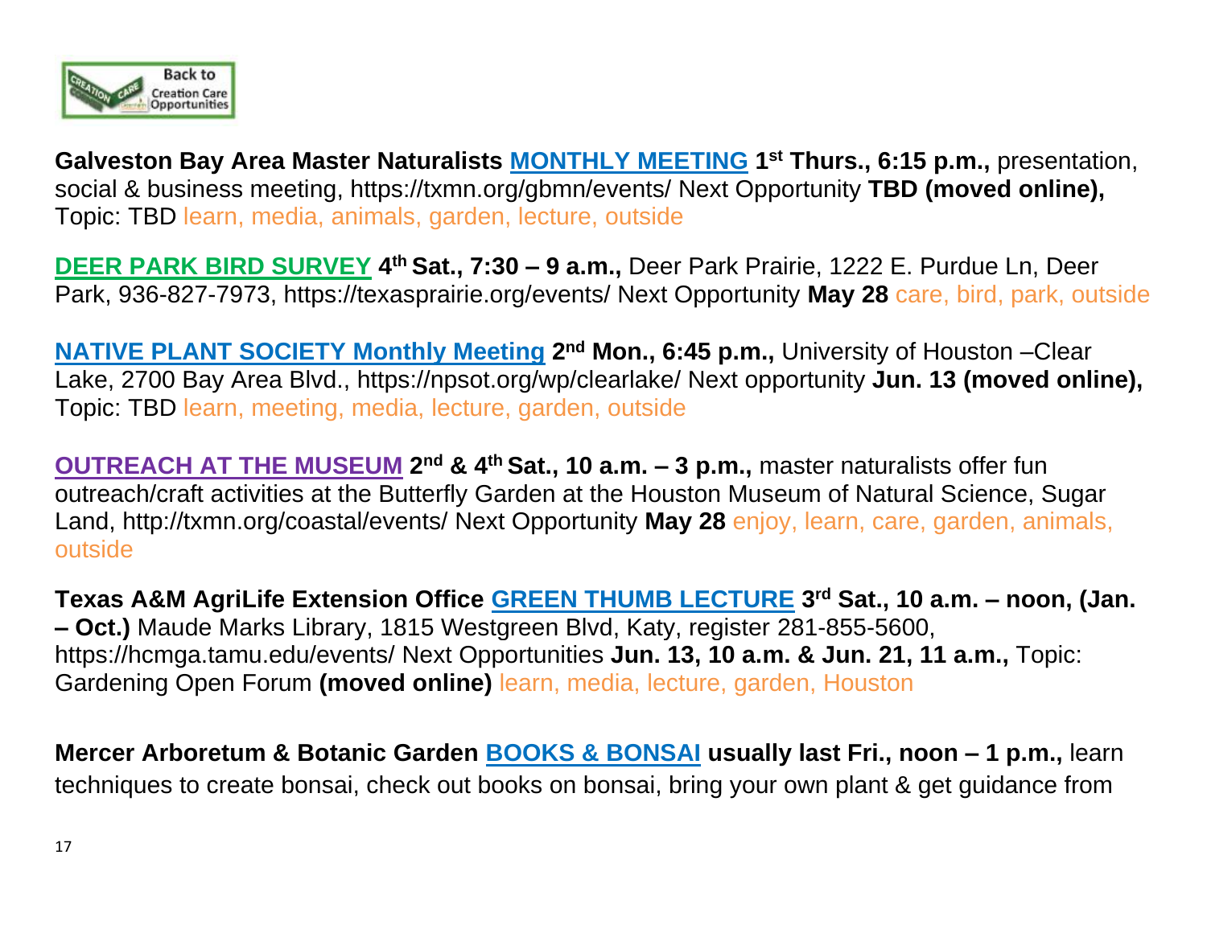**Galveston Bay Area Master Naturalists** MONTHLY MEETING **1st Thurs., 6:15 p.m.,** presentation, social & business meeting, https://txmn.org/gbmn/events/ Next Opportunity **TBD (moved online),** Topic: TBD learn, media, animals, garden, lecture, outside

DEER PARK BIRD SURVEY **4th Sat., 7:30 – 9 a.m.,** Deer Park Prairie, 1222 E. Purdue Ln, Deer Park, 936-827-7973, https://texasprairie.org/events/ Next Opportunity **May 28** care, bird, park, outside

NATIVE PLANT SOCIETY Monthly Meeting **2nd Mon., 6:45 p.m.,** University of Houston –Clear Lake, 2700 Bay Area Blvd., https://npsot.org/wp/clearlake/ Next opportunity **Jun. 13 (moved online),** Topic: TBD learn, meeting, media, lecture, garden, outside

OUTREACH AT THE MUSEUM **2nd & 4th Sat., 10 a.m. – 3 p.m.,** master naturalists offer fun outreach/craft activities at the Butterfly Garden at the Houston Museum of Natural Science, Sugar Land, http://txmn.org/coastal/events/ Next Opportunity **May 28** enjoy, learn, care, garden, animals, outside

**Texas A&M AgriLife Extension Office** GREEN THUMB LECTURE **3rd Sat., 10 a.m. – noon, (Jan. – Oct.)** Maude Marks Library, 1815 Westgreen Blvd, Katy, register 281-855-5600, https://hcmga.tamu.edu/events/ Next Opportunities **Jun. 13, 10 a.m. & Jun. 21, 11 a.m.,** Topic: Gardening Open Forum **(moved online)** learn, media, lecture, garden, Houston

**Mercer Arboretum & Botanic Garden** BOOKS & BONSAI **usually last Fri., noon – 1 p.m.,** learn techniques to create bonsai, check out books on bonsai, bring your own plant & get guidance from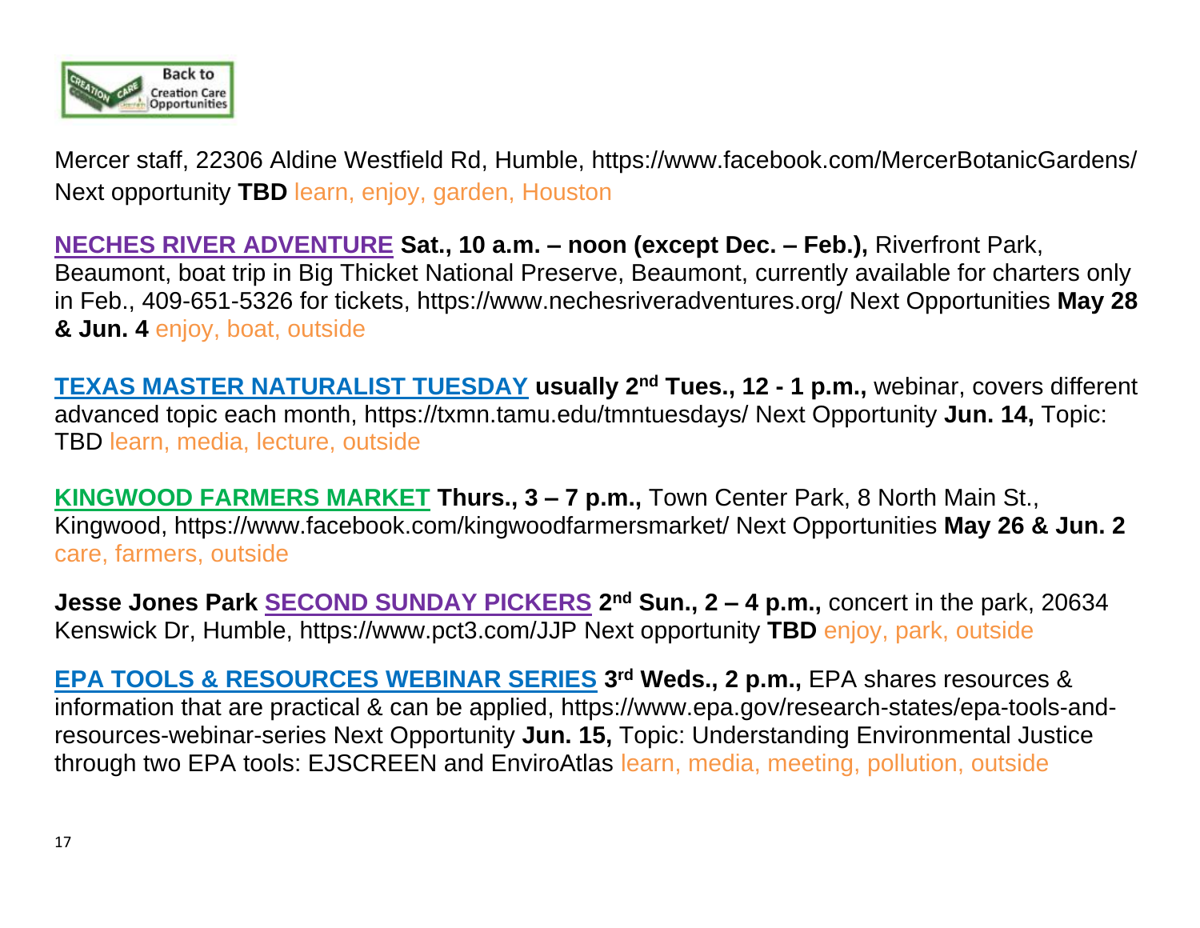Mercer staff, 22306 Aldine Westfield Rd, Humble, https://www.facebook.com/MercerBotanicGardens/ Next opportunity **TBD** learn, enjoy, garden, Houston

**NECHES RIVER ADVENTURE** **Sat., 10 a.m. – noon (except Dec. – Feb.),** Riverfront Park, Beaumont, boat trip in Big Thicket National Preserve, Beaumont, currently available for charters only in Feb., 409-651-5326 for tickets, https://www.nechesriveradventures.org/ Next Opportunities **May 28 & Jun. 4** enjoy, boat, outside

**TEXAS MASTER NATURALIST TUESDAY** **usually 2nd Tues., 12 - 1 p.m.,** webinar, covers different advanced topic each month, https://txmn.tamu.edu/tmntuesdays/ Next Opportunity **Jun. 14,** Topic: TBD learn, media, lecture, outside

**KINGWOOD FARMERS MARKET** **Thurs., 3 – 7 p.m.,** Town Center Park, 8 North Main St., Kingwood, https://www.facebook.com/kingwoodfarmersmarket/ Next Opportunities **May 26 & Jun. 2** care, farmers, outside

**Jesse Jones Park SECOND SUNDAY PICKERS** **2nd Sun., 2 – 4 p.m.,** concert in the park, 20634 Kenswick Dr, Humble, https://www.pct3.com/JJP Next opportunity **TBD** enjoy, park, outside

**EPA TOOLS & RESOURCES WEBINAR SERIES** **3rd Weds., 2 p.m.,** EPA shares resources & information that are practical & can be applied, https://www.epa.gov/research-states/epa-tools-and-resources-webinar-series Next Opportunity **Jun. 15,** Topic: Understanding Environmental Justice through two EPA tools: EJSCREEN and EnviroAtlas learn, media, meeting, pollution, outside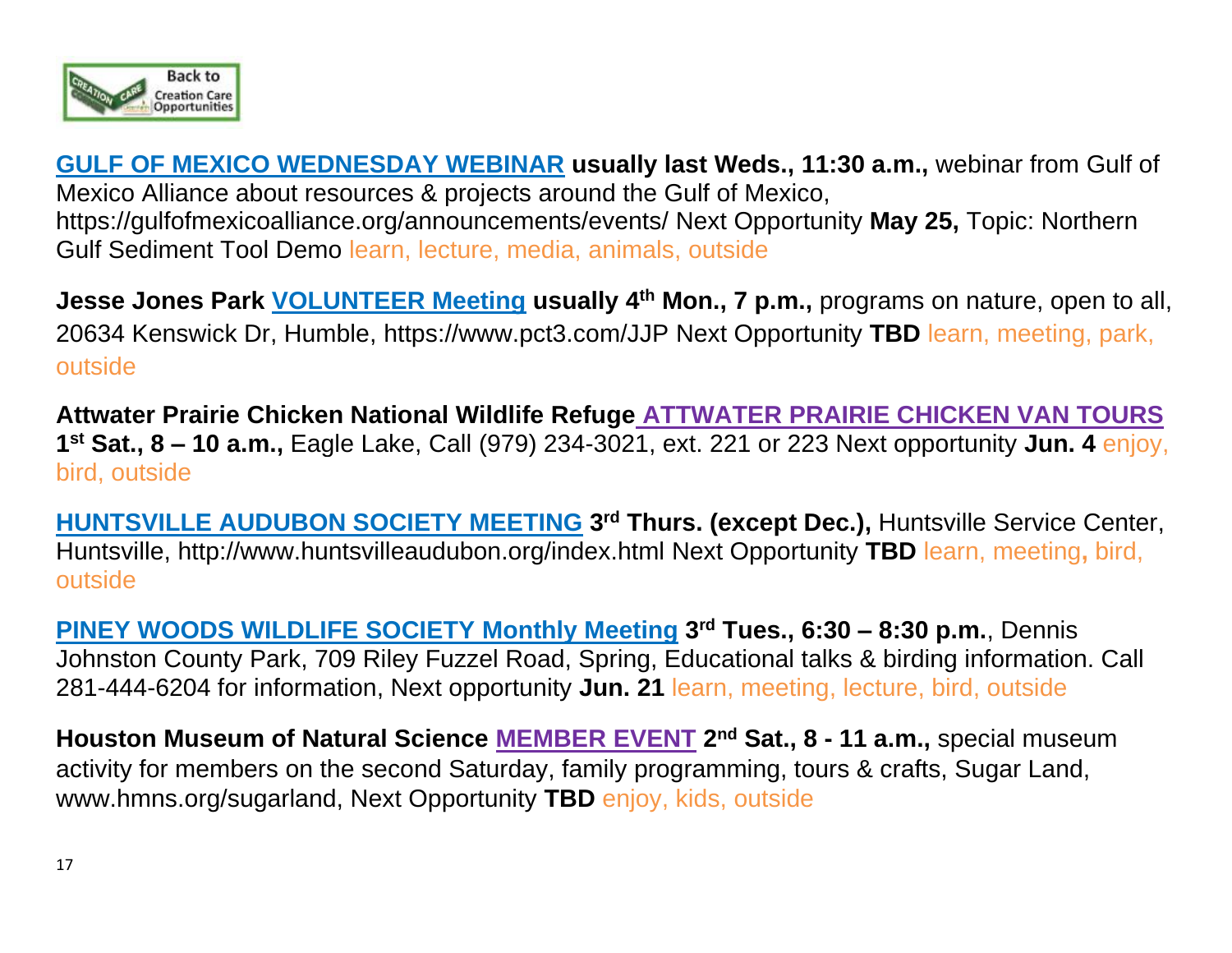**GULF OF MEXICO WEDNESDAY WEBINAR usually last Weds., 11:30 a.m.,** webinar from Gulf of Mexico Alliance about resources & projects around the Gulf of Mexico, https://gulfofmexicoalliance.org/announcements/events/ Next Opportunity **May 25,** Topic: Northern Gulf Sediment Tool Demo learn, lecture, media, animals, outside

**Jesse Jones Park VOLUNTEER Meeting usually 4th Mon., 7 p.m.,** programs on nature, open to all, 20634 Kenswick Dr, Humble, https://www.pct3.com/JJP Next Opportunity **TBD** learn, meeting, park, outside

**Attwater Prairie Chicken National Wildlife Refuge ATTWATER PRAIRIE CHICKEN VAN TOURS 1st Sat., 8 – 10 a.m.,** Eagle Lake, Call (979) 234-3021, ext. 221 or 223 Next opportunity **Jun. 4** enjoy, bird, outside

**HUNTSVILLE AUDUBON SOCIETY MEETING 3rd Thurs. (except Dec.),** Huntsville Service Center, Huntsville, http://www.huntsvilleaudubon.org/index.html Next Opportunity **TBD** learn, meeting, bird, outside

**PINEY WOODS WILDLIFE SOCIETY Monthly Meeting 3rd Tues., 6:30 – 8:30 p.m.**, Dennis Johnston County Park, 709 Riley Fuzzel Road, Spring, Educational talks & birding information. Call 281-444-6204 for information, Next opportunity **Jun. 21** learn, meeting, lecture, bird, outside

**Houston Museum of Natural Science MEMBER EVENT 2nd Sat., 8 - 11 a.m.,** special museum activity for members on the second Saturday, family programming, tours & crafts, Sugar Land, www.hmns.org/sugarland, Next Opportunity **TBD** enjoy, kids, outside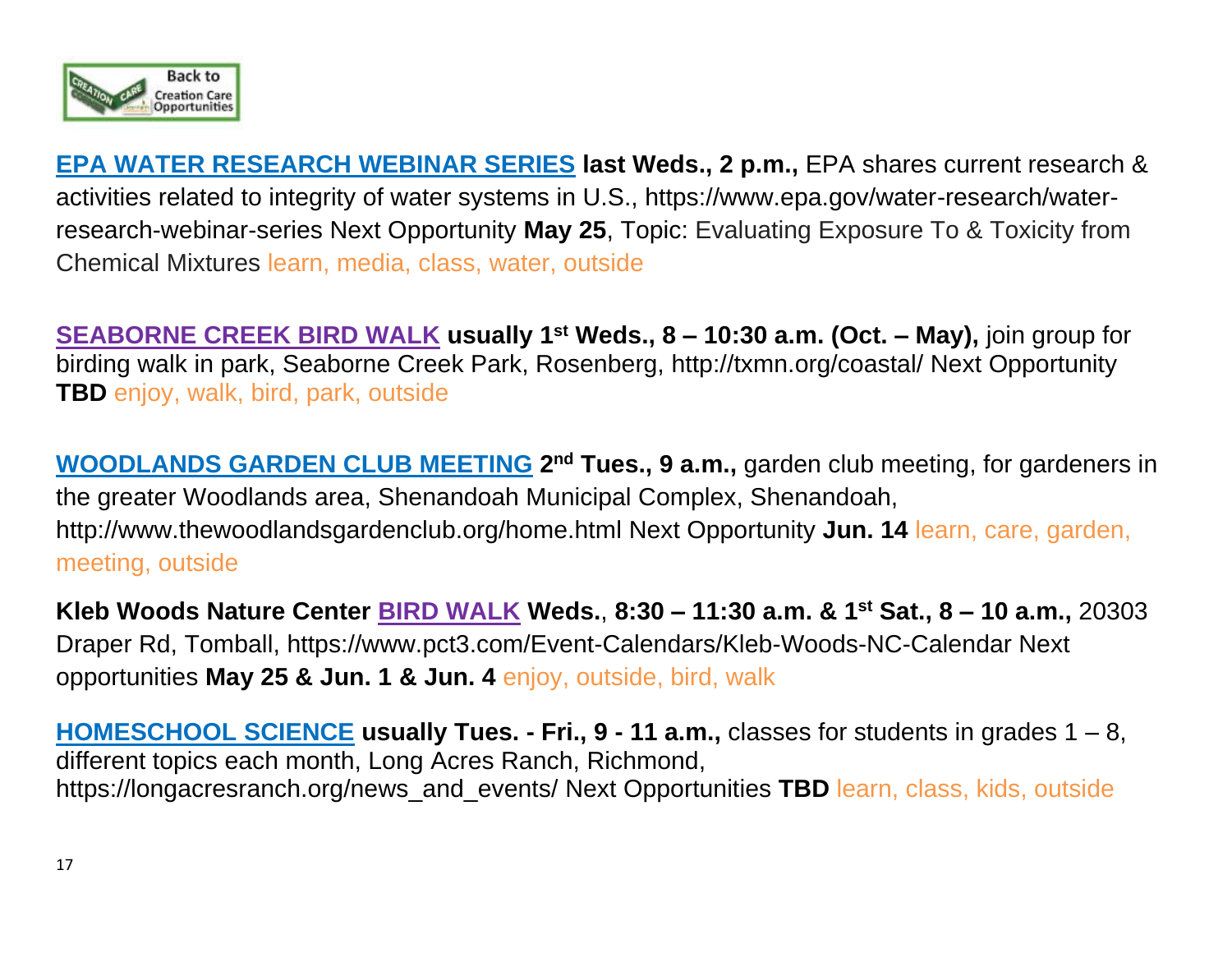**EPA WATER RESEARCH WEBINAR SERIES** **last Weds., 2 p.m.,** EPA shares current research & activities related to integrity of water systems in U.S., https://www.epa.gov/water-research/water-research-webinar-series Next Opportunity **May 25**, Topic: Evaluating Exposure To & Toxicity from Chemical Mixtures learn, media, class, water, outside

**SEABORNE CREEK BIRD WALK** **usually 1st Weds., 8 – 10:30 a.m. (Oct. – May),** join group for birding walk in park, Seaborne Creek Park, Rosenberg, http://txmn.org/coastal/ Next Opportunity **TBD** enjoy, walk, bird, park, outside

**WOODLANDS GARDEN CLUB MEETING** **2nd Tues., 9 a.m.,** garden club meeting, for gardeners in the greater Woodlands area, Shenandoah Municipal Complex, Shenandoah, http://www.thewoodlandsgardenclub.org/home.html Next Opportunity **Jun. 14** learn, care, garden, meeting, outside

**Kleb Woods Nature Center BIRD WALK Weds.**, **8:30 – 11:30 a.m. & 1st Sat., 8 – 10 a.m.,** 20303 Draper Rd, Tomball, https://www.pct3.com/Event-Calendars/Kleb-Woods-NC-Calendar Next opportunities **May 25 & Jun. 1 & Jun. 4** enjoy, outside, bird, walk

**HOMESCHOOL SCIENCE** **usually Tues. - Fri., 9 - 11 a.m.,** classes for students in grades 1 – 8, different topics each month, Long Acres Ranch, Richmond, https://longacresranch.org/news_and_events/ Next Opportunities **TBD** learn, class, kids, outside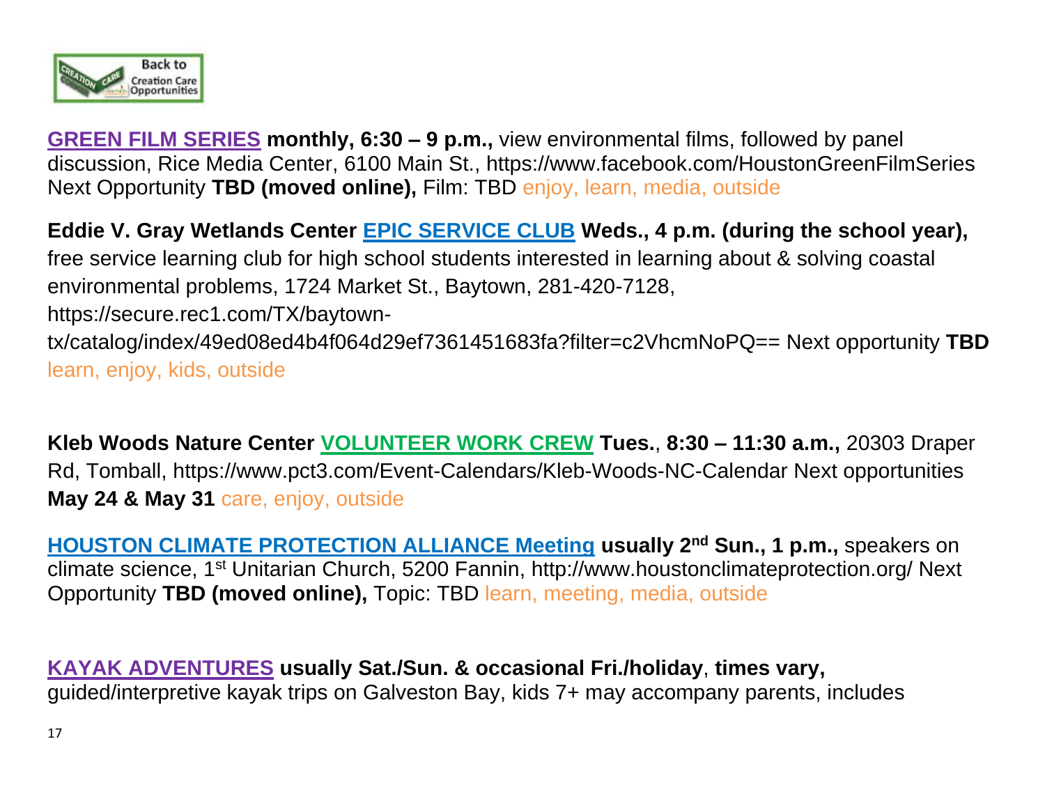**GREEN FILM SERIES** **monthly, 6:30 – 9 p.m.,** view environmental films, followed by panel discussion, Rice Media Center, 6100 Main St., https://www.facebook.com/HoustonGreenFilmSeries Next Opportunity **TBD (moved online),** Film: TBD enjoy, learn, media, outside

**Eddie V. Gray Wetlands Center** **EPIC SERVICE CLUB** **Weds., 4 p.m. (during the school year),** free service learning club for high school students interested in learning about & solving coastal environmental problems, 1724 Market St., Baytown, 281-420-7128, https://secure.rec1.com/TX/baytown-tx/catalog/index/49ed08ed4b4f064d29ef7361451683fa?filter=c2VhcmNoPQ== Next opportunity **TBD** learn, enjoy, kids, outside

**Kleb Woods Nature Center** **VOLUNTEER WORK CREW** **Tues.**, **8:30 – 11:30 a.m.,** 20303 Draper Rd, Tomball, https://www.pct3.com/Event-Calendars/Kleb-Woods-NC-Calendar Next opportunities **May 24 & May 31** care, enjoy, outside

**HOUSTON CLIMATE PROTECTION ALLIANCE Meeting** **usually 2nd Sun., 1 p.m.,** speakers on climate science, 1st Unitarian Church, 5200 Fannin, http://www.houstonclimateprotection.org/ Next Opportunity **TBD (moved online),** Topic: TBD learn, meeting, media, outside

**KAYAK ADVENTURES** **usually Sat./Sun. & occasional Fri./holiday**, **times vary,** guided/interpretive kayak trips on Galveston Bay, kids 7+ may accompany parents, includes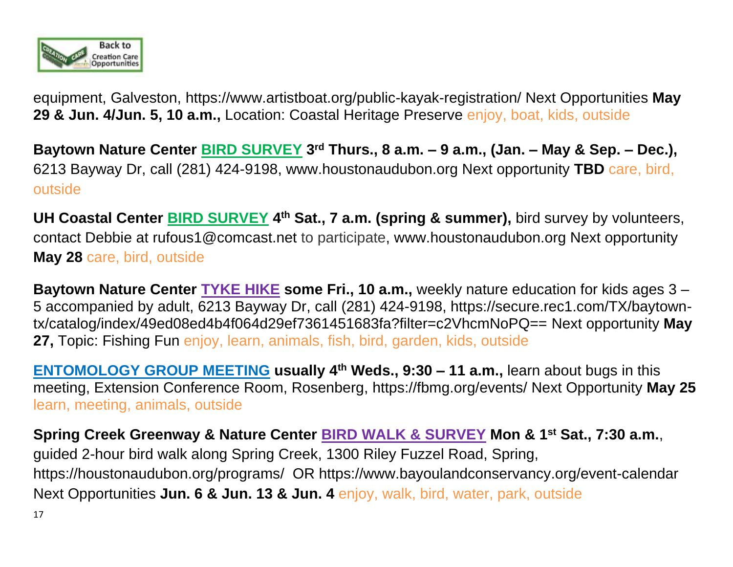equipment, Galveston, https://www.artistboat.org/public-kayak-registration/ Next Opportunities **May 29 & Jun. 4/Jun. 5, 10 a.m.,** Location: Coastal Heritage Preserve enjoy, boat, kids, outside

**Baytown Nature Center BIRD SURVEY 3rd Thurs., 8 a.m. – 9 a.m., (Jan. – May & Sep. – Dec.),** 6213 Bayway Dr, call (281) 424-9198, www.houstonaudubon.org Next opportunity **TBD** care, bird, outside

**UH Coastal Center BIRD SURVEY 4th Sat., 7 a.m. (spring & summer),** bird survey by volunteers, contact Debbie at rufous1@comcast.net to participate, www.houstonaudubon.org Next opportunity **May 28** care, bird, outside

**Baytown Nature Center TYKE HIKE some Fri., 10 a.m.,** weekly nature education for kids ages 3 – 5 accompanied by adult, 6213 Bayway Dr, call (281) 424-9198, https://secure.rec1.com/TX/baytown-tx/catalog/index/49ed08ed4b4f064d29ef7361451683fa?filter=c2VhcmNoPQ== Next opportunity **May 27,** Topic: Fishing Fun enjoy, learn, animals, fish, bird, garden, kids, outside

**ENTOMOLOGY GROUP MEETING usually 4th Weds., 9:30 – 11 a.m.,** learn about bugs in this meeting, Extension Conference Room, Rosenberg, https://fbmg.org/events/ Next Opportunity **May 25** learn, meeting, animals, outside

**Spring Creek Greenway & Nature Center BIRD WALK & SURVEY Mon & 1st Sat., 7:30 a.m.**, guided 2-hour bird walk along Spring Creek, 1300 Riley Fuzzel Road, Spring, https://houstonaudubon.org/programs/ OR https://www.bayoulandconservancy.org/event-calendar Next Opportunities **Jun. 6 & Jun. 13 & Jun. 4** enjoy, walk, bird, water, park, outside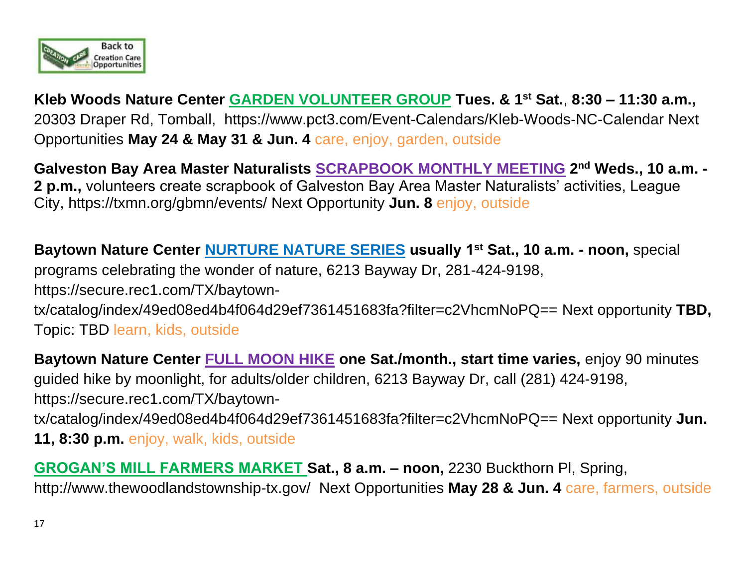**Kleb Woods Nature Center** **GARDEN VOLUNTEER GROUP** **Tues. & 1st Sat.**, **8:30 – 11:30 a.m.,** 20303 Draper Rd, Tomball, https://www.pct3.com/Event-Calendars/Kleb-Woods-NC-Calendar Next Opportunities **May 24 & May 31 & Jun. 4** care, enjoy, garden, outside

**Galveston Bay Area Master Naturalists** **SCRAPBOOK MONTHLY MEETING** **2nd Weds., 10 a.m. - 2 p.m.,** volunteers create scrapbook of Galveston Bay Area Master Naturalists' activities, League City, https://txmn.org/gbmn/events/ Next Opportunity **Jun. 8** enjoy, outside

**Baytown Nature Center** **NURTURE NATURE SERIES** **usually 1st Sat., 10 a.m. - noon,** special programs celebrating the wonder of nature, 6213 Bayway Dr, 281-424-9198, https://secure.rec1.com/TX/baytown-tx/catalog/index/49ed08ed4b4f064d29ef7361451683fa?filter=c2VhcmNoPQ== Next opportunity **TBD,** Topic: TBD learn, kids, outside

**Baytown Nature Center** **FULL MOON HIKE** **one Sat./month., start time varies,** enjoy 90 minutes guided hike by moonlight, for adults/older children, 6213 Bayway Dr, call (281) 424-9198, https://secure.rec1.com/TX/baytown-tx/catalog/index/49ed08ed4b4f064d29ef7361451683fa?filter=c2VhcmNoPQ== Next opportunity **Jun. 11, 8:30 p.m.** enjoy, walk, kids, outside

**GROGAN'S MILL FARMERS MARKET** **Sat., 8 a.m. – noon,** 2230 Buckthorn Pl, Spring, http://www.thewoodlandstownship-tx.gov/ Next Opportunities **May 28 & Jun. 4** care, farmers, outside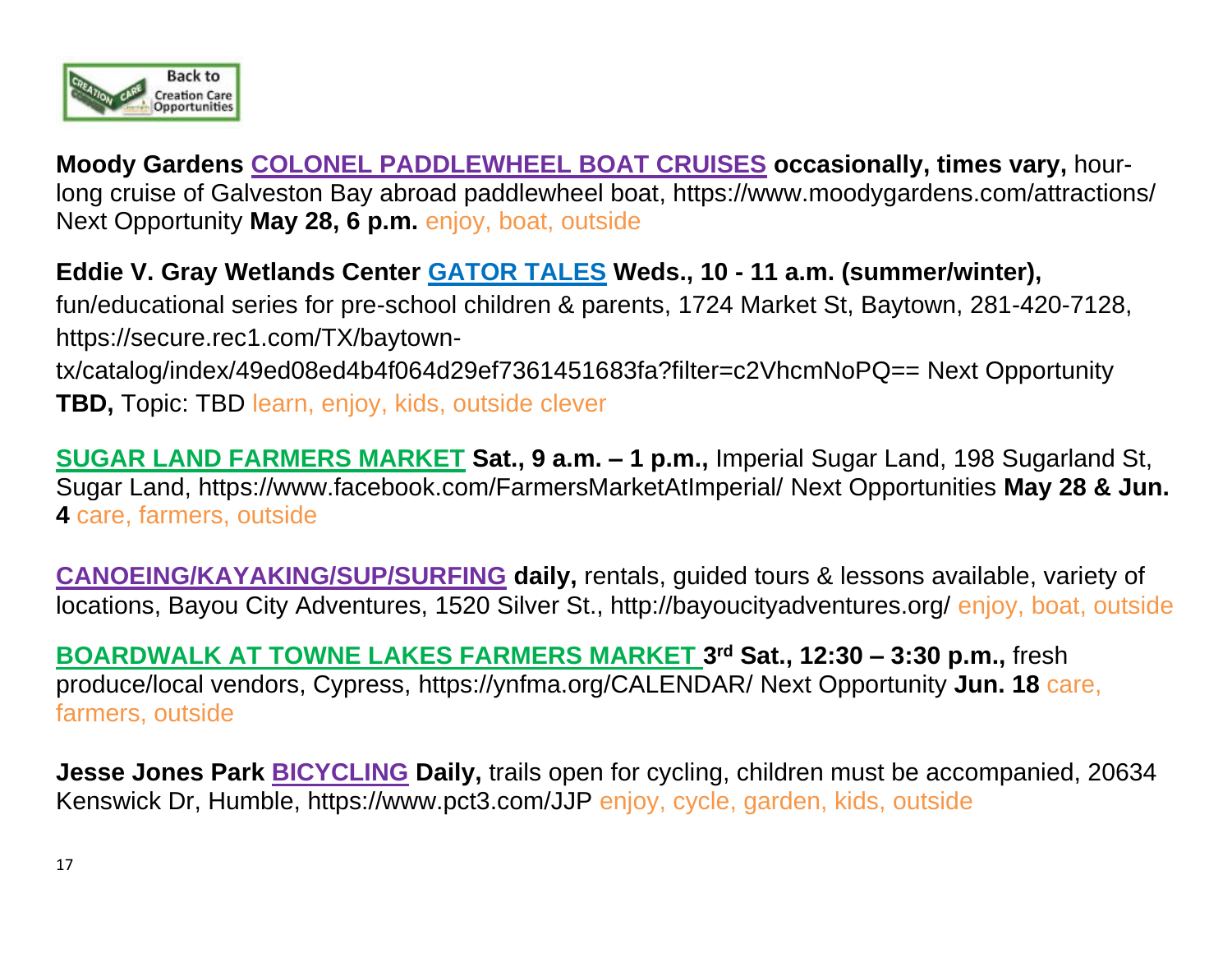Back to Creation Care Opportunities

**Moody Gardens** **COLONEL PADDLEWHEEL BOAT CRUISES** **occasionally, times vary,** hour-long cruise of Galveston Bay abroad paddlewheel boat, https://www.moodygardens.com/attractions/ Next Opportunity **May 28, 6 p.m.** enjoy, boat, outside

**Eddie V. Gray Wetlands Center** **GATOR TALES** **Weds., 10 - 11 a.m. (summer/winter),** fun/educational series for pre-school children & parents, 1724 Market St, Baytown, 281-420-7128, https://secure.rec1.com/TX/baytown-tx/catalog/index/49ed08ed4b4f064d29ef7361451683fa?filter=c2VhcmNoPQ== Next Opportunity **TBD,** Topic: TBD learn, enjoy, kids, outside clever

**SUGAR LAND FARMERS MARKET** **Sat., 9 a.m. – 1 p.m.,** Imperial Sugar Land, 198 Sugarland St, Sugar Land, https://www.facebook.com/FarmersMarketAtImperial/ Next Opportunities **May 28 & Jun. 4** care, farmers, outside

**CANOEING/KAYAKING/SUP/SURFING** **daily,** rentals, guided tours & lessons available, variety of locations, Bayou City Adventures, 1520 Silver St., http://bayoucityadventures.org/ enjoy, boat, outside

**BOARDWALK AT TOWNE LAKES FARMERS MARKET** **3rd Sat., 12:30 – 3:30 p.m.,** fresh produce/local vendors, Cypress, https://ynfma.org/CALENDAR/ Next Opportunity **Jun. 18** care, farmers, outside

**Jesse Jones Park** **BICYCLING** **Daily,** trails open for cycling, children must be accompanied, 20634 Kenswick Dr, Humble, https://www.pct3.com/JJP enjoy, cycle, garden, kids, outside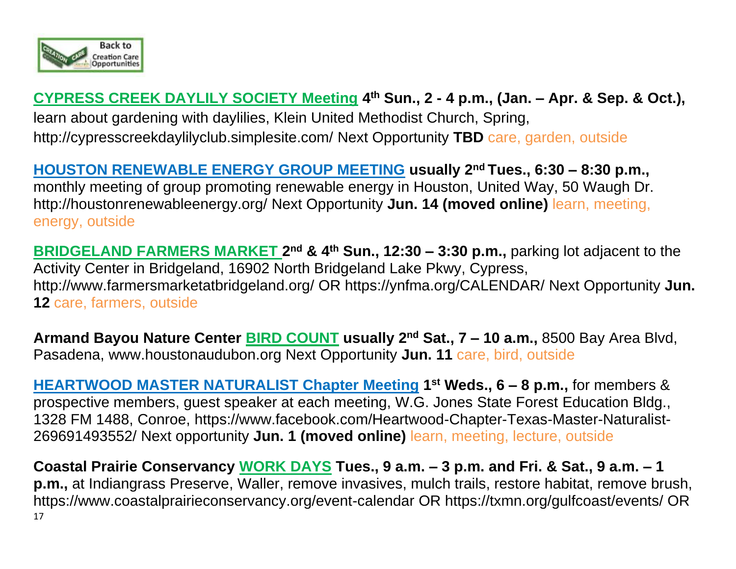**CYPRESS CREEK DAYLILY SOCIETY Meeting 4th Sun., 2 - 4 p.m., (Jan. – Apr. & Sep. & Oct.),** learn about gardening with daylilies, Klein United Methodist Church, Spring, http://cypresscreekdaylilyclub.simplesite.com/ Next Opportunity **TBD** care, garden, outside

**HOUSTON RENEWABLE ENERGY GROUP MEETING usually 2nd Tues., 6:30 – 8:30 p.m.,** monthly meeting of group promoting renewable energy in Houston, United Way, 50 Waugh Dr. http://houstonrenewableenergy.org/ Next Opportunity **Jun. 14 (moved online)** learn, meeting, energy, outside

**BRIDGELAND FARMERS MARKET 2nd & 4th Sun., 12:30 – 3:30 p.m.,** parking lot adjacent to the Activity Center in Bridgeland, 16902 North Bridgeland Lake Pkwy, Cypress, http://www.farmersmarketatbridgeland.org/ OR https://ynfma.org/CALENDAR/ Next Opportunity **Jun. 12** care, farmers, outside

**Armand Bayou Nature Center BIRD COUNT usually 2nd Sat., 7 – 10 a.m.,** 8500 Bay Area Blvd, Pasadena, www.houstonaudubon.org Next Opportunity **Jun. 11** care, bird, outside

**HEARTWOOD MASTER NATURALIST Chapter Meeting 1st Weds., 6 – 8 p.m.,** for members & prospective members, guest speaker at each meeting, W.G. Jones State Forest Education Bldg., 1328 FM 1488, Conroe, https://www.facebook.com/Heartwood-Chapter-Texas-Master-Naturalist-269691493552/ Next opportunity **Jun. 1 (moved online)** learn, meeting, lecture, outside

**Coastal Prairie Conservancy WORK DAYS Tues., 9 a.m. – 3 p.m. and Fri. & Sat., 9 a.m. – 1 p.m.,** at Indiangrass Preserve, Waller, remove invasives, mulch trails, restore habitat, remove brush, https://www.coastalprairieconservancy.org/event-calendar OR https://txmn.org/gulfcoast/events/ OR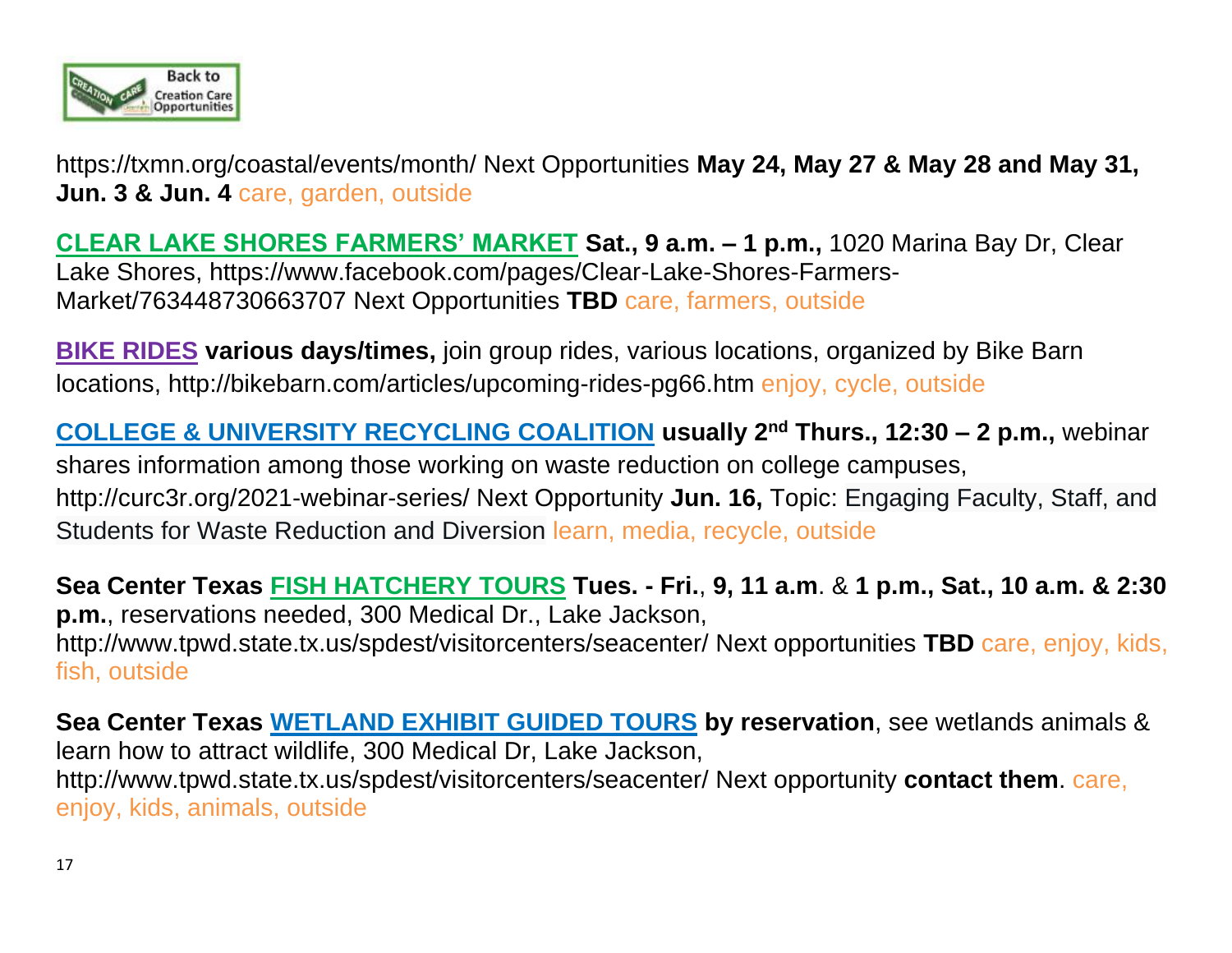https://txmn.org/coastal/events/month/ Next Opportunities **May 24, May 27 & May 28 and May 31, Jun. 3 & Jun. 4** care, garden, outside

**CLEAR LAKE SHORES FARMERS' MARKET** **Sat., 9 a.m. – 1 p.m.,** 1020 Marina Bay Dr, Clear Lake Shores, https://www.facebook.com/pages/Clear-Lake-Shores-Farmers-Market/763448730663707 Next Opportunities **TBD** care, farmers, outside

**BIKE RIDES** **various days/times,** join group rides, various locations, organized by Bike Barn locations, http://bikebarn.com/articles/upcoming-rides-pg66.htm enjoy, cycle, outside

**COLLEGE & UNIVERSITY RECYCLING COALITION** **usually 2nd Thurs., 12:30 – 2 p.m.,** webinar shares information among those working on waste reduction on college campuses, http://curc3r.org/2021-webinar-series/ Next Opportunity **Jun. 16,** Topic: Engaging Faculty, Staff, and Students for Waste Reduction and Diversion learn, media, recycle, outside

**Sea Center Texas** **FISH HATCHERY TOURS** **Tues. - Fri.**, **9, 11 a.m**. & **1 p.m., Sat., 10 a.m. & 2:30 p.m.**, reservations needed, 300 Medical Dr., Lake Jackson, http://www.tpwd.state.tx.us/spdest/visitorcenters/seacenter/ Next opportunities **TBD** care, enjoy, kids, fish, outside

**Sea Center Texas** **WETLAND EXHIBIT GUIDED TOURS** **by reservation**, see wetlands animals & learn how to attract wildlife, 300 Medical Dr, Lake Jackson, http://www.tpwd.state.tx.us/spdest/visitorcenters/seacenter/ Next opportunity **contact them**. care, enjoy, kids, animals, outside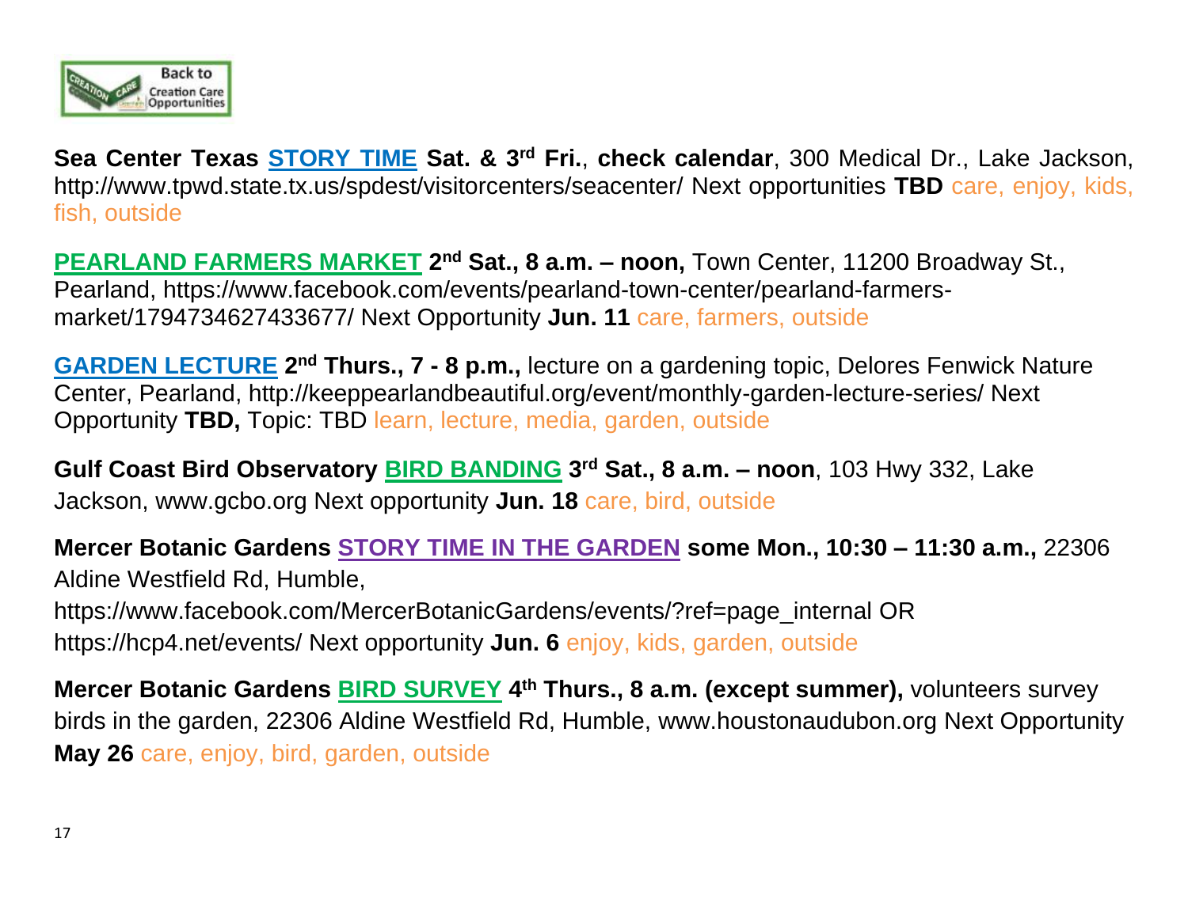**Sea Center Texas** **STORY TIME** **Sat. & 3rd Fri.**, **check calendar**, 300 Medical Dr., Lake Jackson, http://www.tpwd.state.tx.us/spdest/visitorcenters/seacenter/ Next opportunities **TBD** care, enjoy, kids, fish, outside

**PEARLAND FARMERS MARKET** **2nd Sat., 8 a.m. – noon,** Town Center, 11200 Broadway St., Pearland, https://www.facebook.com/events/pearland-town-center/pearland-farmers-market/1794734627433677/ Next Opportunity **Jun. 11** care, farmers, outside

**GARDEN LECTURE** **2nd Thurs., 7 - 8 p.m.,** lecture on a gardening topic, Delores Fenwick Nature Center, Pearland, http://keeppearlandbeautiful.org/event/monthly-garden-lecture-series/ Next Opportunity **TBD,** Topic: TBD learn, lecture, media, garden, outside

**Gulf Coast Bird Observatory** **BIRD BANDING** **3rd Sat., 8 a.m. – noon**, 103 Hwy 332, Lake Jackson, www.gcbo.org Next opportunity **Jun. 18** care, bird, outside

**Mercer Botanic Gardens** **STORY TIME IN THE GARDEN** **some Mon., 10:30 – 11:30 a.m.,** 22306 Aldine Westfield Rd, Humble, https://www.facebook.com/MercerBotanicGardens/events/?ref=page_internal OR https://hcp4.net/events/ Next opportunity **Jun. 6** enjoy, kids, garden, outside

**Mercer Botanic Gardens** **BIRD SURVEY** **4th Thurs., 8 a.m. (except summer),** volunteers survey birds in the garden, 22306 Aldine Westfield Rd, Humble, www.houstonaudubon.org Next Opportunity **May 26** care, enjoy, bird, garden, outside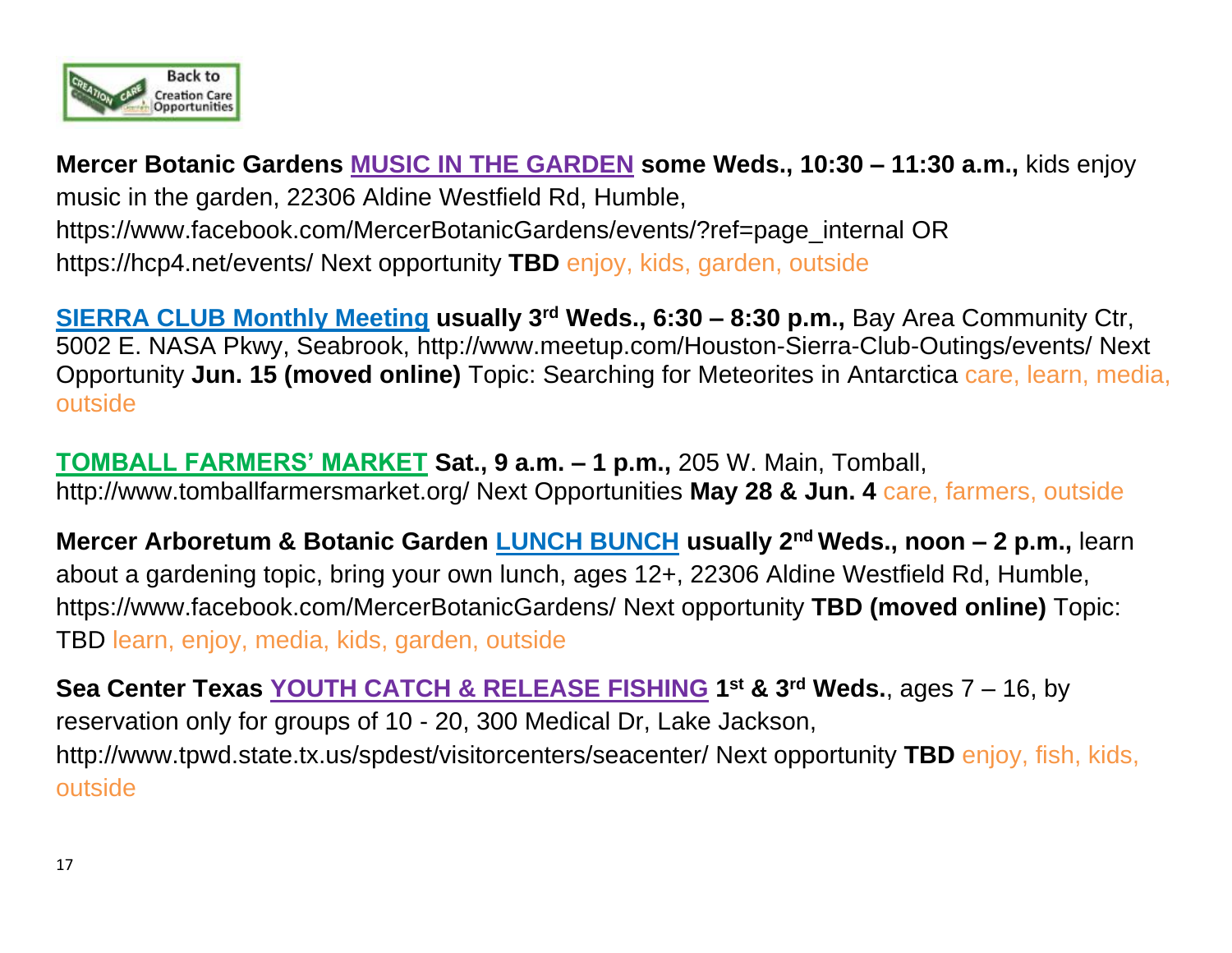**Mercer Botanic Gardens** [MUSIC IN THE GARDEN] **some Weds., 10:30 – 11:30 a.m.,** kids enjoy music in the garden, 22306 Aldine Westfield Rd, Humble, https://www.facebook.com/MercerBotanicGardens/events/?ref=page_internal OR https://hcp4.net/events/ Next opportunity **TBD** enjoy, kids, garden, outside

[SIERRA CLUB Monthly Meeting] **usually 3rd Weds., 6:30 – 8:30 p.m.,** Bay Area Community Ctr, 5002 E. NASA Pkwy, Seabrook, http://www.meetup.com/Houston-Sierra-Club-Outings/events/ Next Opportunity **Jun. 15 (moved online)** Topic: Searching for Meteorites in Antarctica care, learn, media, outside

[TOMBALL FARMERS' MARKET] **Sat., 9 a.m. – 1 p.m.,** 205 W. Main, Tomball, http://www.tomballfarmersmarket.org/ Next Opportunities **May 28 & Jun. 4** care, farmers, outside

**Mercer Arboretum & Botanic Garden** [LUNCH BUNCH] **usually 2nd Weds., noon – 2 p.m.,** learn about a gardening topic, bring your own lunch, ages 12+, 22306 Aldine Westfield Rd, Humble, https://www.facebook.com/MercerBotanicGardens/ Next opportunity **TBD (moved online)** Topic: TBD learn, enjoy, media, kids, garden, outside

**Sea Center Texas** [YOUTH CATCH & RELEASE FISHING] **1st & 3rd Weds.**, ages 7 – 16, by reservation only for groups of 10 - 20, 300 Medical Dr, Lake Jackson, http://www.tpwd.state.tx.us/spdest/visitorcenters/seacenter/ Next opportunity **TBD** enjoy, fish, kids, outside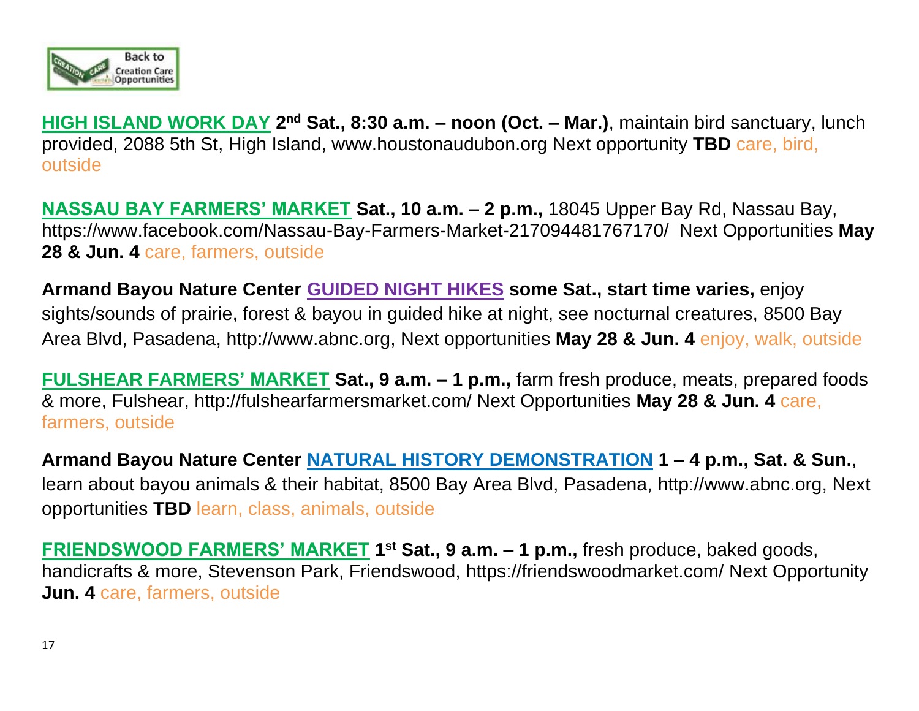**HIGH ISLAND WORK DAY** **2nd Sat., 8:30 a.m. – noon (Oct. – Mar.)**, maintain bird sanctuary, lunch provided, 2088 5th St, High Island, www.houstonaudubon.org Next opportunity **TBD** care, bird, outside

**NASSAU BAY FARMERS' MARKET** **Sat., 10 a.m. – 2 p.m.,** 18045 Upper Bay Rd, Nassau Bay, https://www.facebook.com/Nassau-Bay-Farmers-Market-217094481767170/ Next Opportunities **May 28 & Jun. 4** care, farmers, outside

**Armand Bayou Nature Center** **GUIDED NIGHT HIKES** **some Sat., start time varies,** enjoy sights/sounds of prairie, forest & bayou in guided hike at night, see nocturnal creatures, 8500 Bay Area Blvd, Pasadena, http://www.abnc.org, Next opportunities **May 28 & Jun. 4** enjoy, walk, outside

**FULSHEAR FARMERS' MARKET** **Sat., 9 a.m. – 1 p.m.,** farm fresh produce, meats, prepared foods & more, Fulshear, http://fulshearfarmersmarket.com/ Next Opportunities **May 28 & Jun. 4** care, farmers, outside

**Armand Bayou Nature Center** **NATURAL HISTORY DEMONSTRATION** **1 – 4 p.m., Sat. & Sun.**, learn about bayou animals & their habitat, 8500 Bay Area Blvd, Pasadena, http://www.abnc.org, Next opportunities **TBD** learn, class, animals, outside

**FRIENDSWOOD FARMERS' MARKET** **1st Sat., 9 a.m. – 1 p.m.,** fresh produce, baked goods, handicrafts & more, Stevenson Park, Friendswood, https://friendswoodmarket.com/ Next Opportunity **Jun. 4** care, farmers, outside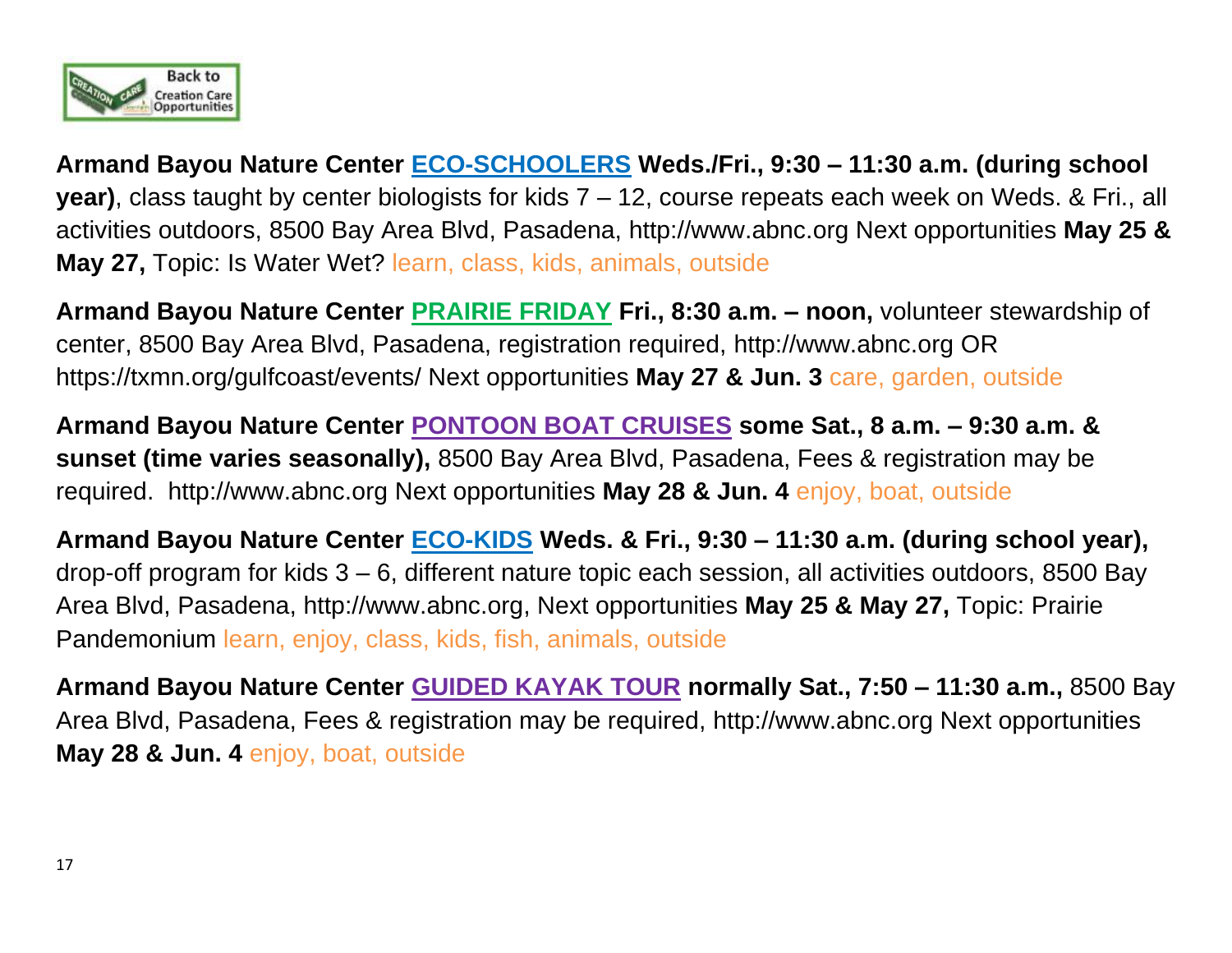**Armand Bayou Nature Center** **ECO-SCHOOLERS** **Weds./Fri., 9:30 – 11:30 a.m. (during school year)**, class taught by center biologists for kids 7 – 12, course repeats each week on Weds. & Fri., all activities outdoors, 8500 Bay Area Blvd, Pasadena, http://www.abnc.org Next opportunities **May 25 & May 27,** Topic: Is Water Wet? learn, class, kids, animals, outside

**Armand Bayou Nature Center** **PRAIRIE FRIDAY** **Fri., 8:30 a.m. – noon,** volunteer stewardship of center, 8500 Bay Area Blvd, Pasadena, registration required, http://www.abnc.org OR https://txmn.org/gulfcoast/events/ Next opportunities **May 27 & Jun. 3** care, garden, outside

**Armand Bayou Nature Center** **PONTOON BOAT CRUISES** **some Sat., 8 a.m. – 9:30 a.m. & sunset (time varies seasonally),** 8500 Bay Area Blvd, Pasadena, Fees & registration may be required. http://www.abnc.org Next opportunities **May 28 & Jun. 4** enjoy, boat, outside

**Armand Bayou Nature Center** **ECO-KIDS** **Weds. & Fri., 9:30 – 11:30 a.m. (during school year),** drop-off program for kids 3 – 6, different nature topic each session, all activities outdoors, 8500 Bay Area Blvd, Pasadena, http://www.abnc.org, Next opportunities **May 25 & May 27,** Topic: Prairie Pandemonium learn, enjoy, class, kids, fish, animals, outside

**Armand Bayou Nature Center** **GUIDED KAYAK TOUR** **normally Sat., 7:50 – 11:30 a.m.,** 8500 Bay Area Blvd, Pasadena, Fees & registration may be required, http://www.abnc.org Next opportunities **May 28 & Jun. 4** enjoy, boat, outside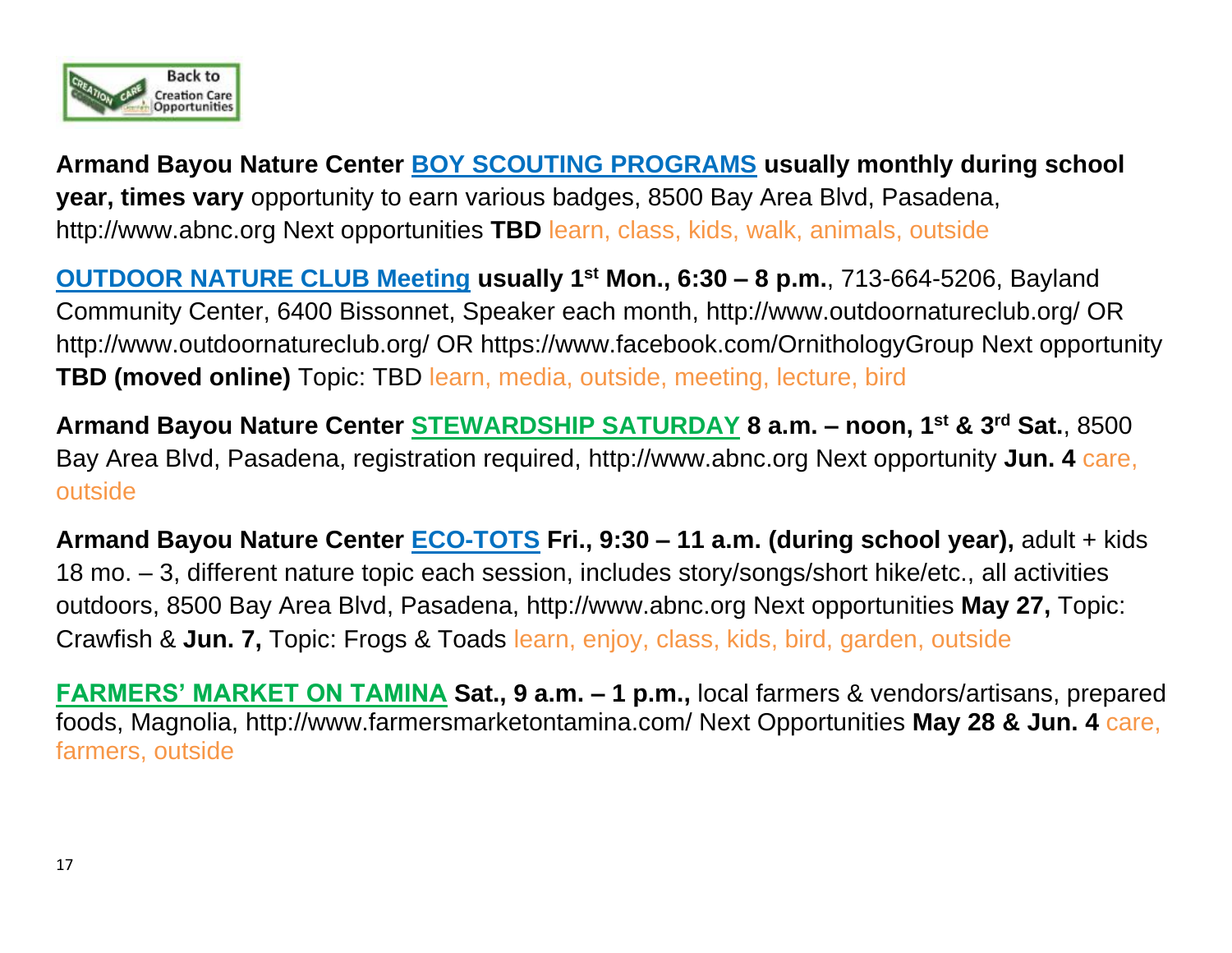**Armand Bayou Nature Center BOY SCOUTING PROGRAMS usually monthly during school year, times vary** opportunity to earn various badges, 8500 Bay Area Blvd, Pasadena, http://www.abnc.org Next opportunities **TBD** learn, class, kids, walk, animals, outside

**OUTDOOR NATURE CLUB Meeting usually 1st Mon., 6:30 – 8 p.m.**, 713-664-5206, Bayland Community Center, 6400 Bissonnet, Speaker each month, http://www.outdoornatureclub.org/ OR http://www.outdoornatureclub.org/ OR https://www.facebook.com/OrnithologyGroup Next opportunity **TBD (moved online)** Topic: TBD learn, media, outside, meeting, lecture, bird

**Armand Bayou Nature Center STEWARDSHIP SATURDAY 8 a.m. – noon, 1st & 3rd Sat.**, 8500 Bay Area Blvd, Pasadena, registration required, http://www.abnc.org Next opportunity **Jun. 4** care, outside

**Armand Bayou Nature Center ECO-TOTS Fri., 9:30 – 11 a.m. (during school year),** adult + kids 18 mo. – 3, different nature topic each session, includes story/songs/short hike/etc., all activities outdoors, 8500 Bay Area Blvd, Pasadena, http://www.abnc.org Next opportunities **May 27,** Topic: Crawfish & **Jun. 7,** Topic: Frogs & Toads learn, enjoy, class, kids, bird, garden, outside

**FARMERS' MARKET ON TAMINA Sat., 9 a.m. – 1 p.m.,** local farmers & vendors/artisans, prepared foods, Magnolia, http://www.farmersmarketontamina.com/ Next Opportunities **May 28 & Jun. 4** care, farmers, outside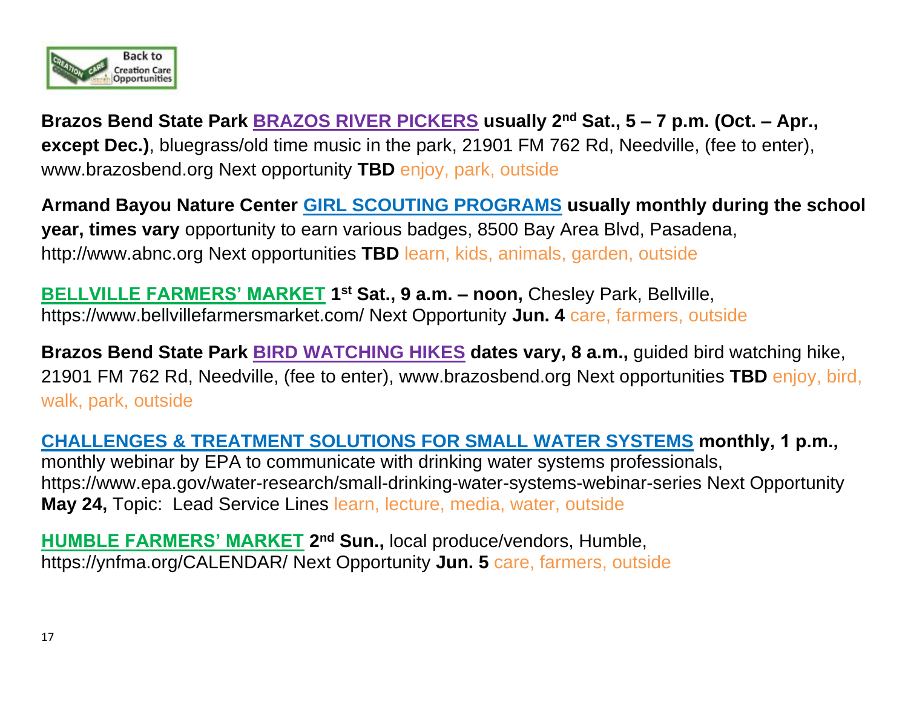**Brazos Bend State Park** **BRAZOS RIVER PICKERS** **usually 2nd Sat., 5 – 7 p.m. (Oct. – Apr., except Dec.)**, bluegrass/old time music in the park, 21901 FM 762 Rd, Needville, (fee to enter), www.brazosbend.org Next opportunity **TBD** enjoy, park, outside

**Armand Bayou Nature Center** **GIRL SCOUTING PROGRAMS** **usually monthly during the school year, times vary** opportunity to earn various badges, 8500 Bay Area Blvd, Pasadena, http://www.abnc.org Next opportunities **TBD** learn, kids, animals, garden, outside

**BELLVILLE FARMERS' MARKET** **1st Sat., 9 a.m. – noon,** Chesley Park, Bellville, https://www.bellvillefarmersmarket.com/ Next Opportunity **Jun. 4** care, farmers, outside

**Brazos Bend State Park** **BIRD WATCHING HIKES** **dates vary, 8 a.m.,** guided bird watching hike, 21901 FM 762 Rd, Needville, (fee to enter), www.brazosbend.org Next opportunities **TBD** enjoy, bird, walk, park, outside

**CHALLENGES & TREATMENT SOLUTIONS FOR SMALL WATER SYSTEMS** **monthly, 1 p.m.,** monthly webinar by EPA to communicate with drinking water systems professionals, https://www.epa.gov/water-research/small-drinking-water-systems-webinar-series Next Opportunity **May 24,** Topic: Lead Service Lines learn, lecture, media, water, outside

**HUMBLE FARMERS' MARKET** **2nd Sun.,** local produce/vendors, Humble, https://ynfma.org/CALENDAR/ Next Opportunity **Jun. 5** care, farmers, outside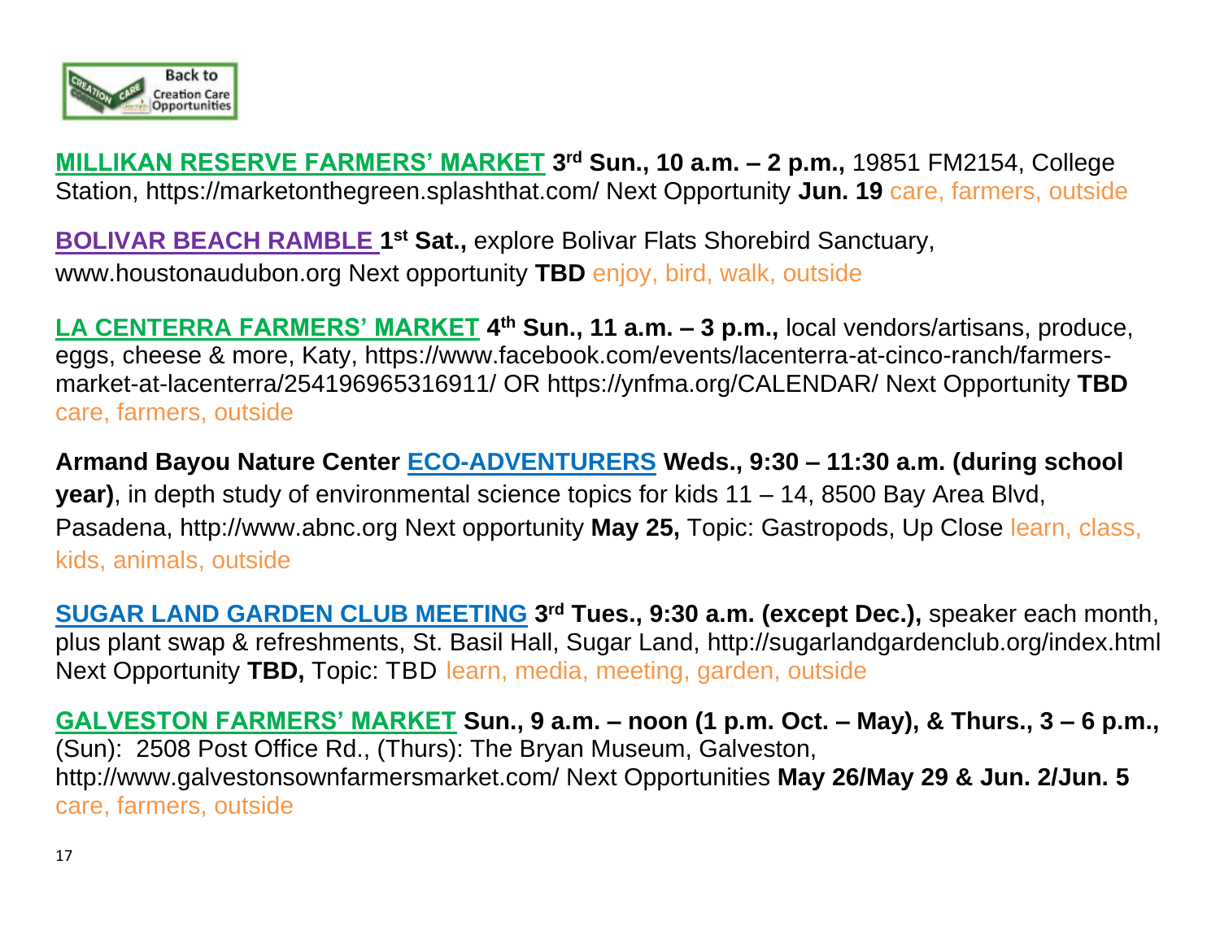**MILLIKAN RESERVE FARMERS' MARKET** **3rd Sun., 10 a.m. – 2 p.m.,** 19851 FM2154, College Station, https://marketonthegreen.splashthat.com/ Next Opportunity **Jun. 19** care, farmers, outside

**BOLIVAR BEACH RAMBLE** **1st Sat.,** explore Bolivar Flats Shorebird Sanctuary, www.houstonaudubon.org Next opportunity **TBD** enjoy, bird, walk, outside

**LA CENTERRA FARMERS' MARKET** **4th Sun., 11 a.m. – 3 p.m.,** local vendors/artisans, produce, eggs, cheese & more, Katy, https://www.facebook.com/events/lacenterra-at-cinco-ranch/farmers-market-at-lacenterra/254196965316911/ OR https://ynfma.org/CALENDAR/ Next Opportunity **TBD** care, farmers, outside

**Armand Bayou Nature Center ECO-ADVENTURERS Weds., 9:30 – 11:30 a.m. (during school year)**, in depth study of environmental science topics for kids 11 – 14, 8500 Bay Area Blvd, Pasadena, http://www.abnc.org Next opportunity **May 25,** Topic: Gastropods, Up Close learn, class, kids, animals, outside

**SUGAR LAND GARDEN CLUB MEETING** **3rd Tues., 9:30 a.m. (except Dec.),** speaker each month, plus plant swap & refreshments, St. Basil Hall, Sugar Land, http://sugarlandgardenclub.org/index.html Next Opportunity **TBD,** Topic: TBD learn, media, meeting, garden, outside

**GALVESTON FARMERS' MARKET** **Sun., 9 a.m. – noon (1 p.m. Oct. – May), & Thurs., 3 – 6 p.m.,** (Sun): 2508 Post Office Rd., (Thurs): The Bryan Museum, Galveston, http://www.galvestonsownfarmersmarket.com/ Next Opportunities **May 26/May 29 & Jun. 2/Jun. 5** care, farmers, outside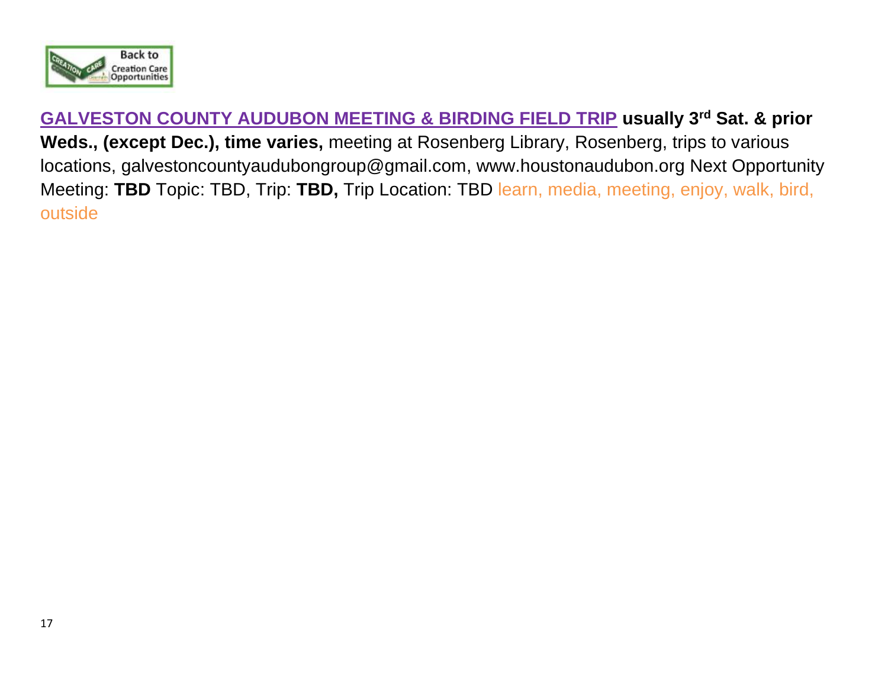Back to Creation Care Opportunities

**GALVESTON COUNTY AUDUBON MEETING & BIRDING FIELD TRIP** **usually 3rd Sat. & prior Weds., (except Dec.), time varies,** meeting at Rosenberg Library, Rosenberg, trips to various locations, galvestoncountyaudubongroup@gmail.com, www.houstonaudubon.org Next Opportunity Meeting: **TBD** Topic: TBD, Trip: **TBD,** Trip Location: TBD learn, media, meeting, enjoy, walk, bird, outside